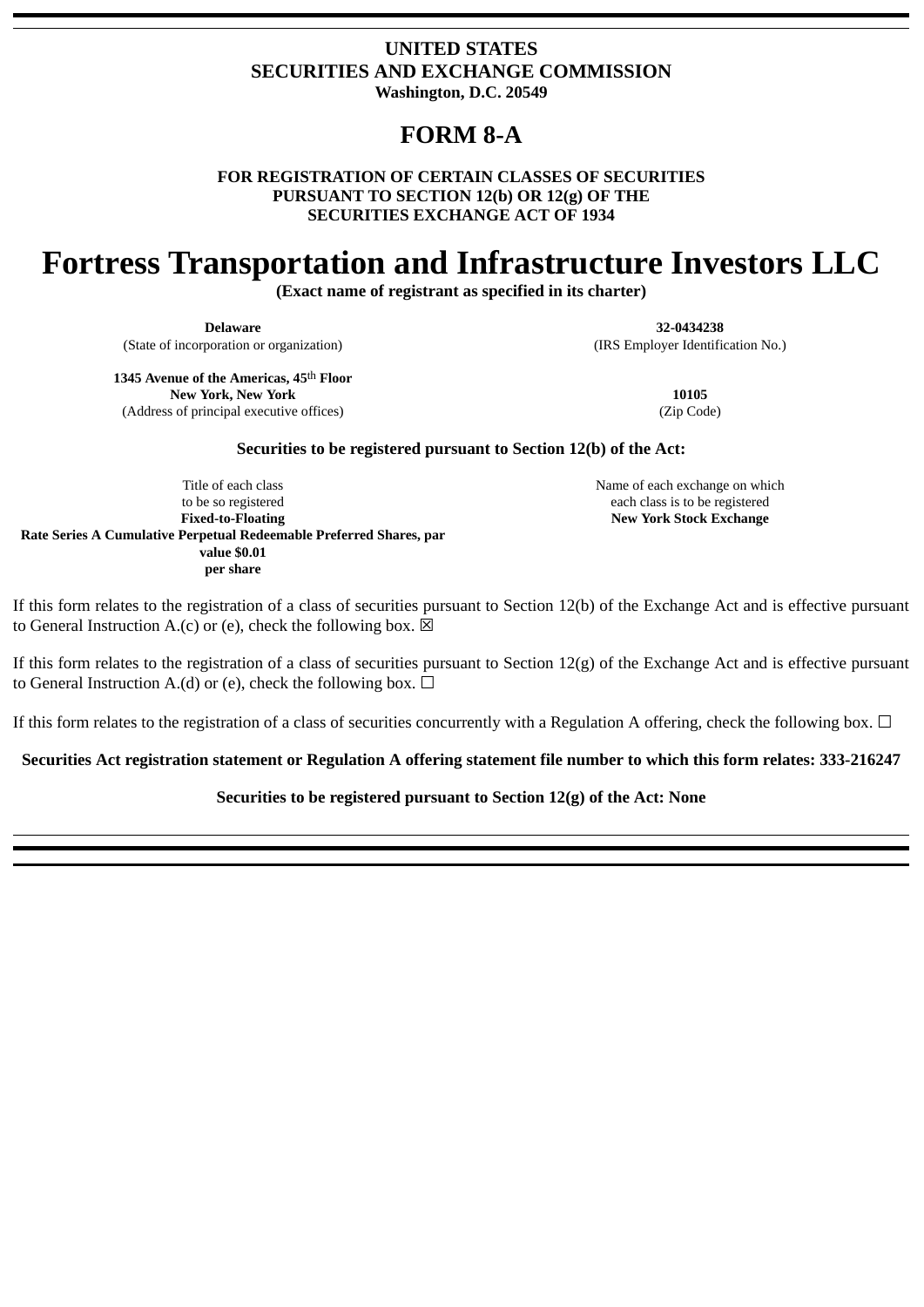**UNITED STATES**
**SECURITIES AND EXCHANGE COMMISSION**
**Washington, D.C. 20549**

# FORM 8-A

**FOR REGISTRATION OF CERTAIN CLASSES OF SECURITIES**
**PURSUANT TO SECTION 12(b) OR 12(g) OF THE**
**SECURITIES EXCHANGE ACT OF 1934**

# Fortress Transportation and Infrastructure Investors LLC

**(Exact name of registrant as specified in its charter)**

| | |
|---|---|
| **Delaware** | **32-0434238** |
| (State of incorporation or organization) | (IRS Employer Identification No.) |
| **1345 Avenue of the Americas, 45th Floor New York, New York** | **10105** |
| (Address of principal executive offices) | (Zip Code) |

**Securities to be registered pursuant to Section 12(b) of the Act:**

| Title of each class to be so registered | Name of each exchange on which each class is to be registered |
|---|---|
| **Fixed-to-Floating Rate Series A Cumulative Perpetual Redeemable Preferred Shares, par value $0.01 per share** | **New York Stock Exchange** |

If this form relates to the registration of a class of securities pursuant to Section 12(b) of the Exchange Act and is effective pursuant to General Instruction A.(c) or (e), check the following box. ☒

If this form relates to the registration of a class of securities pursuant to Section 12(g) of the Exchange Act and is effective pursuant to General Instruction A.(d) or (e), check the following box. ☐

If this form relates to the registration of a class of securities concurrently with a Regulation A offering, check the following box. ☐

**Securities Act registration statement or Regulation A offering statement file number to which this form relates: 333-216247**

**Securities to be registered pursuant to Section 12(g) of the Act: None**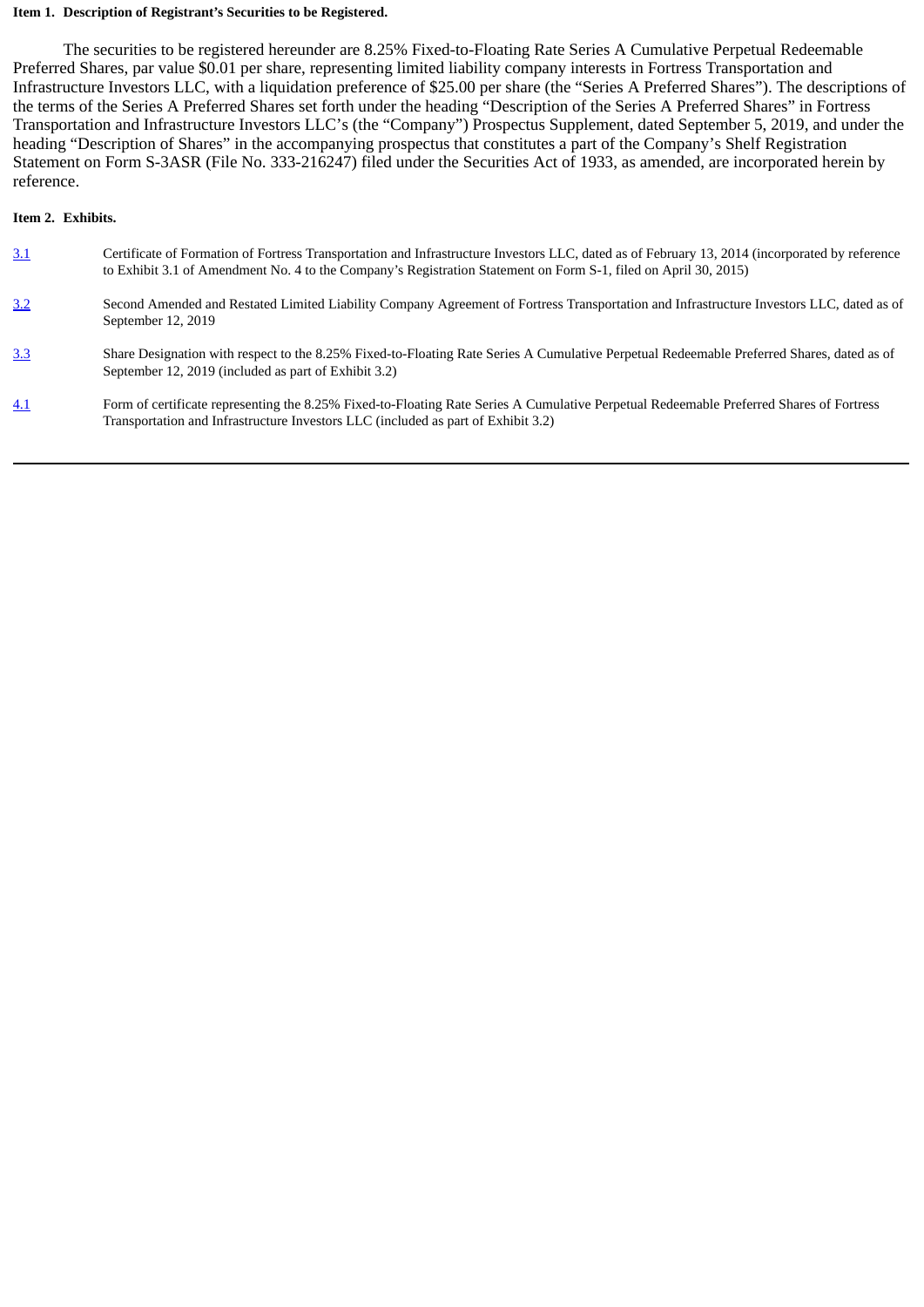**Item 1. Description of Registrant's Securities to be Registered.**

The securities to be registered hereunder are 8.25% Fixed-to-Floating Rate Series A Cumulative Perpetual Redeemable Preferred Shares, par value $0.01 per share, representing limited liability company interests in Fortress Transportation and Infrastructure Investors LLC, with a liquidation preference of $25.00 per share (the "Series A Preferred Shares"). The descriptions of the terms of the Series A Preferred Shares set forth under the heading "Description of the Series A Preferred Shares" in Fortress Transportation and Infrastructure Investors LLC's (the "Company") Prospectus Supplement, dated September 5, 2019, and under the heading "Description of Shares" in the accompanying prospectus that constitutes a part of the Company's Shelf Registration Statement on Form S-3ASR (File No. 333-216247) filed under the Securities Act of 1933, as amended, are incorporated herein by reference.

**Item 2. Exhibits.**

| | |
|---|---|
| 3.1 | Certificate of Formation of Fortress Transportation and Infrastructure Investors LLC, dated as of February 13, 2014 (incorporated by reference to Exhibit 3.1 of Amendment No. 4 to the Company's Registration Statement on Form S-1, filed on April 30, 2015) |
| 3.2 | Second Amended and Restated Limited Liability Company Agreement of Fortress Transportation and Infrastructure Investors LLC, dated as of September 12, 2019 |
| 3.3 | Share Designation with respect to the 8.25% Fixed-to-Floating Rate Series A Cumulative Perpetual Redeemable Preferred Shares, dated as of September 12, 2019 (included as part of Exhibit 3.2) |
| 4.1 | Form of certificate representing the 8.25% Fixed-to-Floating Rate Series A Cumulative Perpetual Redeemable Preferred Shares of Fortress Transportation and Infrastructure Investors LLC (included as part of Exhibit 3.2) |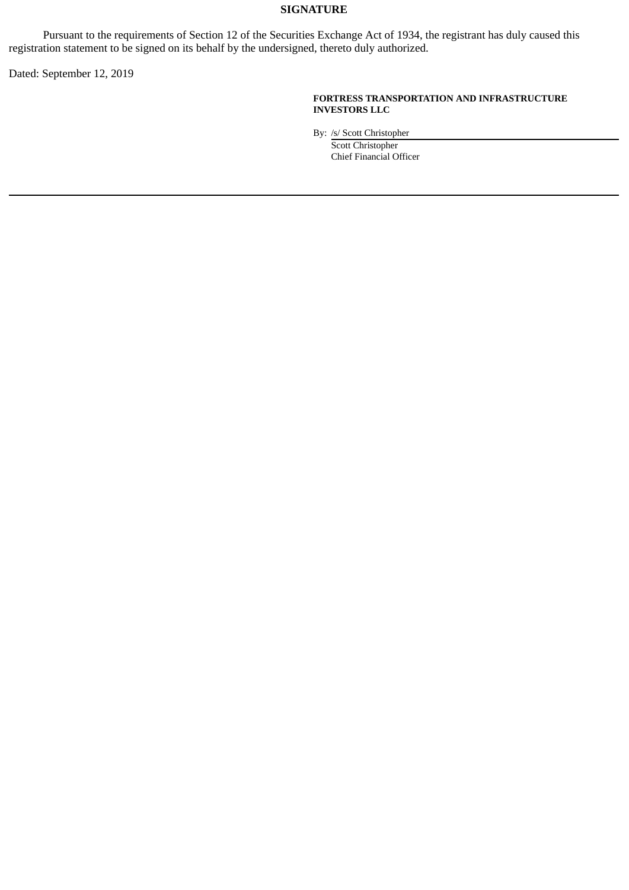## SIGNATURE

Pursuant to the requirements of Section 12 of the Securities Exchange Act of 1934, the registrant has duly caused this registration statement to be signed on its behalf by the undersigned, thereto duly authorized.

Dated: September 12, 2019

**FORTRESS TRANSPORTATION AND INFRASTRUCTURE INVESTORS LLC**

By: /s/ Scott Christopher
Scott Christopher
Chief Financial Officer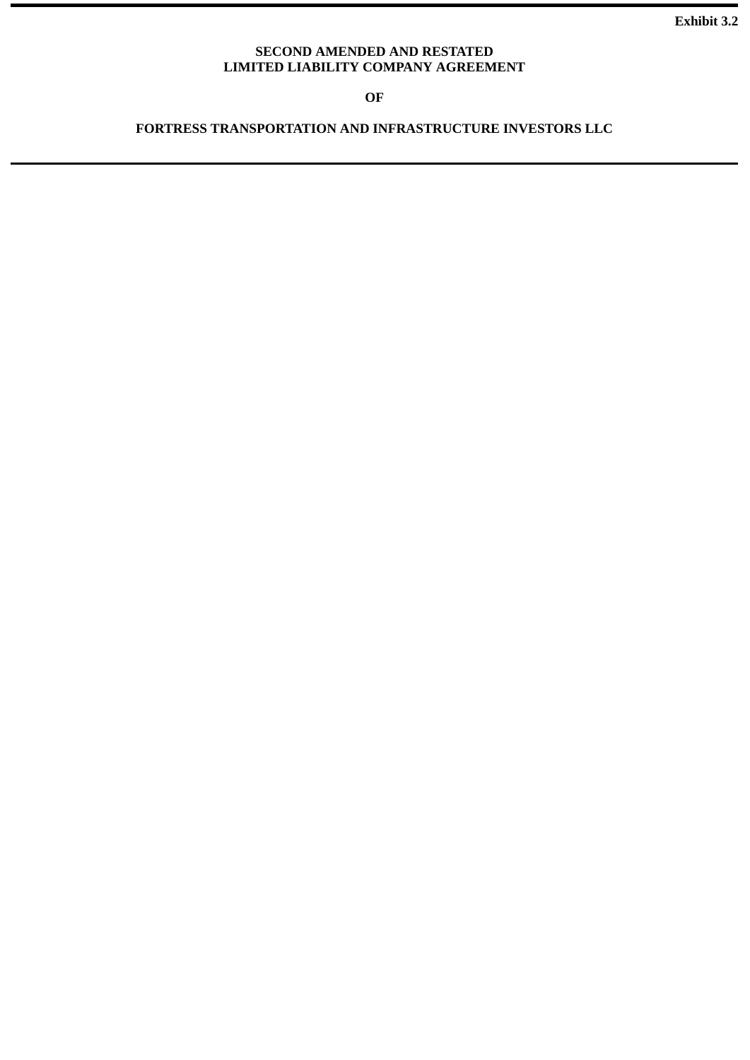**Exhibit 3.2**

# SECOND AMENDED AND RESTATED LIMITED LIABILITY COMPANY AGREEMENT

## OF

## FORTRESS TRANSPORTATION AND INFRASTRUCTURE INVESTORS LLC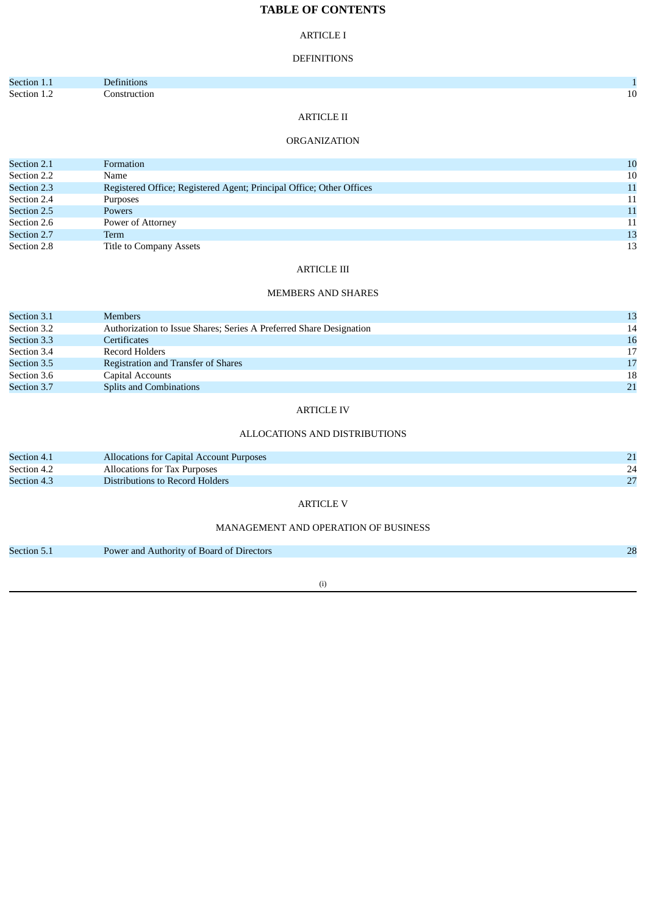# TABLE OF CONTENTS

ARTICLE I

DEFINITIONS

| | | |
|---|---|---|
| Section 1.1 | Definitions | 1 |
| Section 1.2 | Construction | 10 |

ARTICLE II

ORGANIZATION

| | | |
|---|---|---|
| Section 2.1 | Formation | 10 |
| Section 2.2 | Name | 10 |
| Section 2.3 | Registered Office; Registered Agent; Principal Office; Other Offices | 11 |
| Section 2.4 | Purposes | 11 |
| Section 2.5 | Powers | 11 |
| Section 2.6 | Power of Attorney | 11 |
| Section 2.7 | Term | 13 |
| Section 2.8 | Title to Company Assets | 13 |

ARTICLE III

MEMBERS AND SHARES

| | | |
|---|---|---|
| Section 3.1 | Members | 13 |
| Section 3.2 | Authorization to Issue Shares; Series A Preferred Share Designation | 14 |
| Section 3.3 | Certificates | 16 |
| Section 3.4 | Record Holders | 17 |
| Section 3.5 | Registration and Transfer of Shares | 17 |
| Section 3.6 | Capital Accounts | 18 |
| Section 3.7 | Splits and Combinations | 21 |

ARTICLE IV

ALLOCATIONS AND DISTRIBUTIONS

| | | |
|---|---|---|
| Section 4.1 | Allocations for Capital Account Purposes | 21 |
| Section 4.2 | Allocations for Tax Purposes | 24 |
| Section 4.3 | Distributions to Record Holders | 27 |

ARTICLE V

MANAGEMENT AND OPERATION OF BUSINESS

| | | |
|---|---|---|
| Section 5.1 | Power and Authority of Board of Directors | 28 |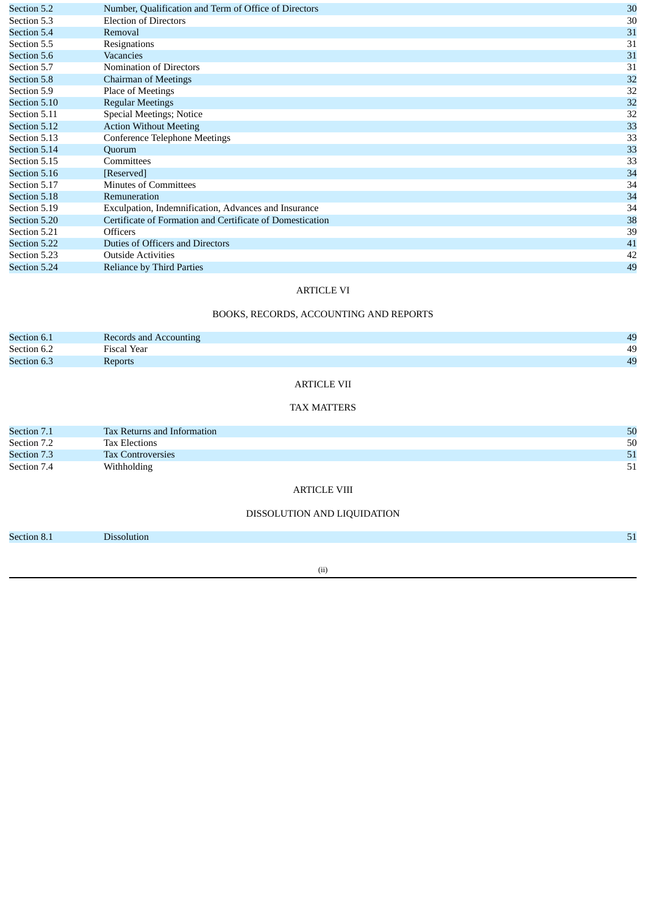| | | |
|---|---|---|
| Section 5.2 | Number, Qualification and Term of Office of Directors | 30 |
| Section 5.3 | Election of Directors | 30 |
| Section 5.4 | Removal | 31 |
| Section 5.5 | Resignations | 31 |
| Section 5.6 | Vacancies | 31 |
| Section 5.7 | Nomination of Directors | 31 |
| Section 5.8 | Chairman of Meetings | 32 |
| Section 5.9 | Place of Meetings | 32 |
| Section 5.10 | Regular Meetings | 32 |
| Section 5.11 | Special Meetings; Notice | 32 |
| Section 5.12 | Action Without Meeting | 33 |
| Section 5.13 | Conference Telephone Meetings | 33 |
| Section 5.14 | Quorum | 33 |
| Section 5.15 | Committees | 33 |
| Section 5.16 | [Reserved] | 34 |
| Section 5.17 | Minutes of Committees | 34 |
| Section 5.18 | Remuneration | 34 |
| Section 5.19 | Exculpation, Indemnification, Advances and Insurance | 34 |
| Section 5.20 | Certificate of Formation and Certificate of Domestication | 38 |
| Section 5.21 | Officers | 39 |
| Section 5.22 | Duties of Officers and Directors | 41 |
| Section 5.23 | Outside Activities | 42 |
| Section 5.24 | Reliance by Third Parties | 49 |

ARTICLE VI

BOOKS, RECORDS, ACCOUNTING AND REPORTS

| | | |
|---|---|---|
| Section 6.1 | Records and Accounting | 49 |
| Section 6.2 | Fiscal Year | 49 |
| Section 6.3 | Reports | 49 |

ARTICLE VII

TAX MATTERS

| | | |
|---|---|---|
| Section 7.1 | Tax Returns and Information | 50 |
| Section 7.2 | Tax Elections | 50 |
| Section 7.3 | Tax Controversies | 51 |
| Section 7.4 | Withholding | 51 |

ARTICLE VIII

DISSOLUTION AND LIQUIDATION

| | | |
|---|---|---|
| Section 8.1 | Dissolution | 51 |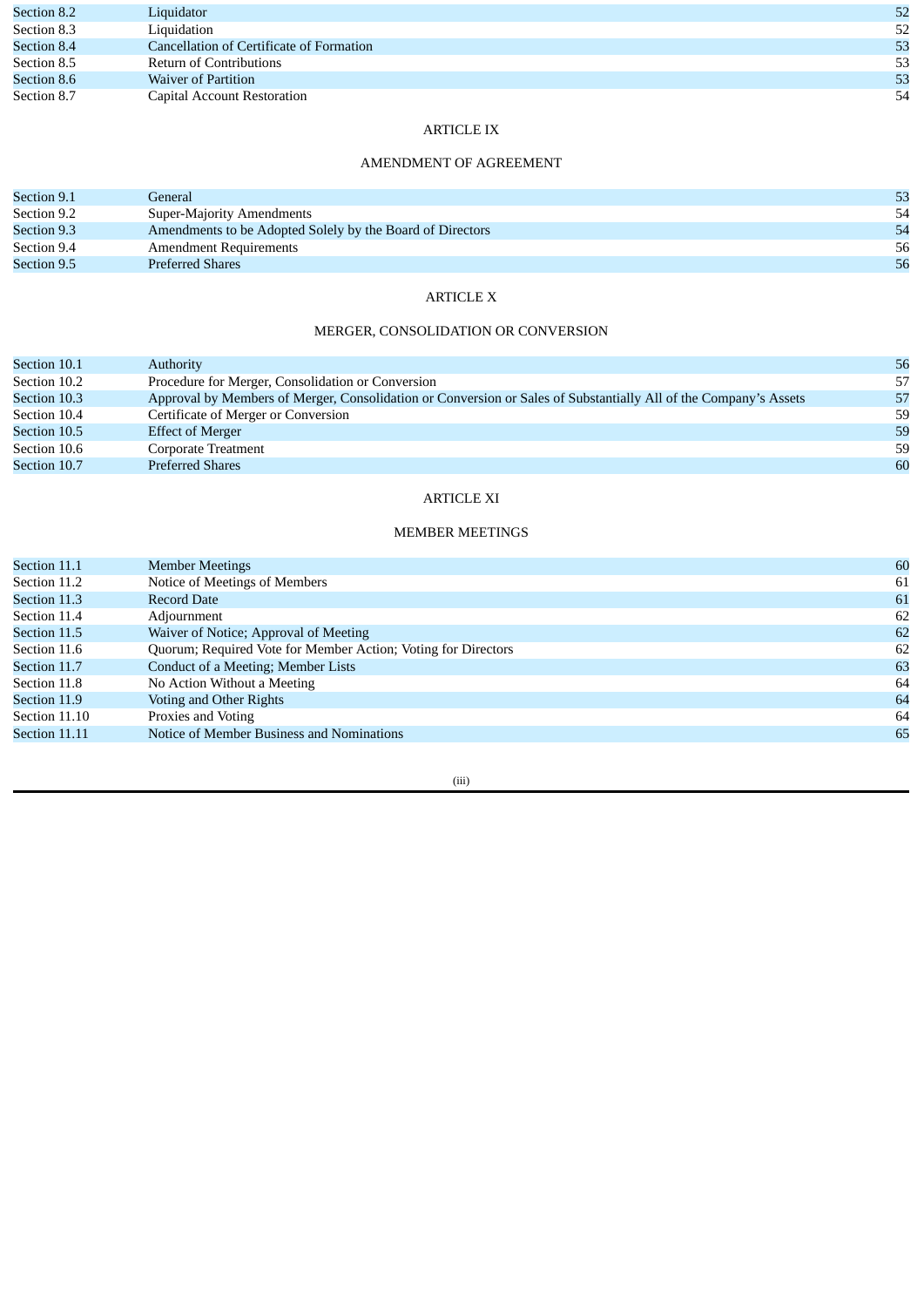| | | |
|---|---|---|
| Section 8.2 | Liquidator | 52 |
| Section 8.3 | Liquidation | 52 |
| Section 8.4 | Cancellation of Certificate of Formation | 53 |
| Section 8.5 | Return of Contributions | 53 |
| Section 8.6 | Waiver of Partition | 53 |
| Section 8.7 | Capital Account Restoration | 54 |

ARTICLE IX

AMENDMENT OF AGREEMENT

| | | |
|---|---|---|
| Section 9.1 | General | 53 |
| Section 9.2 | Super-Majority Amendments | 54 |
| Section 9.3 | Amendments to be Adopted Solely by the Board of Directors | 54 |
| Section 9.4 | Amendment Requirements | 56 |
| Section 9.5 | Preferred Shares | 56 |

ARTICLE X

MERGER, CONSOLIDATION OR CONVERSION

| | | |
|---|---|---|
| Section 10.1 | Authority | 56 |
| Section 10.2 | Procedure for Merger, Consolidation or Conversion | 57 |
| Section 10.3 | Approval by Members of Merger, Consolidation or Conversion or Sales of Substantially All of the Company's Assets | 57 |
| Section 10.4 | Certificate of Merger or Conversion | 59 |
| Section 10.5 | Effect of Merger | 59 |
| Section 10.6 | Corporate Treatment | 59 |
| Section 10.7 | Preferred Shares | 60 |

ARTICLE XI

MEMBER MEETINGS

| | | |
|---|---|---|
| Section 11.1 | Member Meetings | 60 |
| Section 11.2 | Notice of Meetings of Members | 61 |
| Section 11.3 | Record Date | 61 |
| Section 11.4 | Adjournment | 62 |
| Section 11.5 | Waiver of Notice; Approval of Meeting | 62 |
| Section 11.6 | Quorum; Required Vote for Member Action; Voting for Directors | 62 |
| Section 11.7 | Conduct of a Meeting; Member Lists | 63 |
| Section 11.8 | No Action Without a Meeting | 64 |
| Section 11.9 | Voting and Other Rights | 64 |
| Section 11.10 | Proxies and Voting | 64 |
| Section 11.11 | Notice of Member Business and Nominations | 65 |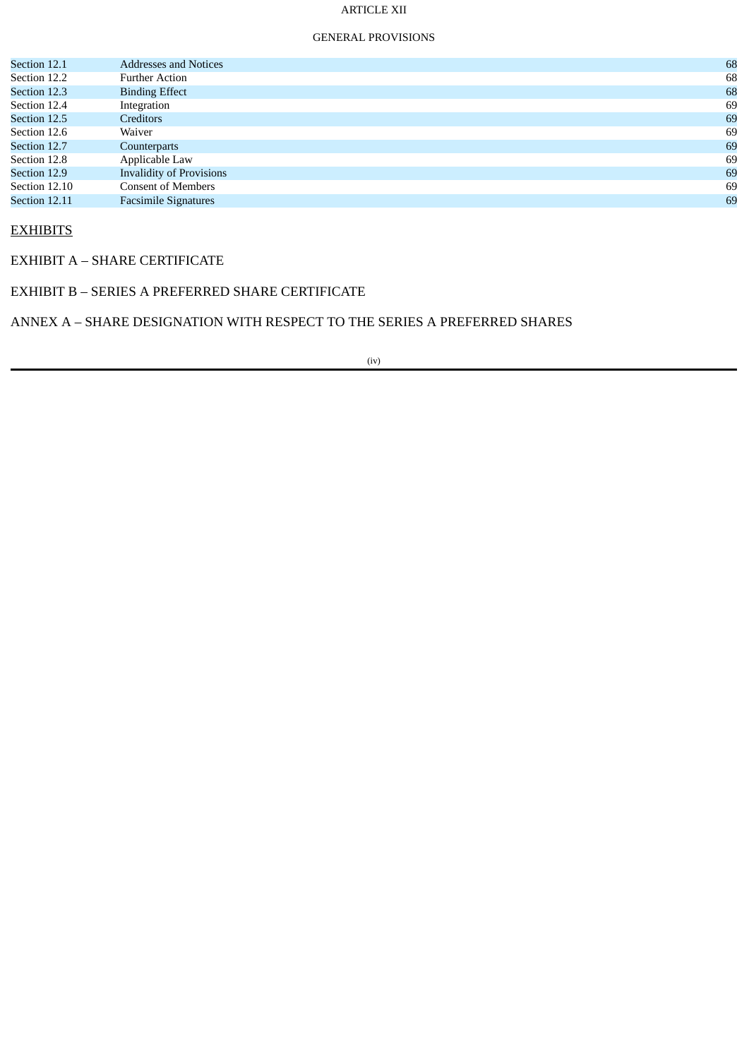ARTICLE XII

GENERAL PROVISIONS

| | | |
|---|---|---|
| Section 12.1 | Addresses and Notices | 68 |
| Section 12.2 | Further Action | 68 |
| Section 12.3 | Binding Effect | 68 |
| Section 12.4 | Integration | 69 |
| Section 12.5 | Creditors | 69 |
| Section 12.6 | Waiver | 69 |
| Section 12.7 | Counterparts | 69 |
| Section 12.8 | Applicable Law | 69 |
| Section 12.9 | Invalidity of Provisions | 69 |
| Section 12.10 | Consent of Members | 69 |
| Section 12.11 | Facsimile Signatures | 69 |

EXHIBITS

EXHIBIT A – SHARE CERTIFICATE

EXHIBIT B – SERIES A PREFERRED SHARE CERTIFICATE

ANNEX A – SHARE DESIGNATION WITH RESPECT TO THE SERIES A PREFERRED SHARES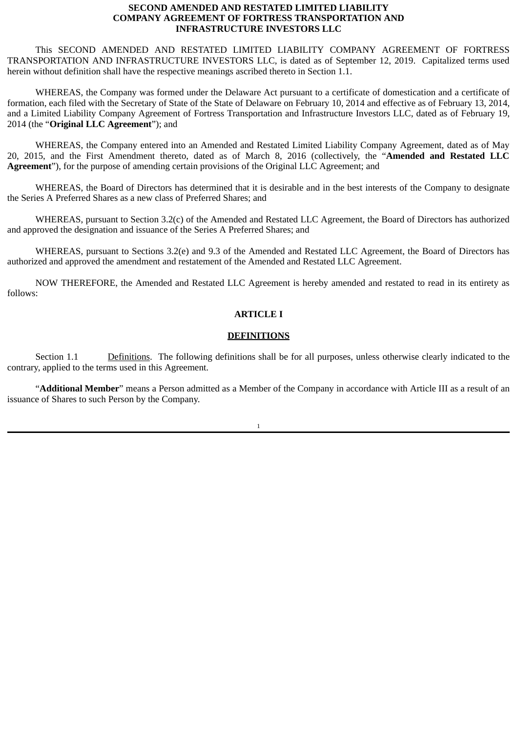**SECOND AMENDED AND RESTATED LIMITED LIABILITY COMPANY AGREEMENT OF FORTRESS TRANSPORTATION AND INFRASTRUCTURE INVESTORS LLC**

This SECOND AMENDED AND RESTATED LIMITED LIABILITY COMPANY AGREEMENT OF FORTRESS TRANSPORTATION AND INFRASTRUCTURE INVESTORS LLC, is dated as of September 12, 2019. Capitalized terms used herein without definition shall have the respective meanings ascribed thereto in Section 1.1.

WHEREAS, the Company was formed under the Delaware Act pursuant to a certificate of domestication and a certificate of formation, each filed with the Secretary of State of the State of Delaware on February 10, 2014 and effective as of February 13, 2014, and a Limited Liability Company Agreement of Fortress Transportation and Infrastructure Investors LLC, dated as of February 19, 2014 (the "**Original LLC Agreement**"); and

WHEREAS, the Company entered into an Amended and Restated Limited Liability Company Agreement, dated as of May 20, 2015, and the First Amendment thereto, dated as of March 8, 2016 (collectively, the "**Amended and Restated LLC Agreement**"), for the purpose of amending certain provisions of the Original LLC Agreement; and

WHEREAS, the Board of Directors has determined that it is desirable and in the best interests of the Company to designate the Series A Preferred Shares as a new class of Preferred Shares; and

WHEREAS, pursuant to Section 3.2(c) of the Amended and Restated LLC Agreement, the Board of Directors has authorized and approved the designation and issuance of the Series A Preferred Shares; and

WHEREAS, pursuant to Sections 3.2(e) and 9.3 of the Amended and Restated LLC Agreement, the Board of Directors has authorized and approved the amendment and restatement of the Amended and Restated LLC Agreement.

NOW THEREFORE, the Amended and Restated LLC Agreement is hereby amended and restated to read in its entirety as follows:

## ARTICLE I

## DEFINITIONS

Section 1.1 Definitions. The following definitions shall be for all purposes, unless otherwise clearly indicated to the contrary, applied to the terms used in this Agreement.

"**Additional Member**" means a Person admitted as a Member of the Company in accordance with Article III as a result of an issuance of Shares to such Person by the Company.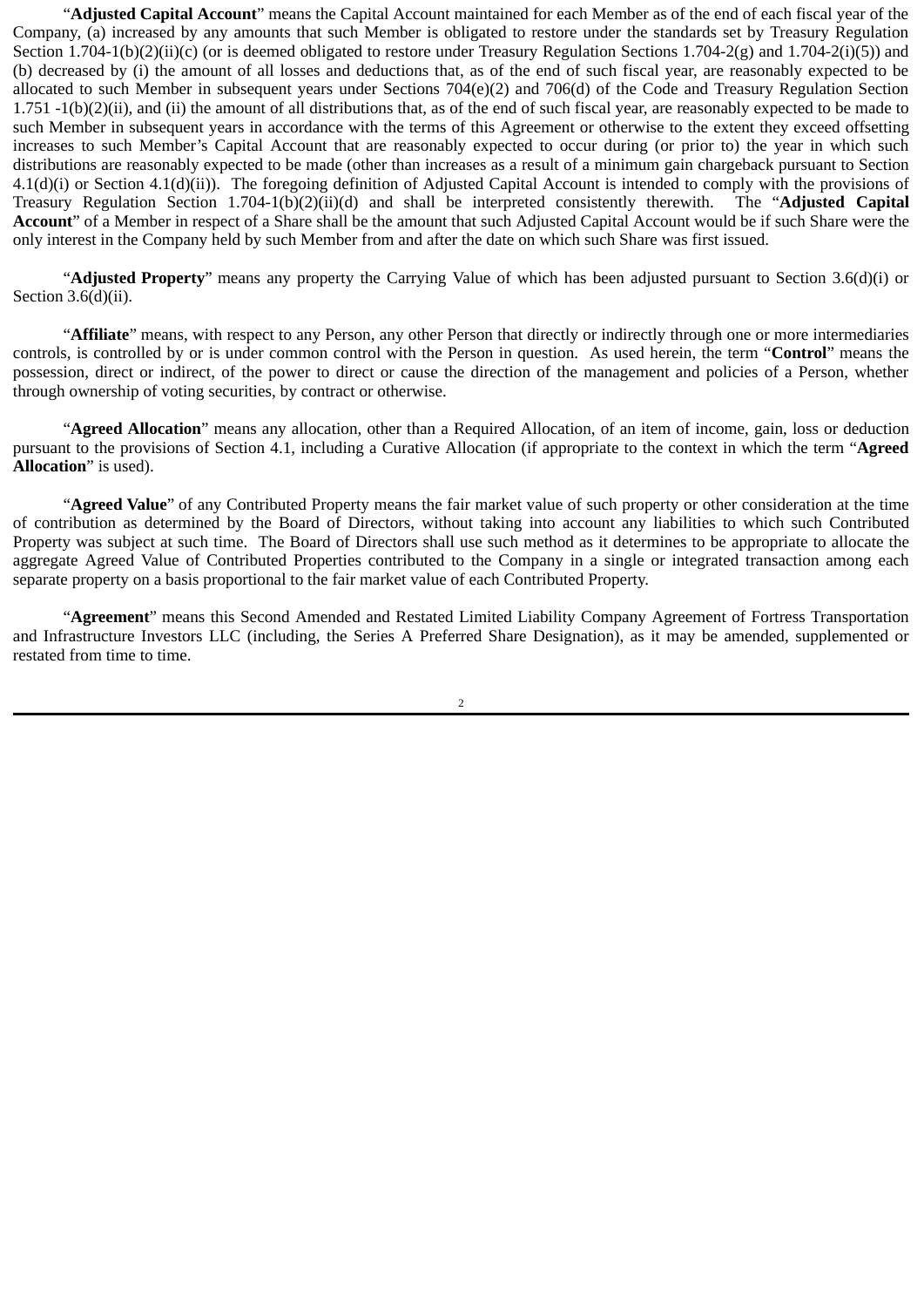"**Adjusted Capital Account**" means the Capital Account maintained for each Member as of the end of each fiscal year of the Company, (a) increased by any amounts that such Member is obligated to restore under the standards set by Treasury Regulation Section 1.704-1(b)(2)(ii)(c) (or is deemed obligated to restore under Treasury Regulation Sections 1.704-2(g) and 1.704-2(i)(5)) and (b) decreased by (i) the amount of all losses and deductions that, as of the end of such fiscal year, are reasonably expected to be allocated to such Member in subsequent years under Sections 704(e)(2) and 706(d) of the Code and Treasury Regulation Section 1.751 -1(b)(2)(ii), and (ii) the amount of all distributions that, as of the end of such fiscal year, are reasonably expected to be made to such Member in subsequent years in accordance with the terms of this Agreement or otherwise to the extent they exceed offsetting increases to such Member's Capital Account that are reasonably expected to occur during (or prior to) the year in which such distributions are reasonably expected to be made (other than increases as a result of a minimum gain chargeback pursuant to Section 4.1(d)(i) or Section 4.1(d)(ii)). The foregoing definition of Adjusted Capital Account is intended to comply with the provisions of Treasury Regulation Section 1.704-1(b)(2)(ii)(d) and shall be interpreted consistently therewith. The "**Adjusted Capital Account**" of a Member in respect of a Share shall be the amount that such Adjusted Capital Account would be if such Share were the only interest in the Company held by such Member from and after the date on which such Share was first issued.

"**Adjusted Property**" means any property the Carrying Value of which has been adjusted pursuant to Section 3.6(d)(i) or Section 3.6(d)(ii).

"**Affiliate**" means, with respect to any Person, any other Person that directly or indirectly through one or more intermediaries controls, is controlled by or is under common control with the Person in question. As used herein, the term "**Control**" means the possession, direct or indirect, of the power to direct or cause the direction of the management and policies of a Person, whether through ownership of voting securities, by contract or otherwise.

"**Agreed Allocation**" means any allocation, other than a Required Allocation, of an item of income, gain, loss or deduction pursuant to the provisions of Section 4.1, including a Curative Allocation (if appropriate to the context in which the term "**Agreed Allocation**" is used).

"**Agreed Value**" of any Contributed Property means the fair market value of such property or other consideration at the time of contribution as determined by the Board of Directors, without taking into account any liabilities to which such Contributed Property was subject at such time. The Board of Directors shall use such method as it determines to be appropriate to allocate the aggregate Agreed Value of Contributed Properties contributed to the Company in a single or integrated transaction among each separate property on a basis proportional to the fair market value of each Contributed Property.

"**Agreement**" means this Second Amended and Restated Limited Liability Company Agreement of Fortress Transportation and Infrastructure Investors LLC (including, the Series A Preferred Share Designation), as it may be amended, supplemented or restated from time to time.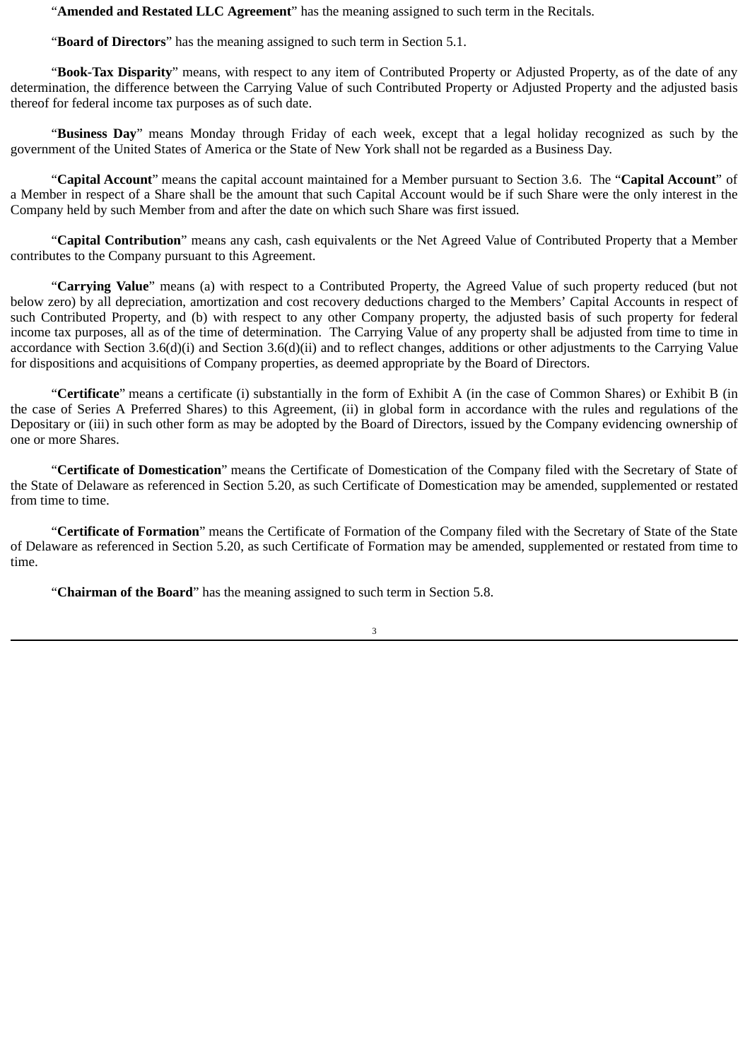"**Amended and Restated LLC Agreement**" has the meaning assigned to such term in the Recitals.

"**Board of Directors**" has the meaning assigned to such term in Section 5.1.

"**Book-Tax Disparity**" means, with respect to any item of Contributed Property or Adjusted Property, as of the date of any determination, the difference between the Carrying Value of such Contributed Property or Adjusted Property and the adjusted basis thereof for federal income tax purposes as of such date.

"**Business Day**" means Monday through Friday of each week, except that a legal holiday recognized as such by the government of the United States of America or the State of New York shall not be regarded as a Business Day.

"**Capital Account**" means the capital account maintained for a Member pursuant to Section 3.6. The "**Capital Account**" of a Member in respect of a Share shall be the amount that such Capital Account would be if such Share were the only interest in the Company held by such Member from and after the date on which such Share was first issued.

"**Capital Contribution**" means any cash, cash equivalents or the Net Agreed Value of Contributed Property that a Member contributes to the Company pursuant to this Agreement.

"**Carrying Value**" means (a) with respect to a Contributed Property, the Agreed Value of such property reduced (but not below zero) by all depreciation, amortization and cost recovery deductions charged to the Members' Capital Accounts in respect of such Contributed Property, and (b) with respect to any other Company property, the adjusted basis of such property for federal income tax purposes, all as of the time of determination. The Carrying Value of any property shall be adjusted from time to time in accordance with Section 3.6(d)(i) and Section 3.6(d)(ii) and to reflect changes, additions or other adjustments to the Carrying Value for dispositions and acquisitions of Company properties, as deemed appropriate by the Board of Directors.

"**Certificate**" means a certificate (i) substantially in the form of Exhibit A (in the case of Common Shares) or Exhibit B (in the case of Series A Preferred Shares) to this Agreement, (ii) in global form in accordance with the rules and regulations of the Depositary or (iii) in such other form as may be adopted by the Board of Directors, issued by the Company evidencing ownership of one or more Shares.

"**Certificate of Domestication**" means the Certificate of Domestication of the Company filed with the Secretary of State of the State of Delaware as referenced in Section 5.20, as such Certificate of Domestication may be amended, supplemented or restated from time to time.

"**Certificate of Formation**" means the Certificate of Formation of the Company filed with the Secretary of State of the State of Delaware as referenced in Section 5.20, as such Certificate of Formation may be amended, supplemented or restated from time to time.

"**Chairman of the Board**" has the meaning assigned to such term in Section 5.8.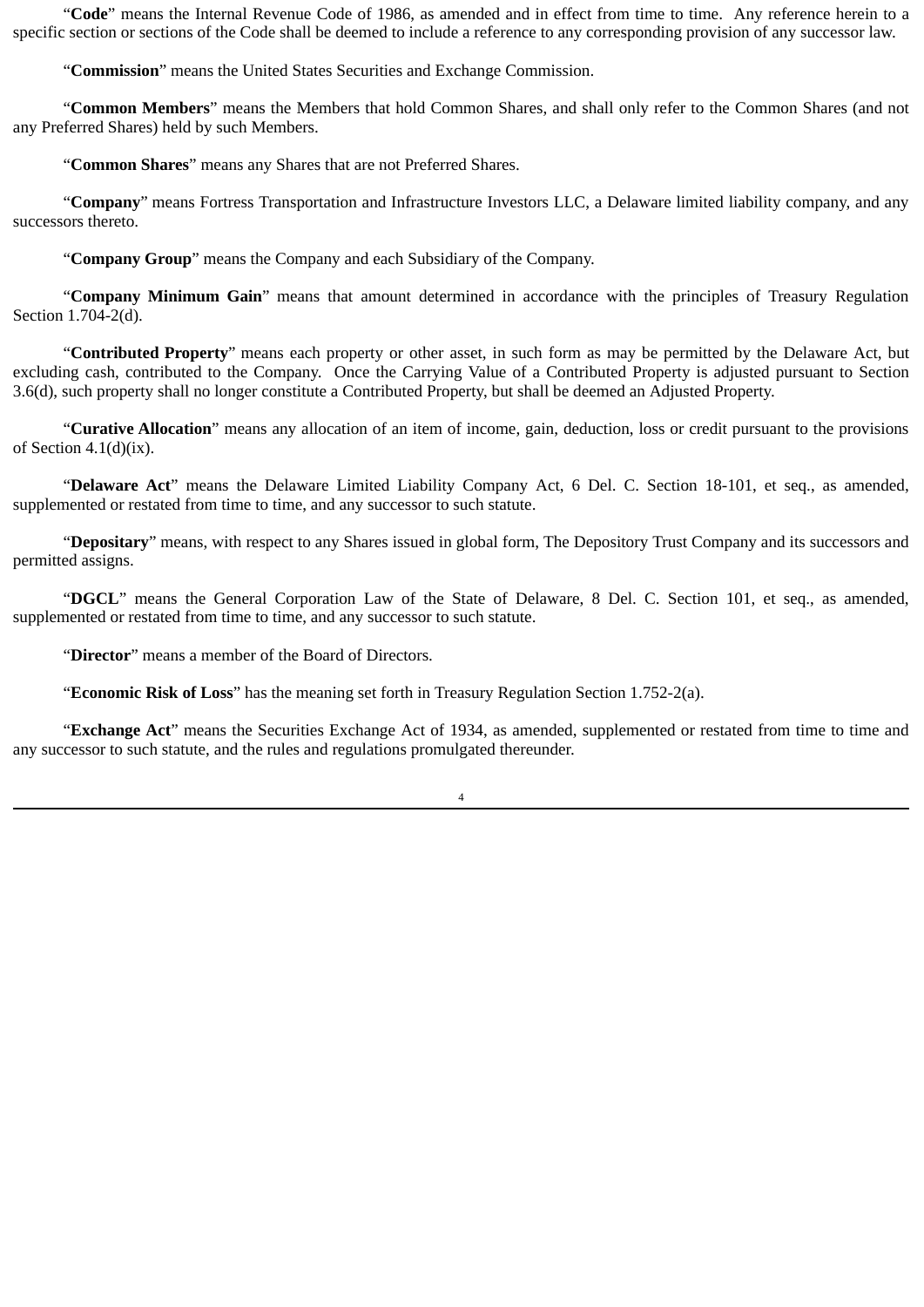“**Code**” means the Internal Revenue Code of 1986, as amended and in effect from time to time. Any reference herein to a specific section or sections of the Code shall be deemed to include a reference to any corresponding provision of any successor law.

“**Commission**” means the United States Securities and Exchange Commission.

“**Common Members**” means the Members that hold Common Shares, and shall only refer to the Common Shares (and not any Preferred Shares) held by such Members.

“**Common Shares**” means any Shares that are not Preferred Shares.

“**Company**” means Fortress Transportation and Infrastructure Investors LLC, a Delaware limited liability company, and any successors thereto.

“**Company Group**” means the Company and each Subsidiary of the Company.

“**Company Minimum Gain**” means that amount determined in accordance with the principles of Treasury Regulation Section 1.704-2(d).

“**Contributed Property**” means each property or other asset, in such form as may be permitted by the Delaware Act, but excluding cash, contributed to the Company. Once the Carrying Value of a Contributed Property is adjusted pursuant to Section 3.6(d), such property shall no longer constitute a Contributed Property, but shall be deemed an Adjusted Property.

“**Curative Allocation**” means any allocation of an item of income, gain, deduction, loss or credit pursuant to the provisions of Section 4.1(d)(ix).

“**Delaware Act**” means the Delaware Limited Liability Company Act, 6 Del. C. Section 18-101, et seq., as amended, supplemented or restated from time to time, and any successor to such statute.

“**Depositary**” means, with respect to any Shares issued in global form, The Depository Trust Company and its successors and permitted assigns.

“**DGCL**” means the General Corporation Law of the State of Delaware, 8 Del. C. Section 101, et seq., as amended, supplemented or restated from time to time, and any successor to such statute.

“**Director**” means a member of the Board of Directors.

“**Economic Risk of Loss**” has the meaning set forth in Treasury Regulation Section 1.752-2(a).

“**Exchange Act**” means the Securities Exchange Act of 1934, as amended, supplemented or restated from time to time and any successor to such statute, and the rules and regulations promulgated thereunder.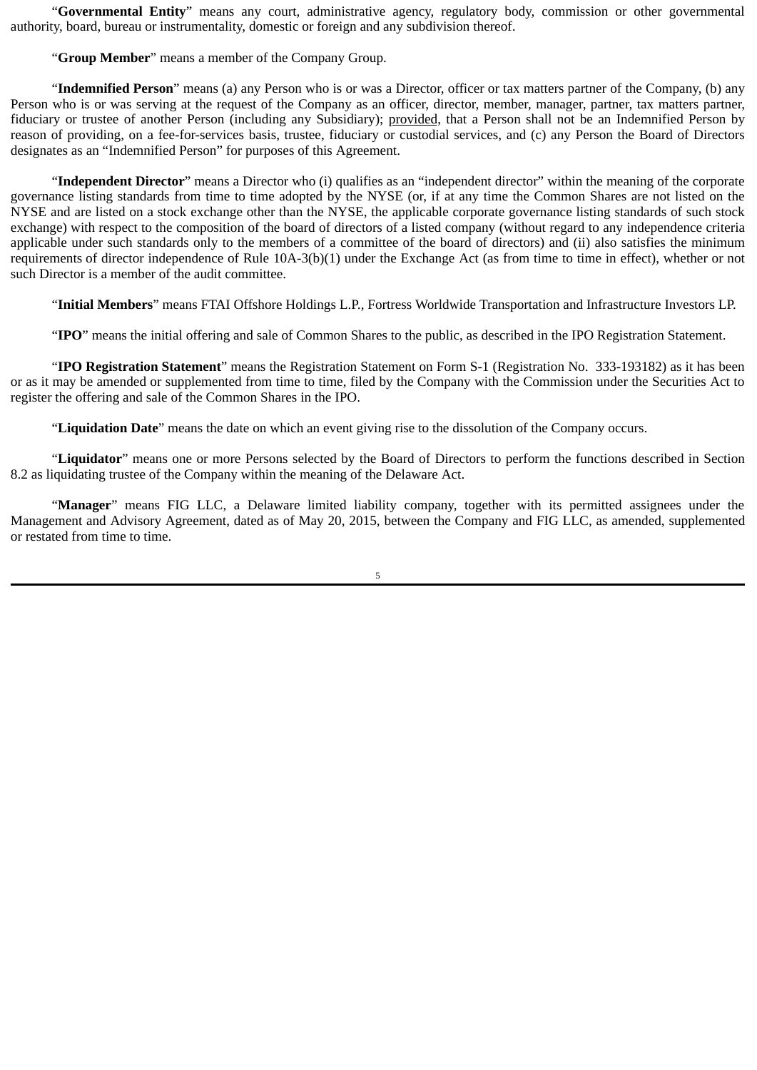“**Governmental Entity**” means any court, administrative agency, regulatory body, commission or other governmental authority, board, bureau or instrumentality, domestic or foreign and any subdivision thereof.

“**Group Member**” means a member of the Company Group.

“**Indemnified Person**” means (a) any Person who is or was a Director, officer or tax matters partner of the Company, (b) any Person who is or was serving at the request of the Company as an officer, director, member, manager, partner, tax matters partner, fiduciary or trustee of another Person (including any Subsidiary); provided, that a Person shall not be an Indemnified Person by reason of providing, on a fee-for-services basis, trustee, fiduciary or custodial services, and (c) any Person the Board of Directors designates as an “Indemnified Person” for purposes of this Agreement.

“**Independent Director**” means a Director who (i) qualifies as an “independent director” within the meaning of the corporate governance listing standards from time to time adopted by the NYSE (or, if at any time the Common Shares are not listed on the NYSE and are listed on a stock exchange other than the NYSE, the applicable corporate governance listing standards of such stock exchange) with respect to the composition of the board of directors of a listed company (without regard to any independence criteria applicable under such standards only to the members of a committee of the board of directors) and (ii) also satisfies the minimum requirements of director independence of Rule 10A-3(b)(1) under the Exchange Act (as from time to time in effect), whether or not such Director is a member of the audit committee.

“**Initial Members**” means FTAI Offshore Holdings L.P., Fortress Worldwide Transportation and Infrastructure Investors LP.

“**IPO**” means the initial offering and sale of Common Shares to the public, as described in the IPO Registration Statement.

“**IPO Registration Statement**” means the Registration Statement on Form S-1 (Registration No. 333-193182) as it has been or as it may be amended or supplemented from time to time, filed by the Company with the Commission under the Securities Act to register the offering and sale of the Common Shares in the IPO.

“**Liquidation Date**” means the date on which an event giving rise to the dissolution of the Company occurs.

“**Liquidator**” means one or more Persons selected by the Board of Directors to perform the functions described in Section 8.2 as liquidating trustee of the Company within the meaning of the Delaware Act.

“**Manager**” means FIG LLC, a Delaware limited liability company, together with its permitted assignees under the Management and Advisory Agreement, dated as of May 20, 2015, between the Company and FIG LLC, as amended, supplemented or restated from time to time.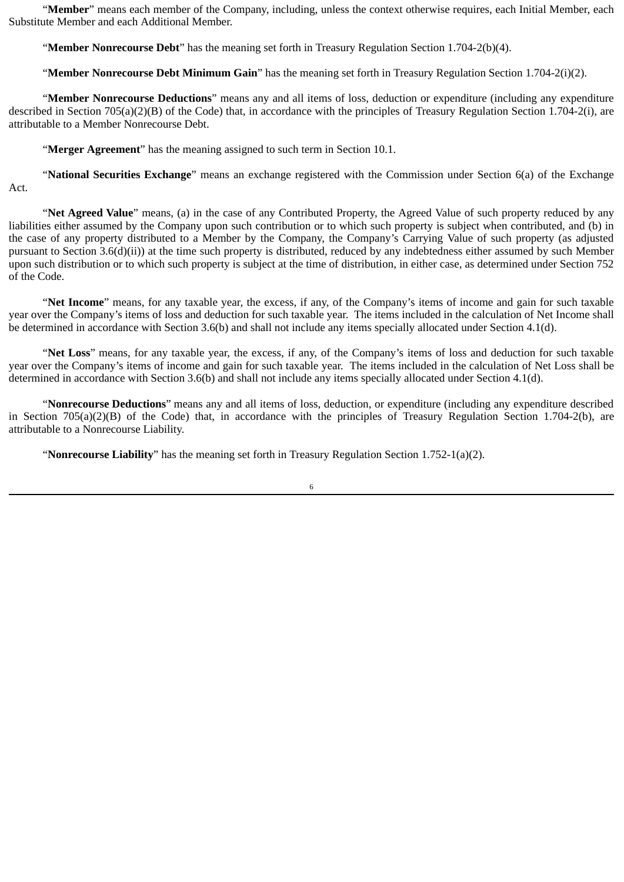"**Member**" means each member of the Company, including, unless the context otherwise requires, each Initial Member, each Substitute Member and each Additional Member.

"**Member Nonrecourse Debt**" has the meaning set forth in Treasury Regulation Section 1.704-2(b)(4).

"**Member Nonrecourse Debt Minimum Gain**" has the meaning set forth in Treasury Regulation Section 1.704-2(i)(2).

"**Member Nonrecourse Deductions**" means any and all items of loss, deduction or expenditure (including any expenditure described in Section 705(a)(2)(B) of the Code) that, in accordance with the principles of Treasury Regulation Section 1.704-2(i), are attributable to a Member Nonrecourse Debt.

"**Merger Agreement**" has the meaning assigned to such term in Section 10.1.

"**National Securities Exchange**" means an exchange registered with the Commission under Section 6(a) of the Exchange Act.

"**Net Agreed Value**" means, (a) in the case of any Contributed Property, the Agreed Value of such property reduced by any liabilities either assumed by the Company upon such contribution or to which such property is subject when contributed, and (b) in the case of any property distributed to a Member by the Company, the Company's Carrying Value of such property (as adjusted pursuant to Section 3.6(d)(ii)) at the time such property is distributed, reduced by any indebtedness either assumed by such Member upon such distribution or to which such property is subject at the time of distribution, in either case, as determined under Section 752 of the Code.

"**Net Income**" means, for any taxable year, the excess, if any, of the Company's items of income and gain for such taxable year over the Company's items of loss and deduction for such taxable year. The items included in the calculation of Net Income shall be determined in accordance with Section 3.6(b) and shall not include any items specially allocated under Section 4.1(d).

"**Net Loss**" means, for any taxable year, the excess, if any, of the Company's items of loss and deduction for such taxable year over the Company's items of income and gain for such taxable year. The items included in the calculation of Net Loss shall be determined in accordance with Section 3.6(b) and shall not include any items specially allocated under Section 4.1(d).

"**Nonrecourse Deductions**" means any and all items of loss, deduction, or expenditure (including any expenditure described in Section 705(a)(2)(B) of the Code) that, in accordance with the principles of Treasury Regulation Section 1.704-2(b), are attributable to a Nonrecourse Liability.

"**Nonrecourse Liability**" has the meaning set forth in Treasury Regulation Section 1.752-1(a)(2).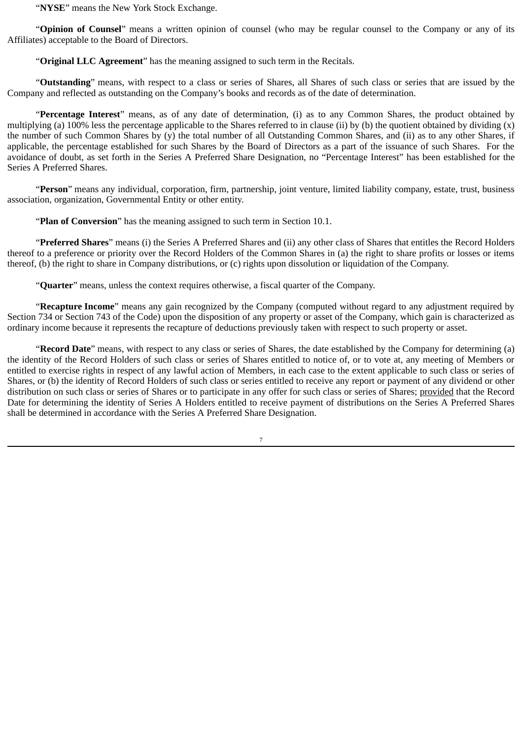"**NYSE**" means the New York Stock Exchange.

"**Opinion of Counsel**" means a written opinion of counsel (who may be regular counsel to the Company or any of its Affiliates) acceptable to the Board of Directors.

"**Original LLC Agreement**" has the meaning assigned to such term in the Recitals.

"**Outstanding**" means, with respect to a class or series of Shares, all Shares of such class or series that are issued by the Company and reflected as outstanding on the Company's books and records as of the date of determination.

"**Percentage Interest**" means, as of any date of determination, (i) as to any Common Shares, the product obtained by multiplying (a) 100% less the percentage applicable to the Shares referred to in clause (ii) by (b) the quotient obtained by dividing (x) the number of such Common Shares by (y) the total number of all Outstanding Common Shares, and (ii) as to any other Shares, if applicable, the percentage established for such Shares by the Board of Directors as a part of the issuance of such Shares. For the avoidance of doubt, as set forth in the Series A Preferred Share Designation, no "Percentage Interest" has been established for the Series A Preferred Shares.

"**Person**" means any individual, corporation, firm, partnership, joint venture, limited liability company, estate, trust, business association, organization, Governmental Entity or other entity.

"**Plan of Conversion**" has the meaning assigned to such term in Section 10.1.

"**Preferred Shares**" means (i) the Series A Preferred Shares and (ii) any other class of Shares that entitles the Record Holders thereof to a preference or priority over the Record Holders of the Common Shares in (a) the right to share profits or losses or items thereof, (b) the right to share in Company distributions, or (c) rights upon dissolution or liquidation of the Company.

"**Quarter**" means, unless the context requires otherwise, a fiscal quarter of the Company.

"**Recapture Income**" means any gain recognized by the Company (computed without regard to any adjustment required by Section 734 or Section 743 of the Code) upon the disposition of any property or asset of the Company, which gain is characterized as ordinary income because it represents the recapture of deductions previously taken with respect to such property or asset.

"**Record Date**" means, with respect to any class or series of Shares, the date established by the Company for determining (a) the identity of the Record Holders of such class or series of Shares entitled to notice of, or to vote at, any meeting of Members or entitled to exercise rights in respect of any lawful action of Members, in each case to the extent applicable to such class or series of Shares, or (b) the identity of Record Holders of such class or series entitled to receive any report or payment of any dividend or other distribution on such class or series of Shares or to participate in any offer for such class or series of Shares; provided that the Record Date for determining the identity of Series A Holders entitled to receive payment of distributions on the Series A Preferred Shares shall be determined in accordance with the Series A Preferred Share Designation.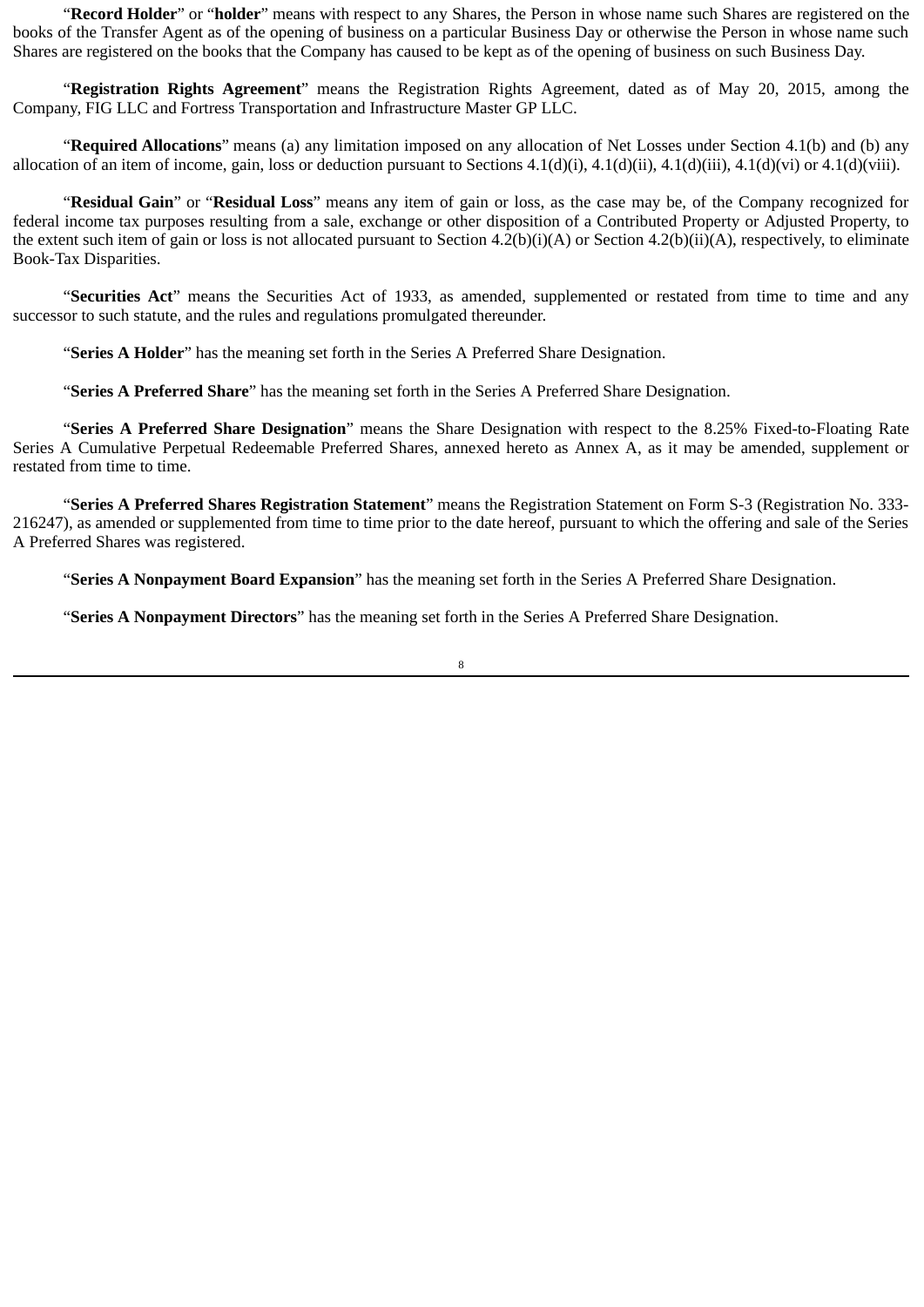"**Record Holder**" or "**holder**" means with respect to any Shares, the Person in whose name such Shares are registered on the books of the Transfer Agent as of the opening of business on a particular Business Day or otherwise the Person in whose name such Shares are registered on the books that the Company has caused to be kept as of the opening of business on such Business Day.

"**Registration Rights Agreement**" means the Registration Rights Agreement, dated as of May 20, 2015, among the Company, FIG LLC and Fortress Transportation and Infrastructure Master GP LLC.

"**Required Allocations**" means (a) any limitation imposed on any allocation of Net Losses under Section 4.1(b) and (b) any allocation of an item of income, gain, loss or deduction pursuant to Sections 4.1(d)(i), 4.1(d)(ii), 4.1(d)(iii), 4.1(d)(vi) or 4.1(d)(viii).

"**Residual Gain**" or "**Residual Loss**" means any item of gain or loss, as the case may be, of the Company recognized for federal income tax purposes resulting from a sale, exchange or other disposition of a Contributed Property or Adjusted Property, to the extent such item of gain or loss is not allocated pursuant to Section 4.2(b)(i)(A) or Section 4.2(b)(ii)(A), respectively, to eliminate Book-Tax Disparities.

"**Securities Act**" means the Securities Act of 1933, as amended, supplemented or restated from time to time and any successor to such statute, and the rules and regulations promulgated thereunder.

"**Series A Holder**" has the meaning set forth in the Series A Preferred Share Designation.

"**Series A Preferred Share**" has the meaning set forth in the Series A Preferred Share Designation.

"**Series A Preferred Share Designation**" means the Share Designation with respect to the 8.25% Fixed-to-Floating Rate Series A Cumulative Perpetual Redeemable Preferred Shares, annexed hereto as Annex A, as it may be amended, supplement or restated from time to time.

"**Series A Preferred Shares Registration Statement**" means the Registration Statement on Form S-3 (Registration No. 333-216247), as amended or supplemented from time to time prior to the date hereof, pursuant to which the offering and sale of the Series A Preferred Shares was registered.

"**Series A Nonpayment Board Expansion**" has the meaning set forth in the Series A Preferred Share Designation.

"**Series A Nonpayment Directors**" has the meaning set forth in the Series A Preferred Share Designation.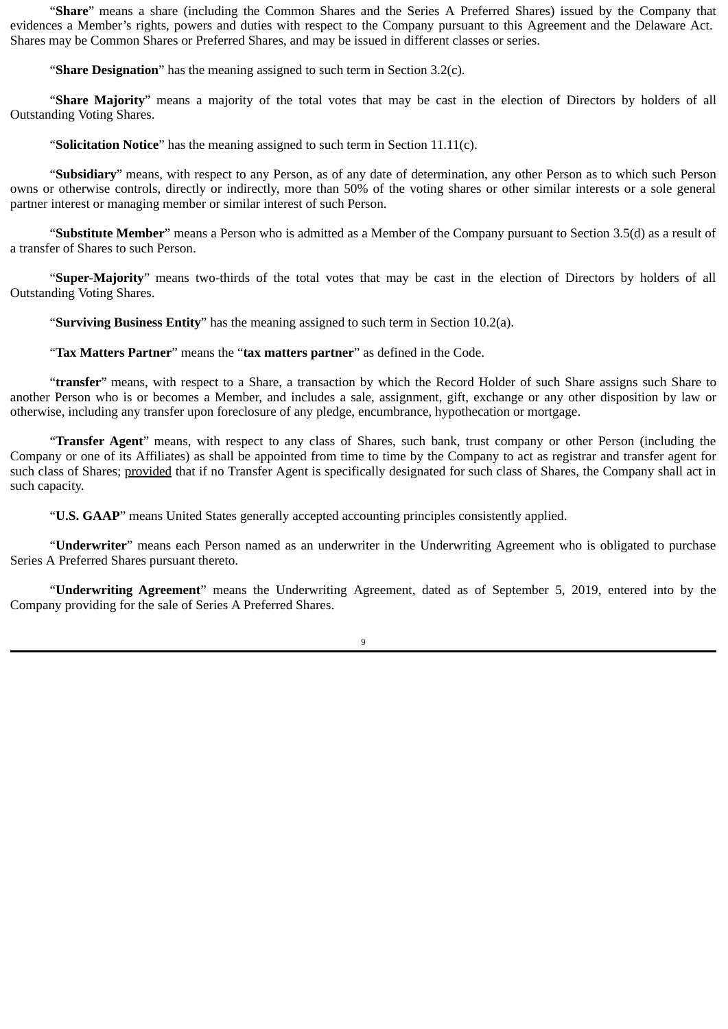"**Share**" means a share (including the Common Shares and the Series A Preferred Shares) issued by the Company that evidences a Member's rights, powers and duties with respect to the Company pursuant to this Agreement and the Delaware Act. Shares may be Common Shares or Preferred Shares, and may be issued in different classes or series.

"**Share Designation**" has the meaning assigned to such term in Section 3.2(c).

"**Share Majority**" means a majority of the total votes that may be cast in the election of Directors by holders of all Outstanding Voting Shares.

"**Solicitation Notice**" has the meaning assigned to such term in Section 11.11(c).

"**Subsidiary**" means, with respect to any Person, as of any date of determination, any other Person as to which such Person owns or otherwise controls, directly or indirectly, more than 50% of the voting shares or other similar interests or a sole general partner interest or managing member or similar interest of such Person.

"**Substitute Member**" means a Person who is admitted as a Member of the Company pursuant to Section 3.5(d) as a result of a transfer of Shares to such Person.

"**Super-Majority**" means two-thirds of the total votes that may be cast in the election of Directors by holders of all Outstanding Voting Shares.

"**Surviving Business Entity**" has the meaning assigned to such term in Section 10.2(a).

"**Tax Matters Partner**" means the "**tax matters partner**" as defined in the Code.

"**transfer**" means, with respect to a Share, a transaction by which the Record Holder of such Share assigns such Share to another Person who is or becomes a Member, and includes a sale, assignment, gift, exchange or any other disposition by law or otherwise, including any transfer upon foreclosure of any pledge, encumbrance, hypothecation or mortgage.

"**Transfer Agent**" means, with respect to any class of Shares, such bank, trust company or other Person (including the Company or one of its Affiliates) as shall be appointed from time to time by the Company to act as registrar and transfer agent for such class of Shares; provided that if no Transfer Agent is specifically designated for such class of Shares, the Company shall act in such capacity.

"**U.S. GAAP**" means United States generally accepted accounting principles consistently applied.

"**Underwriter**" means each Person named as an underwriter in the Underwriting Agreement who is obligated to purchase Series A Preferred Shares pursuant thereto.

"**Underwriting Agreement**" means the Underwriting Agreement, dated as of September 5, 2019, entered into by the Company providing for the sale of Series A Preferred Shares.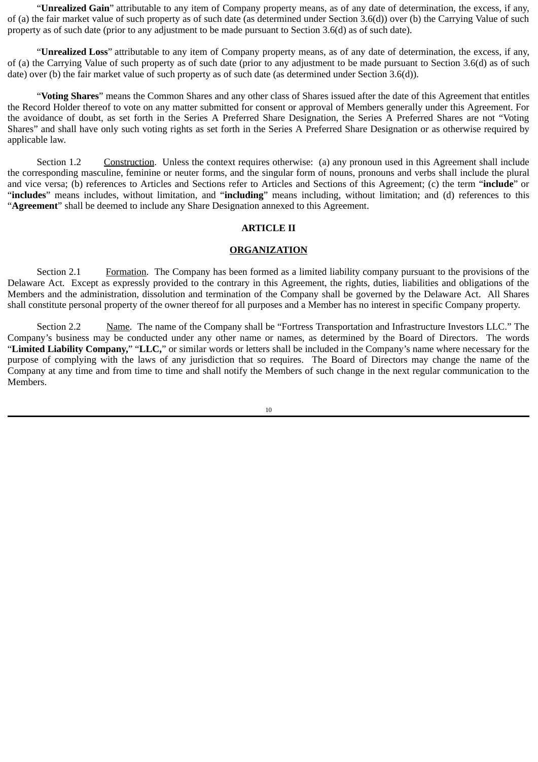"**Unrealized Gain**" attributable to any item of Company property means, as of any date of determination, the excess, if any, of (a) the fair market value of such property as of such date (as determined under Section 3.6(d)) over (b) the Carrying Value of such property as of such date (prior to any adjustment to be made pursuant to Section 3.6(d) as of such date).

"**Unrealized Loss**" attributable to any item of Company property means, as of any date of determination, the excess, if any, of (a) the Carrying Value of such property as of such date (prior to any adjustment to be made pursuant to Section 3.6(d) as of such date) over (b) the fair market value of such property as of such date (as determined under Section 3.6(d)).

"**Voting Shares**" means the Common Shares and any other class of Shares issued after the date of this Agreement that entitles the Record Holder thereof to vote on any matter submitted for consent or approval of Members generally under this Agreement. For the avoidance of doubt, as set forth in the Series A Preferred Share Designation, the Series A Preferred Shares are not "Voting Shares" and shall have only such voting rights as set forth in the Series A Preferred Share Designation or as otherwise required by applicable law.

Section 1.2 Construction. Unless the context requires otherwise: (a) any pronoun used in this Agreement shall include the corresponding masculine, feminine or neuter forms, and the singular form of nouns, pronouns and verbs shall include the plural and vice versa; (b) references to Articles and Sections refer to Articles and Sections of this Agreement; (c) the term "**include**" or "**includes**" means includes, without limitation, and "**including**" means including, without limitation; and (d) references to this "**Agreement**" shall be deemed to include any Share Designation annexed to this Agreement.

## ARTICLE II

## ORGANIZATION

Section 2.1 Formation. The Company has been formed as a limited liability company pursuant to the provisions of the Delaware Act. Except as expressly provided to the contrary in this Agreement, the rights, duties, liabilities and obligations of the Members and the administration, dissolution and termination of the Company shall be governed by the Delaware Act. All Shares shall constitute personal property of the owner thereof for all purposes and a Member has no interest in specific Company property.

Section 2.2 Name. The name of the Company shall be "Fortress Transportation and Infrastructure Investors LLC." The Company's business may be conducted under any other name or names, as determined by the Board of Directors. The words "**Limited Liability Company,**" "**LLC,**" or similar words or letters shall be included in the Company's name where necessary for the purpose of complying with the laws of any jurisdiction that so requires. The Board of Directors may change the name of the Company at any time and from time to time and shall notify the Members of such change in the next regular communication to the Members.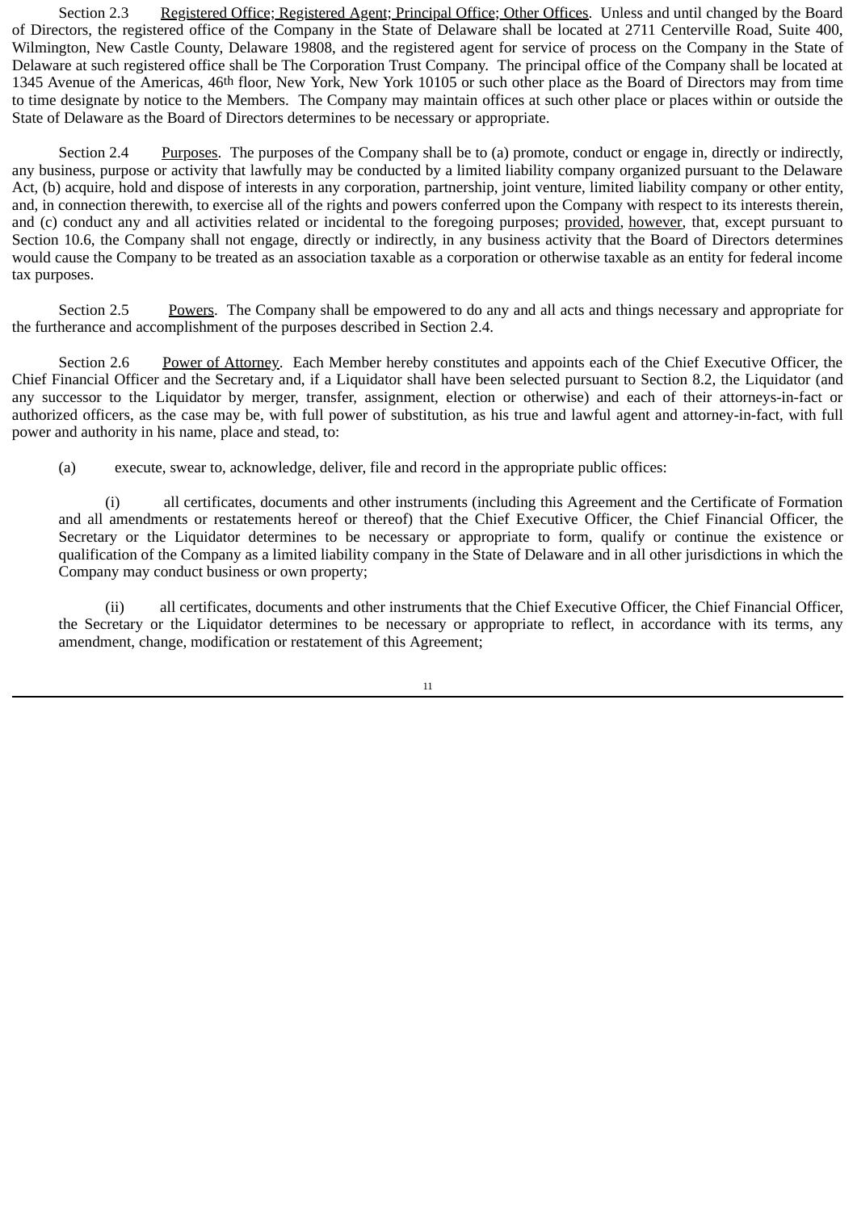Section 2.3 Registered Office; Registered Agent; Principal Office; Other Offices. Unless and until changed by the Board of Directors, the registered office of the Company in the State of Delaware shall be located at 2711 Centerville Road, Suite 400, Wilmington, New Castle County, Delaware 19808, and the registered agent for service of process on the Company in the State of Delaware at such registered office shall be The Corporation Trust Company. The principal office of the Company shall be located at 1345 Avenue of the Americas, 46th floor, New York, New York 10105 or such other place as the Board of Directors may from time to time designate by notice to the Members. The Company may maintain offices at such other place or places within or outside the State of Delaware as the Board of Directors determines to be necessary or appropriate.

Section 2.4 Purposes. The purposes of the Company shall be to (a) promote, conduct or engage in, directly or indirectly, any business, purpose or activity that lawfully may be conducted by a limited liability company organized pursuant to the Delaware Act, (b) acquire, hold and dispose of interests in any corporation, partnership, joint venture, limited liability company or other entity, and, in connection therewith, to exercise all of the rights and powers conferred upon the Company with respect to its interests therein, and (c) conduct any and all activities related or incidental to the foregoing purposes; provided, however, that, except pursuant to Section 10.6, the Company shall not engage, directly or indirectly, in any business activity that the Board of Directors determines would cause the Company to be treated as an association taxable as a corporation or otherwise taxable as an entity for federal income tax purposes.

Section 2.5 Powers. The Company shall be empowered to do any and all acts and things necessary and appropriate for the furtherance and accomplishment of the purposes described in Section 2.4.

Section 2.6 Power of Attorney. Each Member hereby constitutes and appoints each of the Chief Executive Officer, the Chief Financial Officer and the Secretary and, if a Liquidator shall have been selected pursuant to Section 8.2, the Liquidator (and any successor to the Liquidator by merger, transfer, assignment, election or otherwise) and each of their attorneys-in-fact or authorized officers, as the case may be, with full power of substitution, as his true and lawful agent and attorney-in-fact, with full power and authority in his name, place and stead, to:

(a) execute, swear to, acknowledge, deliver, file and record in the appropriate public offices:

(i) all certificates, documents and other instruments (including this Agreement and the Certificate of Formation and all amendments or restatements hereof or thereof) that the Chief Executive Officer, the Chief Financial Officer, the Secretary or the Liquidator determines to be necessary or appropriate to form, qualify or continue the existence or qualification of the Company as a limited liability company in the State of Delaware and in all other jurisdictions in which the Company may conduct business or own property;

(ii) all certificates, documents and other instruments that the Chief Executive Officer, the Chief Financial Officer, the Secretary or the Liquidator determines to be necessary or appropriate to reflect, in accordance with its terms, any amendment, change, modification or restatement of this Agreement;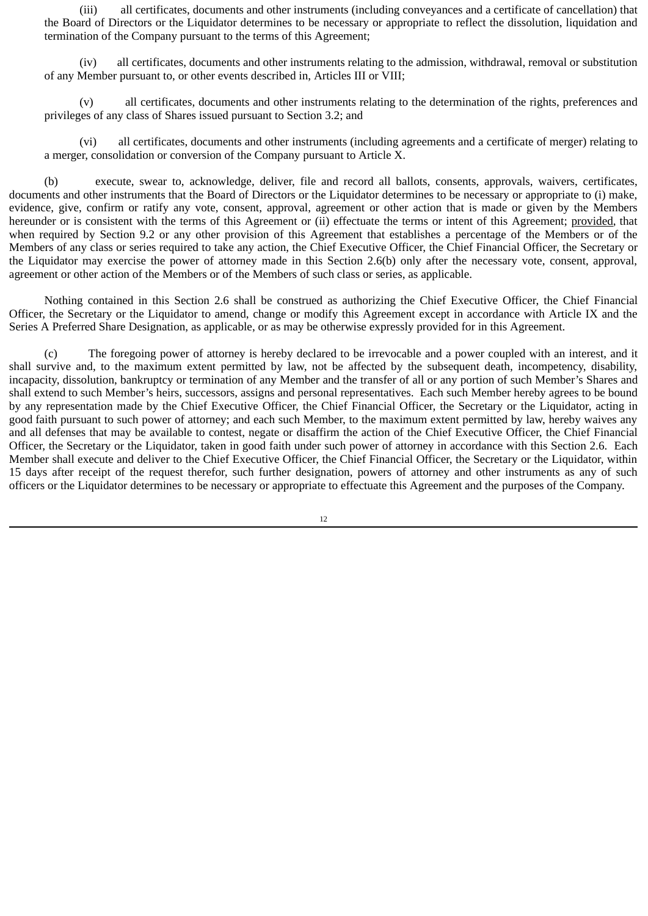(iii) all certificates, documents and other instruments (including conveyances and a certificate of cancellation) that the Board of Directors or the Liquidator determines to be necessary or appropriate to reflect the dissolution, liquidation and termination of the Company pursuant to the terms of this Agreement;

(iv) all certificates, documents and other instruments relating to the admission, withdrawal, removal or substitution of any Member pursuant to, or other events described in, Articles III or VIII;

(v) all certificates, documents and other instruments relating to the determination of the rights, preferences and privileges of any class of Shares issued pursuant to Section 3.2; and

(vi) all certificates, documents and other instruments (including agreements and a certificate of merger) relating to a merger, consolidation or conversion of the Company pursuant to Article X.

(b) execute, swear to, acknowledge, deliver, file and record all ballots, consents, approvals, waivers, certificates, documents and other instruments that the Board of Directors or the Liquidator determines to be necessary or appropriate to (i) make, evidence, give, confirm or ratify any vote, consent, approval, agreement or other action that is made or given by the Members hereunder or is consistent with the terms of this Agreement or (ii) effectuate the terms or intent of this Agreement; provided, that when required by Section 9.2 or any other provision of this Agreement that establishes a percentage of the Members or of the Members of any class or series required to take any action, the Chief Executive Officer, the Chief Financial Officer, the Secretary or the Liquidator may exercise the power of attorney made in this Section 2.6(b) only after the necessary vote, consent, approval, agreement or other action of the Members or of the Members of such class or series, as applicable.

Nothing contained in this Section 2.6 shall be construed as authorizing the Chief Executive Officer, the Chief Financial Officer, the Secretary or the Liquidator to amend, change or modify this Agreement except in accordance with Article IX and the Series A Preferred Share Designation, as applicable, or as may be otherwise expressly provided for in this Agreement.

(c) The foregoing power of attorney is hereby declared to be irrevocable and a power coupled with an interest, and it shall survive and, to the maximum extent permitted by law, not be affected by the subsequent death, incompetency, disability, incapacity, dissolution, bankruptcy or termination of any Member and the transfer of all or any portion of such Member's Shares and shall extend to such Member's heirs, successors, assigns and personal representatives. Each such Member hereby agrees to be bound by any representation made by the Chief Executive Officer, the Chief Financial Officer, the Secretary or the Liquidator, acting in good faith pursuant to such power of attorney; and each such Member, to the maximum extent permitted by law, hereby waives any and all defenses that may be available to contest, negate or disaffirm the action of the Chief Executive Officer, the Chief Financial Officer, the Secretary or the Liquidator, taken in good faith under such power of attorney in accordance with this Section 2.6. Each Member shall execute and deliver to the Chief Executive Officer, the Chief Financial Officer, the Secretary or the Liquidator, within 15 days after receipt of the request therefor, such further designation, powers of attorney and other instruments as any of such officers or the Liquidator determines to be necessary or appropriate to effectuate this Agreement and the purposes of the Company.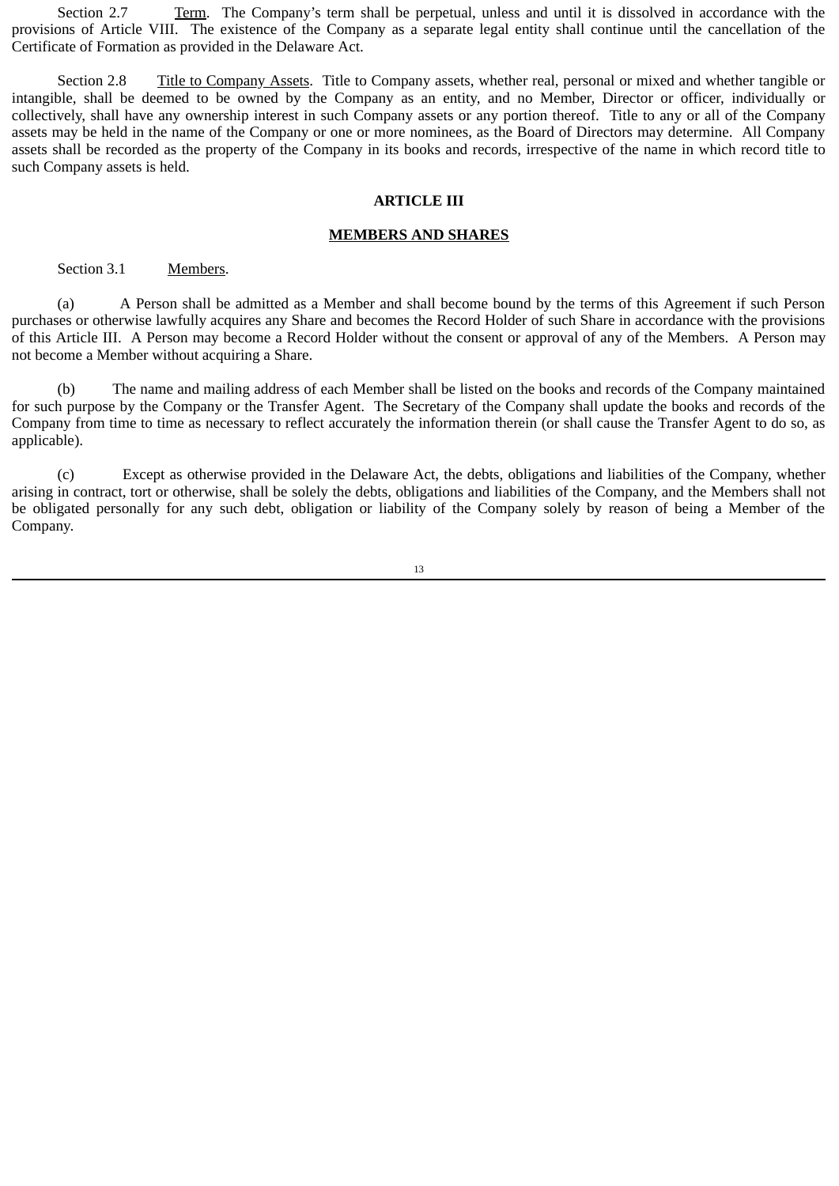Section 2.7 Term. The Company's term shall be perpetual, unless and until it is dissolved in accordance with the provisions of Article VIII. The existence of the Company as a separate legal entity shall continue until the cancellation of the Certificate of Formation as provided in the Delaware Act.

Section 2.8 Title to Company Assets. Title to Company assets, whether real, personal or mixed and whether tangible or intangible, shall be deemed to be owned by the Company as an entity, and no Member, Director or officer, individually or collectively, shall have any ownership interest in such Company assets or any portion thereof. Title to any or all of the Company assets may be held in the name of the Company or one or more nominees, as the Board of Directors may determine. All Company assets shall be recorded as the property of the Company in its books and records, irrespective of the name in which record title to such Company assets is held.

## ARTICLE III

## MEMBERS AND SHARES

Section 3.1 Members.

(a) A Person shall be admitted as a Member and shall become bound by the terms of this Agreement if such Person purchases or otherwise lawfully acquires any Share and becomes the Record Holder of such Share in accordance with the provisions of this Article III. A Person may become a Record Holder without the consent or approval of any of the Members. A Person may not become a Member without acquiring a Share.

(b) The name and mailing address of each Member shall be listed on the books and records of the Company maintained for such purpose by the Company or the Transfer Agent. The Secretary of the Company shall update the books and records of the Company from time to time as necessary to reflect accurately the information therein (or shall cause the Transfer Agent to do so, as applicable).

(c) Except as otherwise provided in the Delaware Act, the debts, obligations and liabilities of the Company, whether arising in contract, tort or otherwise, shall be solely the debts, obligations and liabilities of the Company, and the Members shall not be obligated personally for any such debt, obligation or liability of the Company solely by reason of being a Member of the Company.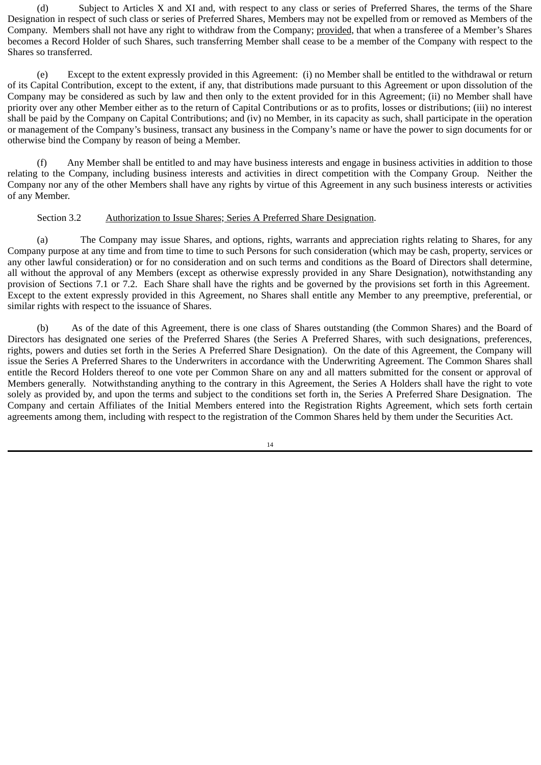(d) Subject to Articles X and XI and, with respect to any class or series of Preferred Shares, the terms of the Share Designation in respect of such class or series of Preferred Shares, Members may not be expelled from or removed as Members of the Company. Members shall not have any right to withdraw from the Company; provided, that when a transferee of a Member's Shares becomes a Record Holder of such Shares, such transferring Member shall cease to be a member of the Company with respect to the Shares so transferred.

(e) Except to the extent expressly provided in this Agreement: (i) no Member shall be entitled to the withdrawal or return of its Capital Contribution, except to the extent, if any, that distributions made pursuant to this Agreement or upon dissolution of the Company may be considered as such by law and then only to the extent provided for in this Agreement; (ii) no Member shall have priority over any other Member either as to the return of Capital Contributions or as to profits, losses or distributions; (iii) no interest shall be paid by the Company on Capital Contributions; and (iv) no Member, in its capacity as such, shall participate in the operation or management of the Company's business, transact any business in the Company's name or have the power to sign documents for or otherwise bind the Company by reason of being a Member.

(f) Any Member shall be entitled to and may have business interests and engage in business activities in addition to those relating to the Company, including business interests and activities in direct competition with the Company Group. Neither the Company nor any of the other Members shall have any rights by virtue of this Agreement in any such business interests or activities of any Member.

Section 3.2 Authorization to Issue Shares; Series A Preferred Share Designation.

(a) The Company may issue Shares, and options, rights, warrants and appreciation rights relating to Shares, for any Company purpose at any time and from time to time to such Persons for such consideration (which may be cash, property, services or any other lawful consideration) or for no consideration and on such terms and conditions as the Board of Directors shall determine, all without the approval of any Members (except as otherwise expressly provided in any Share Designation), notwithstanding any provision of Sections 7.1 or 7.2. Each Share shall have the rights and be governed by the provisions set forth in this Agreement. Except to the extent expressly provided in this Agreement, no Shares shall entitle any Member to any preemptive, preferential, or similar rights with respect to the issuance of Shares.

(b) As of the date of this Agreement, there is one class of Shares outstanding (the Common Shares) and the Board of Directors has designated one series of the Preferred Shares (the Series A Preferred Shares, with such designations, preferences, rights, powers and duties set forth in the Series A Preferred Share Designation). On the date of this Agreement, the Company will issue the Series A Preferred Shares to the Underwriters in accordance with the Underwriting Agreement. The Common Shares shall entitle the Record Holders thereof to one vote per Common Share on any and all matters submitted for the consent or approval of Members generally. Notwithstanding anything to the contrary in this Agreement, the Series A Holders shall have the right to vote solely as provided by, and upon the terms and subject to the conditions set forth in, the Series A Preferred Share Designation. The Company and certain Affiliates of the Initial Members entered into the Registration Rights Agreement, which sets forth certain agreements among them, including with respect to the registration of the Common Shares held by them under the Securities Act.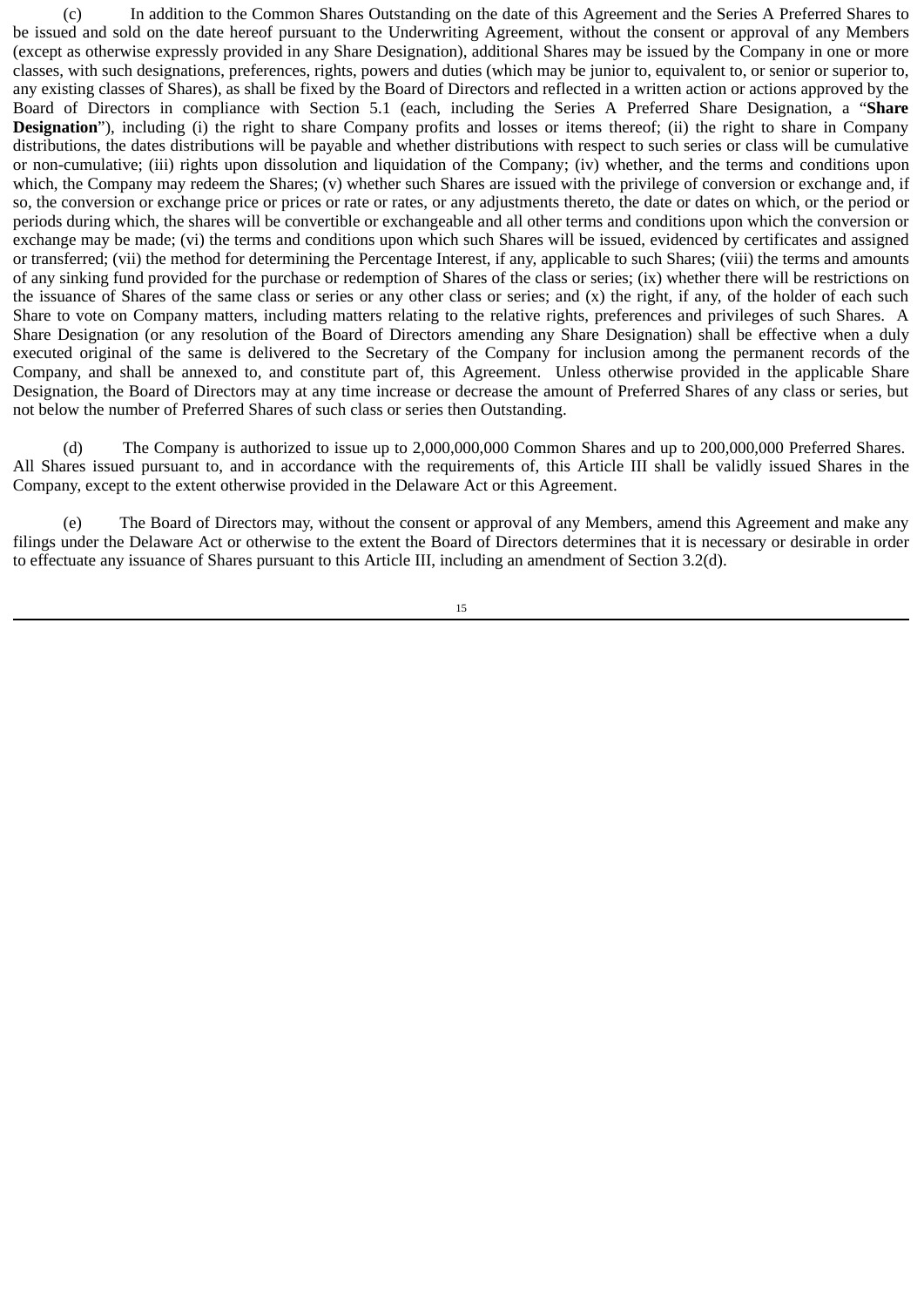(c) In addition to the Common Shares Outstanding on the date of this Agreement and the Series A Preferred Shares to be issued and sold on the date hereof pursuant to the Underwriting Agreement, without the consent or approval of any Members (except as otherwise expressly provided in any Share Designation), additional Shares may be issued by the Company in one or more classes, with such designations, preferences, rights, powers and duties (which may be junior to, equivalent to, or senior or superior to, any existing classes of Shares), as shall be fixed by the Board of Directors and reflected in a written action or actions approved by the Board of Directors in compliance with Section 5.1 (each, including the Series A Preferred Share Designation, a "**Share Designation**"), including (i) the right to share Company profits and losses or items thereof; (ii) the right to share in Company distributions, the dates distributions will be payable and whether distributions with respect to such series or class will be cumulative or non-cumulative; (iii) rights upon dissolution and liquidation of the Company; (iv) whether, and the terms and conditions upon which, the Company may redeem the Shares; (v) whether such Shares are issued with the privilege of conversion or exchange and, if so, the conversion or exchange price or prices or rate or rates, or any adjustments thereto, the date or dates on which, or the period or periods during which, the shares will be convertible or exchangeable and all other terms and conditions upon which the conversion or exchange may be made; (vi) the terms and conditions upon which such Shares will be issued, evidenced by certificates and assigned or transferred; (vii) the method for determining the Percentage Interest, if any, applicable to such Shares; (viii) the terms and amounts of any sinking fund provided for the purchase or redemption of Shares of the class or series; (ix) whether there will be restrictions on the issuance of Shares of the same class or series or any other class or series; and (x) the right, if any, of the holder of each such Share to vote on Company matters, including matters relating to the relative rights, preferences and privileges of such Shares. A Share Designation (or any resolution of the Board of Directors amending any Share Designation) shall be effective when a duly executed original of the same is delivered to the Secretary of the Company for inclusion among the permanent records of the Company, and shall be annexed to, and constitute part of, this Agreement. Unless otherwise provided in the applicable Share Designation, the Board of Directors may at any time increase or decrease the amount of Preferred Shares of any class or series, but not below the number of Preferred Shares of such class or series then Outstanding.

(d) The Company is authorized to issue up to 2,000,000,000 Common Shares and up to 200,000,000 Preferred Shares. All Shares issued pursuant to, and in accordance with the requirements of, this Article III shall be validly issued Shares in the Company, except to the extent otherwise provided in the Delaware Act or this Agreement.

(e) The Board of Directors may, without the consent or approval of any Members, amend this Agreement and make any filings under the Delaware Act or otherwise to the extent the Board of Directors determines that it is necessary or desirable in order to effectuate any issuance of Shares pursuant to this Article III, including an amendment of Section 3.2(d).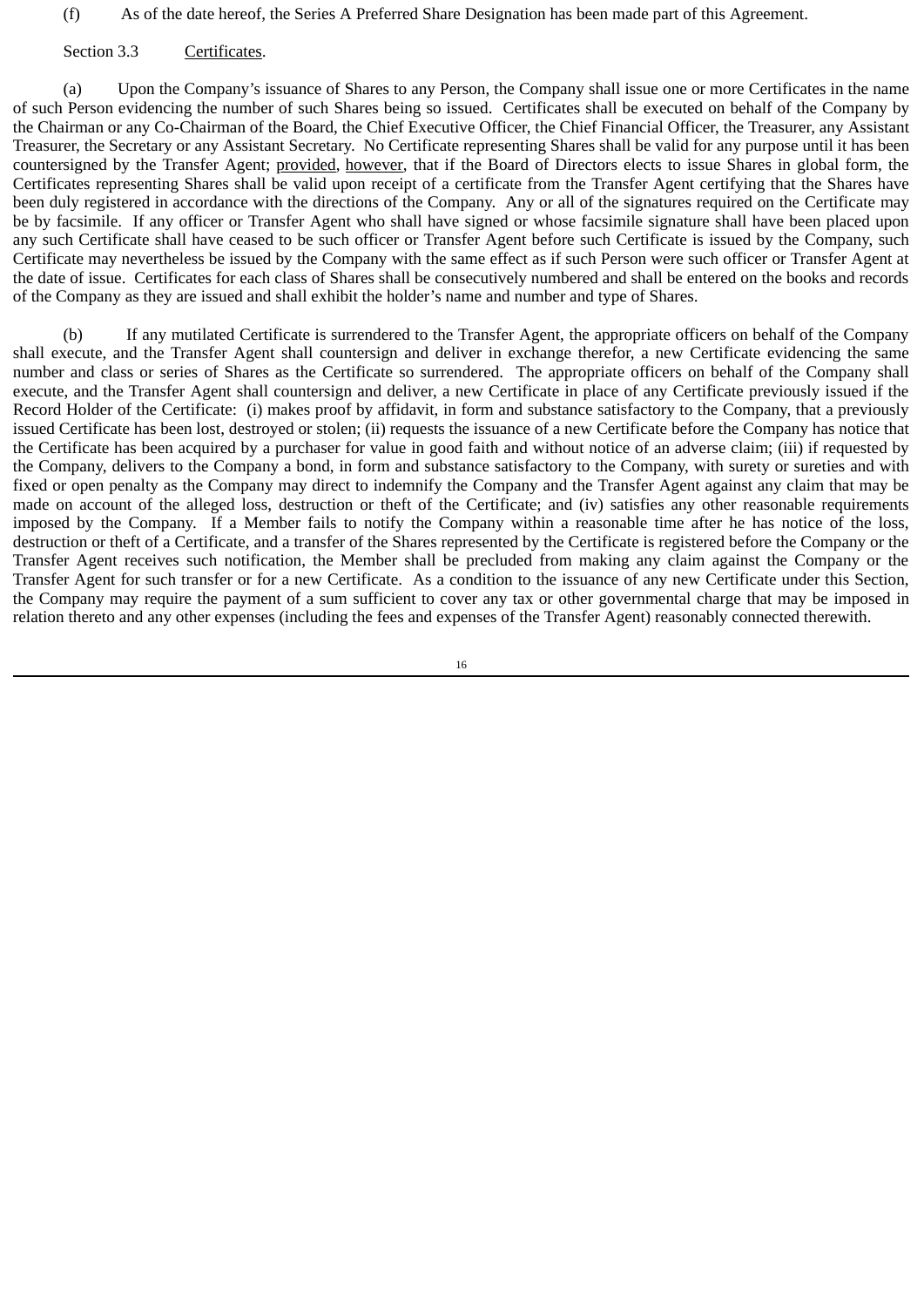(f) As of the date hereof, the Series A Preferred Share Designation has been made part of this Agreement.

Section 3.3 Certificates.

(a) Upon the Company's issuance of Shares to any Person, the Company shall issue one or more Certificates in the name of such Person evidencing the number of such Shares being so issued. Certificates shall be executed on behalf of the Company by the Chairman or any Co-Chairman of the Board, the Chief Executive Officer, the Chief Financial Officer, the Treasurer, any Assistant Treasurer, the Secretary or any Assistant Secretary. No Certificate representing Shares shall be valid for any purpose until it has been countersigned by the Transfer Agent; provided, however, that if the Board of Directors elects to issue Shares in global form, the Certificates representing Shares shall be valid upon receipt of a certificate from the Transfer Agent certifying that the Shares have been duly registered in accordance with the directions of the Company. Any or all of the signatures required on the Certificate may be by facsimile. If any officer or Transfer Agent who shall have signed or whose facsimile signature shall have been placed upon any such Certificate shall have ceased to be such officer or Transfer Agent before such Certificate is issued by the Company, such Certificate may nevertheless be issued by the Company with the same effect as if such Person were such officer or Transfer Agent at the date of issue. Certificates for each class of Shares shall be consecutively numbered and shall be entered on the books and records of the Company as they are issued and shall exhibit the holder's name and number and type of Shares.

(b) If any mutilated Certificate is surrendered to the Transfer Agent, the appropriate officers on behalf of the Company shall execute, and the Transfer Agent shall countersign and deliver in exchange therefor, a new Certificate evidencing the same number and class or series of Shares as the Certificate so surrendered. The appropriate officers on behalf of the Company shall execute, and the Transfer Agent shall countersign and deliver, a new Certificate in place of any Certificate previously issued if the Record Holder of the Certificate: (i) makes proof by affidavit, in form and substance satisfactory to the Company, that a previously issued Certificate has been lost, destroyed or stolen; (ii) requests the issuance of a new Certificate before the Company has notice that the Certificate has been acquired by a purchaser for value in good faith and without notice of an adverse claim; (iii) if requested by the Company, delivers to the Company a bond, in form and substance satisfactory to the Company, with surety or sureties and with fixed or open penalty as the Company may direct to indemnify the Company and the Transfer Agent against any claim that may be made on account of the alleged loss, destruction or theft of the Certificate; and (iv) satisfies any other reasonable requirements imposed by the Company. If a Member fails to notify the Company within a reasonable time after he has notice of the loss, destruction or theft of a Certificate, and a transfer of the Shares represented by the Certificate is registered before the Company or the Transfer Agent receives such notification, the Member shall be precluded from making any claim against the Company or the Transfer Agent for such transfer or for a new Certificate. As a condition to the issuance of any new Certificate under this Section, the Company may require the payment of a sum sufficient to cover any tax or other governmental charge that may be imposed in relation thereto and any other expenses (including the fees and expenses of the Transfer Agent) reasonably connected therewith.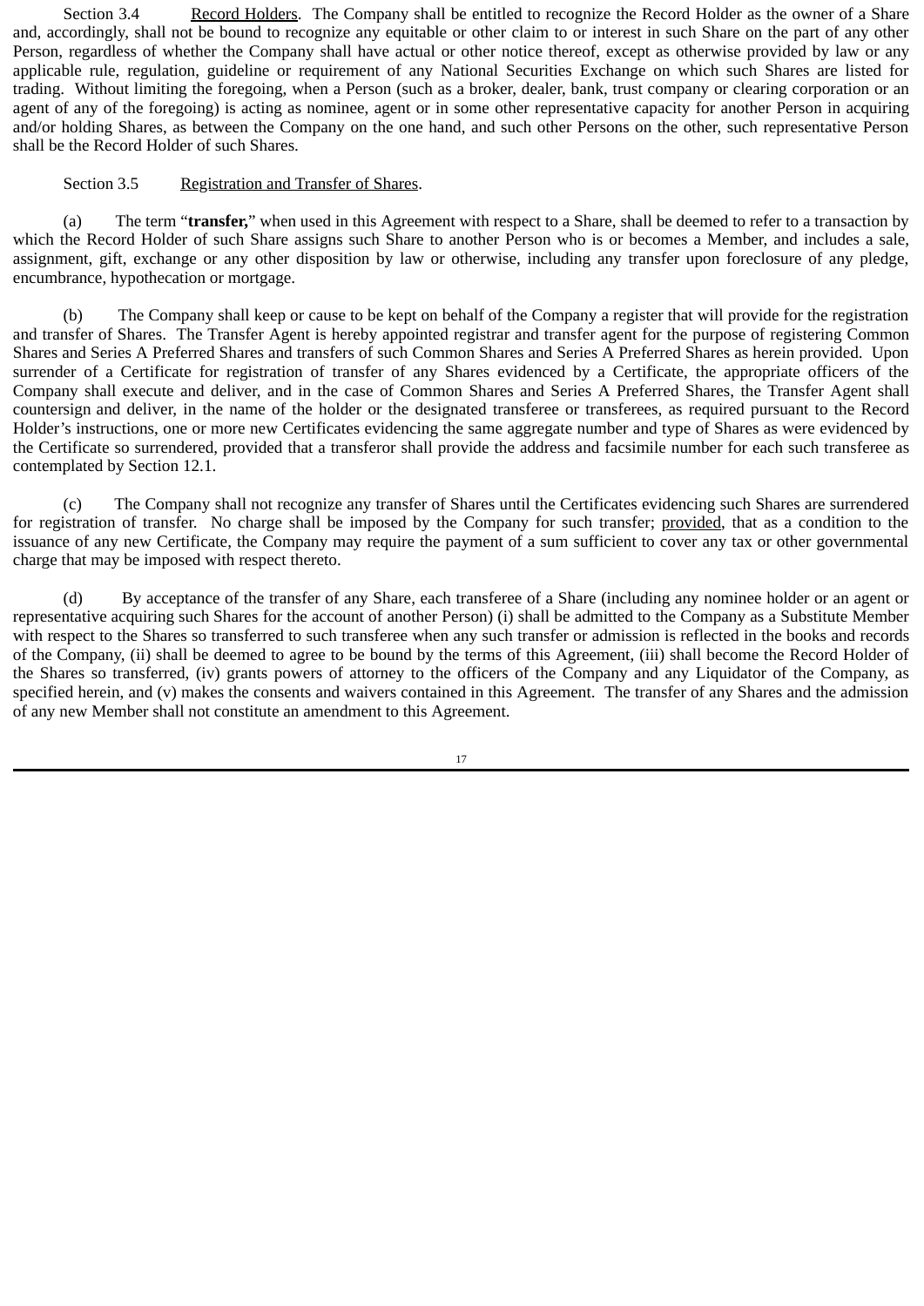Section 3.4 Record Holders. The Company shall be entitled to recognize the Record Holder as the owner of a Share and, accordingly, shall not be bound to recognize any equitable or other claim to or interest in such Share on the part of any other Person, regardless of whether the Company shall have actual or other notice thereof, except as otherwise provided by law or any applicable rule, regulation, guideline or requirement of any National Securities Exchange on which such Shares are listed for trading. Without limiting the foregoing, when a Person (such as a broker, dealer, bank, trust company or clearing corporation or an agent of any of the foregoing) is acting as nominee, agent or in some other representative capacity for another Person in acquiring and/or holding Shares, as between the Company on the one hand, and such other Persons on the other, such representative Person shall be the Record Holder of such Shares.

Section 3.5 Registration and Transfer of Shares.

(a) The term "**transfer,**" when used in this Agreement with respect to a Share, shall be deemed to refer to a transaction by which the Record Holder of such Share assigns such Share to another Person who is or becomes a Member, and includes a sale, assignment, gift, exchange or any other disposition by law or otherwise, including any transfer upon foreclosure of any pledge, encumbrance, hypothecation or mortgage.

(b) The Company shall keep or cause to be kept on behalf of the Company a register that will provide for the registration and transfer of Shares. The Transfer Agent is hereby appointed registrar and transfer agent for the purpose of registering Common Shares and Series A Preferred Shares and transfers of such Common Shares and Series A Preferred Shares as herein provided. Upon surrender of a Certificate for registration of transfer of any Shares evidenced by a Certificate, the appropriate officers of the Company shall execute and deliver, and in the case of Common Shares and Series A Preferred Shares, the Transfer Agent shall countersign and deliver, in the name of the holder or the designated transferee or transferees, as required pursuant to the Record Holder's instructions, one or more new Certificates evidencing the same aggregate number and type of Shares as were evidenced by the Certificate so surrendered, provided that a transferor shall provide the address and facsimile number for each such transferee as contemplated by Section 12.1.

(c) The Company shall not recognize any transfer of Shares until the Certificates evidencing such Shares are surrendered for registration of transfer. No charge shall be imposed by the Company for such transfer; provided, that as a condition to the issuance of any new Certificate, the Company may require the payment of a sum sufficient to cover any tax or other governmental charge that may be imposed with respect thereto.

(d) By acceptance of the transfer of any Share, each transferee of a Share (including any nominee holder or an agent or representative acquiring such Shares for the account of another Person) (i) shall be admitted to the Company as a Substitute Member with respect to the Shares so transferred to such transferee when any such transfer or admission is reflected in the books and records of the Company, (ii) shall be deemed to agree to be bound by the terms of this Agreement, (iii) shall become the Record Holder of the Shares so transferred, (iv) grants powers of attorney to the officers of the Company and any Liquidator of the Company, as specified herein, and (v) makes the consents and waivers contained in this Agreement. The transfer of any Shares and the admission of any new Member shall not constitute an amendment to this Agreement.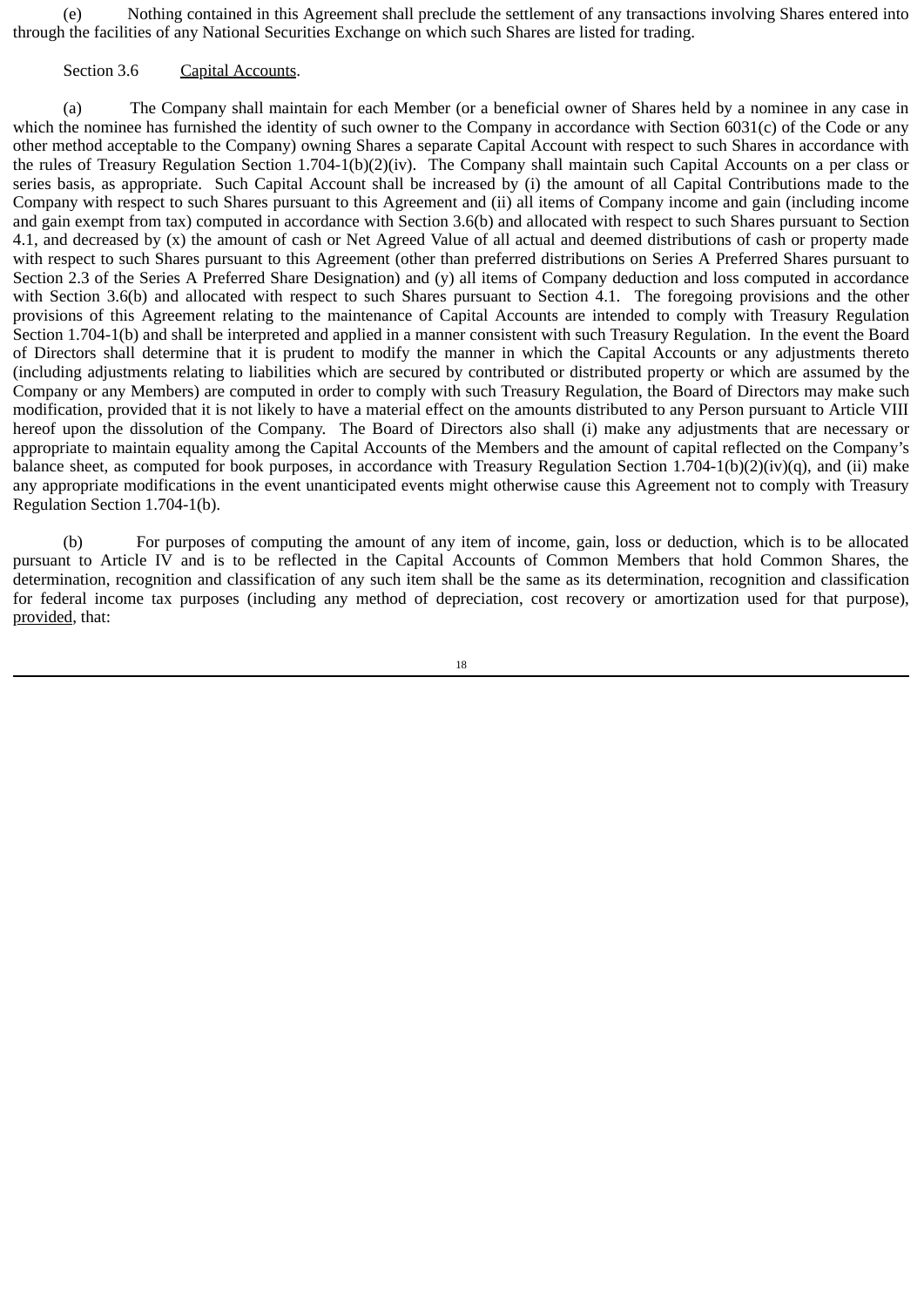(e) Nothing contained in this Agreement shall preclude the settlement of any transactions involving Shares entered into through the facilities of any National Securities Exchange on which such Shares are listed for trading.

Section 3.6 Capital Accounts.

(a) The Company shall maintain for each Member (or a beneficial owner of Shares held by a nominee in any case in which the nominee has furnished the identity of such owner to the Company in accordance with Section 6031(c) of the Code or any other method acceptable to the Company) owning Shares a separate Capital Account with respect to such Shares in accordance with the rules of Treasury Regulation Section 1.704-1(b)(2)(iv). The Company shall maintain such Capital Accounts on a per class or series basis, as appropriate. Such Capital Account shall be increased by (i) the amount of all Capital Contributions made to the Company with respect to such Shares pursuant to this Agreement and (ii) all items of Company income and gain (including income and gain exempt from tax) computed in accordance with Section 3.6(b) and allocated with respect to such Shares pursuant to Section 4.1, and decreased by (x) the amount of cash or Net Agreed Value of all actual and deemed distributions of cash or property made with respect to such Shares pursuant to this Agreement (other than preferred distributions on Series A Preferred Shares pursuant to Section 2.3 of the Series A Preferred Share Designation) and (y) all items of Company deduction and loss computed in accordance with Section 3.6(b) and allocated with respect to such Shares pursuant to Section 4.1. The foregoing provisions and the other provisions of this Agreement relating to the maintenance of Capital Accounts are intended to comply with Treasury Regulation Section 1.704-1(b) and shall be interpreted and applied in a manner consistent with such Treasury Regulation. In the event the Board of Directors shall determine that it is prudent to modify the manner in which the Capital Accounts or any adjustments thereto (including adjustments relating to liabilities which are secured by contributed or distributed property or which are assumed by the Company or any Members) are computed in order to comply with such Treasury Regulation, the Board of Directors may make such modification, provided that it is not likely to have a material effect on the amounts distributed to any Person pursuant to Article VIII hereof upon the dissolution of the Company. The Board of Directors also shall (i) make any adjustments that are necessary or appropriate to maintain equality among the Capital Accounts of the Members and the amount of capital reflected on the Company's balance sheet, as computed for book purposes, in accordance with Treasury Regulation Section 1.704-1(b)(2)(iv)(q), and (ii) make any appropriate modifications in the event unanticipated events might otherwise cause this Agreement not to comply with Treasury Regulation Section 1.704-1(b).

(b) For purposes of computing the amount of any item of income, gain, loss or deduction, which is to be allocated pursuant to Article IV and is to be reflected in the Capital Accounts of Common Members that hold Common Shares, the determination, recognition and classification of any such item shall be the same as its determination, recognition and classification for federal income tax purposes (including any method of depreciation, cost recovery or amortization used for that purpose), provided, that: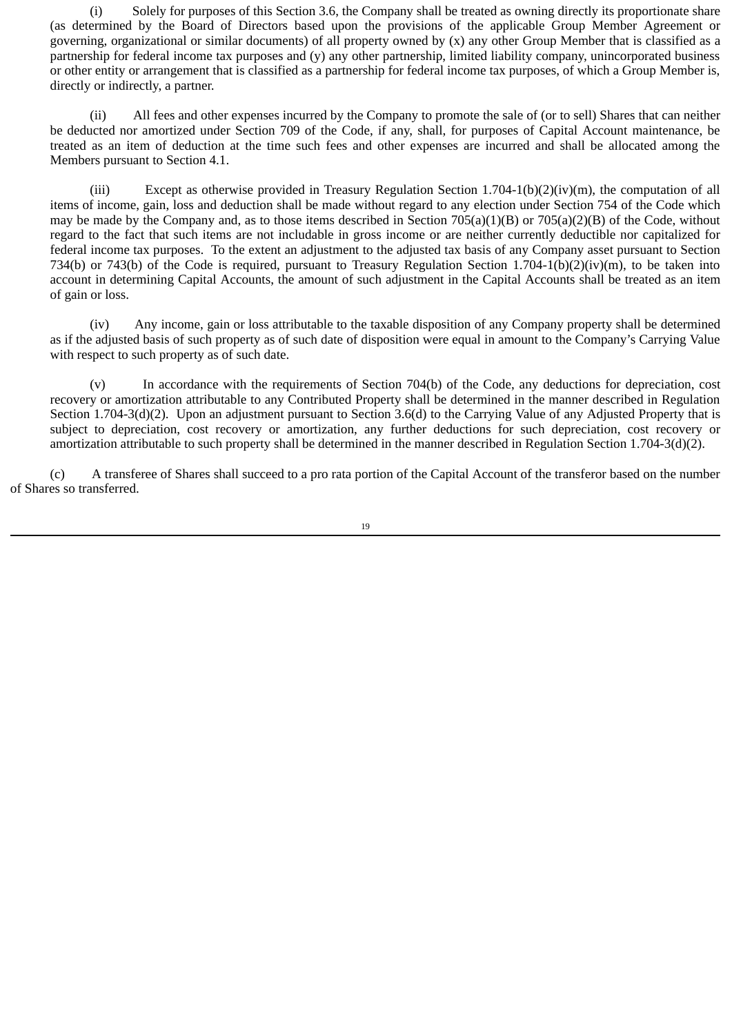(i) Solely for purposes of this Section 3.6, the Company shall be treated as owning directly its proportionate share (as determined by the Board of Directors based upon the provisions of the applicable Group Member Agreement or governing, organizational or similar documents) of all property owned by (x) any other Group Member that is classified as a partnership for federal income tax purposes and (y) any other partnership, limited liability company, unincorporated business or other entity or arrangement that is classified as a partnership for federal income tax purposes, of which a Group Member is, directly or indirectly, a partner.

(ii) All fees and other expenses incurred by the Company to promote the sale of (or to sell) Shares that can neither be deducted nor amortized under Section 709 of the Code, if any, shall, for purposes of Capital Account maintenance, be treated as an item of deduction at the time such fees and other expenses are incurred and shall be allocated among the Members pursuant to Section 4.1.

(iii) Except as otherwise provided in Treasury Regulation Section 1.704-1(b)(2)(iv)(m), the computation of all items of income, gain, loss and deduction shall be made without regard to any election under Section 754 of the Code which may be made by the Company and, as to those items described in Section 705(a)(1)(B) or 705(a)(2)(B) of the Code, without regard to the fact that such items are not includable in gross income or are neither currently deductible nor capitalized for federal income tax purposes. To the extent an adjustment to the adjusted tax basis of any Company asset pursuant to Section 734(b) or 743(b) of the Code is required, pursuant to Treasury Regulation Section 1.704-1(b)(2)(iv)(m), to be taken into account in determining Capital Accounts, the amount of such adjustment in the Capital Accounts shall be treated as an item of gain or loss.

(iv) Any income, gain or loss attributable to the taxable disposition of any Company property shall be determined as if the adjusted basis of such property as of such date of disposition were equal in amount to the Company's Carrying Value with respect to such property as of such date.

(v) In accordance with the requirements of Section 704(b) of the Code, any deductions for depreciation, cost recovery or amortization attributable to any Contributed Property shall be determined in the manner described in Regulation Section 1.704-3(d)(2). Upon an adjustment pursuant to Section 3.6(d) to the Carrying Value of any Adjusted Property that is subject to depreciation, cost recovery or amortization, any further deductions for such depreciation, cost recovery or amortization attributable to such property shall be determined in the manner described in Regulation Section 1.704-3(d)(2).

(c) A transferee of Shares shall succeed to a pro rata portion of the Capital Account of the transferor based on the number of Shares so transferred.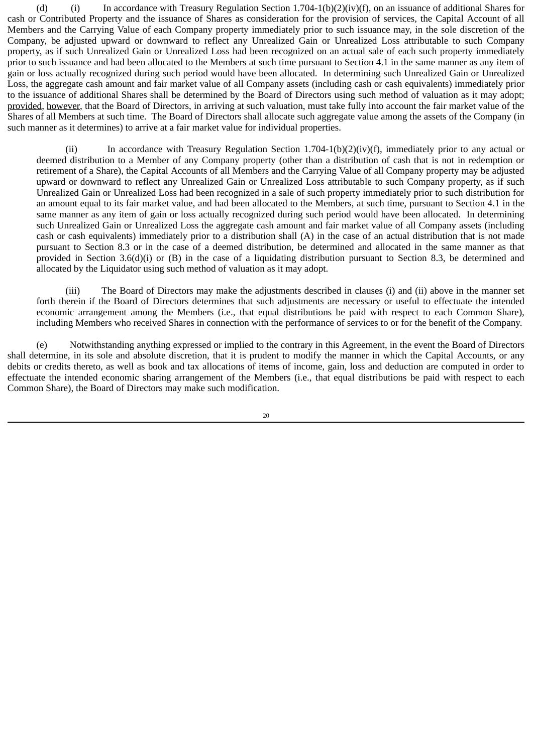(d) (i) In accordance with Treasury Regulation Section 1.704-1(b)(2)(iv)(f), on an issuance of additional Shares for cash or Contributed Property and the issuance of Shares as consideration for the provision of services, the Capital Account of all Members and the Carrying Value of each Company property immediately prior to such issuance may, in the sole discretion of the Company, be adjusted upward or downward to reflect any Unrealized Gain or Unrealized Loss attributable to such Company property, as if such Unrealized Gain or Unrealized Loss had been recognized on an actual sale of each such property immediately prior to such issuance and had been allocated to the Members at such time pursuant to Section 4.1 in the same manner as any item of gain or loss actually recognized during such period would have been allocated. In determining such Unrealized Gain or Unrealized Loss, the aggregate cash amount and fair market value of all Company assets (including cash or cash equivalents) immediately prior to the issuance of additional Shares shall be determined by the Board of Directors using such method of valuation as it may adopt; provided, however, that the Board of Directors, in arriving at such valuation, must take fully into account the fair market value of the Shares of all Members at such time. The Board of Directors shall allocate such aggregate value among the assets of the Company (in such manner as it determines) to arrive at a fair market value for individual properties.

(ii) In accordance with Treasury Regulation Section 1.704-1(b)(2)(iv)(f), immediately prior to any actual or deemed distribution to a Member of any Company property (other than a distribution of cash that is not in redemption or retirement of a Share), the Capital Accounts of all Members and the Carrying Value of all Company property may be adjusted upward or downward to reflect any Unrealized Gain or Unrealized Loss attributable to such Company property, as if such Unrealized Gain or Unrealized Loss had been recognized in a sale of such property immediately prior to such distribution for an amount equal to its fair market value, and had been allocated to the Members, at such time, pursuant to Section 4.1 in the same manner as any item of gain or loss actually recognized during such period would have been allocated. In determining such Unrealized Gain or Unrealized Loss the aggregate cash amount and fair market value of all Company assets (including cash or cash equivalents) immediately prior to a distribution shall (A) in the case of an actual distribution that is not made pursuant to Section 8.3 or in the case of a deemed distribution, be determined and allocated in the same manner as that provided in Section 3.6(d)(i) or (B) in the case of a liquidating distribution pursuant to Section 8.3, be determined and allocated by the Liquidator using such method of valuation as it may adopt.

(iii) The Board of Directors may make the adjustments described in clauses (i) and (ii) above in the manner set forth therein if the Board of Directors determines that such adjustments are necessary or useful to effectuate the intended economic arrangement among the Members (i.e., that equal distributions be paid with respect to each Common Share), including Members who received Shares in connection with the performance of services to or for the benefit of the Company.

(e) Notwithstanding anything expressed or implied to the contrary in this Agreement, in the event the Board of Directors shall determine, in its sole and absolute discretion, that it is prudent to modify the manner in which the Capital Accounts, or any debits or credits thereto, as well as book and tax allocations of items of income, gain, loss and deduction are computed in order to effectuate the intended economic sharing arrangement of the Members (i.e., that equal distributions be paid with respect to each Common Share), the Board of Directors may make such modification.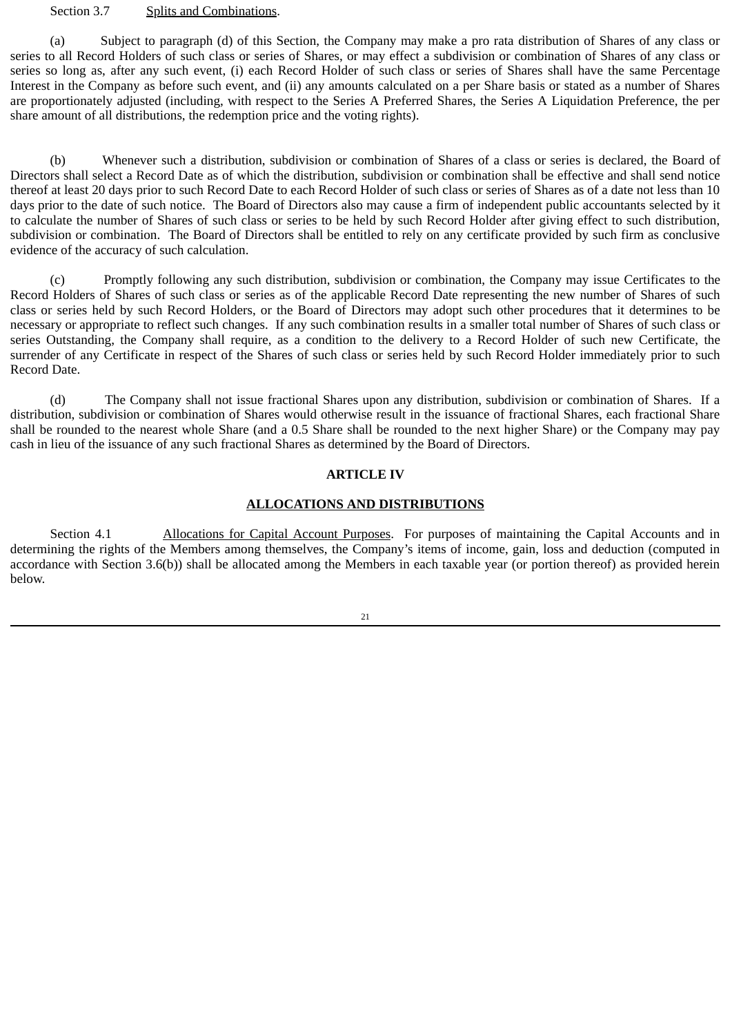Section 3.7 Splits and Combinations.

(a) Subject to paragraph (d) of this Section, the Company may make a pro rata distribution of Shares of any class or series to all Record Holders of such class or series of Shares, or may effect a subdivision or combination of Shares of any class or series so long as, after any such event, (i) each Record Holder of such class or series of Shares shall have the same Percentage Interest in the Company as before such event, and (ii) any amounts calculated on a per Share basis or stated as a number of Shares are proportionately adjusted (including, with respect to the Series A Preferred Shares, the Series A Liquidation Preference, the per share amount of all distributions, the redemption price and the voting rights).

(b) Whenever such a distribution, subdivision or combination of Shares of a class or series is declared, the Board of Directors shall select a Record Date as of which the distribution, subdivision or combination shall be effective and shall send notice thereof at least 20 days prior to such Record Date to each Record Holder of such class or series of Shares as of a date not less than 10 days prior to the date of such notice. The Board of Directors also may cause a firm of independent public accountants selected by it to calculate the number of Shares of such class or series to be held by such Record Holder after giving effect to such distribution, subdivision or combination. The Board of Directors shall be entitled to rely on any certificate provided by such firm as conclusive evidence of the accuracy of such calculation.

(c) Promptly following any such distribution, subdivision or combination, the Company may issue Certificates to the Record Holders of Shares of such class or series as of the applicable Record Date representing the new number of Shares of such class or series held by such Record Holders, or the Board of Directors may adopt such other procedures that it determines to be necessary or appropriate to reflect such changes. If any such combination results in a smaller total number of Shares of such class or series Outstanding, the Company shall require, as a condition to the delivery to a Record Holder of such new Certificate, the surrender of any Certificate in respect of the Shares of such class or series held by such Record Holder immediately prior to such Record Date.

(d) The Company shall not issue fractional Shares upon any distribution, subdivision or combination of Shares. If a distribution, subdivision or combination of Shares would otherwise result in the issuance of fractional Shares, each fractional Share shall be rounded to the nearest whole Share (and a 0.5 Share shall be rounded to the next higher Share) or the Company may pay cash in lieu of the issuance of any such fractional Shares as determined by the Board of Directors.

## ARTICLE IV

## ALLOCATIONS AND DISTRIBUTIONS

Section 4.1 Allocations for Capital Account Purposes. For purposes of maintaining the Capital Accounts and in determining the rights of the Members among themselves, the Company's items of income, gain, loss and deduction (computed in accordance with Section 3.6(b)) shall be allocated among the Members in each taxable year (or portion thereof) as provided herein below.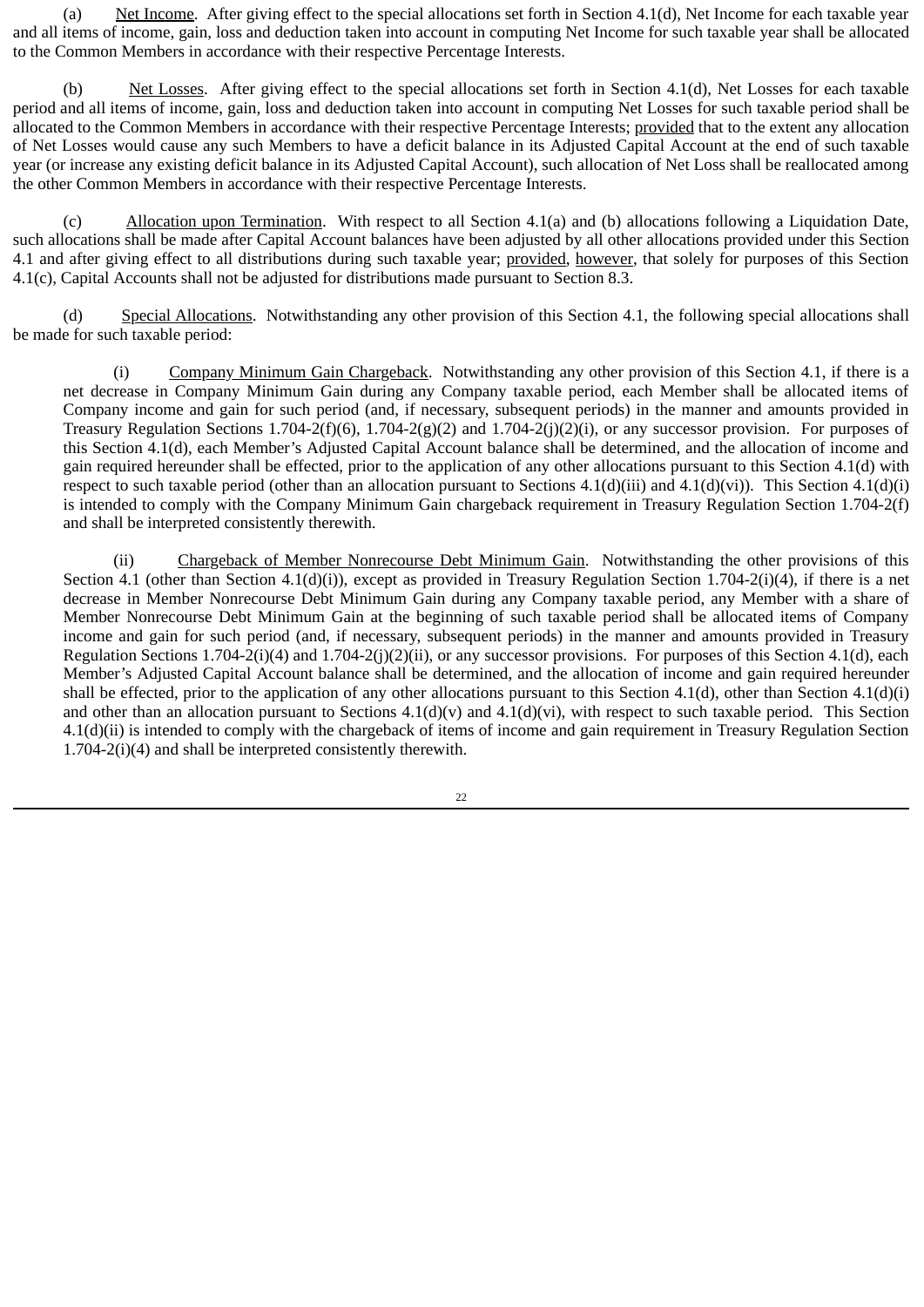(a) Net Income. After giving effect to the special allocations set forth in Section 4.1(d), Net Income for each taxable year and all items of income, gain, loss and deduction taken into account in computing Net Income for such taxable year shall be allocated to the Common Members in accordance with their respective Percentage Interests.

(b) Net Losses. After giving effect to the special allocations set forth in Section 4.1(d), Net Losses for each taxable period and all items of income, gain, loss and deduction taken into account in computing Net Losses for such taxable period shall be allocated to the Common Members in accordance with their respective Percentage Interests; provided that to the extent any allocation of Net Losses would cause any such Members to have a deficit balance in its Adjusted Capital Account at the end of such taxable year (or increase any existing deficit balance in its Adjusted Capital Account), such allocation of Net Loss shall be reallocated among the other Common Members in accordance with their respective Percentage Interests.

(c) Allocation upon Termination. With respect to all Section 4.1(a) and (b) allocations following a Liquidation Date, such allocations shall be made after Capital Account balances have been adjusted by all other allocations provided under this Section 4.1 and after giving effect to all distributions during such taxable year; provided, however, that solely for purposes of this Section 4.1(c), Capital Accounts shall not be adjusted for distributions made pursuant to Section 8.3.

(d) Special Allocations. Notwithstanding any other provision of this Section 4.1, the following special allocations shall be made for such taxable period:

(i) Company Minimum Gain Chargeback. Notwithstanding any other provision of this Section 4.1, if there is a net decrease in Company Minimum Gain during any Company taxable period, each Member shall be allocated items of Company income and gain for such period (and, if necessary, subsequent periods) in the manner and amounts provided in Treasury Regulation Sections 1.704-2(f)(6), 1.704-2(g)(2) and 1.704-2(j)(2)(i), or any successor provision. For purposes of this Section 4.1(d), each Member's Adjusted Capital Account balance shall be determined, and the allocation of income and gain required hereunder shall be effected, prior to the application of any other allocations pursuant to this Section 4.1(d) with respect to such taxable period (other than an allocation pursuant to Sections 4.1(d)(iii) and 4.1(d)(vi)). This Section 4.1(d)(i) is intended to comply with the Company Minimum Gain chargeback requirement in Treasury Regulation Section 1.704-2(f) and shall be interpreted consistently therewith.

(ii) Chargeback of Member Nonrecourse Debt Minimum Gain. Notwithstanding the other provisions of this Section 4.1 (other than Section 4.1(d)(i)), except as provided in Treasury Regulation Section 1.704-2(i)(4), if there is a net decrease in Member Nonrecourse Debt Minimum Gain during any Company taxable period, any Member with a share of Member Nonrecourse Debt Minimum Gain at the beginning of such taxable period shall be allocated items of Company income and gain for such period (and, if necessary, subsequent periods) in the manner and amounts provided in Treasury Regulation Sections 1.704-2(i)(4) and 1.704-2(j)(2)(ii), or any successor provisions. For purposes of this Section 4.1(d), each Member's Adjusted Capital Account balance shall be determined, and the allocation of income and gain required hereunder shall be effected, prior to the application of any other allocations pursuant to this Section 4.1(d), other than Section 4.1(d)(i) and other than an allocation pursuant to Sections 4.1(d)(v) and 4.1(d)(vi), with respect to such taxable period. This Section 4.1(d)(ii) is intended to comply with the chargeback of items of income and gain requirement in Treasury Regulation Section 1.704-2(i)(4) and shall be interpreted consistently therewith.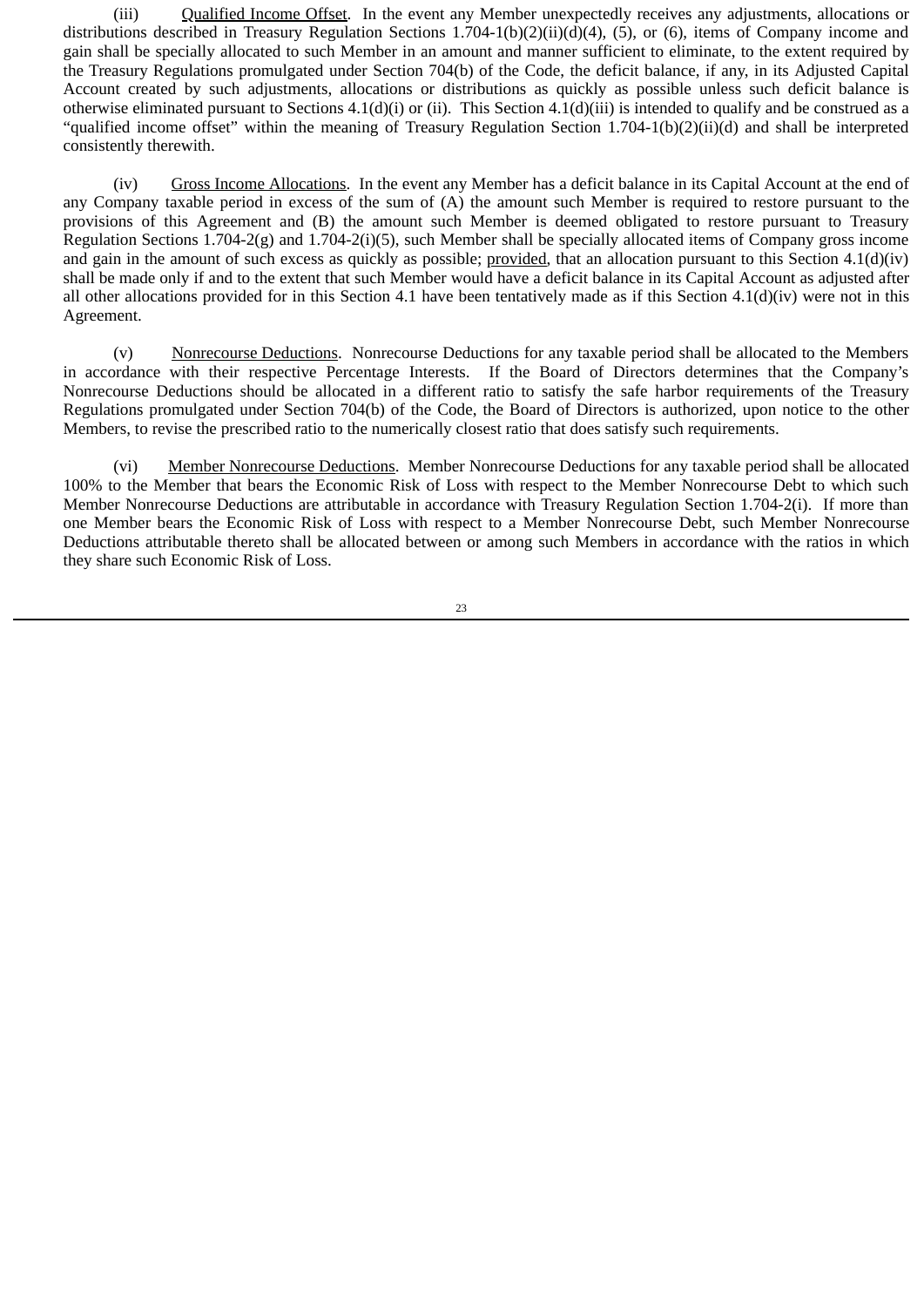(iii) Qualified Income Offset. In the event any Member unexpectedly receives any adjustments, allocations or distributions described in Treasury Regulation Sections 1.704-1(b)(2)(ii)(d)(4), (5), or (6), items of Company income and gain shall be specially allocated to such Member in an amount and manner sufficient to eliminate, to the extent required by the Treasury Regulations promulgated under Section 704(b) of the Code, the deficit balance, if any, in its Adjusted Capital Account created by such adjustments, allocations or distributions as quickly as possible unless such deficit balance is otherwise eliminated pursuant to Sections 4.1(d)(i) or (ii). This Section 4.1(d)(iii) is intended to qualify and be construed as a "qualified income offset" within the meaning of Treasury Regulation Section 1.704-1(b)(2)(ii)(d) and shall be interpreted consistently therewith.

(iv) Gross Income Allocations. In the event any Member has a deficit balance in its Capital Account at the end of any Company taxable period in excess of the sum of (A) the amount such Member is required to restore pursuant to the provisions of this Agreement and (B) the amount such Member is deemed obligated to restore pursuant to Treasury Regulation Sections 1.704-2(g) and 1.704-2(i)(5), such Member shall be specially allocated items of Company gross income and gain in the amount of such excess as quickly as possible; provided, that an allocation pursuant to this Section 4.1(d)(iv) shall be made only if and to the extent that such Member would have a deficit balance in its Capital Account as adjusted after all other allocations provided for in this Section 4.1 have been tentatively made as if this Section 4.1(d)(iv) were not in this Agreement.

(v) Nonrecourse Deductions. Nonrecourse Deductions for any taxable period shall be allocated to the Members in accordance with their respective Percentage Interests. If the Board of Directors determines that the Company's Nonrecourse Deductions should be allocated in a different ratio to satisfy the safe harbor requirements of the Treasury Regulations promulgated under Section 704(b) of the Code, the Board of Directors is authorized, upon notice to the other Members, to revise the prescribed ratio to the numerically closest ratio that does satisfy such requirements.

(vi) Member Nonrecourse Deductions. Member Nonrecourse Deductions for any taxable period shall be allocated 100% to the Member that bears the Economic Risk of Loss with respect to the Member Nonrecourse Debt to which such Member Nonrecourse Deductions are attributable in accordance with Treasury Regulation Section 1.704-2(i). If more than one Member bears the Economic Risk of Loss with respect to a Member Nonrecourse Debt, such Member Nonrecourse Deductions attributable thereto shall be allocated between or among such Members in accordance with the ratios in which they share such Economic Risk of Loss.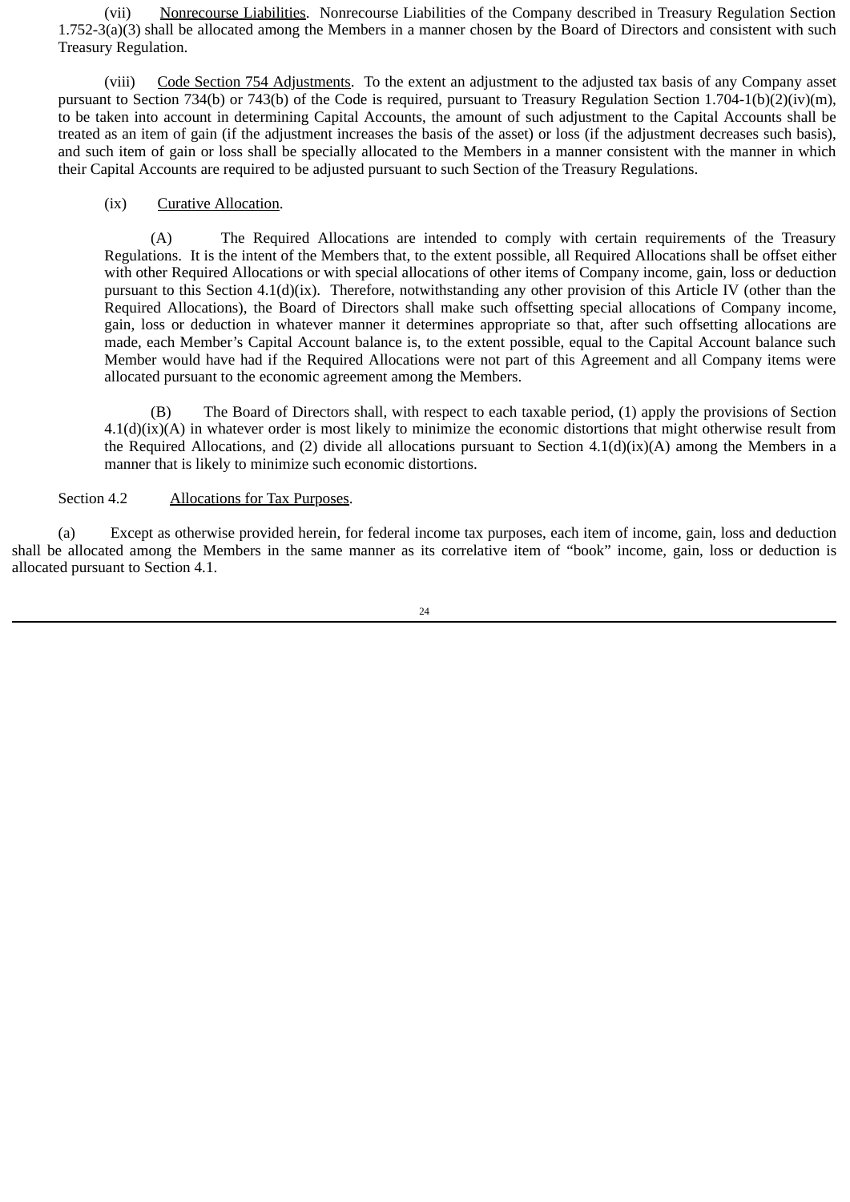(vii) Nonrecourse Liabilities. Nonrecourse Liabilities of the Company described in Treasury Regulation Section 1.752-3(a)(3) shall be allocated among the Members in a manner chosen by the Board of Directors and consistent with such Treasury Regulation.

(viii) Code Section 754 Adjustments. To the extent an adjustment to the adjusted tax basis of any Company asset pursuant to Section 734(b) or 743(b) of the Code is required, pursuant to Treasury Regulation Section 1.704-1(b)(2)(iv)(m), to be taken into account in determining Capital Accounts, the amount of such adjustment to the Capital Accounts shall be treated as an item of gain (if the adjustment increases the basis of the asset) or loss (if the adjustment decreases such basis), and such item of gain or loss shall be specially allocated to the Members in a manner consistent with the manner in which their Capital Accounts are required to be adjusted pursuant to such Section of the Treasury Regulations.

(ix) Curative Allocation.

(A) The Required Allocations are intended to comply with certain requirements of the Treasury Regulations. It is the intent of the Members that, to the extent possible, all Required Allocations shall be offset either with other Required Allocations or with special allocations of other items of Company income, gain, loss or deduction pursuant to this Section 4.1(d)(ix). Therefore, notwithstanding any other provision of this Article IV (other than the Required Allocations), the Board of Directors shall make such offsetting special allocations of Company income, gain, loss or deduction in whatever manner it determines appropriate so that, after such offsetting allocations are made, each Member's Capital Account balance is, to the extent possible, equal to the Capital Account balance such Member would have had if the Required Allocations were not part of this Agreement and all Company items were allocated pursuant to the economic agreement among the Members.

(B) The Board of Directors shall, with respect to each taxable period, (1) apply the provisions of Section 4.1(d)(ix)(A) in whatever order is most likely to minimize the economic distortions that might otherwise result from the Required Allocations, and (2) divide all allocations pursuant to Section 4.1(d)(ix)(A) among the Members in a manner that is likely to minimize such economic distortions.

Section 4.2 Allocations for Tax Purposes.

(a) Except as otherwise provided herein, for federal income tax purposes, each item of income, gain, loss and deduction shall be allocated among the Members in the same manner as its correlative item of "book" income, gain, loss or deduction is allocated pursuant to Section 4.1.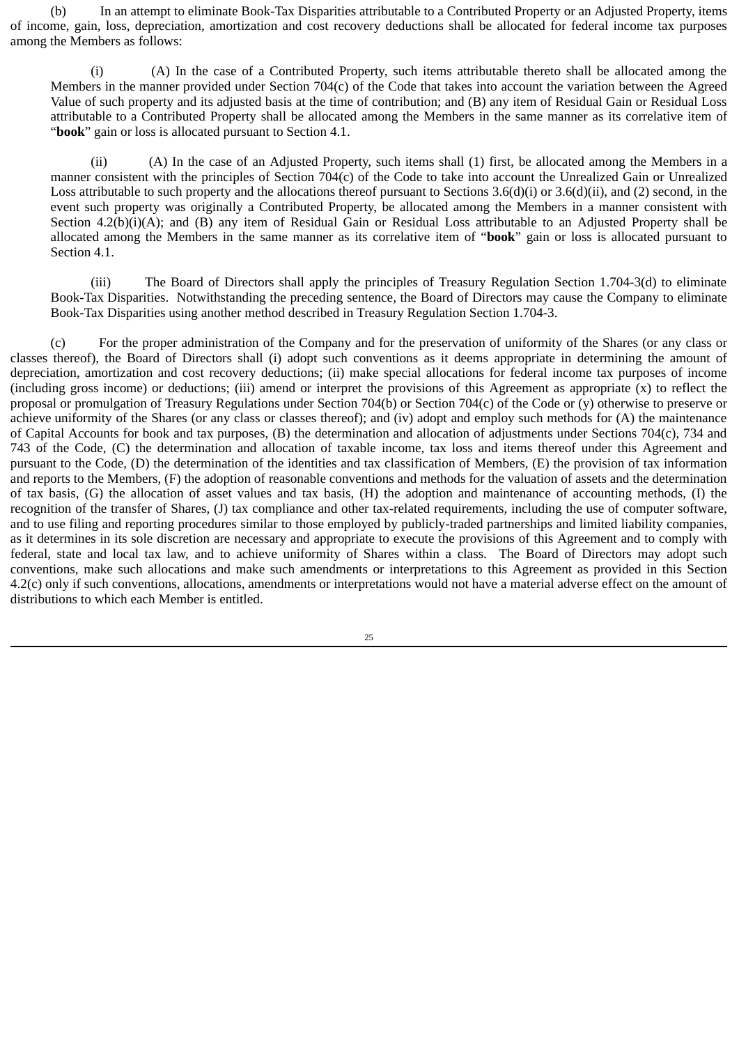(b) In an attempt to eliminate Book-Tax Disparities attributable to a Contributed Property or an Adjusted Property, items of income, gain, loss, depreciation, amortization and cost recovery deductions shall be allocated for federal income tax purposes among the Members as follows:

(i) (A) In the case of a Contributed Property, such items attributable thereto shall be allocated among the Members in the manner provided under Section 704(c) of the Code that takes into account the variation between the Agreed Value of such property and its adjusted basis at the time of contribution; and (B) any item of Residual Gain or Residual Loss attributable to a Contributed Property shall be allocated among the Members in the same manner as its correlative item of "**book**" gain or loss is allocated pursuant to Section 4.1.

(ii) (A) In the case of an Adjusted Property, such items shall (1) first, be allocated among the Members in a manner consistent with the principles of Section 704(c) of the Code to take into account the Unrealized Gain or Unrealized Loss attributable to such property and the allocations thereof pursuant to Sections 3.6(d)(i) or 3.6(d)(ii), and (2) second, in the event such property was originally a Contributed Property, be allocated among the Members in a manner consistent with Section 4.2(b)(i)(A); and (B) any item of Residual Gain or Residual Loss attributable to an Adjusted Property shall be allocated among the Members in the same manner as its correlative item of "**book**" gain or loss is allocated pursuant to Section 4.1.

(iii) The Board of Directors shall apply the principles of Treasury Regulation Section 1.704-3(d) to eliminate Book-Tax Disparities. Notwithstanding the preceding sentence, the Board of Directors may cause the Company to eliminate Book-Tax Disparities using another method described in Treasury Regulation Section 1.704-3.

(c) For the proper administration of the Company and for the preservation of uniformity of the Shares (or any class or classes thereof), the Board of Directors shall (i) adopt such conventions as it deems appropriate in determining the amount of depreciation, amortization and cost recovery deductions; (ii) make special allocations for federal income tax purposes of income (including gross income) or deductions; (iii) amend or interpret the provisions of this Agreement as appropriate (x) to reflect the proposal or promulgation of Treasury Regulations under Section 704(b) or Section 704(c) of the Code or (y) otherwise to preserve or achieve uniformity of the Shares (or any class or classes thereof); and (iv) adopt and employ such methods for (A) the maintenance of Capital Accounts for book and tax purposes, (B) the determination and allocation of adjustments under Sections 704(c), 734 and 743 of the Code, (C) the determination and allocation of taxable income, tax loss and items thereof under this Agreement and pursuant to the Code, (D) the determination of the identities and tax classification of Members, (E) the provision of tax information and reports to the Members, (F) the adoption of reasonable conventions and methods for the valuation of assets and the determination of tax basis, (G) the allocation of asset values and tax basis, (H) the adoption and maintenance of accounting methods, (I) the recognition of the transfer of Shares, (J) tax compliance and other tax-related requirements, including the use of computer software, and to use filing and reporting procedures similar to those employed by publicly-traded partnerships and limited liability companies, as it determines in its sole discretion are necessary and appropriate to execute the provisions of this Agreement and to comply with federal, state and local tax law, and to achieve uniformity of Shares within a class. The Board of Directors may adopt such conventions, make such allocations and make such amendments or interpretations to this Agreement as provided in this Section 4.2(c) only if such conventions, allocations, amendments or interpretations would not have a material adverse effect on the amount of distributions to which each Member is entitled.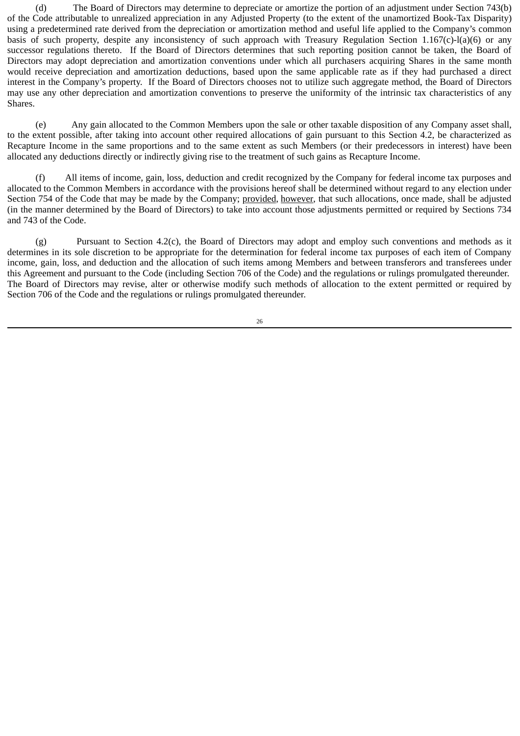(d) The Board of Directors may determine to depreciate or amortize the portion of an adjustment under Section 743(b) of the Code attributable to unrealized appreciation in any Adjusted Property (to the extent of the unamortized Book-Tax Disparity) using a predetermined rate derived from the depreciation or amortization method and useful life applied to the Company's common basis of such property, despite any inconsistency of such approach with Treasury Regulation Section 1.167(c)-l(a)(6) or any successor regulations thereto. If the Board of Directors determines that such reporting position cannot be taken, the Board of Directors may adopt depreciation and amortization conventions under which all purchasers acquiring Shares in the same month would receive depreciation and amortization deductions, based upon the same applicable rate as if they had purchased a direct interest in the Company's property. If the Board of Directors chooses not to utilize such aggregate method, the Board of Directors may use any other depreciation and amortization conventions to preserve the uniformity of the intrinsic tax characteristics of any Shares.

(e) Any gain allocated to the Common Members upon the sale or other taxable disposition of any Company asset shall, to the extent possible, after taking into account other required allocations of gain pursuant to this Section 4.2, be characterized as Recapture Income in the same proportions and to the same extent as such Members (or their predecessors in interest) have been allocated any deductions directly or indirectly giving rise to the treatment of such gains as Recapture Income.

(f) All items of income, gain, loss, deduction and credit recognized by the Company for federal income tax purposes and allocated to the Common Members in accordance with the provisions hereof shall be determined without regard to any election under Section 754 of the Code that may be made by the Company; provided, however, that such allocations, once made, shall be adjusted (in the manner determined by the Board of Directors) to take into account those adjustments permitted or required by Sections 734 and 743 of the Code.

(g) Pursuant to Section 4.2(c), the Board of Directors may adopt and employ such conventions and methods as it determines in its sole discretion to be appropriate for the determination for federal income tax purposes of each item of Company income, gain, loss, and deduction and the allocation of such items among Members and between transferors and transferees under this Agreement and pursuant to the Code (including Section 706 of the Code) and the regulations or rulings promulgated thereunder. The Board of Directors may revise, alter or otherwise modify such methods of allocation to the extent permitted or required by Section 706 of the Code and the regulations or rulings promulgated thereunder.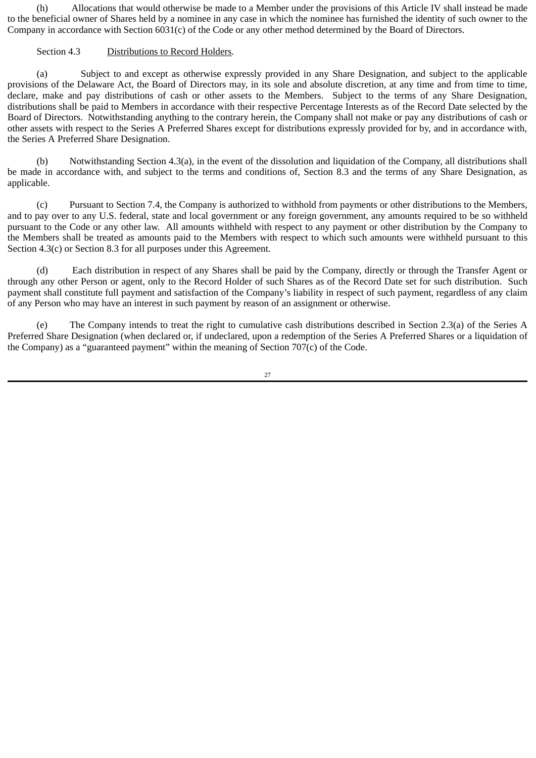(h) Allocations that would otherwise be made to a Member under the provisions of this Article IV shall instead be made to the beneficial owner of Shares held by a nominee in any case in which the nominee has furnished the identity of such owner to the Company in accordance with Section 6031(c) of the Code or any other method determined by the Board of Directors.

Section 4.3 Distributions to Record Holders.

(a) Subject to and except as otherwise expressly provided in any Share Designation, and subject to the applicable provisions of the Delaware Act, the Board of Directors may, in its sole and absolute discretion, at any time and from time to time, declare, make and pay distributions of cash or other assets to the Members. Subject to the terms of any Share Designation, distributions shall be paid to Members in accordance with their respective Percentage Interests as of the Record Date selected by the Board of Directors. Notwithstanding anything to the contrary herein, the Company shall not make or pay any distributions of cash or other assets with respect to the Series A Preferred Shares except for distributions expressly provided for by, and in accordance with, the Series A Preferred Share Designation.

(b) Notwithstanding Section 4.3(a), in the event of the dissolution and liquidation of the Company, all distributions shall be made in accordance with, and subject to the terms and conditions of, Section 8.3 and the terms of any Share Designation, as applicable.

(c) Pursuant to Section 7.4, the Company is authorized to withhold from payments or other distributions to the Members, and to pay over to any U.S. federal, state and local government or any foreign government, any amounts required to be so withheld pursuant to the Code or any other law. All amounts withheld with respect to any payment or other distribution by the Company to the Members shall be treated as amounts paid to the Members with respect to which such amounts were withheld pursuant to this Section 4.3(c) or Section 8.3 for all purposes under this Agreement.

(d) Each distribution in respect of any Shares shall be paid by the Company, directly or through the Transfer Agent or through any other Person or agent, only to the Record Holder of such Shares as of the Record Date set for such distribution. Such payment shall constitute full payment and satisfaction of the Company's liability in respect of such payment, regardless of any claim of any Person who may have an interest in such payment by reason of an assignment or otherwise.

(e) The Company intends to treat the right to cumulative cash distributions described in Section 2.3(a) of the Series A Preferred Share Designation (when declared or, if undeclared, upon a redemption of the Series A Preferred Shares or a liquidation of the Company) as a "guaranteed payment" within the meaning of Section 707(c) of the Code.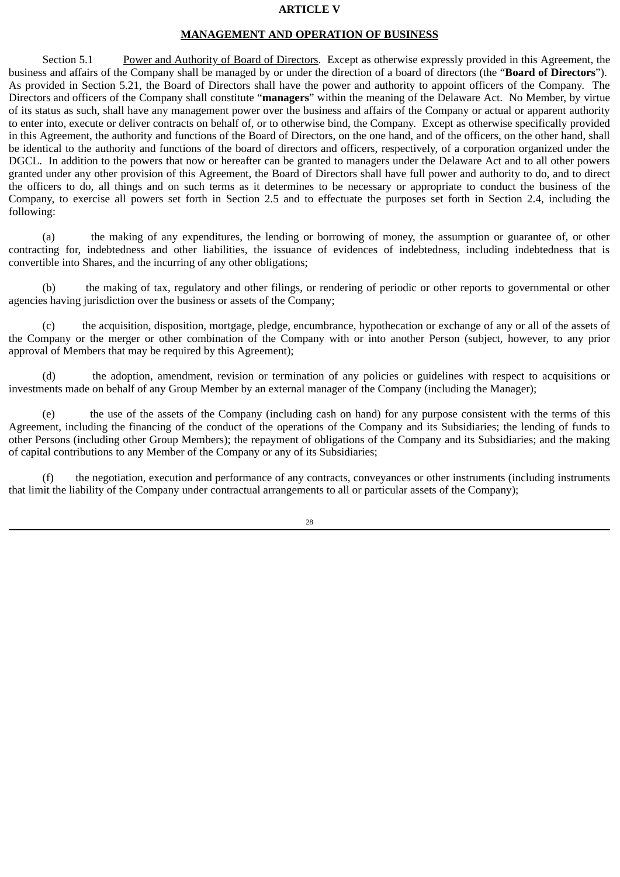# ARTICLE V

## MANAGEMENT AND OPERATION OF BUSINESS

Section 5.1 Power and Authority of Board of Directors. Except as otherwise expressly provided in this Agreement, the business and affairs of the Company shall be managed by or under the direction of a board of directors (the "**Board of Directors**"). As provided in Section 5.21, the Board of Directors shall have the power and authority to appoint officers of the Company. The Directors and officers of the Company shall constitute "**managers**" within the meaning of the Delaware Act. No Member, by virtue of its status as such, shall have any management power over the business and affairs of the Company or actual or apparent authority to enter into, execute or deliver contracts on behalf of, or to otherwise bind, the Company. Except as otherwise specifically provided in this Agreement, the authority and functions of the Board of Directors, on the one hand, and of the officers, on the other hand, shall be identical to the authority and functions of the board of directors and officers, respectively, of a corporation organized under the DGCL. In addition to the powers that now or hereafter can be granted to managers under the Delaware Act and to all other powers granted under any other provision of this Agreement, the Board of Directors shall have full power and authority to do, and to direct the officers to do, all things and on such terms as it determines to be necessary or appropriate to conduct the business of the Company, to exercise all powers set forth in Section 2.5 and to effectuate the purposes set forth in Section 2.4, including the following:

(a) the making of any expenditures, the lending or borrowing of money, the assumption or guarantee of, or other contracting for, indebtedness and other liabilities, the issuance of evidences of indebtedness, including indebtedness that is convertible into Shares, and the incurring of any other obligations;

(b) the making of tax, regulatory and other filings, or rendering of periodic or other reports to governmental or other agencies having jurisdiction over the business or assets of the Company;

(c) the acquisition, disposition, mortgage, pledge, encumbrance, hypothecation or exchange of any or all of the assets of the Company or the merger or other combination of the Company with or into another Person (subject, however, to any prior approval of Members that may be required by this Agreement);

(d) the adoption, amendment, revision or termination of any policies or guidelines with respect to acquisitions or investments made on behalf of any Group Member by an external manager of the Company (including the Manager);

(e) the use of the assets of the Company (including cash on hand) for any purpose consistent with the terms of this Agreement, including the financing of the conduct of the operations of the Company and its Subsidiaries; the lending of funds to other Persons (including other Group Members); the repayment of obligations of the Company and its Subsidiaries; and the making of capital contributions to any Member of the Company or any of its Subsidiaries;

(f) the negotiation, execution and performance of any contracts, conveyances or other instruments (including instruments that limit the liability of the Company under contractual arrangements to all or particular assets of the Company);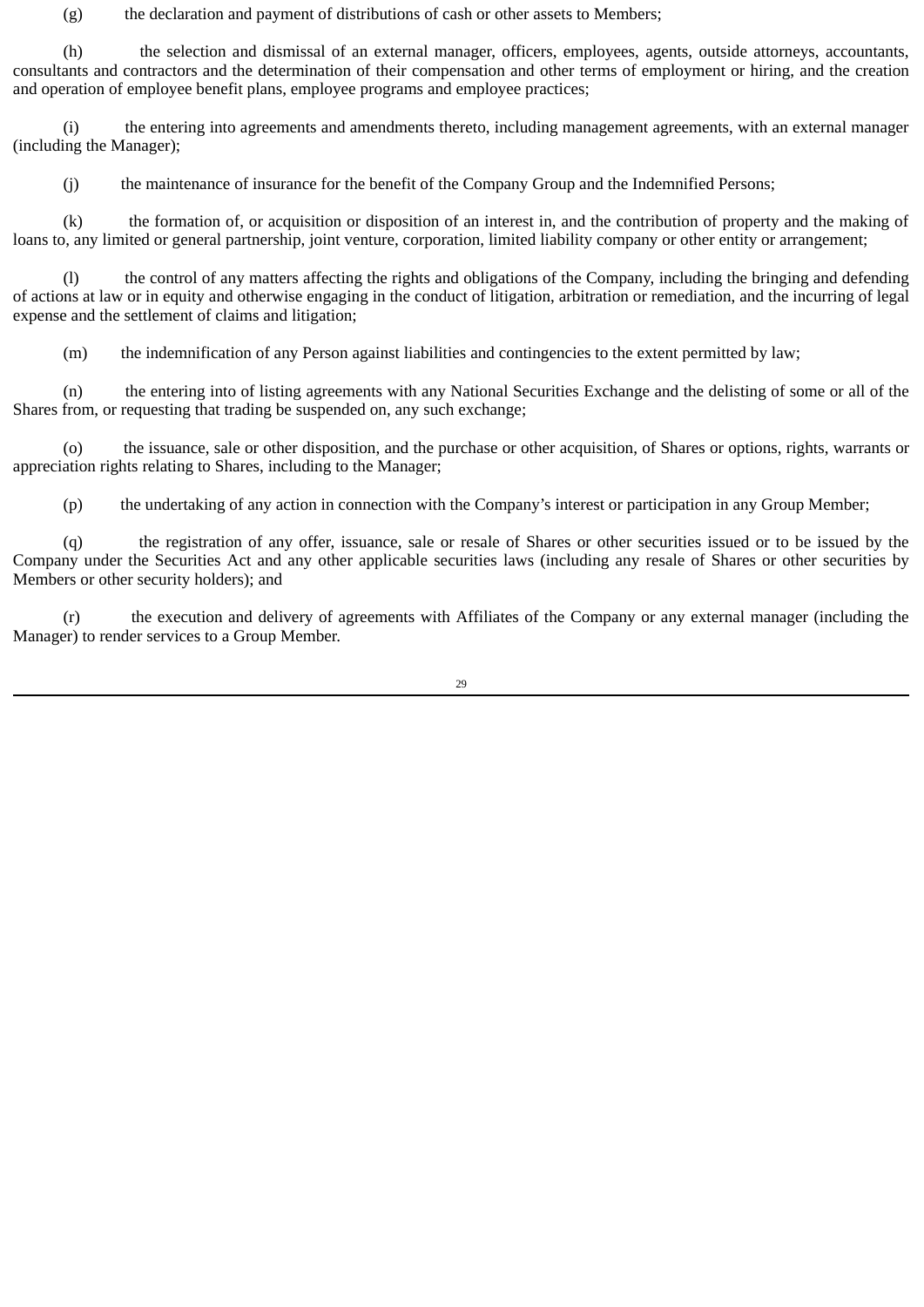(g) the declaration and payment of distributions of cash or other assets to Members;

(h) the selection and dismissal of an external manager, officers, employees, agents, outside attorneys, accountants, consultants and contractors and the determination of their compensation and other terms of employment or hiring, and the creation and operation of employee benefit plans, employee programs and employee practices;

(i) the entering into agreements and amendments thereto, including management agreements, with an external manager (including the Manager);

(j) the maintenance of insurance for the benefit of the Company Group and the Indemnified Persons;

(k) the formation of, or acquisition or disposition of an interest in, and the contribution of property and the making of loans to, any limited or general partnership, joint venture, corporation, limited liability company or other entity or arrangement;

(l) the control of any matters affecting the rights and obligations of the Company, including the bringing and defending of actions at law or in equity and otherwise engaging in the conduct of litigation, arbitration or remediation, and the incurring of legal expense and the settlement of claims and litigation;

(m) the indemnification of any Person against liabilities and contingencies to the extent permitted by law;

(n) the entering into of listing agreements with any National Securities Exchange and the delisting of some or all of the Shares from, or requesting that trading be suspended on, any such exchange;

(o) the issuance, sale or other disposition, and the purchase or other acquisition, of Shares or options, rights, warrants or appreciation rights relating to Shares, including to the Manager;

(p) the undertaking of any action in connection with the Company's interest or participation in any Group Member;

(q) the registration of any offer, issuance, sale or resale of Shares or other securities issued or to be issued by the Company under the Securities Act and any other applicable securities laws (including any resale of Shares or other securities by Members or other security holders); and

(r) the execution and delivery of agreements with Affiliates of the Company or any external manager (including the Manager) to render services to a Group Member.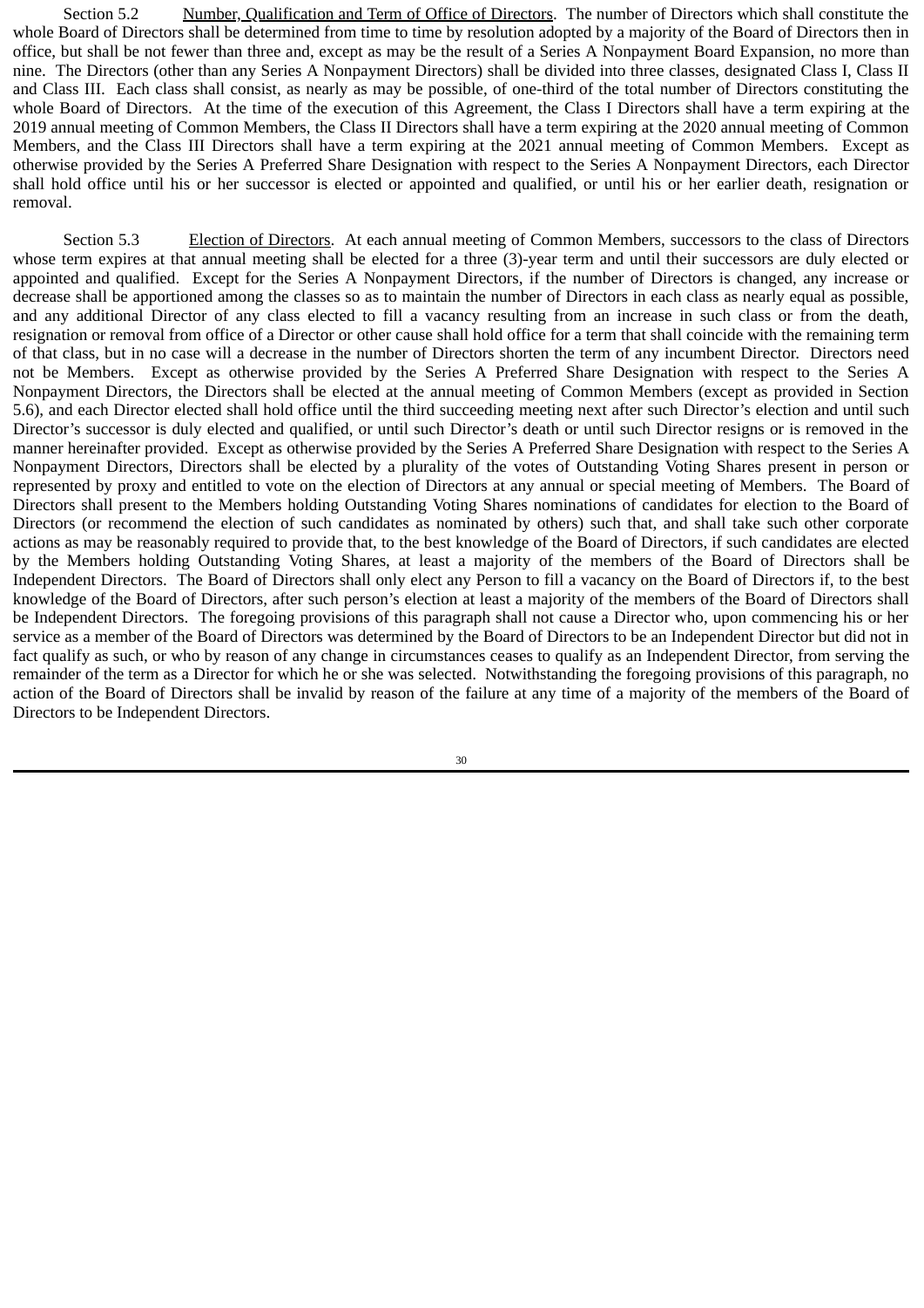Section 5.2 Number, Qualification and Term of Office of Directors. The number of Directors which shall constitute the whole Board of Directors shall be determined from time to time by resolution adopted by a majority of the Board of Directors then in office, but shall be not fewer than three and, except as may be the result of a Series A Nonpayment Board Expansion, no more than nine. The Directors (other than any Series A Nonpayment Directors) shall be divided into three classes, designated Class I, Class II and Class III. Each class shall consist, as nearly as may be possible, of one-third of the total number of Directors constituting the whole Board of Directors. At the time of the execution of this Agreement, the Class I Directors shall have a term expiring at the 2019 annual meeting of Common Members, the Class II Directors shall have a term expiring at the 2020 annual meeting of Common Members, and the Class III Directors shall have a term expiring at the 2021 annual meeting of Common Members. Except as otherwise provided by the Series A Preferred Share Designation with respect to the Series A Nonpayment Directors, each Director shall hold office until his or her successor is elected or appointed and qualified, or until his or her earlier death, resignation or removal.

Section 5.3 Election of Directors. At each annual meeting of Common Members, successors to the class of Directors whose term expires at that annual meeting shall be elected for a three (3)-year term and until their successors are duly elected or appointed and qualified. Except for the Series A Nonpayment Directors, if the number of Directors is changed, any increase or decrease shall be apportioned among the classes so as to maintain the number of Directors in each class as nearly equal as possible, and any additional Director of any class elected to fill a vacancy resulting from an increase in such class or from the death, resignation or removal from office of a Director or other cause shall hold office for a term that shall coincide with the remaining term of that class, but in no case will a decrease in the number of Directors shorten the term of any incumbent Director. Directors need not be Members. Except as otherwise provided by the Series A Preferred Share Designation with respect to the Series A Nonpayment Directors, the Directors shall be elected at the annual meeting of Common Members (except as provided in Section 5.6), and each Director elected shall hold office until the third succeeding meeting next after such Director's election and until such Director's successor is duly elected and qualified, or until such Director's death or until such Director resigns or is removed in the manner hereinafter provided. Except as otherwise provided by the Series A Preferred Share Designation with respect to the Series A Nonpayment Directors, Directors shall be elected by a plurality of the votes of Outstanding Voting Shares present in person or represented by proxy and entitled to vote on the election of Directors at any annual or special meeting of Members. The Board of Directors shall present to the Members holding Outstanding Voting Shares nominations of candidates for election to the Board of Directors (or recommend the election of such candidates as nominated by others) such that, and shall take such other corporate actions as may be reasonably required to provide that, to the best knowledge of the Board of Directors, if such candidates are elected by the Members holding Outstanding Voting Shares, at least a majority of the members of the Board of Directors shall be Independent Directors. The Board of Directors shall only elect any Person to fill a vacancy on the Board of Directors if, to the best knowledge of the Board of Directors, after such person's election at least a majority of the members of the Board of Directors shall be Independent Directors. The foregoing provisions of this paragraph shall not cause a Director who, upon commencing his or her service as a member of the Board of Directors was determined by the Board of Directors to be an Independent Director but did not in fact qualify as such, or who by reason of any change in circumstances ceases to qualify as an Independent Director, from serving the remainder of the term as a Director for which he or she was selected. Notwithstanding the foregoing provisions of this paragraph, no action of the Board of Directors shall be invalid by reason of the failure at any time of a majority of the members of the Board of Directors to be Independent Directors.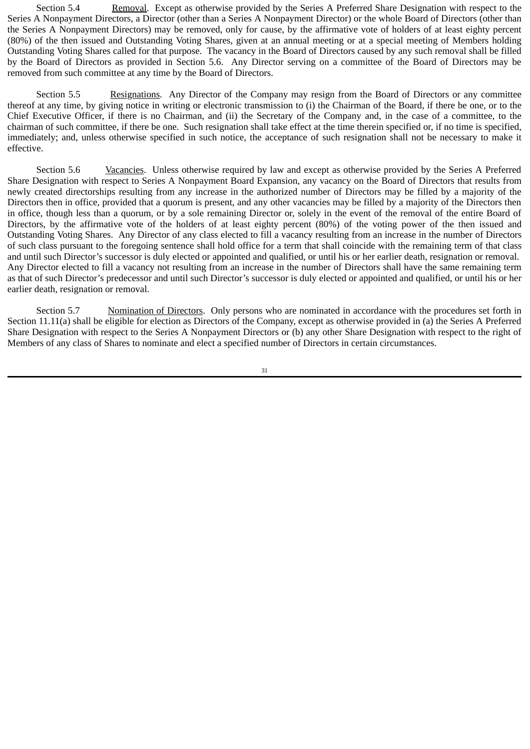Section 5.4 Removal. Except as otherwise provided by the Series A Preferred Share Designation with respect to the Series A Nonpayment Directors, a Director (other than a Series A Nonpayment Director) or the whole Board of Directors (other than the Series A Nonpayment Directors) may be removed, only for cause, by the affirmative vote of holders of at least eighty percent (80%) of the then issued and Outstanding Voting Shares, given at an annual meeting or at a special meeting of Members holding Outstanding Voting Shares called for that purpose. The vacancy in the Board of Directors caused by any such removal shall be filled by the Board of Directors as provided in Section 5.6. Any Director serving on a committee of the Board of Directors may be removed from such committee at any time by the Board of Directors.

Section 5.5 Resignations. Any Director of the Company may resign from the Board of Directors or any committee thereof at any time, by giving notice in writing or electronic transmission to (i) the Chairman of the Board, if there be one, or to the Chief Executive Officer, if there is no Chairman, and (ii) the Secretary of the Company and, in the case of a committee, to the chairman of such committee, if there be one. Such resignation shall take effect at the time therein specified or, if no time is specified, immediately; and, unless otherwise specified in such notice, the acceptance of such resignation shall not be necessary to make it effective.

Section 5.6 Vacancies. Unless otherwise required by law and except as otherwise provided by the Series A Preferred Share Designation with respect to Series A Nonpayment Board Expansion, any vacancy on the Board of Directors that results from newly created directorships resulting from any increase in the authorized number of Directors may be filled by a majority of the Directors then in office, provided that a quorum is present, and any other vacancies may be filled by a majority of the Directors then in office, though less than a quorum, or by a sole remaining Director or, solely in the event of the removal of the entire Board of Directors, by the affirmative vote of the holders of at least eighty percent (80%) of the voting power of the then issued and Outstanding Voting Shares. Any Director of any class elected to fill a vacancy resulting from an increase in the number of Directors of such class pursuant to the foregoing sentence shall hold office for a term that shall coincide with the remaining term of that class and until such Director's successor is duly elected or appointed and qualified, or until his or her earlier death, resignation or removal. Any Director elected to fill a vacancy not resulting from an increase in the number of Directors shall have the same remaining term as that of such Director's predecessor and until such Director's successor is duly elected or appointed and qualified, or until his or her earlier death, resignation or removal.

Section 5.7 Nomination of Directors. Only persons who are nominated in accordance with the procedures set forth in Section 11.11(a) shall be eligible for election as Directors of the Company, except as otherwise provided in (a) the Series A Preferred Share Designation with respect to the Series A Nonpayment Directors or (b) any other Share Designation with respect to the right of Members of any class of Shares to nominate and elect a specified number of Directors in certain circumstances.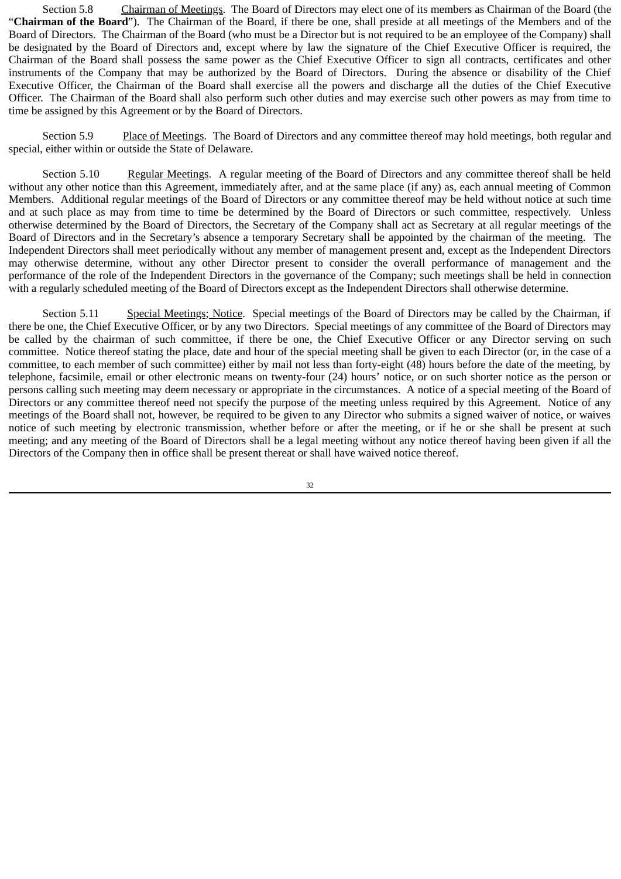Section 5.8 Chairman of Meetings. The Board of Directors may elect one of its members as Chairman of the Board (the "**Chairman of the Board**"). The Chairman of the Board, if there be one, shall preside at all meetings of the Members and of the Board of Directors. The Chairman of the Board (who must be a Director but is not required to be an employee of the Company) shall be designated by the Board of Directors and, except where by law the signature of the Chief Executive Officer is required, the Chairman of the Board shall possess the same power as the Chief Executive Officer to sign all contracts, certificates and other instruments of the Company that may be authorized by the Board of Directors. During the absence or disability of the Chief Executive Officer, the Chairman of the Board shall exercise all the powers and discharge all the duties of the Chief Executive Officer. The Chairman of the Board shall also perform such other duties and may exercise such other powers as may from time to time be assigned by this Agreement or by the Board of Directors.

Section 5.9 Place of Meetings. The Board of Directors and any committee thereof may hold meetings, both regular and special, either within or outside the State of Delaware.

Section 5.10 Regular Meetings. A regular meeting of the Board of Directors and any committee thereof shall be held without any other notice than this Agreement, immediately after, and at the same place (if any) as, each annual meeting of Common Members. Additional regular meetings of the Board of Directors or any committee thereof may be held without notice at such time and at such place as may from time to time be determined by the Board of Directors or such committee, respectively. Unless otherwise determined by the Board of Directors, the Secretary of the Company shall act as Secretary at all regular meetings of the Board of Directors and in the Secretary's absence a temporary Secretary shall be appointed by the chairman of the meeting. The Independent Directors shall meet periodically without any member of management present and, except as the Independent Directors may otherwise determine, without any other Director present to consider the overall performance of management and the performance of the role of the Independent Directors in the governance of the Company; such meetings shall be held in connection with a regularly scheduled meeting of the Board of Directors except as the Independent Directors shall otherwise determine.

Section 5.11 Special Meetings; Notice. Special meetings of the Board of Directors may be called by the Chairman, if there be one, the Chief Executive Officer, or by any two Directors. Special meetings of any committee of the Board of Directors may be called by the chairman of such committee, if there be one, the Chief Executive Officer or any Director serving on such committee. Notice thereof stating the place, date and hour of the special meeting shall be given to each Director (or, in the case of a committee, to each member of such committee) either by mail not less than forty-eight (48) hours before the date of the meeting, by telephone, facsimile, email or other electronic means on twenty-four (24) hours' notice, or on such shorter notice as the person or persons calling such meeting may deem necessary or appropriate in the circumstances. A notice of a special meeting of the Board of Directors or any committee thereof need not specify the purpose of the meeting unless required by this Agreement. Notice of any meetings of the Board shall not, however, be required to be given to any Director who submits a signed waiver of notice, or waives notice of such meeting by electronic transmission, whether before or after the meeting, or if he or she shall be present at such meeting; and any meeting of the Board of Directors shall be a legal meeting without any notice thereof having been given if all the Directors of the Company then in office shall be present thereat or shall have waived notice thereof.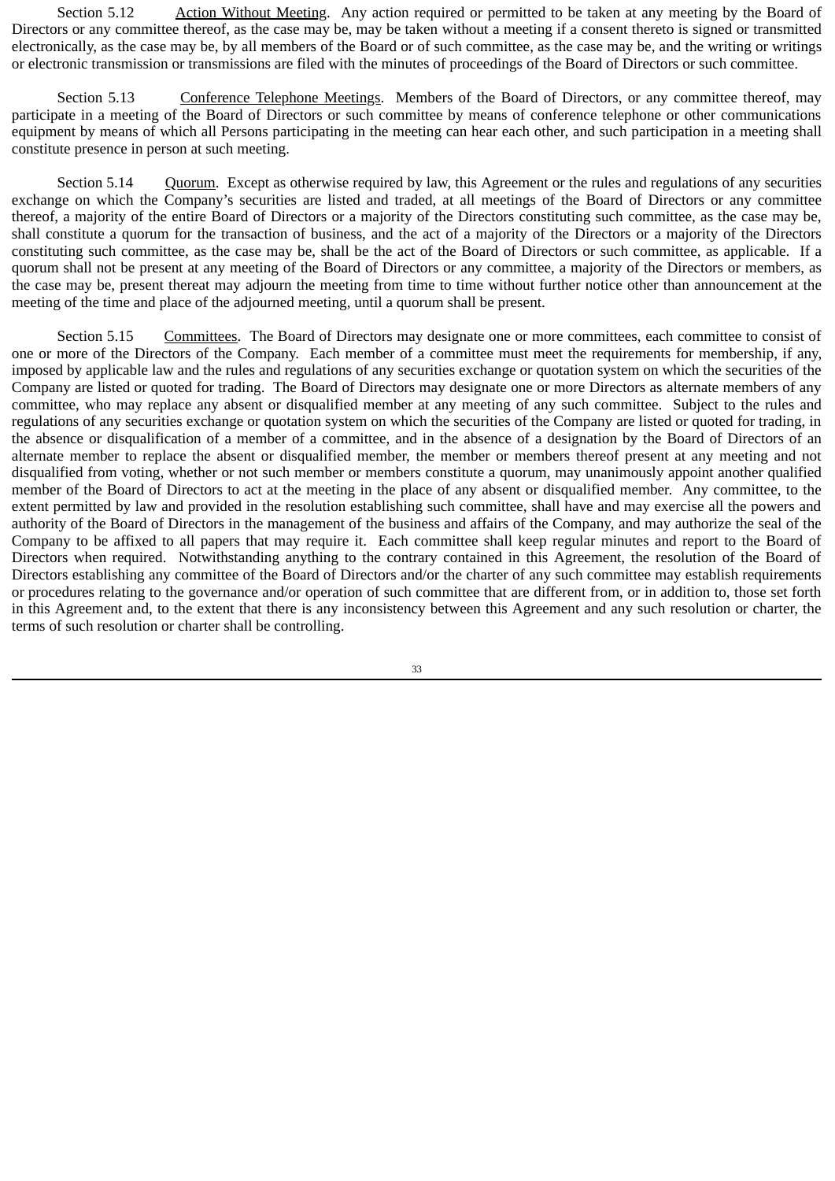Section 5.12 Action Without Meeting. Any action required or permitted to be taken at any meeting by the Board of Directors or any committee thereof, as the case may be, may be taken without a meeting if a consent thereto is signed or transmitted electronically, as the case may be, by all members of the Board or of such committee, as the case may be, and the writing or writings or electronic transmission or transmissions are filed with the minutes of proceedings of the Board of Directors or such committee.

Section 5.13 Conference Telephone Meetings. Members of the Board of Directors, or any committee thereof, may participate in a meeting of the Board of Directors or such committee by means of conference telephone or other communications equipment by means of which all Persons participating in the meeting can hear each other, and such participation in a meeting shall constitute presence in person at such meeting.

Section 5.14 Quorum. Except as otherwise required by law, this Agreement or the rules and regulations of any securities exchange on which the Company's securities are listed and traded, at all meetings of the Board of Directors or any committee thereof, a majority of the entire Board of Directors or a majority of the Directors constituting such committee, as the case may be, shall constitute a quorum for the transaction of business, and the act of a majority of the Directors or a majority of the Directors constituting such committee, as the case may be, shall be the act of the Board of Directors or such committee, as applicable. If a quorum shall not be present at any meeting of the Board of Directors or any committee, a majority of the Directors or members, as the case may be, present thereat may adjourn the meeting from time to time without further notice other than announcement at the meeting of the time and place of the adjourned meeting, until a quorum shall be present.

Section 5.15 Committees. The Board of Directors may designate one or more committees, each committee to consist of one or more of the Directors of the Company. Each member of a committee must meet the requirements for membership, if any, imposed by applicable law and the rules and regulations of any securities exchange or quotation system on which the securities of the Company are listed or quoted for trading. The Board of Directors may designate one or more Directors as alternate members of any committee, who may replace any absent or disqualified member at any meeting of any such committee. Subject to the rules and regulations of any securities exchange or quotation system on which the securities of the Company are listed or quoted for trading, in the absence or disqualification of a member of a committee, and in the absence of a designation by the Board of Directors of an alternate member to replace the absent or disqualified member, the member or members thereof present at any meeting and not disqualified from voting, whether or not such member or members constitute a quorum, may unanimously appoint another qualified member of the Board of Directors to act at the meeting in the place of any absent or disqualified member. Any committee, to the extent permitted by law and provided in the resolution establishing such committee, shall have and may exercise all the powers and authority of the Board of Directors in the management of the business and affairs of the Company, and may authorize the seal of the Company to be affixed to all papers that may require it. Each committee shall keep regular minutes and report to the Board of Directors when required. Notwithstanding anything to the contrary contained in this Agreement, the resolution of the Board of Directors establishing any committee of the Board of Directors and/or the charter of any such committee may establish requirements or procedures relating to the governance and/or operation of such committee that are different from, or in addition to, those set forth in this Agreement and, to the extent that there is any inconsistency between this Agreement and any such resolution or charter, the terms of such resolution or charter shall be controlling.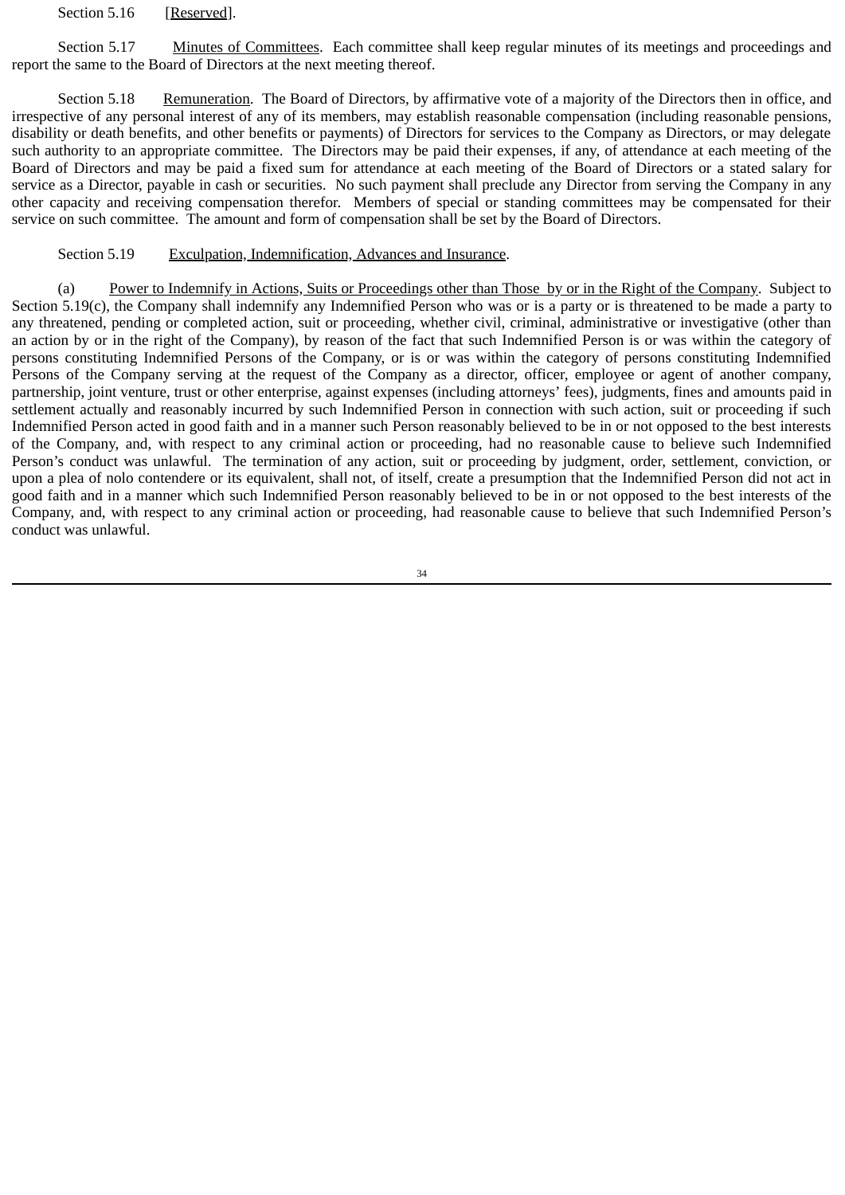Section 5.16 [Reserved].

Section 5.17 Minutes of Committees. Each committee shall keep regular minutes of its meetings and proceedings and report the same to the Board of Directors at the next meeting thereof.

Section 5.18 Remuneration. The Board of Directors, by affirmative vote of a majority of the Directors then in office, and irrespective of any personal interest of any of its members, may establish reasonable compensation (including reasonable pensions, disability or death benefits, and other benefits or payments) of Directors for services to the Company as Directors, or may delegate such authority to an appropriate committee. The Directors may be paid their expenses, if any, of attendance at each meeting of the Board of Directors and may be paid a fixed sum for attendance at each meeting of the Board of Directors or a stated salary for service as a Director, payable in cash or securities. No such payment shall preclude any Director from serving the Company in any other capacity and receiving compensation therefor. Members of special or standing committees may be compensated for their service on such committee. The amount and form of compensation shall be set by the Board of Directors.

Section 5.19 Exculpation, Indemnification, Advances and Insurance.

(a) Power to Indemnify in Actions, Suits or Proceedings other than Those by or in the Right of the Company. Subject to Section 5.19(c), the Company shall indemnify any Indemnified Person who was or is a party or is threatened to be made a party to any threatened, pending or completed action, suit or proceeding, whether civil, criminal, administrative or investigative (other than an action by or in the right of the Company), by reason of the fact that such Indemnified Person is or was within the category of persons constituting Indemnified Persons of the Company, or is or was within the category of persons constituting Indemnified Persons of the Company serving at the request of the Company as a director, officer, employee or agent of another company, partnership, joint venture, trust or other enterprise, against expenses (including attorneys' fees), judgments, fines and amounts paid in settlement actually and reasonably incurred by such Indemnified Person in connection with such action, suit or proceeding if such Indemnified Person acted in good faith and in a manner such Person reasonably believed to be in or not opposed to the best interests of the Company, and, with respect to any criminal action or proceeding, had no reasonable cause to believe such Indemnified Person's conduct was unlawful. The termination of any action, suit or proceeding by judgment, order, settlement, conviction, or upon a plea of nolo contendere or its equivalent, shall not, of itself, create a presumption that the Indemnified Person did not act in good faith and in a manner which such Indemnified Person reasonably believed to be in or not opposed to the best interests of the Company, and, with respect to any criminal action or proceeding, had reasonable cause to believe that such Indemnified Person's conduct was unlawful.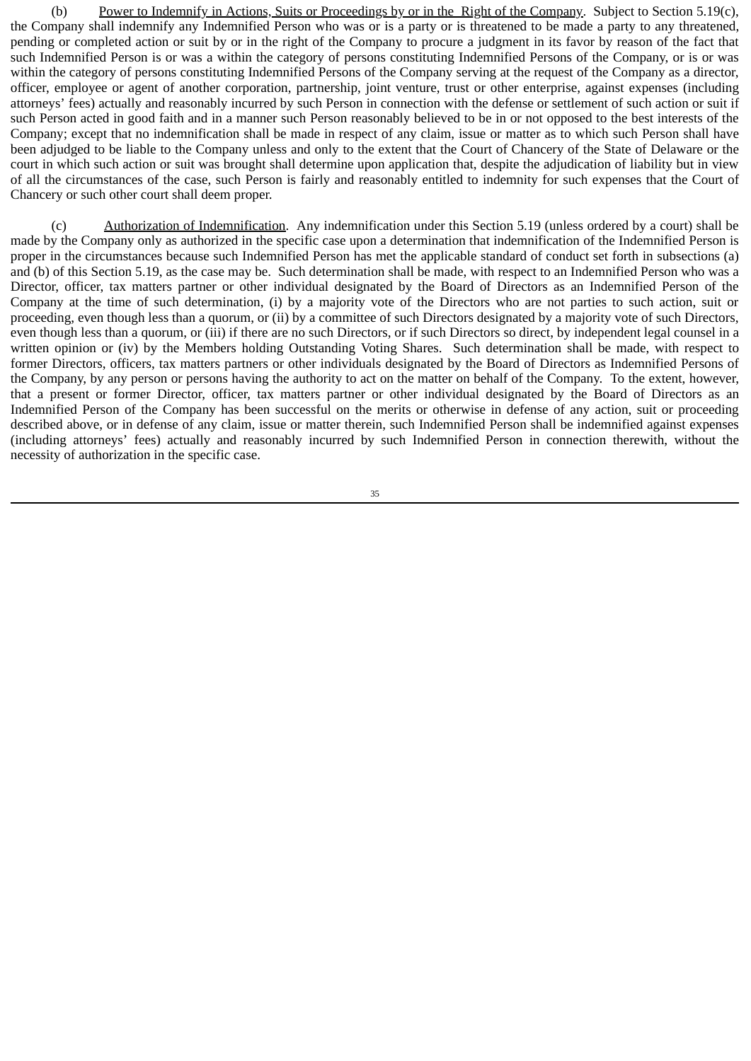(b) Power to Indemnify in Actions, Suits or Proceedings by or in the Right of the Company. Subject to Section 5.19(c), the Company shall indemnify any Indemnified Person who was or is a party or is threatened to be made a party to any threatened, pending or completed action or suit by or in the right of the Company to procure a judgment in its favor by reason of the fact that such Indemnified Person is or was a within the category of persons constituting Indemnified Persons of the Company, or is or was within the category of persons constituting Indemnified Persons of the Company serving at the request of the Company as a director, officer, employee or agent of another corporation, partnership, joint venture, trust or other enterprise, against expenses (including attorneys' fees) actually and reasonably incurred by such Person in connection with the defense or settlement of such action or suit if such Person acted in good faith and in a manner such Person reasonably believed to be in or not opposed to the best interests of the Company; except that no indemnification shall be made in respect of any claim, issue or matter as to which such Person shall have been adjudged to be liable to the Company unless and only to the extent that the Court of Chancery of the State of Delaware or the court in which such action or suit was brought shall determine upon application that, despite the adjudication of liability but in view of all the circumstances of the case, such Person is fairly and reasonably entitled to indemnity for such expenses that the Court of Chancery or such other court shall deem proper.

(c) Authorization of Indemnification. Any indemnification under this Section 5.19 (unless ordered by a court) shall be made by the Company only as authorized in the specific case upon a determination that indemnification of the Indemnified Person is proper in the circumstances because such Indemnified Person has met the applicable standard of conduct set forth in subsections (a) and (b) of this Section 5.19, as the case may be. Such determination shall be made, with respect to an Indemnified Person who was a Director, officer, tax matters partner or other individual designated by the Board of Directors as an Indemnified Person of the Company at the time of such determination, (i) by a majority vote of the Directors who are not parties to such action, suit or proceeding, even though less than a quorum, or (ii) by a committee of such Directors designated by a majority vote of such Directors, even though less than a quorum, or (iii) if there are no such Directors, or if such Directors so direct, by independent legal counsel in a written opinion or (iv) by the Members holding Outstanding Voting Shares. Such determination shall be made, with respect to former Directors, officers, tax matters partners or other individuals designated by the Board of Directors as Indemnified Persons of the Company, by any person or persons having the authority to act on the matter on behalf of the Company. To the extent, however, that a present or former Director, officer, tax matters partner or other individual designated by the Board of Directors as an Indemnified Person of the Company has been successful on the merits or otherwise in defense of any action, suit or proceeding described above, or in defense of any claim, issue or matter therein, such Indemnified Person shall be indemnified against expenses (including attorneys' fees) actually and reasonably incurred by such Indemnified Person in connection therewith, without the necessity of authorization in the specific case.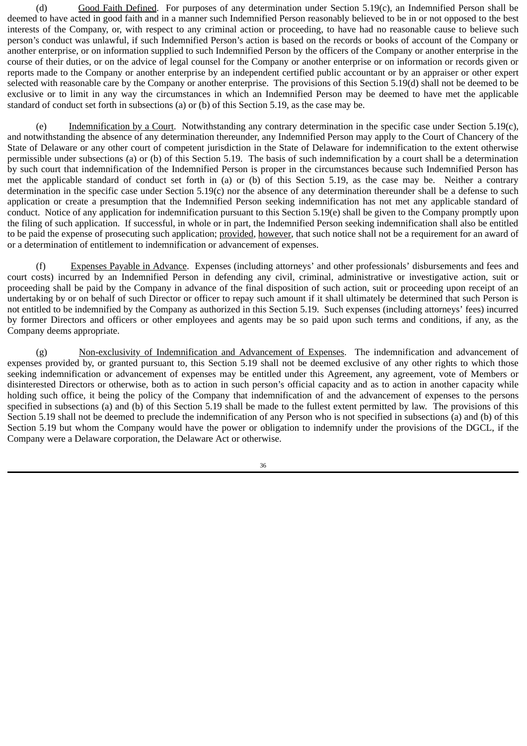(d) Good Faith Defined. For purposes of any determination under Section 5.19(c), an Indemnified Person shall be deemed to have acted in good faith and in a manner such Indemnified Person reasonably believed to be in or not opposed to the best interests of the Company, or, with respect to any criminal action or proceeding, to have had no reasonable cause to believe such person's conduct was unlawful, if such Indemnified Person's action is based on the records or books of account of the Company or another enterprise, or on information supplied to such Indemnified Person by the officers of the Company or another enterprise in the course of their duties, or on the advice of legal counsel for the Company or another enterprise or on information or records given or reports made to the Company or another enterprise by an independent certified public accountant or by an appraiser or other expert selected with reasonable care by the Company or another enterprise. The provisions of this Section 5.19(d) shall not be deemed to be exclusive or to limit in any way the circumstances in which an Indemnified Person may be deemed to have met the applicable standard of conduct set forth in subsections (a) or (b) of this Section 5.19, as the case may be.

(e) Indemnification by a Court. Notwithstanding any contrary determination in the specific case under Section 5.19(c), and notwithstanding the absence of any determination thereunder, any Indemnified Person may apply to the Court of Chancery of the State of Delaware or any other court of competent jurisdiction in the State of Delaware for indemnification to the extent otherwise permissible under subsections (a) or (b) of this Section 5.19. The basis of such indemnification by a court shall be a determination by such court that indemnification of the Indemnified Person is proper in the circumstances because such Indemnified Person has met the applicable standard of conduct set forth in (a) or (b) of this Section 5.19, as the case may be. Neither a contrary determination in the specific case under Section 5.19(c) nor the absence of any determination thereunder shall be a defense to such application or create a presumption that the Indemnified Person seeking indemnification has not met any applicable standard of conduct. Notice of any application for indemnification pursuant to this Section 5.19(e) shall be given to the Company promptly upon the filing of such application. If successful, in whole or in part, the Indemnified Person seeking indemnification shall also be entitled to be paid the expense of prosecuting such application; provided, however, that such notice shall not be a requirement for an award of or a determination of entitlement to indemnification or advancement of expenses.

(f) Expenses Payable in Advance. Expenses (including attorneys' and other professionals' disbursements and fees and court costs) incurred by an Indemnified Person in defending any civil, criminal, administrative or investigative action, suit or proceeding shall be paid by the Company in advance of the final disposition of such action, suit or proceeding upon receipt of an undertaking by or on behalf of such Director or officer to repay such amount if it shall ultimately be determined that such Person is not entitled to be indemnified by the Company as authorized in this Section 5.19. Such expenses (including attorneys' fees) incurred by former Directors and officers or other employees and agents may be so paid upon such terms and conditions, if any, as the Company deems appropriate.

(g) Non-exclusivity of Indemnification and Advancement of Expenses. The indemnification and advancement of expenses provided by, or granted pursuant to, this Section 5.19 shall not be deemed exclusive of any other rights to which those seeking indemnification or advancement of expenses may be entitled under this Agreement, any agreement, vote of Members or disinterested Directors or otherwise, both as to action in such person's official capacity and as to action in another capacity while holding such office, it being the policy of the Company that indemnification of and the advancement of expenses to the persons specified in subsections (a) and (b) of this Section 5.19 shall be made to the fullest extent permitted by law. The provisions of this Section 5.19 shall not be deemed to preclude the indemnification of any Person who is not specified in subsections (a) and (b) of this Section 5.19 but whom the Company would have the power or obligation to indemnify under the provisions of the DGCL, if the Company were a Delaware corporation, the Delaware Act or otherwise.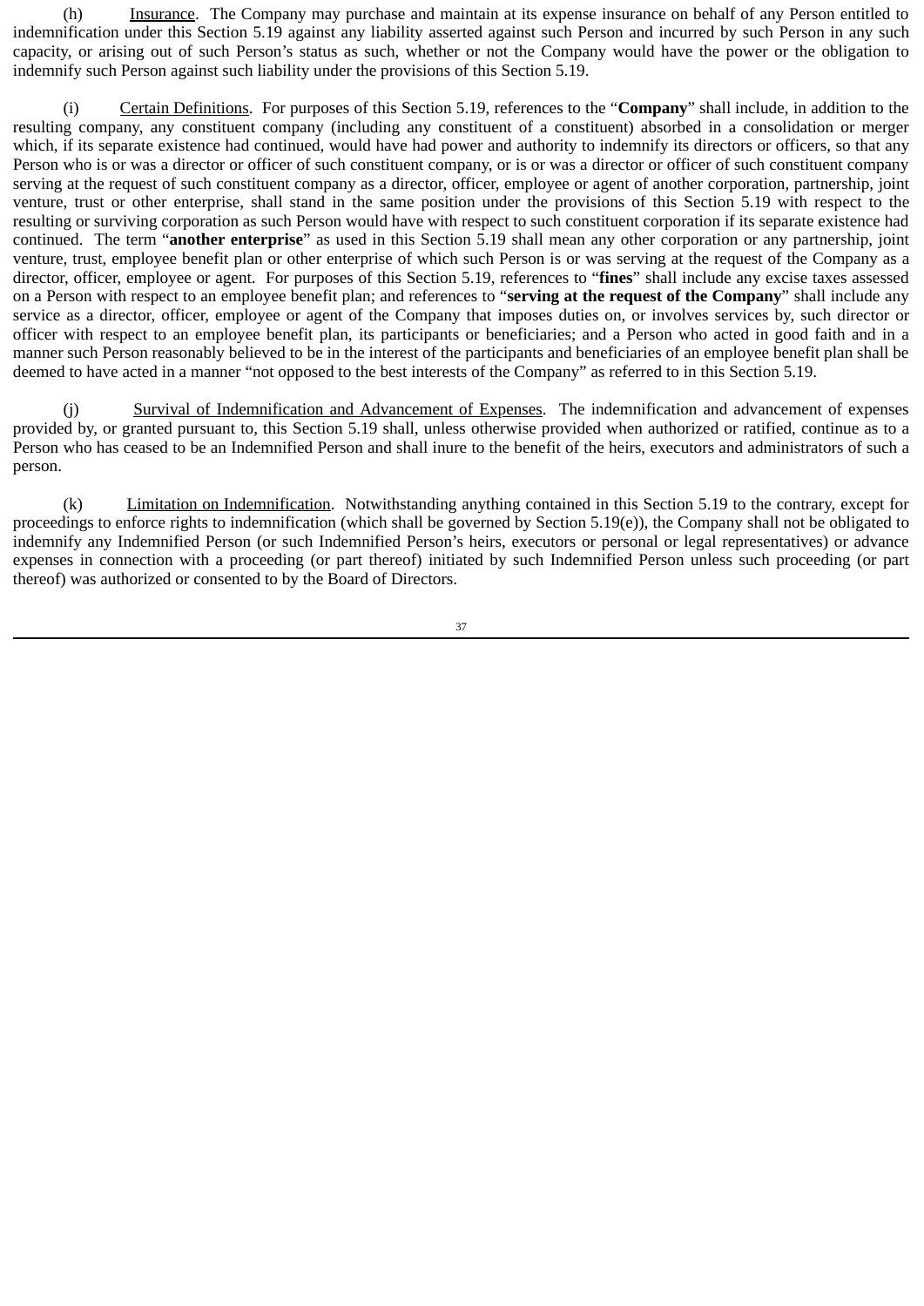(h) Insurance. The Company may purchase and maintain at its expense insurance on behalf of any Person entitled to indemnification under this Section 5.19 against any liability asserted against such Person and incurred by such Person in any such capacity, or arising out of such Person's status as such, whether or not the Company would have the power or the obligation to indemnify such Person against such liability under the provisions of this Section 5.19.

(i) Certain Definitions. For purposes of this Section 5.19, references to the "**Company**" shall include, in addition to the resulting company, any constituent company (including any constituent of a constituent) absorbed in a consolidation or merger which, if its separate existence had continued, would have had power and authority to indemnify its directors or officers, so that any Person who is or was a director or officer of such constituent company, or is or was a director or officer of such constituent company serving at the request of such constituent company as a director, officer, employee or agent of another corporation, partnership, joint venture, trust or other enterprise, shall stand in the same position under the provisions of this Section 5.19 with respect to the resulting or surviving corporation as such Person would have with respect to such constituent corporation if its separate existence had continued. The term "**another enterprise**" as used in this Section 5.19 shall mean any other corporation or any partnership, joint venture, trust, employee benefit plan or other enterprise of which such Person is or was serving at the request of the Company as a director, officer, employee or agent. For purposes of this Section 5.19, references to "**fines**" shall include any excise taxes assessed on a Person with respect to an employee benefit plan; and references to "**serving at the request of the Company**" shall include any service as a director, officer, employee or agent of the Company that imposes duties on, or involves services by, such director or officer with respect to an employee benefit plan, its participants or beneficiaries; and a Person who acted in good faith and in a manner such Person reasonably believed to be in the interest of the participants and beneficiaries of an employee benefit plan shall be deemed to have acted in a manner "not opposed to the best interests of the Company" as referred to in this Section 5.19.

(j) Survival of Indemnification and Advancement of Expenses. The indemnification and advancement of expenses provided by, or granted pursuant to, this Section 5.19 shall, unless otherwise provided when authorized or ratified, continue as to a Person who has ceased to be an Indemnified Person and shall inure to the benefit of the heirs, executors and administrators of such a person.

(k) Limitation on Indemnification. Notwithstanding anything contained in this Section 5.19 to the contrary, except for proceedings to enforce rights to indemnification (which shall be governed by Section 5.19(e)), the Company shall not be obligated to indemnify any Indemnified Person (or such Indemnified Person's heirs, executors or personal or legal representatives) or advance expenses in connection with a proceeding (or part thereof) initiated by such Indemnified Person unless such proceeding (or part thereof) was authorized or consented to by the Board of Directors.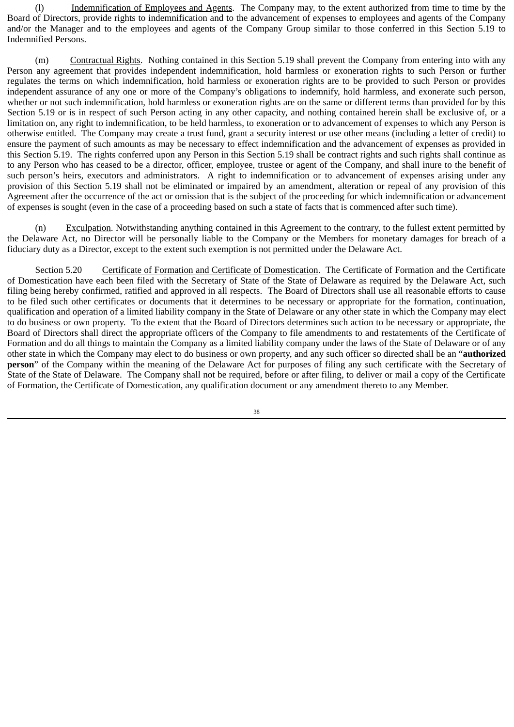(l) Indemnification of Employees and Agents. The Company may, to the extent authorized from time to time by the Board of Directors, provide rights to indemnification and to the advancement of expenses to employees and agents of the Company and/or the Manager and to the employees and agents of the Company Group similar to those conferred in this Section 5.19 to Indemnified Persons.

(m) Contractual Rights. Nothing contained in this Section 5.19 shall prevent the Company from entering into with any Person any agreement that provides independent indemnification, hold harmless or exoneration rights to such Person or further regulates the terms on which indemnification, hold harmless or exoneration rights are to be provided to such Person or provides independent assurance of any one or more of the Company's obligations to indemnify, hold harmless, and exonerate such person, whether or not such indemnification, hold harmless or exoneration rights are on the same or different terms than provided for by this Section 5.19 or is in respect of such Person acting in any other capacity, and nothing contained herein shall be exclusive of, or a limitation on, any right to indemnification, to be held harmless, to exoneration or to advancement of expenses to which any Person is otherwise entitled. The Company may create a trust fund, grant a security interest or use other means (including a letter of credit) to ensure the payment of such amounts as may be necessary to effect indemnification and the advancement of expenses as provided in this Section 5.19. The rights conferred upon any Person in this Section 5.19 shall be contract rights and such rights shall continue as to any Person who has ceased to be a director, officer, employee, trustee or agent of the Company, and shall inure to the benefit of such person's heirs, executors and administrators. A right to indemnification or to advancement of expenses arising under any provision of this Section 5.19 shall not be eliminated or impaired by an amendment, alteration or repeal of any provision of this Agreement after the occurrence of the act or omission that is the subject of the proceeding for which indemnification or advancement of expenses is sought (even in the case of a proceeding based on such a state of facts that is commenced after such time).

(n) Exculpation. Notwithstanding anything contained in this Agreement to the contrary, to the fullest extent permitted by the Delaware Act, no Director will be personally liable to the Company or the Members for monetary damages for breach of a fiduciary duty as a Director, except to the extent such exemption is not permitted under the Delaware Act.

Section 5.20 Certificate of Formation and Certificate of Domestication. The Certificate of Formation and the Certificate of Domestication have each been filed with the Secretary of State of the State of Delaware as required by the Delaware Act, such filing being hereby confirmed, ratified and approved in all respects. The Board of Directors shall use all reasonable efforts to cause to be filed such other certificates or documents that it determines to be necessary or appropriate for the formation, continuation, qualification and operation of a limited liability company in the State of Delaware or any other state in which the Company may elect to do business or own property. To the extent that the Board of Directors determines such action to be necessary or appropriate, the Board of Directors shall direct the appropriate officers of the Company to file amendments to and restatements of the Certificate of Formation and do all things to maintain the Company as a limited liability company under the laws of the State of Delaware or of any other state in which the Company may elect to do business or own property, and any such officer so directed shall be an "**authorized person**" of the Company within the meaning of the Delaware Act for purposes of filing any such certificate with the Secretary of State of the State of Delaware. The Company shall not be required, before or after filing, to deliver or mail a copy of the Certificate of Formation, the Certificate of Domestication, any qualification document or any amendment thereto to any Member.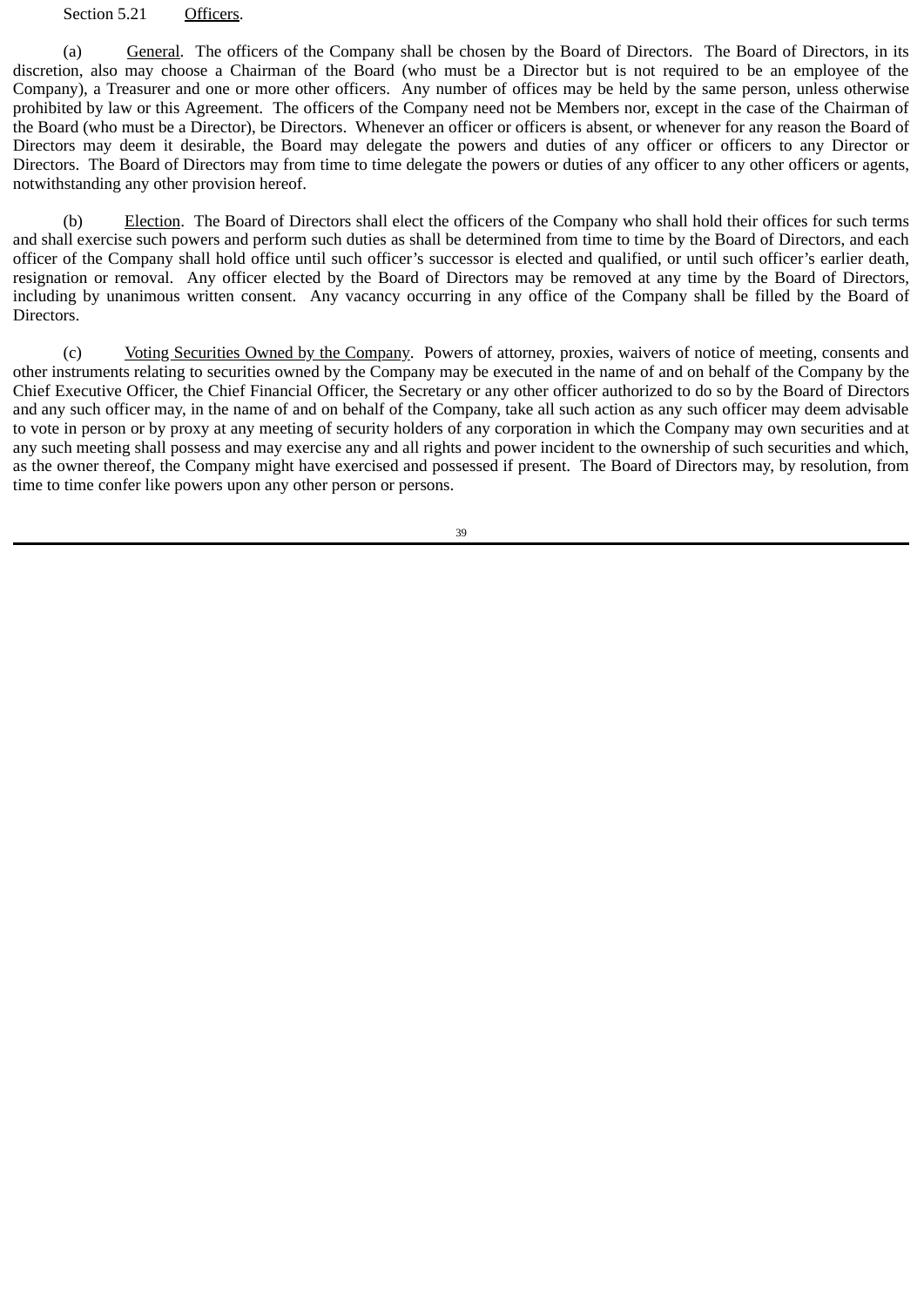Section 5.21 Officers.

(a) General. The officers of the Company shall be chosen by the Board of Directors. The Board of Directors, in its discretion, also may choose a Chairman of the Board (who must be a Director but is not required to be an employee of the Company), a Treasurer and one or more other officers. Any number of offices may be held by the same person, unless otherwise prohibited by law or this Agreement. The officers of the Company need not be Members nor, except in the case of the Chairman of the Board (who must be a Director), be Directors. Whenever an officer or officers is absent, or whenever for any reason the Board of Directors may deem it desirable, the Board may delegate the powers and duties of any officer or officers to any Director or Directors. The Board of Directors may from time to time delegate the powers or duties of any officer to any other officers or agents, notwithstanding any other provision hereof.

(b) Election. The Board of Directors shall elect the officers of the Company who shall hold their offices for such terms and shall exercise such powers and perform such duties as shall be determined from time to time by the Board of Directors, and each officer of the Company shall hold office until such officer's successor is elected and qualified, or until such officer's earlier death, resignation or removal. Any officer elected by the Board of Directors may be removed at any time by the Board of Directors, including by unanimous written consent. Any vacancy occurring in any office of the Company shall be filled by the Board of Directors.

(c) Voting Securities Owned by the Company. Powers of attorney, proxies, waivers of notice of meeting, consents and other instruments relating to securities owned by the Company may be executed in the name of and on behalf of the Company by the Chief Executive Officer, the Chief Financial Officer, the Secretary or any other officer authorized to do so by the Board of Directors and any such officer may, in the name of and on behalf of the Company, take all such action as any such officer may deem advisable to vote in person or by proxy at any meeting of security holders of any corporation in which the Company may own securities and at any such meeting shall possess and may exercise any and all rights and power incident to the ownership of such securities and which, as the owner thereof, the Company might have exercised and possessed if present. The Board of Directors may, by resolution, from time to time confer like powers upon any other person or persons.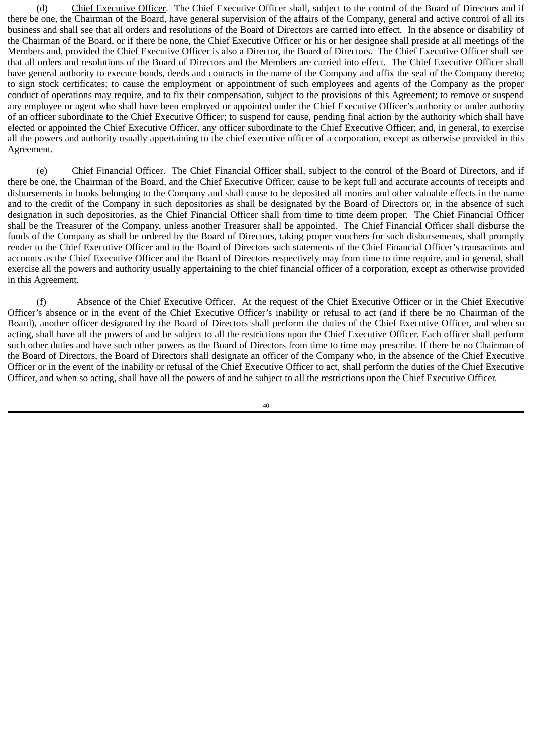(d) <u>Chief Executive Officer</u>. The Chief Executive Officer shall, subject to the control of the Board of Directors and if there be one, the Chairman of the Board, have general supervision of the affairs of the Company, general and active control of all its business and shall see that all orders and resolutions of the Board of Directors are carried into effect. In the absence or disability of the Chairman of the Board, or if there be none, the Chief Executive Officer or his or her designee shall preside at all meetings of the Members and, provided the Chief Executive Officer is also a Director, the Board of Directors. The Chief Executive Officer shall see that all orders and resolutions of the Board of Directors and the Members are carried into effect. The Chief Executive Officer shall have general authority to execute bonds, deeds and contracts in the name of the Company and affix the seal of the Company thereto; to sign stock certificates; to cause the employment or appointment of such employees and agents of the Company as the proper conduct of operations may require, and to fix their compensation, subject to the provisions of this Agreement; to remove or suspend any employee or agent who shall have been employed or appointed under the Chief Executive Officer's authority or under authority of an officer subordinate to the Chief Executive Officer; to suspend for cause, pending final action by the authority which shall have elected or appointed the Chief Executive Officer, any officer subordinate to the Chief Executive Officer; and, in general, to exercise all the powers and authority usually appertaining to the chief executive officer of a corporation, except as otherwise provided in this Agreement.

(e) <u>Chief Financial Officer</u>. The Chief Financial Officer shall, subject to the control of the Board of Directors, and if there be one, the Chairman of the Board, and the Chief Executive Officer, cause to be kept full and accurate accounts of receipts and disbursements in books belonging to the Company and shall cause to be deposited all monies and other valuable effects in the name and to the credit of the Company in such depositories as shall be designated by the Board of Directors or, in the absence of such designation in such depositories, as the Chief Financial Officer shall from time to time deem proper. The Chief Financial Officer shall be the Treasurer of the Company, unless another Treasurer shall be appointed. The Chief Financial Officer shall disburse the funds of the Company as shall be ordered by the Board of Directors, taking proper vouchers for such disbursements, shall promptly render to the Chief Executive Officer and to the Board of Directors such statements of the Chief Financial Officer's transactions and accounts as the Chief Executive Officer and the Board of Directors respectively may from time to time require, and in general, shall exercise all the powers and authority usually appertaining to the chief financial officer of a corporation, except as otherwise provided in this Agreement.

(f) <u>Absence of the Chief Executive Officer</u>. At the request of the Chief Executive Officer or in the Chief Executive Officer's absence or in the event of the Chief Executive Officer's inability or refusal to act (and if there be no Chairman of the Board), another officer designated by the Board of Directors shall perform the duties of the Chief Executive Officer, and when so acting, shall have all the powers of and be subject to all the restrictions upon the Chief Executive Officer. Each officer shall perform such other duties and have such other powers as the Board of Directors from time to time may prescribe. If there be no Chairman of the Board of Directors, the Board of Directors shall designate an officer of the Company who, in the absence of the Chief Executive Officer or in the event of the inability or refusal of the Chief Executive Officer to act, shall perform the duties of the Chief Executive Officer, and when so acting, shall have all the powers of and be subject to all the restrictions upon the Chief Executive Officer.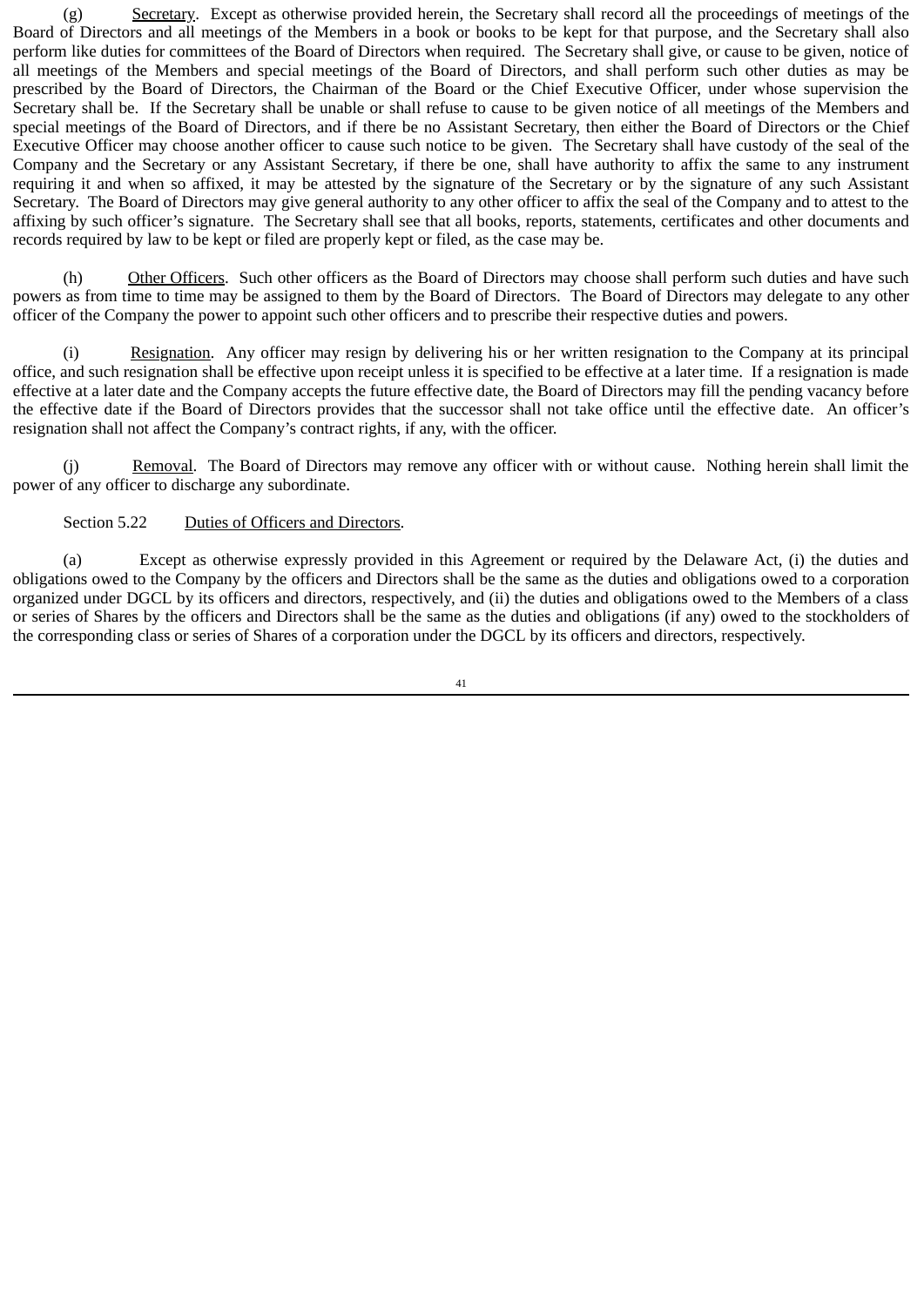(g) Secretary. Except as otherwise provided herein, the Secretary shall record all the proceedings of meetings of the Board of Directors and all meetings of the Members in a book or books to be kept for that purpose, and the Secretary shall also perform like duties for committees of the Board of Directors when required. The Secretary shall give, or cause to be given, notice of all meetings of the Members and special meetings of the Board of Directors, and shall perform such other duties as may be prescribed by the Board of Directors, the Chairman of the Board or the Chief Executive Officer, under whose supervision the Secretary shall be. If the Secretary shall be unable or shall refuse to cause to be given notice of all meetings of the Members and special meetings of the Board of Directors, and if there be no Assistant Secretary, then either the Board of Directors or the Chief Executive Officer may choose another officer to cause such notice to be given. The Secretary shall have custody of the seal of the Company and the Secretary or any Assistant Secretary, if there be one, shall have authority to affix the same to any instrument requiring it and when so affixed, it may be attested by the signature of the Secretary or by the signature of any such Assistant Secretary. The Board of Directors may give general authority to any other officer to affix the seal of the Company and to attest to the affixing by such officer's signature. The Secretary shall see that all books, reports, statements, certificates and other documents and records required by law to be kept or filed are properly kept or filed, as the case may be.

(h) Other Officers. Such other officers as the Board of Directors may choose shall perform such duties and have such powers as from time to time may be assigned to them by the Board of Directors. The Board of Directors may delegate to any other officer of the Company the power to appoint such other officers and to prescribe their respective duties and powers.

(i) Resignation. Any officer may resign by delivering his or her written resignation to the Company at its principal office, and such resignation shall be effective upon receipt unless it is specified to be effective at a later time. If a resignation is made effective at a later date and the Company accepts the future effective date, the Board of Directors may fill the pending vacancy before the effective date if the Board of Directors provides that the successor shall not take office until the effective date. An officer's resignation shall not affect the Company's contract rights, if any, with the officer.

(j) Removal. The Board of Directors may remove any officer with or without cause. Nothing herein shall limit the power of any officer to discharge any subordinate.

Section 5.22 Duties of Officers and Directors.

(a) Except as otherwise expressly provided in this Agreement or required by the Delaware Act, (i) the duties and obligations owed to the Company by the officers and Directors shall be the same as the duties and obligations owed to a corporation organized under DGCL by its officers and directors, respectively, and (ii) the duties and obligations owed to the Members of a class or series of Shares by the officers and Directors shall be the same as the duties and obligations (if any) owed to the stockholders of the corresponding class or series of Shares of a corporation under the DGCL by its officers and directors, respectively.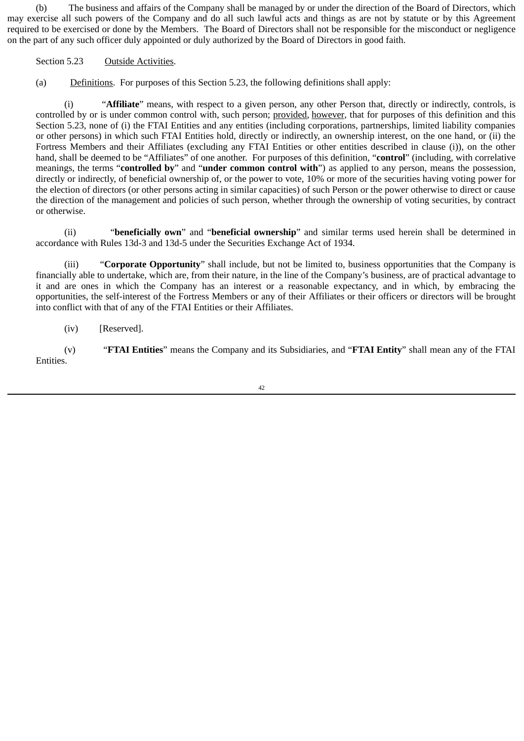(b) The business and affairs of the Company shall be managed by or under the direction of the Board of Directors, which may exercise all such powers of the Company and do all such lawful acts and things as are not by statute or by this Agreement required to be exercised or done by the Members. The Board of Directors shall not be responsible for the misconduct or negligence on the part of any such officer duly appointed or duly authorized by the Board of Directors in good faith.

Section 5.23 Outside Activities.

(a) Definitions. For purposes of this Section 5.23, the following definitions shall apply:

(i) "**Affiliate**" means, with respect to a given person, any other Person that, directly or indirectly, controls, is controlled by or is under common control with, such person; provided, however, that for purposes of this definition and this Section 5.23, none of (i) the FTAI Entities and any entities (including corporations, partnerships, limited liability companies or other persons) in which such FTAI Entities hold, directly or indirectly, an ownership interest, on the one hand, or (ii) the Fortress Members and their Affiliates (excluding any FTAI Entities or other entities described in clause (i)), on the other hand, shall be deemed to be "Affiliates" of one another. For purposes of this definition, "**control**" (including, with correlative meanings, the terms "**controlled by**" and "**under common control with**") as applied to any person, means the possession, directly or indirectly, of beneficial ownership of, or the power to vote, 10% or more of the securities having voting power for the election of directors (or other persons acting in similar capacities) of such Person or the power otherwise to direct or cause the direction of the management and policies of such person, whether through the ownership of voting securities, by contract or otherwise.

(ii) "**beneficially own**" and "**beneficial ownership**" and similar terms used herein shall be determined in accordance with Rules 13d-3 and 13d-5 under the Securities Exchange Act of 1934.

(iii) "**Corporate Opportunity**" shall include, but not be limited to, business opportunities that the Company is financially able to undertake, which are, from their nature, in the line of the Company's business, are of practical advantage to it and are ones in which the Company has an interest or a reasonable expectancy, and in which, by embracing the opportunities, the self-interest of the Fortress Members or any of their Affiliates or their officers or directors will be brought into conflict with that of any of the FTAI Entities or their Affiliates.

(iv) [Reserved].

(v) "**FTAI Entities**" means the Company and its Subsidiaries, and "**FTAI Entity**" shall mean any of the FTAI Entities.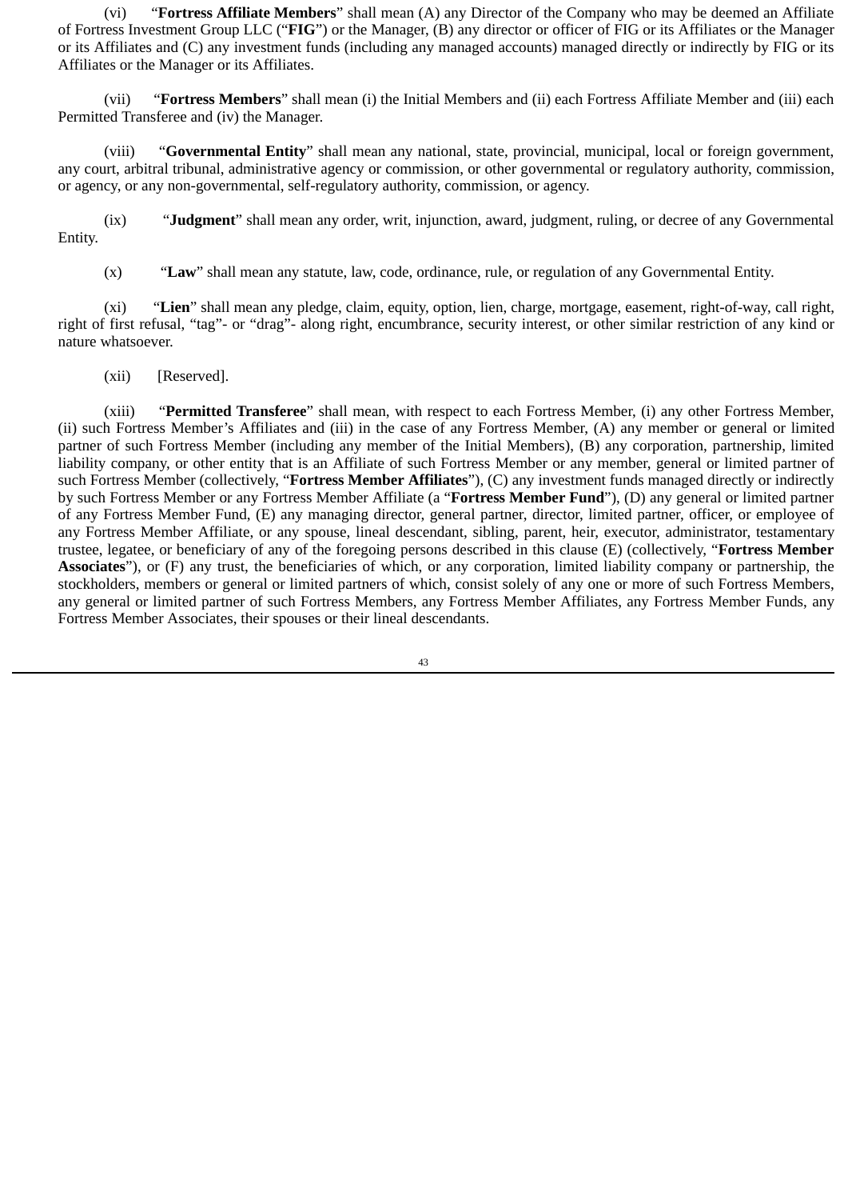(vi) “**Fortress Affiliate Members**” shall mean (A) any Director of the Company who may be deemed an Affiliate of Fortress Investment Group LLC (“**FIG**”) or the Manager, (B) any director or officer of FIG or its Affiliates or the Manager or its Affiliates and (C) any investment funds (including any managed accounts) managed directly or indirectly by FIG or its Affiliates or the Manager or its Affiliates.

(vii) “**Fortress Members**” shall mean (i) the Initial Members and (ii) each Fortress Affiliate Member and (iii) each Permitted Transferee and (iv) the Manager.

(viii) “**Governmental Entity**” shall mean any national, state, provincial, municipal, local or foreign government, any court, arbitral tribunal, administrative agency or commission, or other governmental or regulatory authority, commission, or agency, or any non-governmental, self-regulatory authority, commission, or agency.

(ix) “**Judgment**” shall mean any order, writ, injunction, award, judgment, ruling, or decree of any Governmental Entity.

(x) “**Law**” shall mean any statute, law, code, ordinance, rule, or regulation of any Governmental Entity.

(xi) “**Lien**” shall mean any pledge, claim, equity, option, lien, charge, mortgage, easement, right-of-way, call right, right of first refusal, “tag”- or “drag”- along right, encumbrance, security interest, or other similar restriction of any kind or nature whatsoever.

(xii) [Reserved].

(xiii) “**Permitted Transferee**” shall mean, with respect to each Fortress Member, (i) any other Fortress Member, (ii) such Fortress Member’s Affiliates and (iii) in the case of any Fortress Member, (A) any member or general or limited partner of such Fortress Member (including any member of the Initial Members), (B) any corporation, partnership, limited liability company, or other entity that is an Affiliate of such Fortress Member or any member, general or limited partner of such Fortress Member (collectively, “**Fortress Member Affiliates**”), (C) any investment funds managed directly or indirectly by such Fortress Member or any Fortress Member Affiliate (a “**Fortress Member Fund**”), (D) any general or limited partner of any Fortress Member Fund, (E) any managing director, general partner, director, limited partner, officer, or employee of any Fortress Member Affiliate, or any spouse, lineal descendant, sibling, parent, heir, executor, administrator, testamentary trustee, legatee, or beneficiary of any of the foregoing persons described in this clause (E) (collectively, “**Fortress Member Associates**”), or (F) any trust, the beneficiaries of which, or any corporation, limited liability company or partnership, the stockholders, members or general or limited partners of which, consist solely of any one or more of such Fortress Members, any general or limited partner of such Fortress Members, any Fortress Member Affiliates, any Fortress Member Funds, any Fortress Member Associates, their spouses or their lineal descendants.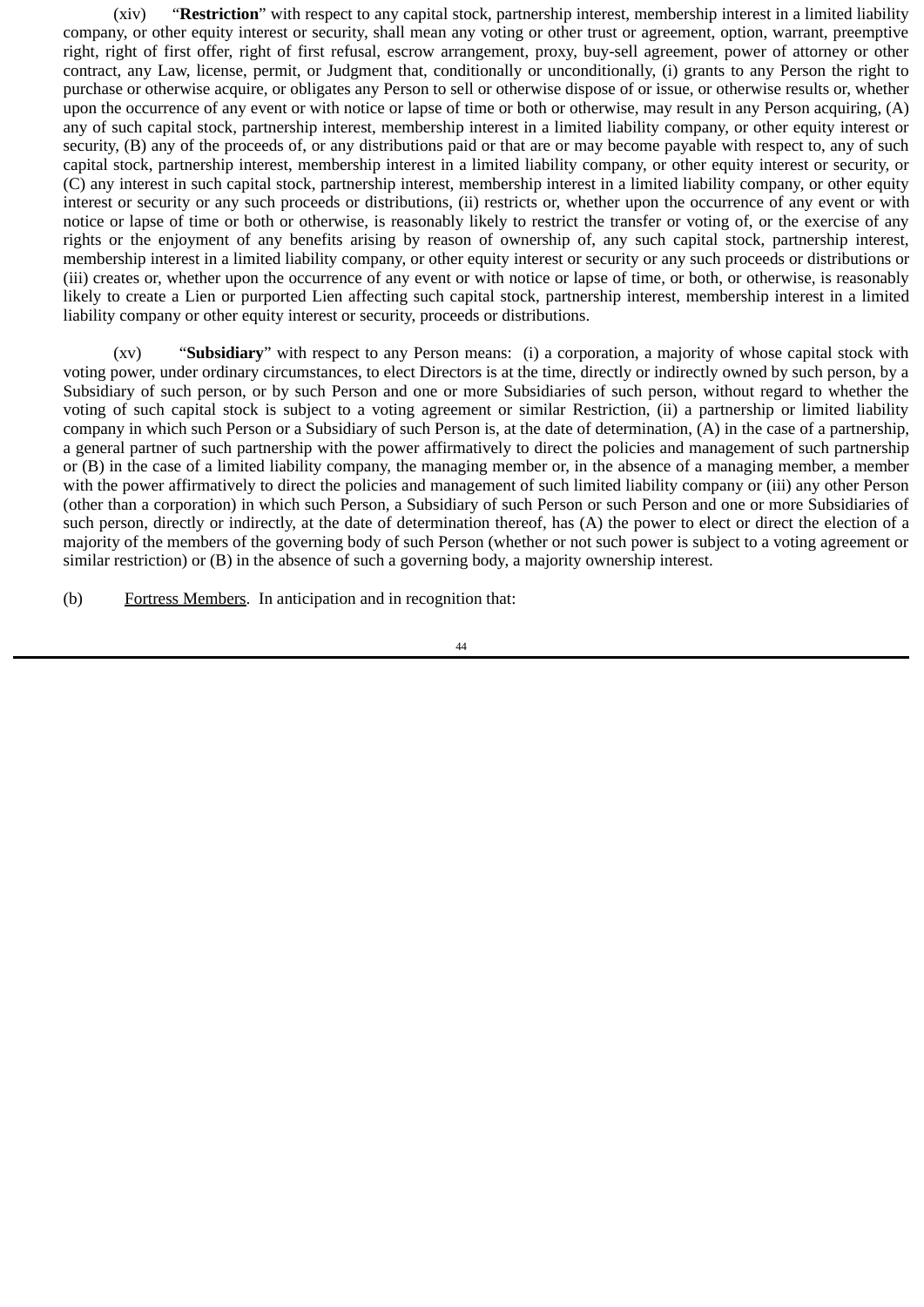(xiv) "**Restriction**" with respect to any capital stock, partnership interest, membership interest in a limited liability company, or other equity interest or security, shall mean any voting or other trust or agreement, option, warrant, preemptive right, right of first offer, right of first refusal, escrow arrangement, proxy, buy-sell agreement, power of attorney or other contract, any Law, license, permit, or Judgment that, conditionally or unconditionally, (i) grants to any Person the right to purchase or otherwise acquire, or obligates any Person to sell or otherwise dispose of or issue, or otherwise results or, whether upon the occurrence of any event or with notice or lapse of time or both or otherwise, may result in any Person acquiring, (A) any of such capital stock, partnership interest, membership interest in a limited liability company, or other equity interest or security, (B) any of the proceeds of, or any distributions paid or that are or may become payable with respect to, any of such capital stock, partnership interest, membership interest in a limited liability company, or other equity interest or security, or (C) any interest in such capital stock, partnership interest, membership interest in a limited liability company, or other equity interest or security or any such proceeds or distributions, (ii) restricts or, whether upon the occurrence of any event or with notice or lapse of time or both or otherwise, is reasonably likely to restrict the transfer or voting of, or the exercise of any rights or the enjoyment of any benefits arising by reason of ownership of, any such capital stock, partnership interest, membership interest in a limited liability company, or other equity interest or security or any such proceeds or distributions or (iii) creates or, whether upon the occurrence of any event or with notice or lapse of time, or both, or otherwise, is reasonably likely to create a Lien or purported Lien affecting such capital stock, partnership interest, membership interest in a limited liability company or other equity interest or security, proceeds or distributions.

(xv) "**Subsidiary**" with respect to any Person means: (i) a corporation, a majority of whose capital stock with voting power, under ordinary circumstances, to elect Directors is at the time, directly or indirectly owned by such person, by a Subsidiary of such person, or by such Person and one or more Subsidiaries of such person, without regard to whether the voting of such capital stock is subject to a voting agreement or similar Restriction, (ii) a partnership or limited liability company in which such Person or a Subsidiary of such Person is, at the date of determination, (A) in the case of a partnership, a general partner of such partnership with the power affirmatively to direct the policies and management of such partnership or (B) in the case of a limited liability company, the managing member or, in the absence of a managing member, a member with the power affirmatively to direct the policies and management of such limited liability company or (iii) any other Person (other than a corporation) in which such Person, a Subsidiary of such Person or such Person and one or more Subsidiaries of such person, directly or indirectly, at the date of determination thereof, has (A) the power to elect or direct the election of a majority of the members of the governing body of such Person (whether or not such power is subject to a voting agreement or similar restriction) or (B) in the absence of such a governing body, a majority ownership interest.

(b) Fortress Members. In anticipation and in recognition that: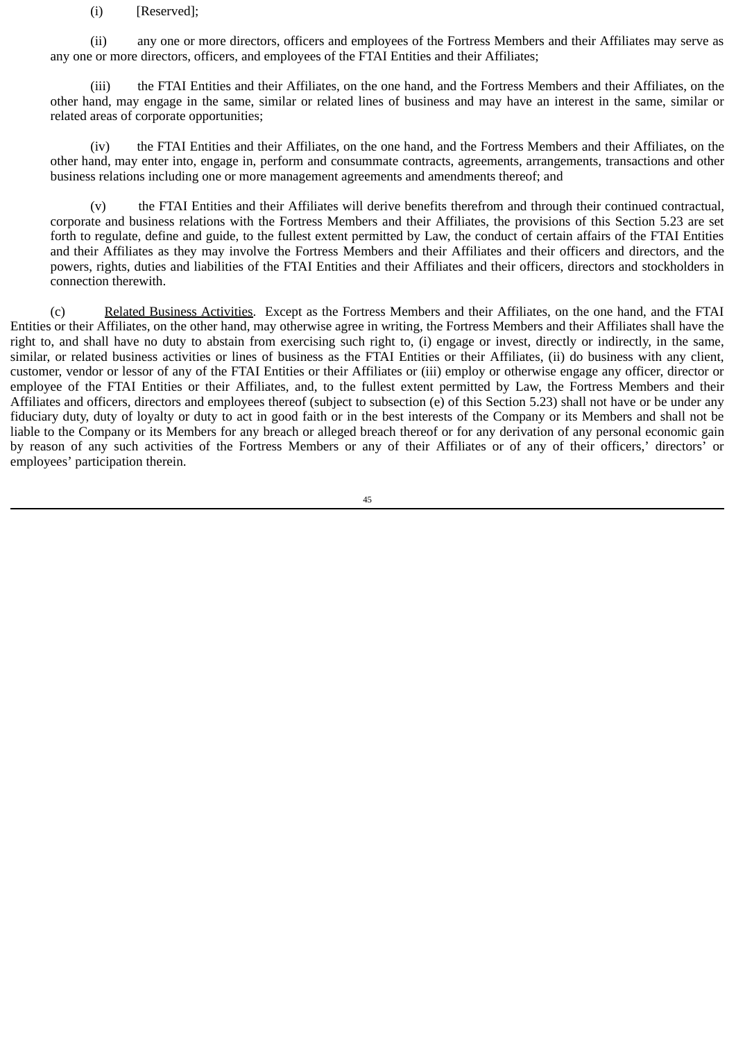(i) [Reserved];

(ii) any one or more directors, officers and employees of the Fortress Members and their Affiliates may serve as any one or more directors, officers, and employees of the FTAI Entities and their Affiliates;

(iii) the FTAI Entities and their Affiliates, on the one hand, and the Fortress Members and their Affiliates, on the other hand, may engage in the same, similar or related lines of business and may have an interest in the same, similar or related areas of corporate opportunities;

(iv) the FTAI Entities and their Affiliates, on the one hand, and the Fortress Members and their Affiliates, on the other hand, may enter into, engage in, perform and consummate contracts, agreements, arrangements, transactions and other business relations including one or more management agreements and amendments thereof; and

(v) the FTAI Entities and their Affiliates will derive benefits therefrom and through their continued contractual, corporate and business relations with the Fortress Members and their Affiliates, the provisions of this Section 5.23 are set forth to regulate, define and guide, to the fullest extent permitted by Law, the conduct of certain affairs of the FTAI Entities and their Affiliates as they may involve the Fortress Members and their Affiliates and their officers and directors, and the powers, rights, duties and liabilities of the FTAI Entities and their Affiliates and their officers, directors and stockholders in connection therewith.

(c) Related Business Activities. Except as the Fortress Members and their Affiliates, on the one hand, and the FTAI Entities or their Affiliates, on the other hand, may otherwise agree in writing, the Fortress Members and their Affiliates shall have the right to, and shall have no duty to abstain from exercising such right to, (i) engage or invest, directly or indirectly, in the same, similar, or related business activities or lines of business as the FTAI Entities or their Affiliates, (ii) do business with any client, customer, vendor or lessor of any of the FTAI Entities or their Affiliates or (iii) employ or otherwise engage any officer, director or employee of the FTAI Entities or their Affiliates, and, to the fullest extent permitted by Law, the Fortress Members and their Affiliates and officers, directors and employees thereof (subject to subsection (e) of this Section 5.23) shall not have or be under any fiduciary duty, duty of loyalty or duty to act in good faith or in the best interests of the Company or its Members and shall not be liable to the Company or its Members for any breach or alleged breach thereof or for any derivation of any personal economic gain by reason of any such activities of the Fortress Members or any of their Affiliates or of any of their officers,' directors' or employees' participation therein.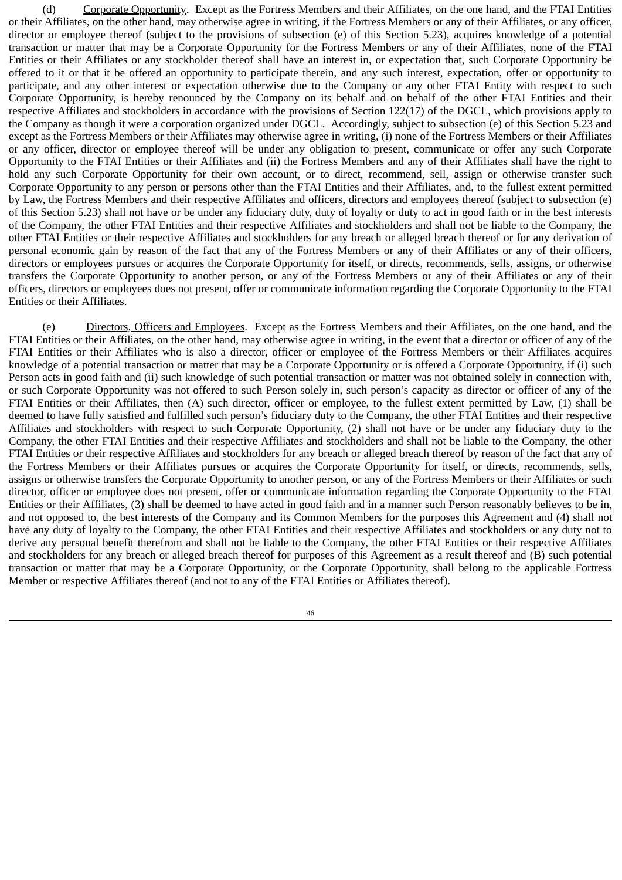(d) Corporate Opportunity. Except as the Fortress Members and their Affiliates, on the one hand, and the FTAI Entities or their Affiliates, on the other hand, may otherwise agree in writing, if the Fortress Members or any of their Affiliates, or any officer, director or employee thereof (subject to the provisions of subsection (e) of this Section 5.23), acquires knowledge of a potential transaction or matter that may be a Corporate Opportunity for the Fortress Members or any of their Affiliates, none of the FTAI Entities or their Affiliates or any stockholder thereof shall have an interest in, or expectation that, such Corporate Opportunity be offered to it or that it be offered an opportunity to participate therein, and any such interest, expectation, offer or opportunity to participate, and any other interest or expectation otherwise due to the Company or any other FTAI Entity with respect to such Corporate Opportunity, is hereby renounced by the Company on its behalf and on behalf of the other FTAI Entities and their respective Affiliates and stockholders in accordance with the provisions of Section 122(17) of the DGCL, which provisions apply to the Company as though it were a corporation organized under DGCL. Accordingly, subject to subsection (e) of this Section 5.23 and except as the Fortress Members or their Affiliates may otherwise agree in writing, (i) none of the Fortress Members or their Affiliates or any officer, director or employee thereof will be under any obligation to present, communicate or offer any such Corporate Opportunity to the FTAI Entities or their Affiliates and (ii) the Fortress Members and any of their Affiliates shall have the right to hold any such Corporate Opportunity for their own account, or to direct, recommend, sell, assign or otherwise transfer such Corporate Opportunity to any person or persons other than the FTAI Entities and their Affiliates, and, to the fullest extent permitted by Law, the Fortress Members and their respective Affiliates and officers, directors and employees thereof (subject to subsection (e) of this Section 5.23) shall not have or be under any fiduciary duty, duty of loyalty or duty to act in good faith or in the best interests of the Company, the other FTAI Entities and their respective Affiliates and stockholders and shall not be liable to the Company, the other FTAI Entities or their respective Affiliates and stockholders for any breach or alleged breach thereof or for any derivation of personal economic gain by reason of the fact that any of the Fortress Members or any of their Affiliates or any of their officers, directors or employees pursues or acquires the Corporate Opportunity for itself, or directs, recommends, sells, assigns, or otherwise transfers the Corporate Opportunity to another person, or any of the Fortress Members or any of their Affiliates or any of their officers, directors or employees does not present, offer or communicate information regarding the Corporate Opportunity to the FTAI Entities or their Affiliates.

(e) Directors, Officers and Employees. Except as the Fortress Members and their Affiliates, on the one hand, and the FTAI Entities or their Affiliates, on the other hand, may otherwise agree in writing, in the event that a director or officer of any of the FTAI Entities or their Affiliates who is also a director, officer or employee of the Fortress Members or their Affiliates acquires knowledge of a potential transaction or matter that may be a Corporate Opportunity or is offered a Corporate Opportunity, if (i) such Person acts in good faith and (ii) such knowledge of such potential transaction or matter was not obtained solely in connection with, or such Corporate Opportunity was not offered to such Person solely in, such person's capacity as director or officer of any of the FTAI Entities or their Affiliates, then (A) such director, officer or employee, to the fullest extent permitted by Law, (1) shall be deemed to have fully satisfied and fulfilled such person's fiduciary duty to the Company, the other FTAI Entities and their respective Affiliates and stockholders with respect to such Corporate Opportunity, (2) shall not have or be under any fiduciary duty to the Company, the other FTAI Entities and their respective Affiliates and stockholders and shall not be liable to the Company, the other FTAI Entities or their respective Affiliates and stockholders for any breach or alleged breach thereof by reason of the fact that any of the Fortress Members or their Affiliates pursues or acquires the Corporate Opportunity for itself, or directs, recommends, sells, assigns or otherwise transfers the Corporate Opportunity to another person, or any of the Fortress Members or their Affiliates or such director, officer or employee does not present, offer or communicate information regarding the Corporate Opportunity to the FTAI Entities or their Affiliates, (3) shall be deemed to have acted in good faith and in a manner such Person reasonably believes to be in, and not opposed to, the best interests of the Company and its Common Members for the purposes this Agreement and (4) shall not have any duty of loyalty to the Company, the other FTAI Entities and their respective Affiliates and stockholders or any duty not to derive any personal benefit therefrom and shall not be liable to the Company, the other FTAI Entities or their respective Affiliates and stockholders for any breach or alleged breach thereof for purposes of this Agreement as a result thereof and (B) such potential transaction or matter that may be a Corporate Opportunity, or the Corporate Opportunity, shall belong to the applicable Fortress Member or respective Affiliates thereof (and not to any of the FTAI Entities or Affiliates thereof).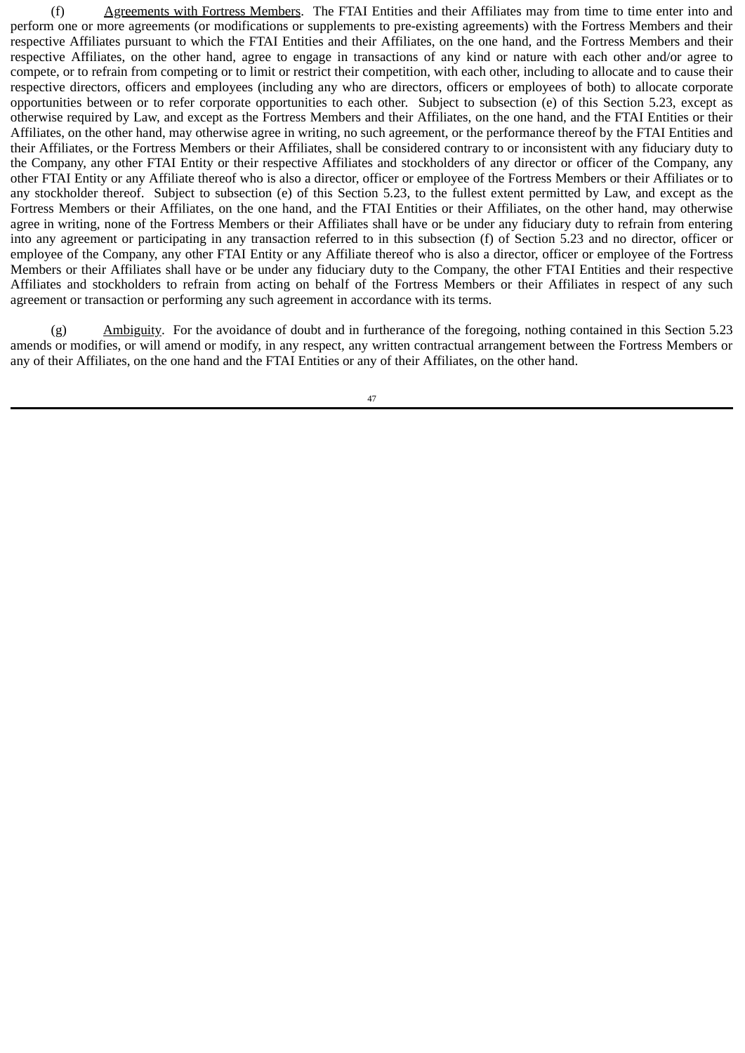(f) Agreements with Fortress Members. The FTAI Entities and their Affiliates may from time to time enter into and perform one or more agreements (or modifications or supplements to pre-existing agreements) with the Fortress Members and their respective Affiliates pursuant to which the FTAI Entities and their Affiliates, on the one hand, and the Fortress Members and their respective Affiliates, on the other hand, agree to engage in transactions of any kind or nature with each other and/or agree to compete, or to refrain from competing or to limit or restrict their competition, with each other, including to allocate and to cause their respective directors, officers and employees (including any who are directors, officers or employees of both) to allocate corporate opportunities between or to refer corporate opportunities to each other. Subject to subsection (e) of this Section 5.23, except as otherwise required by Law, and except as the Fortress Members and their Affiliates, on the one hand, and the FTAI Entities or their Affiliates, on the other hand, may otherwise agree in writing, no such agreement, or the performance thereof by the FTAI Entities and their Affiliates, or the Fortress Members or their Affiliates, shall be considered contrary to or inconsistent with any fiduciary duty to the Company, any other FTAI Entity or their respective Affiliates and stockholders of any director or officer of the Company, any other FTAI Entity or any Affiliate thereof who is also a director, officer or employee of the Fortress Members or their Affiliates or to any stockholder thereof. Subject to subsection (e) of this Section 5.23, to the fullest extent permitted by Law, and except as the Fortress Members or their Affiliates, on the one hand, and the FTAI Entities or their Affiliates, on the other hand, may otherwise agree in writing, none of the Fortress Members or their Affiliates shall have or be under any fiduciary duty to refrain from entering into any agreement or participating in any transaction referred to in this subsection (f) of Section 5.23 and no director, officer or employee of the Company, any other FTAI Entity or any Affiliate thereof who is also a director, officer or employee of the Fortress Members or their Affiliates shall have or be under any fiduciary duty to the Company, the other FTAI Entities and their respective Affiliates and stockholders to refrain from acting on behalf of the Fortress Members or their Affiliates in respect of any such agreement or transaction or performing any such agreement in accordance with its terms.

(g) Ambiguity. For the avoidance of doubt and in furtherance of the foregoing, nothing contained in this Section 5.23 amends or modifies, or will amend or modify, in any respect, any written contractual arrangement between the Fortress Members or any of their Affiliates, on the one hand and the FTAI Entities or any of their Affiliates, on the other hand.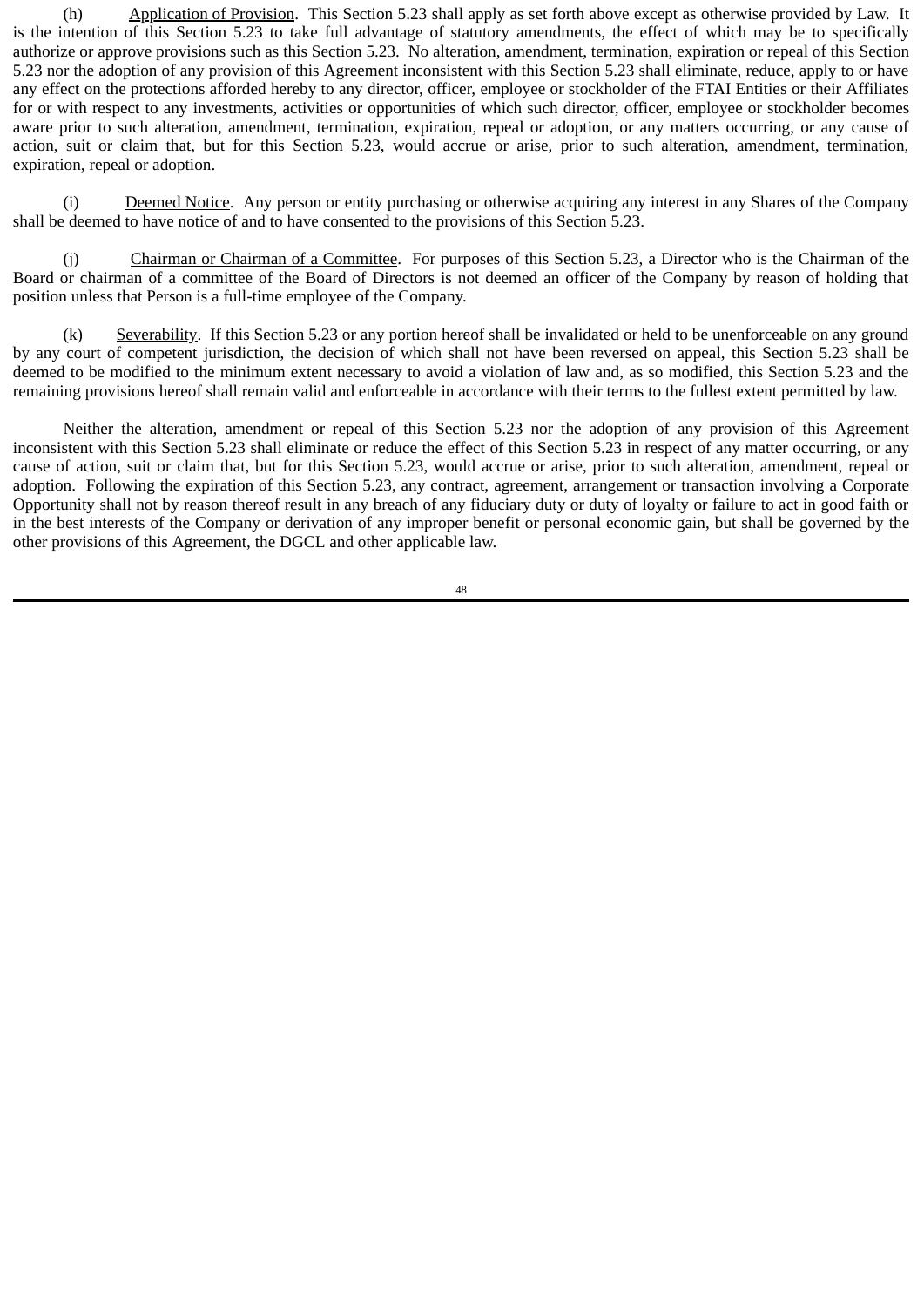(h) Application of Provision. This Section 5.23 shall apply as set forth above except as otherwise provided by Law. It is the intention of this Section 5.23 to take full advantage of statutory amendments, the effect of which may be to specifically authorize or approve provisions such as this Section 5.23. No alteration, amendment, termination, expiration or repeal of this Section 5.23 nor the adoption of any provision of this Agreement inconsistent with this Section 5.23 shall eliminate, reduce, apply to or have any effect on the protections afforded hereby to any director, officer, employee or stockholder of the FTAI Entities or their Affiliates for or with respect to any investments, activities or opportunities of which such director, officer, employee or stockholder becomes aware prior to such alteration, amendment, termination, expiration, repeal or adoption, or any matters occurring, or any cause of action, suit or claim that, but for this Section 5.23, would accrue or arise, prior to such alteration, amendment, termination, expiration, repeal or adoption.

(i) Deemed Notice. Any person or entity purchasing or otherwise acquiring any interest in any Shares of the Company shall be deemed to have notice of and to have consented to the provisions of this Section 5.23.

(j) Chairman or Chairman of a Committee. For purposes of this Section 5.23, a Director who is the Chairman of the Board or chairman of a committee of the Board of Directors is not deemed an officer of the Company by reason of holding that position unless that Person is a full-time employee of the Company.

(k) Severability. If this Section 5.23 or any portion hereof shall be invalidated or held to be unenforceable on any ground by any court of competent jurisdiction, the decision of which shall not have been reversed on appeal, this Section 5.23 shall be deemed to be modified to the minimum extent necessary to avoid a violation of law and, as so modified, this Section 5.23 and the remaining provisions hereof shall remain valid and enforceable in accordance with their terms to the fullest extent permitted by law.

Neither the alteration, amendment or repeal of this Section 5.23 nor the adoption of any provision of this Agreement inconsistent with this Section 5.23 shall eliminate or reduce the effect of this Section 5.23 in respect of any matter occurring, or any cause of action, suit or claim that, but for this Section 5.23, would accrue or arise, prior to such alteration, amendment, repeal or adoption. Following the expiration of this Section 5.23, any contract, agreement, arrangement or transaction involving a Corporate Opportunity shall not by reason thereof result in any breach of any fiduciary duty or duty of loyalty or failure to act in good faith or in the best interests of the Company or derivation of any improper benefit or personal economic gain, but shall be governed by the other provisions of this Agreement, the DGCL and other applicable law.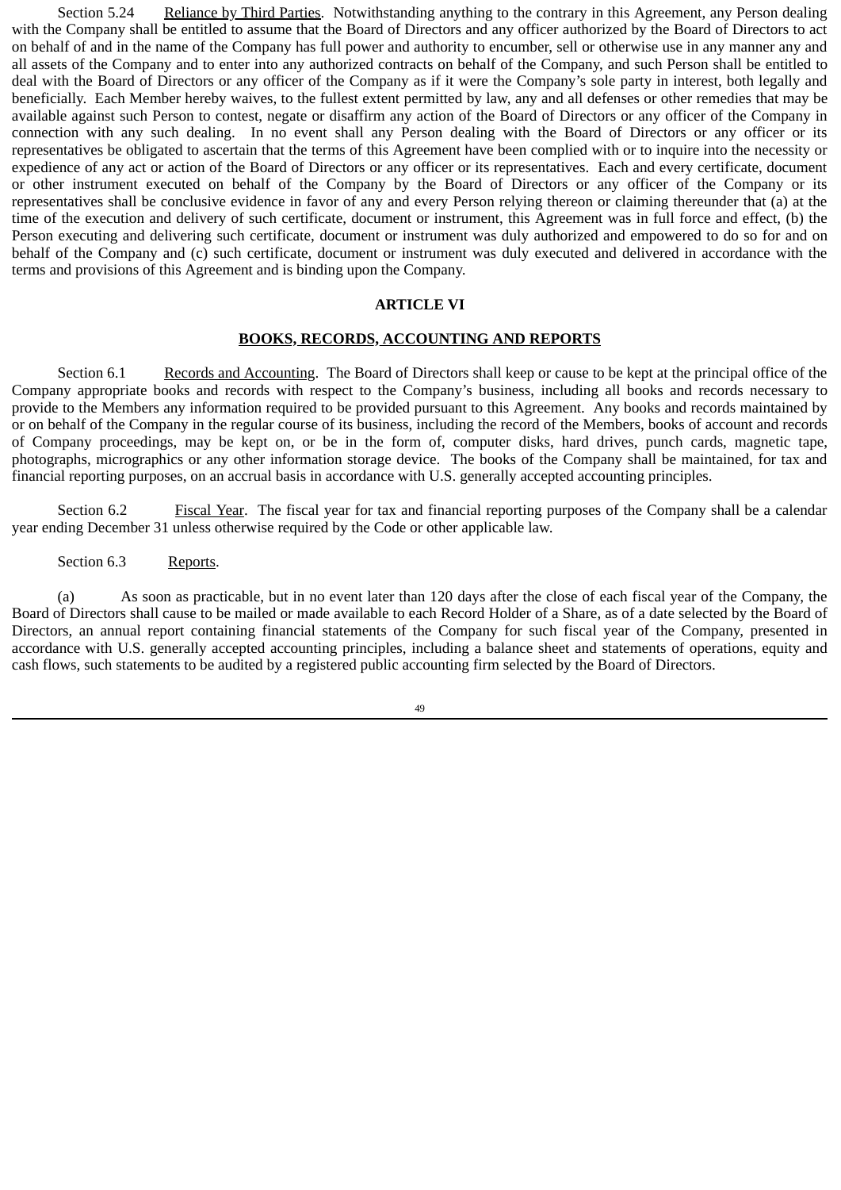Section 5.24 Reliance by Third Parties. Notwithstanding anything to the contrary in this Agreement, any Person dealing with the Company shall be entitled to assume that the Board of Directors and any officer authorized by the Board of Directors to act on behalf of and in the name of the Company has full power and authority to encumber, sell or otherwise use in any manner any and all assets of the Company and to enter into any authorized contracts on behalf of the Company, and such Person shall be entitled to deal with the Board of Directors or any officer of the Company as if it were the Company's sole party in interest, both legally and beneficially. Each Member hereby waives, to the fullest extent permitted by law, any and all defenses or other remedies that may be available against such Person to contest, negate or disaffirm any action of the Board of Directors or any officer of the Company in connection with any such dealing. In no event shall any Person dealing with the Board of Directors or any officer or its representatives be obligated to ascertain that the terms of this Agreement have been complied with or to inquire into the necessity or expedience of any act or action of the Board of Directors or any officer or its representatives. Each and every certificate, document or other instrument executed on behalf of the Company by the Board of Directors or any officer of the Company or its representatives shall be conclusive evidence in favor of any and every Person relying thereon or claiming thereunder that (a) at the time of the execution and delivery of such certificate, document or instrument, this Agreement was in full force and effect, (b) the Person executing and delivering such certificate, document or instrument was duly authorized and empowered to do so for and on behalf of the Company and (c) such certificate, document or instrument was duly executed and delivered in accordance with the terms and provisions of this Agreement and is binding upon the Company.

# ARTICLE VI

## BOOKS, RECORDS, ACCOUNTING AND REPORTS

Section 6.1 Records and Accounting. The Board of Directors shall keep or cause to be kept at the principal office of the Company appropriate books and records with respect to the Company's business, including all books and records necessary to provide to the Members any information required to be provided pursuant to this Agreement. Any books and records maintained by or on behalf of the Company in the regular course of its business, including the record of the Members, books of account and records of Company proceedings, may be kept on, or be in the form of, computer disks, hard drives, punch cards, magnetic tape, photographs, micrographics or any other information storage device. The books of the Company shall be maintained, for tax and financial reporting purposes, on an accrual basis in accordance with U.S. generally accepted accounting principles.

Section 6.2 Fiscal Year. The fiscal year for tax and financial reporting purposes of the Company shall be a calendar year ending December 31 unless otherwise required by the Code or other applicable law.

Section 6.3 Reports.

(a) As soon as practicable, but in no event later than 120 days after the close of each fiscal year of the Company, the Board of Directors shall cause to be mailed or made available to each Record Holder of a Share, as of a date selected by the Board of Directors, an annual report containing financial statements of the Company for such fiscal year of the Company, presented in accordance with U.S. generally accepted accounting principles, including a balance sheet and statements of operations, equity and cash flows, such statements to be audited by a registered public accounting firm selected by the Board of Directors.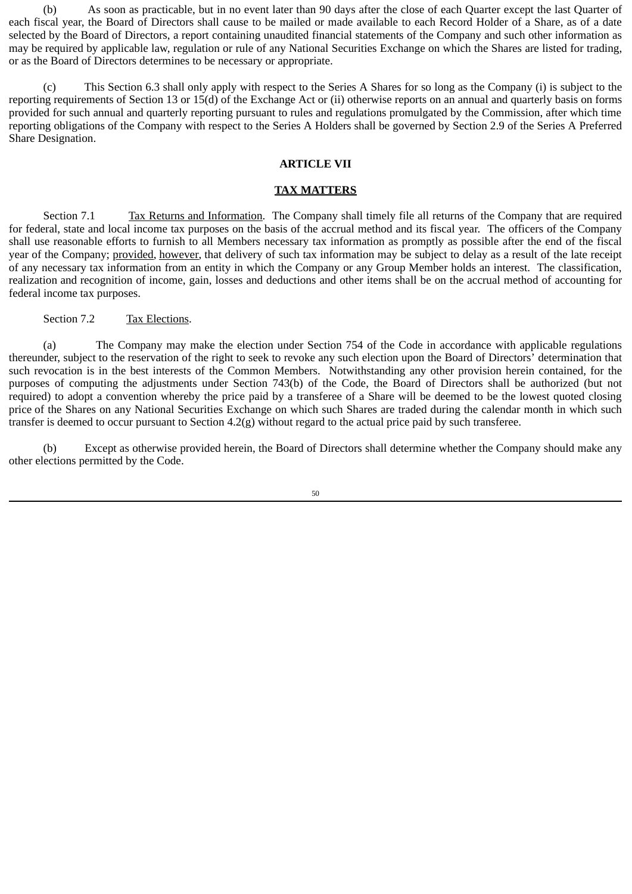(b) As soon as practicable, but in no event later than 90 days after the close of each Quarter except the last Quarter of each fiscal year, the Board of Directors shall cause to be mailed or made available to each Record Holder of a Share, as of a date selected by the Board of Directors, a report containing unaudited financial statements of the Company and such other information as may be required by applicable law, regulation or rule of any National Securities Exchange on which the Shares are listed for trading, or as the Board of Directors determines to be necessary or appropriate.

(c) This Section 6.3 shall only apply with respect to the Series A Shares for so long as the Company (i) is subject to the reporting requirements of Section 13 or 15(d) of the Exchange Act or (ii) otherwise reports on an annual and quarterly basis on forms provided for such annual and quarterly reporting pursuant to rules and regulations promulgated by the Commission, after which time reporting obligations of the Company with respect to the Series A Holders shall be governed by Section 2.9 of the Series A Preferred Share Designation.

**ARTICLE VII**

**TAX MATTERS**

Section 7.1 Tax Returns and Information. The Company shall timely file all returns of the Company that are required for federal, state and local income tax purposes on the basis of the accrual method and its fiscal year. The officers of the Company shall use reasonable efforts to furnish to all Members necessary tax information as promptly as possible after the end of the fiscal year of the Company; provided, however, that delivery of such tax information may be subject to delay as a result of the late receipt of any necessary tax information from an entity in which the Company or any Group Member holds an interest. The classification, realization and recognition of income, gain, losses and deductions and other items shall be on the accrual method of accounting for federal income tax purposes.

Section 7.2 Tax Elections.

(a) The Company may make the election under Section 754 of the Code in accordance with applicable regulations thereunder, subject to the reservation of the right to seek to revoke any such election upon the Board of Directors' determination that such revocation is in the best interests of the Common Members. Notwithstanding any other provision herein contained, for the purposes of computing the adjustments under Section 743(b) of the Code, the Board of Directors shall be authorized (but not required) to adopt a convention whereby the price paid by a transferee of a Share will be deemed to be the lowest quoted closing price of the Shares on any National Securities Exchange on which such Shares are traded during the calendar month in which such transfer is deemed to occur pursuant to Section 4.2(g) without regard to the actual price paid by such transferee.

(b) Except as otherwise provided herein, the Board of Directors shall determine whether the Company should make any other elections permitted by the Code.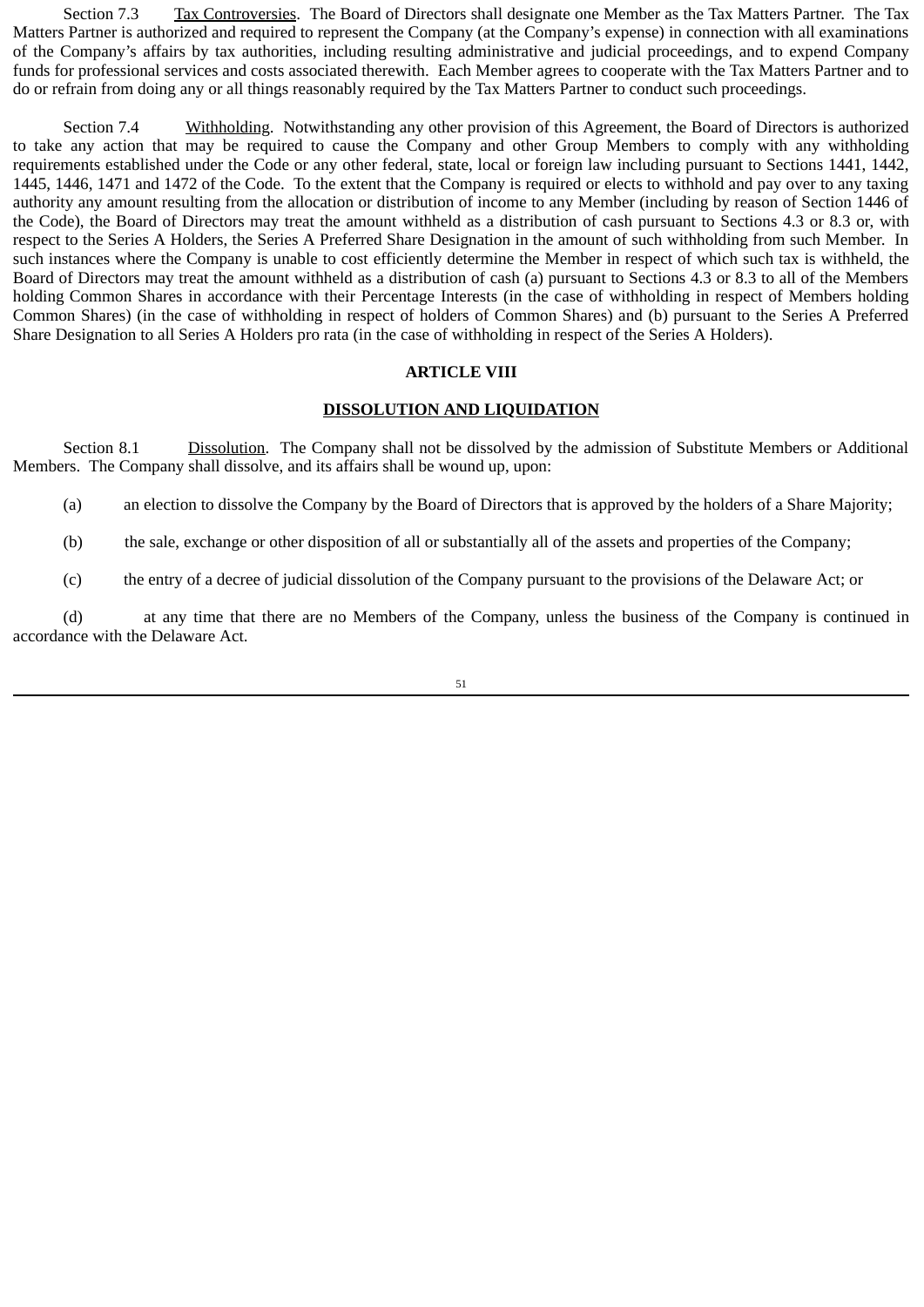Section 7.3 Tax Controversies. The Board of Directors shall designate one Member as the Tax Matters Partner. The Tax Matters Partner is authorized and required to represent the Company (at the Company's expense) in connection with all examinations of the Company's affairs by tax authorities, including resulting administrative and judicial proceedings, and to expend Company funds for professional services and costs associated therewith. Each Member agrees to cooperate with the Tax Matters Partner and to do or refrain from doing any or all things reasonably required by the Tax Matters Partner to conduct such proceedings.

Section 7.4 Withholding. Notwithstanding any other provision of this Agreement, the Board of Directors is authorized to take any action that may be required to cause the Company and other Group Members to comply with any withholding requirements established under the Code or any other federal, state, local or foreign law including pursuant to Sections 1441, 1442, 1445, 1446, 1471 and 1472 of the Code. To the extent that the Company is required or elects to withhold and pay over to any taxing authority any amount resulting from the allocation or distribution of income to any Member (including by reason of Section 1446 of the Code), the Board of Directors may treat the amount withheld as a distribution of cash pursuant to Sections 4.3 or 8.3 or, with respect to the Series A Holders, the Series A Preferred Share Designation in the amount of such withholding from such Member. In such instances where the Company is unable to cost efficiently determine the Member in respect of which such tax is withheld, the Board of Directors may treat the amount withheld as a distribution of cash (a) pursuant to Sections 4.3 or 8.3 to all of the Members holding Common Shares in accordance with their Percentage Interests (in the case of withholding in respect of Members holding Common Shares) (in the case of withholding in respect of holders of Common Shares) and (b) pursuant to the Series A Preferred Share Designation to all Series A Holders pro rata (in the case of withholding in respect of the Series A Holders).

## ARTICLE VIII

## DISSOLUTION AND LIQUIDATION

Section 8.1 Dissolution. The Company shall not be dissolved by the admission of Substitute Members or Additional Members. The Company shall dissolve, and its affairs shall be wound up, upon:

(a) an election to dissolve the Company by the Board of Directors that is approved by the holders of a Share Majority;

(b) the sale, exchange or other disposition of all or substantially all of the assets and properties of the Company;

(c) the entry of a decree of judicial dissolution of the Company pursuant to the provisions of the Delaware Act; or

(d) at any time that there are no Members of the Company, unless the business of the Company is continued in accordance with the Delaware Act.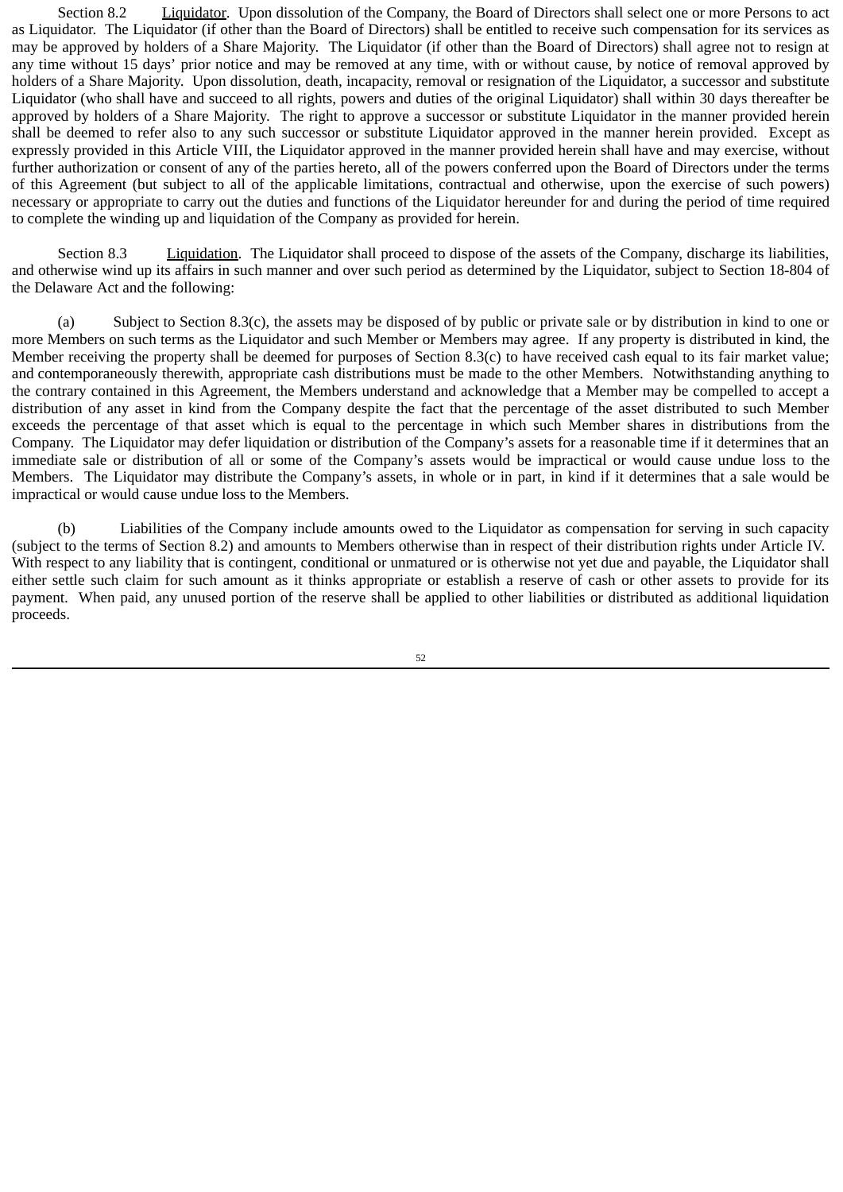Section 8.2 Liquidator. Upon dissolution of the Company, the Board of Directors shall select one or more Persons to act as Liquidator. The Liquidator (if other than the Board of Directors) shall be entitled to receive such compensation for its services as may be approved by holders of a Share Majority. The Liquidator (if other than the Board of Directors) shall agree not to resign at any time without 15 days' prior notice and may be removed at any time, with or without cause, by notice of removal approved by holders of a Share Majority. Upon dissolution, death, incapacity, removal or resignation of the Liquidator, a successor and substitute Liquidator (who shall have and succeed to all rights, powers and duties of the original Liquidator) shall within 30 days thereafter be approved by holders of a Share Majority. The right to approve a successor or substitute Liquidator in the manner provided herein shall be deemed to refer also to any such successor or substitute Liquidator approved in the manner herein provided. Except as expressly provided in this Article VIII, the Liquidator approved in the manner provided herein shall have and may exercise, without further authorization or consent of any of the parties hereto, all of the powers conferred upon the Board of Directors under the terms of this Agreement (but subject to all of the applicable limitations, contractual and otherwise, upon the exercise of such powers) necessary or appropriate to carry out the duties and functions of the Liquidator hereunder for and during the period of time required to complete the winding up and liquidation of the Company as provided for herein.

Section 8.3 Liquidation. The Liquidator shall proceed to dispose of the assets of the Company, discharge its liabilities, and otherwise wind up its affairs in such manner and over such period as determined by the Liquidator, subject to Section 18-804 of the Delaware Act and the following:

(a) Subject to Section 8.3(c), the assets may be disposed of by public or private sale or by distribution in kind to one or more Members on such terms as the Liquidator and such Member or Members may agree. If any property is distributed in kind, the Member receiving the property shall be deemed for purposes of Section 8.3(c) to have received cash equal to its fair market value; and contemporaneously therewith, appropriate cash distributions must be made to the other Members. Notwithstanding anything to the contrary contained in this Agreement, the Members understand and acknowledge that a Member may be compelled to accept a distribution of any asset in kind from the Company despite the fact that the percentage of the asset distributed to such Member exceeds the percentage of that asset which is equal to the percentage in which such Member shares in distributions from the Company. The Liquidator may defer liquidation or distribution of the Company's assets for a reasonable time if it determines that an immediate sale or distribution of all or some of the Company's assets would be impractical or would cause undue loss to the Members. The Liquidator may distribute the Company's assets, in whole or in part, in kind if it determines that a sale would be impractical or would cause undue loss to the Members.

(b) Liabilities of the Company include amounts owed to the Liquidator as compensation for serving in such capacity (subject to the terms of Section 8.2) and amounts to Members otherwise than in respect of their distribution rights under Article IV. With respect to any liability that is contingent, conditional or unmatured or is otherwise not yet due and payable, the Liquidator shall either settle such claim for such amount as it thinks appropriate or establish a reserve of cash or other assets to provide for its payment. When paid, any unused portion of the reserve shall be applied to other liabilities or distributed as additional liquidation proceeds.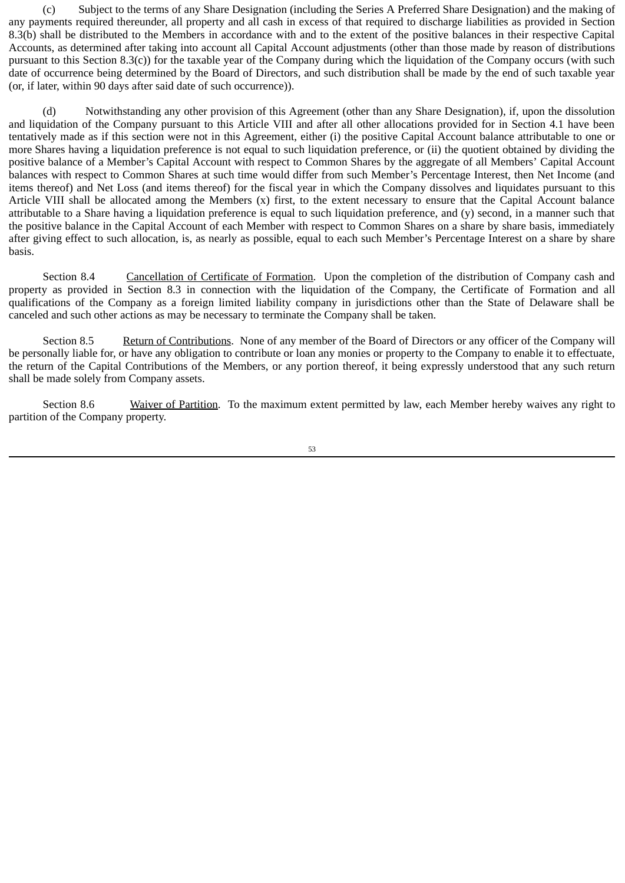(c) Subject to the terms of any Share Designation (including the Series A Preferred Share Designation) and the making of any payments required thereunder, all property and all cash in excess of that required to discharge liabilities as provided in Section 8.3(b) shall be distributed to the Members in accordance with and to the extent of the positive balances in their respective Capital Accounts, as determined after taking into account all Capital Account adjustments (other than those made by reason of distributions pursuant to this Section 8.3(c)) for the taxable year of the Company during which the liquidation of the Company occurs (with such date of occurrence being determined by the Board of Directors, and such distribution shall be made by the end of such taxable year (or, if later, within 90 days after said date of such occurrence)).

(d) Notwithstanding any other provision of this Agreement (other than any Share Designation), if, upon the dissolution and liquidation of the Company pursuant to this Article VIII and after all other allocations provided for in Section 4.1 have been tentatively made as if this section were not in this Agreement, either (i) the positive Capital Account balance attributable to one or more Shares having a liquidation preference is not equal to such liquidation preference, or (ii) the quotient obtained by dividing the positive balance of a Member's Capital Account with respect to Common Shares by the aggregate of all Members' Capital Account balances with respect to Common Shares at such time would differ from such Member's Percentage Interest, then Net Income (and items thereof) and Net Loss (and items thereof) for the fiscal year in which the Company dissolves and liquidates pursuant to this Article VIII shall be allocated among the Members (x) first, to the extent necessary to ensure that the Capital Account balance attributable to a Share having a liquidation preference is equal to such liquidation preference, and (y) second, in a manner such that the positive balance in the Capital Account of each Member with respect to Common Shares on a share by share basis, immediately after giving effect to such allocation, is, as nearly as possible, equal to each such Member's Percentage Interest on a share by share basis.

Section 8.4 Cancellation of Certificate of Formation. Upon the completion of the distribution of Company cash and property as provided in Section 8.3 in connection with the liquidation of the Company, the Certificate of Formation and all qualifications of the Company as a foreign limited liability company in jurisdictions other than the State of Delaware shall be canceled and such other actions as may be necessary to terminate the Company shall be taken.

Section 8.5 Return of Contributions. None of any member of the Board of Directors or any officer of the Company will be personally liable for, or have any obligation to contribute or loan any monies or property to the Company to enable it to effectuate, the return of the Capital Contributions of the Members, or any portion thereof, it being expressly understood that any such return shall be made solely from Company assets.

Section 8.6 Waiver of Partition. To the maximum extent permitted by law, each Member hereby waives any right to partition of the Company property.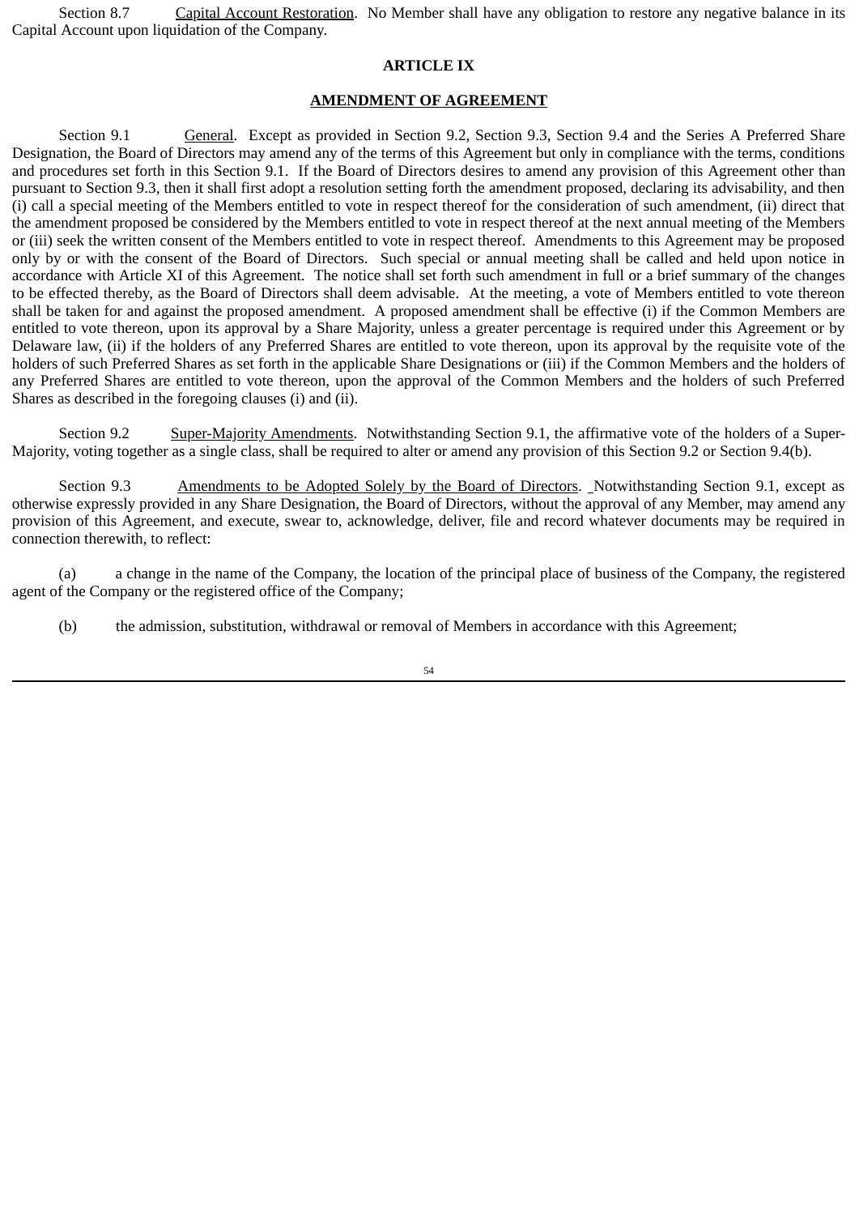Section 8.7 Capital Account Restoration. No Member shall have any obligation to restore any negative balance in its Capital Account upon liquidation of the Company.

## ARTICLE IX

## AMENDMENT OF AGREEMENT

Section 9.1 General. Except as provided in Section 9.2, Section 9.3, Section 9.4 and the Series A Preferred Share Designation, the Board of Directors may amend any of the terms of this Agreement but only in compliance with the terms, conditions and procedures set forth in this Section 9.1. If the Board of Directors desires to amend any provision of this Agreement other than pursuant to Section 9.3, then it shall first adopt a resolution setting forth the amendment proposed, declaring its advisability, and then (i) call a special meeting of the Members entitled to vote in respect thereof for the consideration of such amendment, (ii) direct that the amendment proposed be considered by the Members entitled to vote in respect thereof at the next annual meeting of the Members or (iii) seek the written consent of the Members entitled to vote in respect thereof. Amendments to this Agreement may be proposed only by or with the consent of the Board of Directors. Such special or annual meeting shall be called and held upon notice in accordance with Article XI of this Agreement. The notice shall set forth such amendment in full or a brief summary of the changes to be effected thereby, as the Board of Directors shall deem advisable. At the meeting, a vote of Members entitled to vote thereon shall be taken for and against the proposed amendment. A proposed amendment shall be effective (i) if the Common Members are entitled to vote thereon, upon its approval by a Share Majority, unless a greater percentage is required under this Agreement or by Delaware law, (ii) if the holders of any Preferred Shares are entitled to vote thereon, upon its approval by the requisite vote of the holders of such Preferred Shares as set forth in the applicable Share Designations or (iii) if the Common Members and the holders of any Preferred Shares are entitled to vote thereon, upon the approval of the Common Members and the holders of such Preferred Shares as described in the foregoing clauses (i) and (ii).

Section 9.2 Super-Majority Amendments. Notwithstanding Section 9.1, the affirmative vote of the holders of a Super-Majority, voting together as a single class, shall be required to alter or amend any provision of this Section 9.2 or Section 9.4(b).

Section 9.3 Amendments to be Adopted Solely by the Board of Directors. Notwithstanding Section 9.1, except as otherwise expressly provided in any Share Designation, the Board of Directors, without the approval of any Member, may amend any provision of this Agreement, and execute, swear to, acknowledge, deliver, file and record whatever documents may be required in connection therewith, to reflect:

(a) a change in the name of the Company, the location of the principal place of business of the Company, the registered agent of the Company or the registered office of the Company;

(b) the admission, substitution, withdrawal or removal of Members in accordance with this Agreement;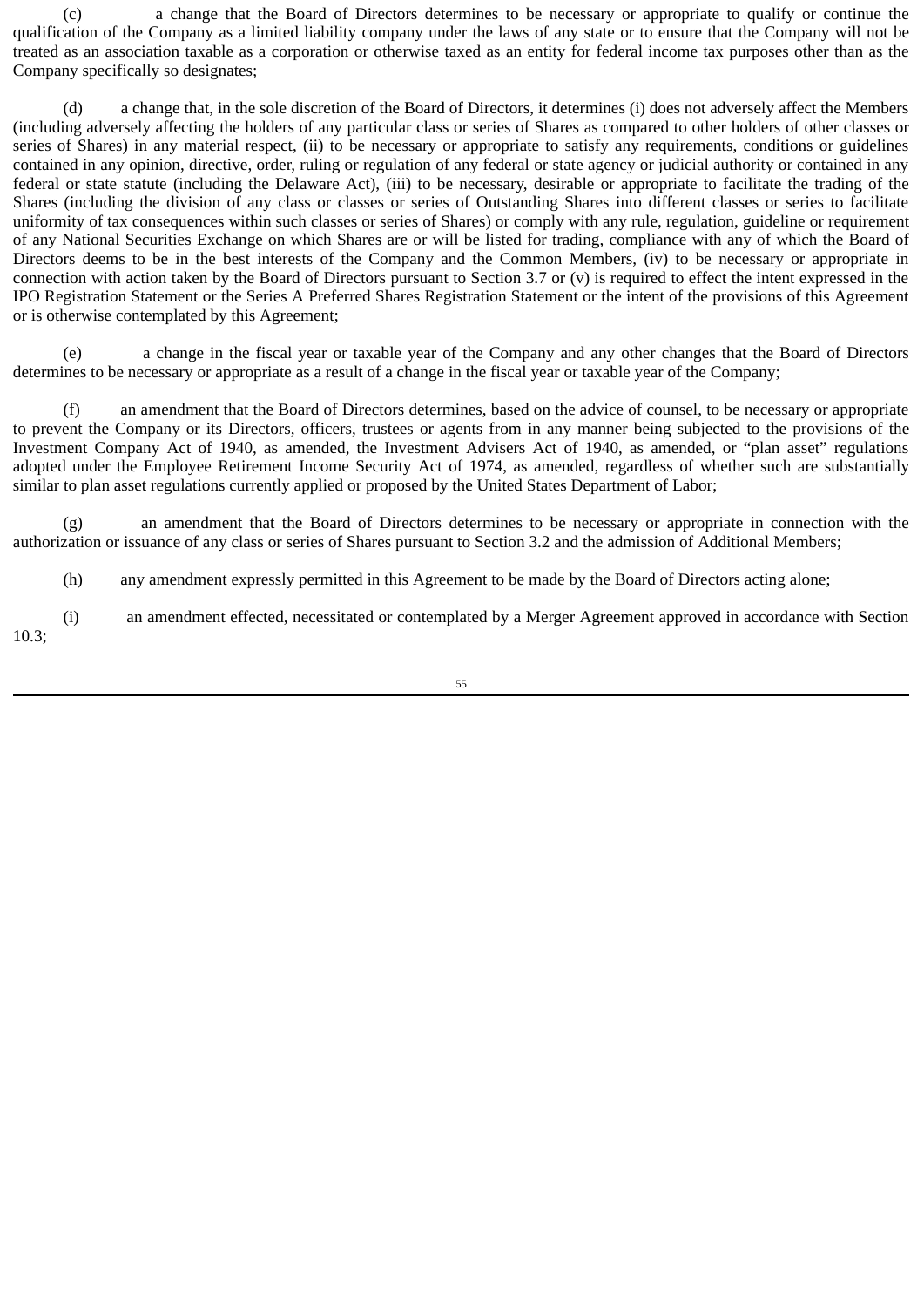(c) a change that the Board of Directors determines to be necessary or appropriate to qualify or continue the qualification of the Company as a limited liability company under the laws of any state or to ensure that the Company will not be treated as an association taxable as a corporation or otherwise taxed as an entity for federal income tax purposes other than as the Company specifically so designates;

(d) a change that, in the sole discretion of the Board of Directors, it determines (i) does not adversely affect the Members (including adversely affecting the holders of any particular class or series of Shares as compared to other holders of other classes or series of Shares) in any material respect, (ii) to be necessary or appropriate to satisfy any requirements, conditions or guidelines contained in any opinion, directive, order, ruling or regulation of any federal or state agency or judicial authority or contained in any federal or state statute (including the Delaware Act), (iii) to be necessary, desirable or appropriate to facilitate the trading of the Shares (including the division of any class or classes or series of Outstanding Shares into different classes or series to facilitate uniformity of tax consequences within such classes or series of Shares) or comply with any rule, regulation, guideline or requirement of any National Securities Exchange on which Shares are or will be listed for trading, compliance with any of which the Board of Directors deems to be in the best interests of the Company and the Common Members, (iv) to be necessary or appropriate in connection with action taken by the Board of Directors pursuant to Section 3.7 or (v) is required to effect the intent expressed in the IPO Registration Statement or the Series A Preferred Shares Registration Statement or the intent of the provisions of this Agreement or is otherwise contemplated by this Agreement;

(e) a change in the fiscal year or taxable year of the Company and any other changes that the Board of Directors determines to be necessary or appropriate as a result of a change in the fiscal year or taxable year of the Company;

(f) an amendment that the Board of Directors determines, based on the advice of counsel, to be necessary or appropriate to prevent the Company or its Directors, officers, trustees or agents from in any manner being subjected to the provisions of the Investment Company Act of 1940, as amended, the Investment Advisers Act of 1940, as amended, or "plan asset" regulations adopted under the Employee Retirement Income Security Act of 1974, as amended, regardless of whether such are substantially similar to plan asset regulations currently applied or proposed by the United States Department of Labor;

(g) an amendment that the Board of Directors determines to be necessary or appropriate in connection with the authorization or issuance of any class or series of Shares pursuant to Section 3.2 and the admission of Additional Members;

(h) any amendment expressly permitted in this Agreement to be made by the Board of Directors acting alone;

(i) an amendment effected, necessitated or contemplated by a Merger Agreement approved in accordance with Section 10.3;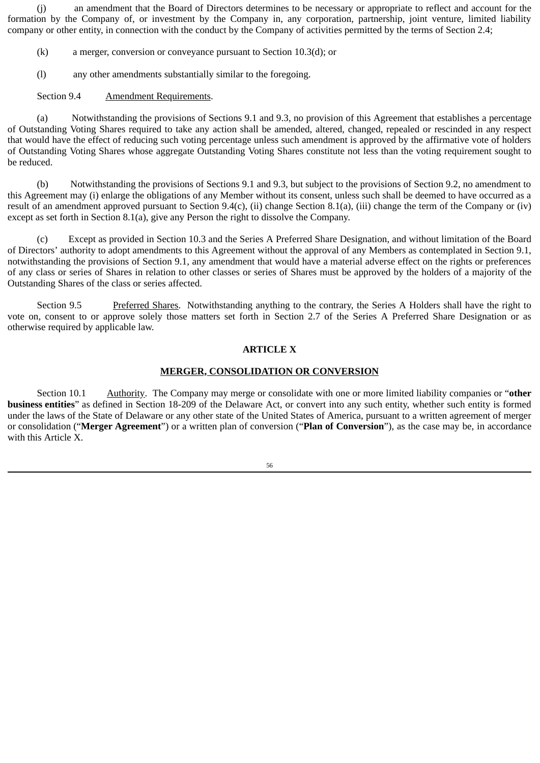(j) an amendment that the Board of Directors determines to be necessary or appropriate to reflect and account for the formation by the Company of, or investment by the Company in, any corporation, partnership, joint venture, limited liability company or other entity, in connection with the conduct by the Company of activities permitted by the terms of Section 2.4;

(k) a merger, conversion or conveyance pursuant to Section 10.3(d); or

(l) any other amendments substantially similar to the foregoing.

Section 9.4 Amendment Requirements.

(a) Notwithstanding the provisions of Sections 9.1 and 9.3, no provision of this Agreement that establishes a percentage of Outstanding Voting Shares required to take any action shall be amended, altered, changed, repealed or rescinded in any respect that would have the effect of reducing such voting percentage unless such amendment is approved by the affirmative vote of holders of Outstanding Voting Shares whose aggregate Outstanding Voting Shares constitute not less than the voting requirement sought to be reduced.

(b) Notwithstanding the provisions of Sections 9.1 and 9.3, but subject to the provisions of Section 9.2, no amendment to this Agreement may (i) enlarge the obligations of any Member without its consent, unless such shall be deemed to have occurred as a result of an amendment approved pursuant to Section 9.4(c), (ii) change Section 8.1(a), (iii) change the term of the Company or (iv) except as set forth in Section 8.1(a), give any Person the right to dissolve the Company.

(c) Except as provided in Section 10.3 and the Series A Preferred Share Designation, and without limitation of the Board of Directors' authority to adopt amendments to this Agreement without the approval of any Members as contemplated in Section 9.1, notwithstanding the provisions of Section 9.1, any amendment that would have a material adverse effect on the rights or preferences of any class or series of Shares in relation to other classes or series of Shares must be approved by the holders of a majority of the Outstanding Shares of the class or series affected.

Section 9.5 Preferred Shares. Notwithstanding anything to the contrary, the Series A Holders shall have the right to vote on, consent to or approve solely those matters set forth in Section 2.7 of the Series A Preferred Share Designation or as otherwise required by applicable law.

## ARTICLE X

## MERGER, CONSOLIDATION OR CONVERSION

Section 10.1 Authority. The Company may merge or consolidate with one or more limited liability companies or "**other business entities**" as defined in Section 18-209 of the Delaware Act, or convert into any such entity, whether such entity is formed under the laws of the State of Delaware or any other state of the United States of America, pursuant to a written agreement of merger or consolidation ("**Merger Agreement**") or a written plan of conversion ("**Plan of Conversion**"), as the case may be, in accordance with this Article X.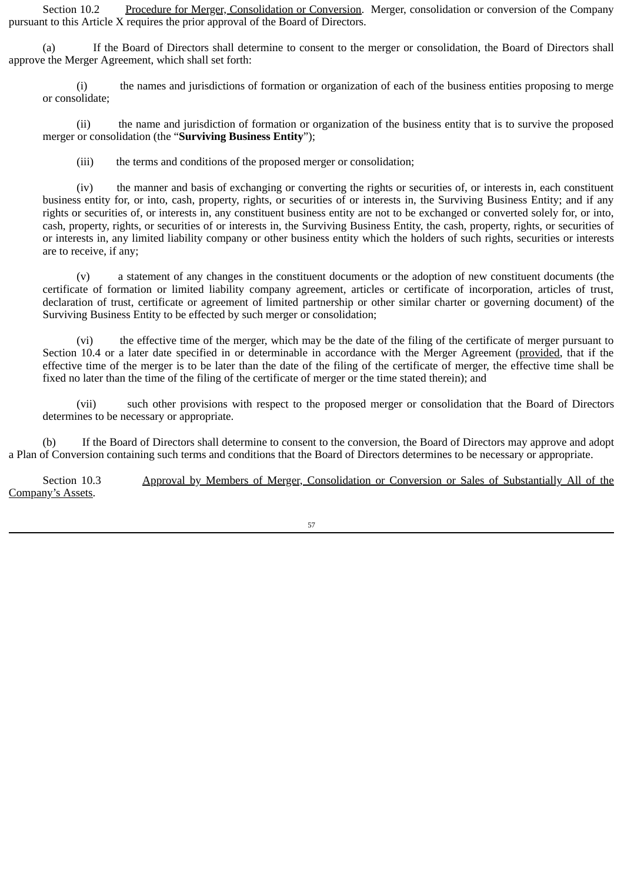Section 10.2 Procedure for Merger, Consolidation or Conversion. Merger, consolidation or conversion of the Company pursuant to this Article X requires the prior approval of the Board of Directors.

(a) If the Board of Directors shall determine to consent to the merger or consolidation, the Board of Directors shall approve the Merger Agreement, which shall set forth:

(i) the names and jurisdictions of formation or organization of each of the business entities proposing to merge or consolidate;

(ii) the name and jurisdiction of formation or organization of the business entity that is to survive the proposed merger or consolidation (the "**Surviving Business Entity**");

(iii) the terms and conditions of the proposed merger or consolidation;

(iv) the manner and basis of exchanging or converting the rights or securities of, or interests in, each constituent business entity for, or into, cash, property, rights, or securities of or interests in, the Surviving Business Entity; and if any rights or securities of, or interests in, any constituent business entity are not to be exchanged or converted solely for, or into, cash, property, rights, or securities of or interests in, the Surviving Business Entity, the cash, property, rights, or securities of or interests in, any limited liability company or other business entity which the holders of such rights, securities or interests are to receive, if any;

(v) a statement of any changes in the constituent documents or the adoption of new constituent documents (the certificate of formation or limited liability company agreement, articles or certificate of incorporation, articles of trust, declaration of trust, certificate or agreement of limited partnership or other similar charter or governing document) of the Surviving Business Entity to be effected by such merger or consolidation;

(vi) the effective time of the merger, which may be the date of the filing of the certificate of merger pursuant to Section 10.4 or a later date specified in or determinable in accordance with the Merger Agreement (provided, that if the effective time of the merger is to be later than the date of the filing of the certificate of merger, the effective time shall be fixed no later than the time of the filing of the certificate of merger or the time stated therein); and

(vii) such other provisions with respect to the proposed merger or consolidation that the Board of Directors determines to be necessary or appropriate.

(b) If the Board of Directors shall determine to consent to the conversion, the Board of Directors may approve and adopt a Plan of Conversion containing such terms and conditions that the Board of Directors determines to be necessary or appropriate.

Section 10.3 Approval by Members of Merger, Consolidation or Conversion or Sales of Substantially All of the Company's Assets.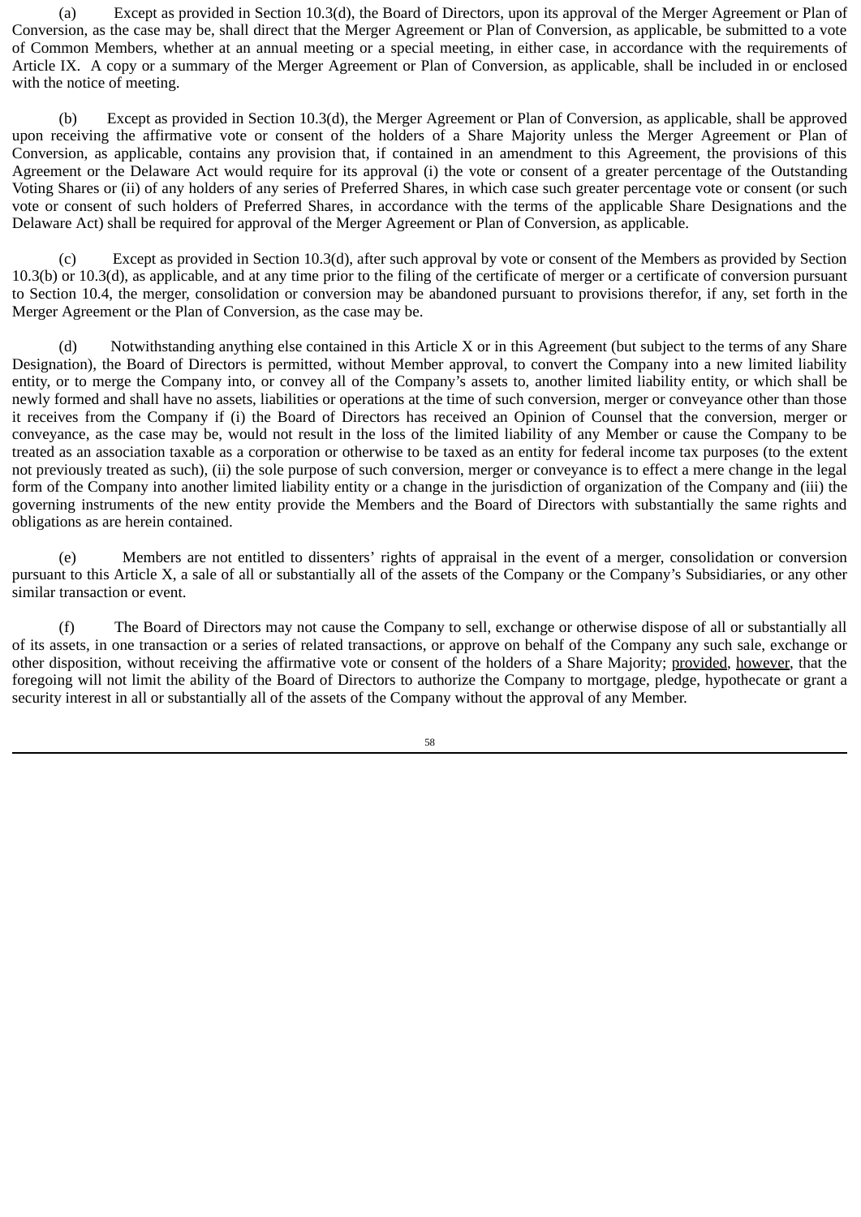(a) Except as provided in Section 10.3(d), the Board of Directors, upon its approval of the Merger Agreement or Plan of Conversion, as the case may be, shall direct that the Merger Agreement or Plan of Conversion, as applicable, be submitted to a vote of Common Members, whether at an annual meeting or a special meeting, in either case, in accordance with the requirements of Article IX. A copy or a summary of the Merger Agreement or Plan of Conversion, as applicable, shall be included in or enclosed with the notice of meeting.

(b) Except as provided in Section 10.3(d), the Merger Agreement or Plan of Conversion, as applicable, shall be approved upon receiving the affirmative vote or consent of the holders of a Share Majority unless the Merger Agreement or Plan of Conversion, as applicable, contains any provision that, if contained in an amendment to this Agreement, the provisions of this Agreement or the Delaware Act would require for its approval (i) the vote or consent of a greater percentage of the Outstanding Voting Shares or (ii) of any holders of any series of Preferred Shares, in which case such greater percentage vote or consent (or such vote or consent of such holders of Preferred Shares, in accordance with the terms of the applicable Share Designations and the Delaware Act) shall be required for approval of the Merger Agreement or Plan of Conversion, as applicable.

(c) Except as provided in Section 10.3(d), after such approval by vote or consent of the Members as provided by Section 10.3(b) or 10.3(d), as applicable, and at any time prior to the filing of the certificate of merger or a certificate of conversion pursuant to Section 10.4, the merger, consolidation or conversion may be abandoned pursuant to provisions therefor, if any, set forth in the Merger Agreement or the Plan of Conversion, as the case may be.

(d) Notwithstanding anything else contained in this Article X or in this Agreement (but subject to the terms of any Share Designation), the Board of Directors is permitted, without Member approval, to convert the Company into a new limited liability entity, or to merge the Company into, or convey all of the Company's assets to, another limited liability entity, or which shall be newly formed and shall have no assets, liabilities or operations at the time of such conversion, merger or conveyance other than those it receives from the Company if (i) the Board of Directors has received an Opinion of Counsel that the conversion, merger or conveyance, as the case may be, would not result in the loss of the limited liability of any Member or cause the Company to be treated as an association taxable as a corporation or otherwise to be taxed as an entity for federal income tax purposes (to the extent not previously treated as such), (ii) the sole purpose of such conversion, merger or conveyance is to effect a mere change in the legal form of the Company into another limited liability entity or a change in the jurisdiction of organization of the Company and (iii) the governing instruments of the new entity provide the Members and the Board of Directors with substantially the same rights and obligations as are herein contained.

(e) Members are not entitled to dissenters' rights of appraisal in the event of a merger, consolidation or conversion pursuant to this Article X, a sale of all or substantially all of the assets of the Company or the Company's Subsidiaries, or any other similar transaction or event.

(f) The Board of Directors may not cause the Company to sell, exchange or otherwise dispose of all or substantially all of its assets, in one transaction or a series of related transactions, or approve on behalf of the Company any such sale, exchange or other disposition, without receiving the affirmative vote or consent of the holders of a Share Majority; provided, however, that the foregoing will not limit the ability of the Board of Directors to authorize the Company to mortgage, pledge, hypothecate or grant a security interest in all or substantially all of the assets of the Company without the approval of any Member.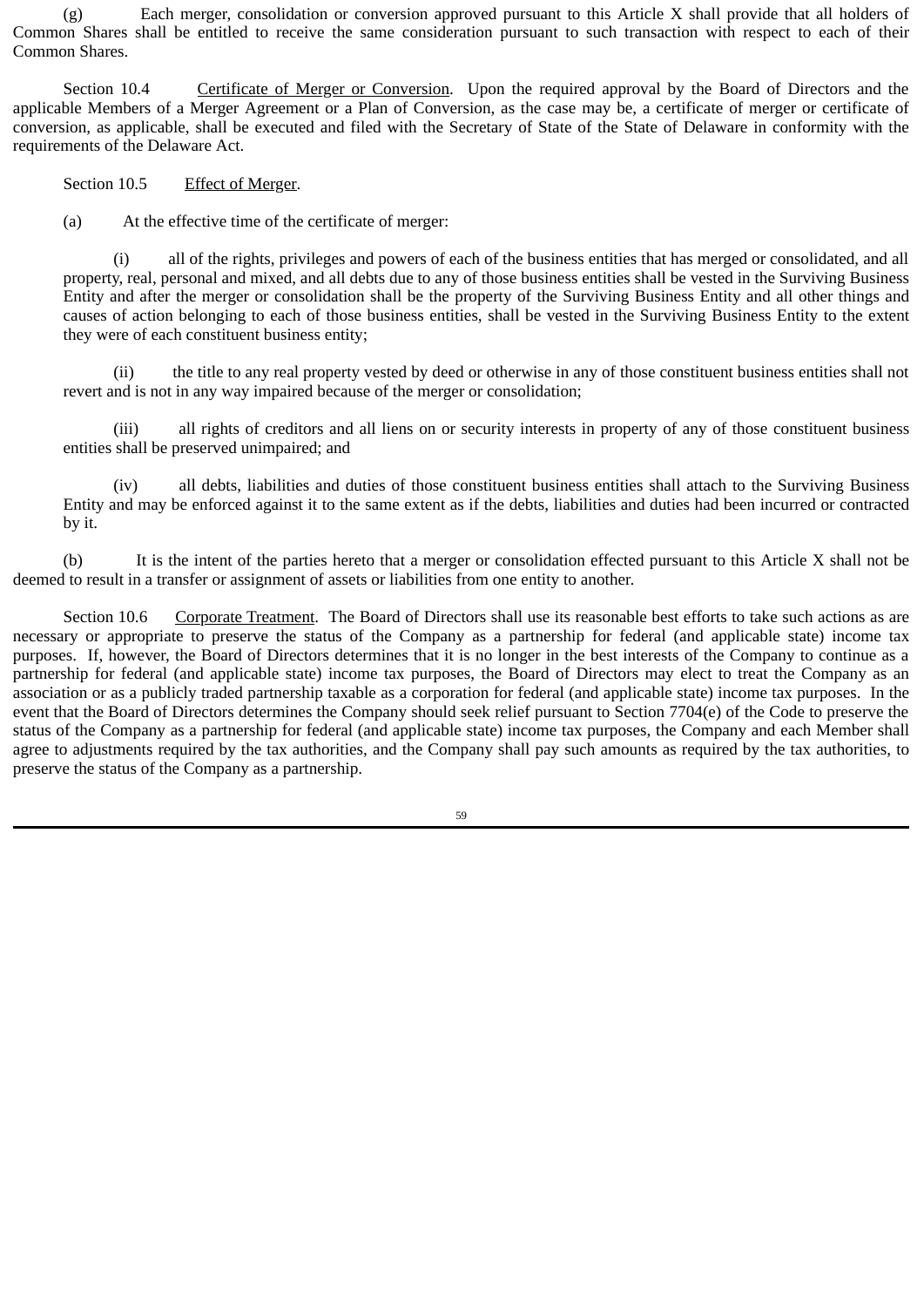(g) Each merger, consolidation or conversion approved pursuant to this Article X shall provide that all holders of Common Shares shall be entitled to receive the same consideration pursuant to such transaction with respect to each of their Common Shares.

Section 10.4 Certificate of Merger or Conversion. Upon the required approval by the Board of Directors and the applicable Members of a Merger Agreement or a Plan of Conversion, as the case may be, a certificate of merger or certificate of conversion, as applicable, shall be executed and filed with the Secretary of State of the State of Delaware in conformity with the requirements of the Delaware Act.

Section 10.5 Effect of Merger.

(a) At the effective time of the certificate of merger:

(i) all of the rights, privileges and powers of each of the business entities that has merged or consolidated, and all property, real, personal and mixed, and all debts due to any of those business entities shall be vested in the Surviving Business Entity and after the merger or consolidation shall be the property of the Surviving Business Entity and all other things and causes of action belonging to each of those business entities, shall be vested in the Surviving Business Entity to the extent they were of each constituent business entity;

(ii) the title to any real property vested by deed or otherwise in any of those constituent business entities shall not revert and is not in any way impaired because of the merger or consolidation;

(iii) all rights of creditors and all liens on or security interests in property of any of those constituent business entities shall be preserved unimpaired; and

(iv) all debts, liabilities and duties of those constituent business entities shall attach to the Surviving Business Entity and may be enforced against it to the same extent as if the debts, liabilities and duties had been incurred or contracted by it.

(b) It is the intent of the parties hereto that a merger or consolidation effected pursuant to this Article X shall not be deemed to result in a transfer or assignment of assets or liabilities from one entity to another.

Section 10.6 Corporate Treatment. The Board of Directors shall use its reasonable best efforts to take such actions as are necessary or appropriate to preserve the status of the Company as a partnership for federal (and applicable state) income tax purposes. If, however, the Board of Directors determines that it is no longer in the best interests of the Company to continue as a partnership for federal (and applicable state) income tax purposes, the Board of Directors may elect to treat the Company as an association or as a publicly traded partnership taxable as a corporation for federal (and applicable state) income tax purposes. In the event that the Board of Directors determines the Company should seek relief pursuant to Section 7704(e) of the Code to preserve the status of the Company as a partnership for federal (and applicable state) income tax purposes, the Company and each Member shall agree to adjustments required by the tax authorities, and the Company shall pay such amounts as required by the tax authorities, to preserve the status of the Company as a partnership.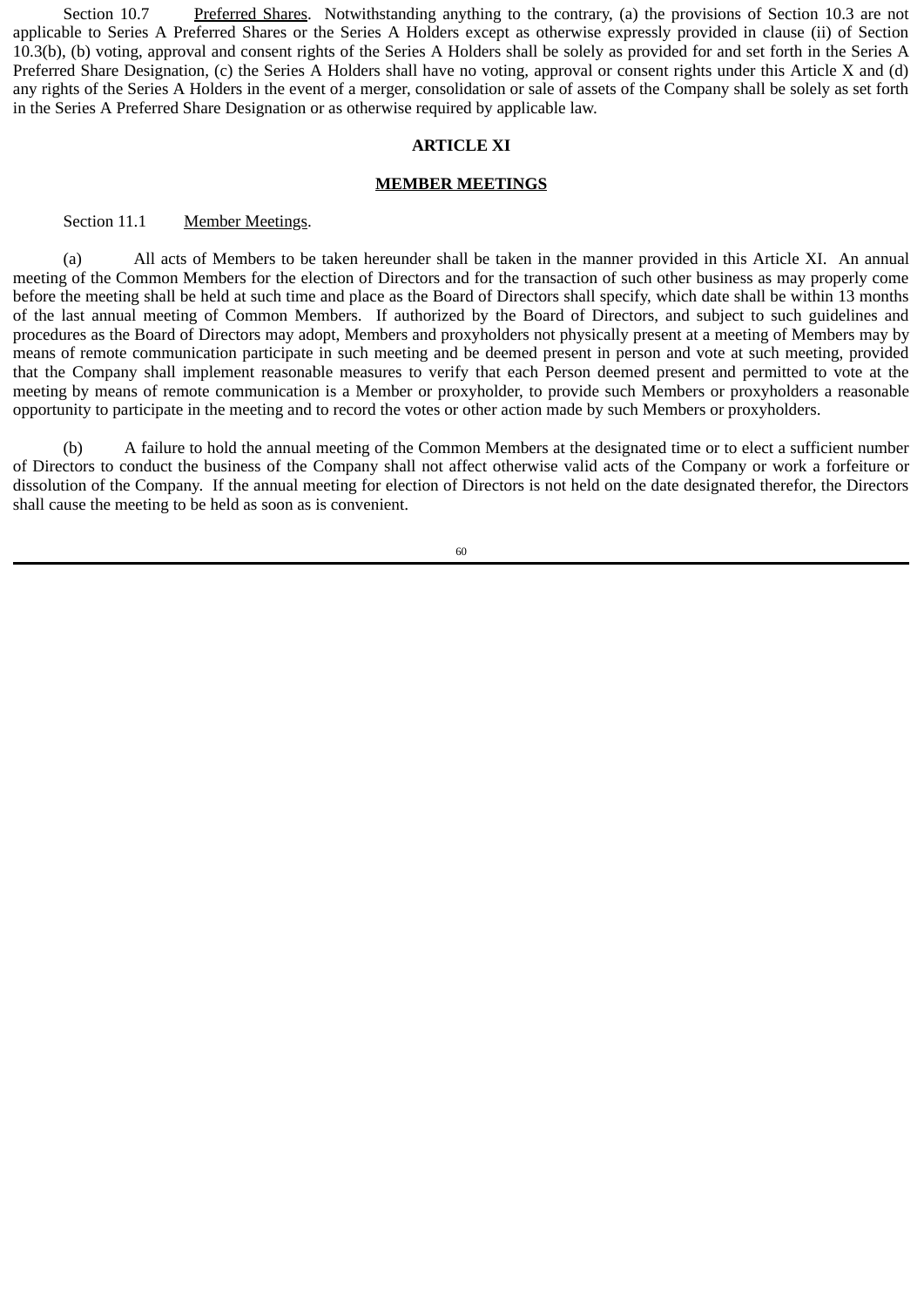Section 10.7 Preferred Shares. Notwithstanding anything to the contrary, (a) the provisions of Section 10.3 are not applicable to Series A Preferred Shares or the Series A Holders except as otherwise expressly provided in clause (ii) of Section 10.3(b), (b) voting, approval and consent rights of the Series A Holders shall be solely as provided for and set forth in the Series A Preferred Share Designation, (c) the Series A Holders shall have no voting, approval or consent rights under this Article X and (d) any rights of the Series A Holders in the event of a merger, consolidation or sale of assets of the Company shall be solely as set forth in the Series A Preferred Share Designation or as otherwise required by applicable law.

## ARTICLE XI

## MEMBER MEETINGS

Section 11.1 Member Meetings.

(a) All acts of Members to be taken hereunder shall be taken in the manner provided in this Article XI. An annual meeting of the Common Members for the election of Directors and for the transaction of such other business as may properly come before the meeting shall be held at such time and place as the Board of Directors shall specify, which date shall be within 13 months of the last annual meeting of Common Members. If authorized by the Board of Directors, and subject to such guidelines and procedures as the Board of Directors may adopt, Members and proxyholders not physically present at a meeting of Members may by means of remote communication participate in such meeting and be deemed present in person and vote at such meeting, provided that the Company shall implement reasonable measures to verify that each Person deemed present and permitted to vote at the meeting by means of remote communication is a Member or proxyholder, to provide such Members or proxyholders a reasonable opportunity to participate in the meeting and to record the votes or other action made by such Members or proxyholders.

(b) A failure to hold the annual meeting of the Common Members at the designated time or to elect a sufficient number of Directors to conduct the business of the Company shall not affect otherwise valid acts of the Company or work a forfeiture or dissolution of the Company. If the annual meeting for election of Directors is not held on the date designated therefor, the Directors shall cause the meeting to be held as soon as is convenient.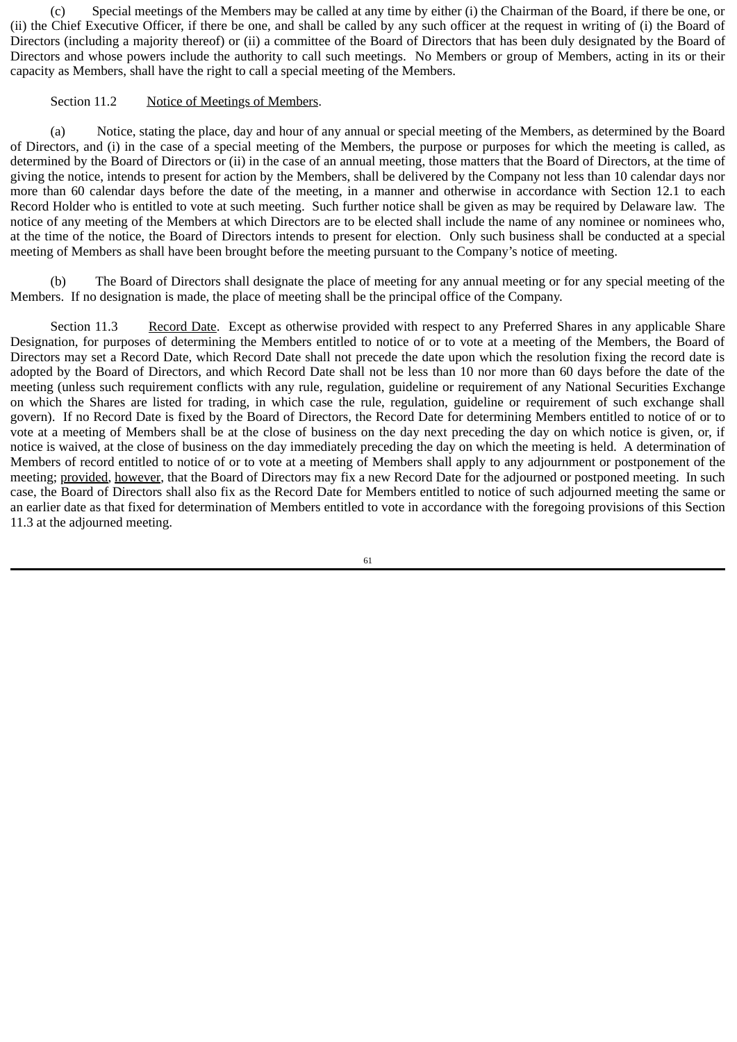(c) Special meetings of the Members may be called at any time by either (i) the Chairman of the Board, if there be one, or (ii) the Chief Executive Officer, if there be one, and shall be called by any such officer at the request in writing of (i) the Board of Directors (including a majority thereof) or (ii) a committee of the Board of Directors that has been duly designated by the Board of Directors and whose powers include the authority to call such meetings. No Members or group of Members, acting in its or their capacity as Members, shall have the right to call a special meeting of the Members.

Section 11.2 Notice of Meetings of Members.

(a) Notice, stating the place, day and hour of any annual or special meeting of the Members, as determined by the Board of Directors, and (i) in the case of a special meeting of the Members, the purpose or purposes for which the meeting is called, as determined by the Board of Directors or (ii) in the case of an annual meeting, those matters that the Board of Directors, at the time of giving the notice, intends to present for action by the Members, shall be delivered by the Company not less than 10 calendar days nor more than 60 calendar days before the date of the meeting, in a manner and otherwise in accordance with Section 12.1 to each Record Holder who is entitled to vote at such meeting. Such further notice shall be given as may be required by Delaware law. The notice of any meeting of the Members at which Directors are to be elected shall include the name of any nominee or nominees who, at the time of the notice, the Board of Directors intends to present for election. Only such business shall be conducted at a special meeting of Members as shall have been brought before the meeting pursuant to the Company's notice of meeting.

(b) The Board of Directors shall designate the place of meeting for any annual meeting or for any special meeting of the Members. If no designation is made, the place of meeting shall be the principal office of the Company.

Section 11.3 Record Date. Except as otherwise provided with respect to any Preferred Shares in any applicable Share Designation, for purposes of determining the Members entitled to notice of or to vote at a meeting of the Members, the Board of Directors may set a Record Date, which Record Date shall not precede the date upon which the resolution fixing the record date is adopted by the Board of Directors, and which Record Date shall not be less than 10 nor more than 60 days before the date of the meeting (unless such requirement conflicts with any rule, regulation, guideline or requirement of any National Securities Exchange on which the Shares are listed for trading, in which case the rule, regulation, guideline or requirement of such exchange shall govern). If no Record Date is fixed by the Board of Directors, the Record Date for determining Members entitled to notice of or to vote at a meeting of Members shall be at the close of business on the day next preceding the day on which notice is given, or, if notice is waived, at the close of business on the day immediately preceding the day on which the meeting is held. A determination of Members of record entitled to notice of or to vote at a meeting of Members shall apply to any adjournment or postponement of the meeting; provided, however, that the Board of Directors may fix a new Record Date for the adjourned or postponed meeting. In such case, the Board of Directors shall also fix as the Record Date for Members entitled to notice of such adjourned meeting the same or an earlier date as that fixed for determination of Members entitled to vote in accordance with the foregoing provisions of this Section 11.3 at the adjourned meeting.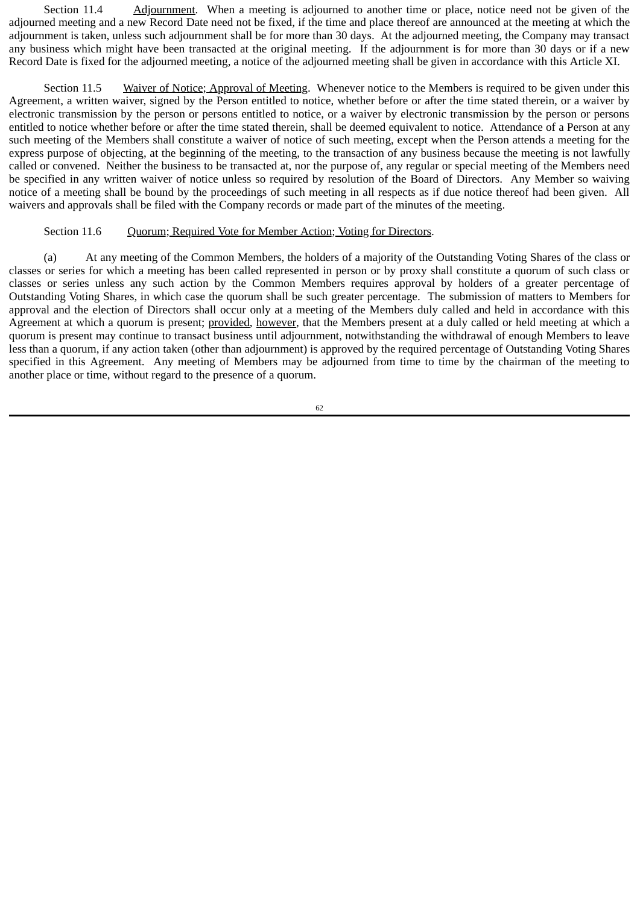Section 11.4 Adjournment. When a meeting is adjourned to another time or place, notice need not be given of the adjourned meeting and a new Record Date need not be fixed, if the time and place thereof are announced at the meeting at which the adjournment is taken, unless such adjournment shall be for more than 30 days. At the adjourned meeting, the Company may transact any business which might have been transacted at the original meeting. If the adjournment is for more than 30 days or if a new Record Date is fixed for the adjourned meeting, a notice of the adjourned meeting shall be given in accordance with this Article XI.

Section 11.5 Waiver of Notice; Approval of Meeting. Whenever notice to the Members is required to be given under this Agreement, a written waiver, signed by the Person entitled to notice, whether before or after the time stated therein, or a waiver by electronic transmission by the person or persons entitled to notice, or a waiver by electronic transmission by the person or persons entitled to notice whether before or after the time stated therein, shall be deemed equivalent to notice. Attendance of a Person at any such meeting of the Members shall constitute a waiver of notice of such meeting, except when the Person attends a meeting for the express purpose of objecting, at the beginning of the meeting, to the transaction of any business because the meeting is not lawfully called or convened. Neither the business to be transacted at, nor the purpose of, any regular or special meeting of the Members need be specified in any written waiver of notice unless so required by resolution of the Board of Directors. Any Member so waiving notice of a meeting shall be bound by the proceedings of such meeting in all respects as if due notice thereof had been given. All waivers and approvals shall be filed with the Company records or made part of the minutes of the meeting.

Section 11.6 Quorum; Required Vote for Member Action; Voting for Directors.

(a) At any meeting of the Common Members, the holders of a majority of the Outstanding Voting Shares of the class or classes or series for which a meeting has been called represented in person or by proxy shall constitute a quorum of such class or classes or series unless any such action by the Common Members requires approval by holders of a greater percentage of Outstanding Voting Shares, in which case the quorum shall be such greater percentage. The submission of matters to Members for approval and the election of Directors shall occur only at a meeting of the Members duly called and held in accordance with this Agreement at which a quorum is present; provided, however, that the Members present at a duly called or held meeting at which a quorum is present may continue to transact business until adjournment, notwithstanding the withdrawal of enough Members to leave less than a quorum, if any action taken (other than adjournment) is approved by the required percentage of Outstanding Voting Shares specified in this Agreement. Any meeting of Members may be adjourned from time to time by the chairman of the meeting to another place or time, without regard to the presence of a quorum.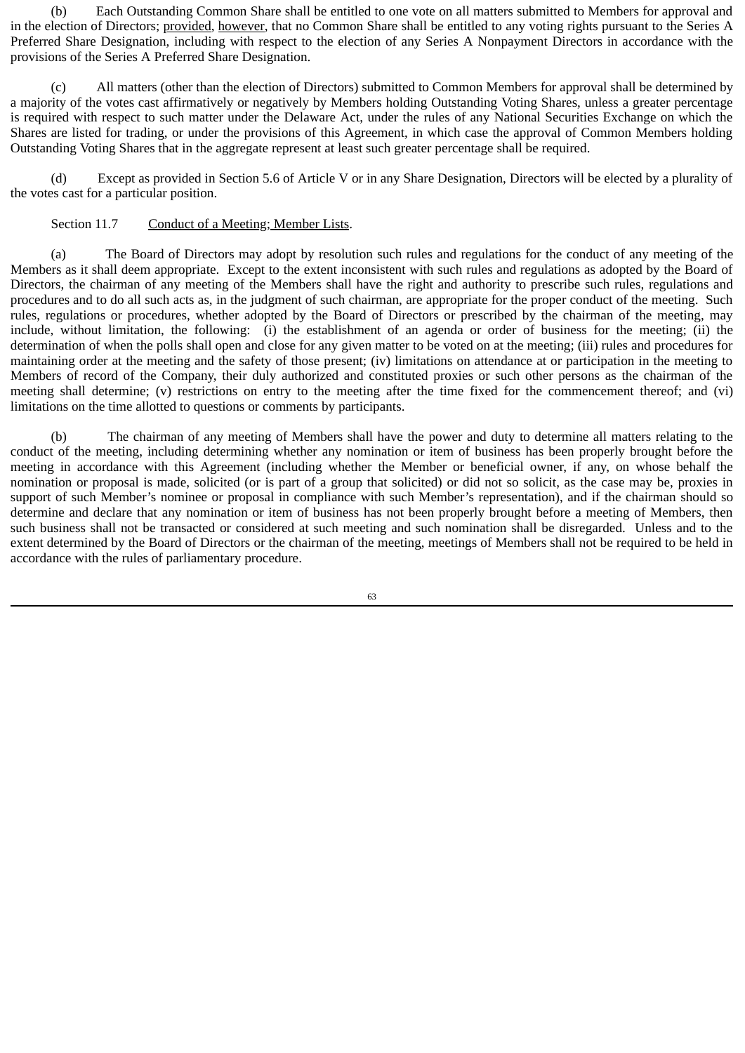(b) Each Outstanding Common Share shall be entitled to one vote on all matters submitted to Members for approval and in the election of Directors; provided, however, that no Common Share shall be entitled to any voting rights pursuant to the Series A Preferred Share Designation, including with respect to the election of any Series A Nonpayment Directors in accordance with the provisions of the Series A Preferred Share Designation.

(c) All matters (other than the election of Directors) submitted to Common Members for approval shall be determined by a majority of the votes cast affirmatively or negatively by Members holding Outstanding Voting Shares, unless a greater percentage is required with respect to such matter under the Delaware Act, under the rules of any National Securities Exchange on which the Shares are listed for trading, or under the provisions of this Agreement, in which case the approval of Common Members holding Outstanding Voting Shares that in the aggregate represent at least such greater percentage shall be required.

(d) Except as provided in Section 5.6 of Article V or in any Share Designation, Directors will be elected by a plurality of the votes cast for a particular position.

Section 11.7 Conduct of a Meeting; Member Lists.

(a) The Board of Directors may adopt by resolution such rules and regulations for the conduct of any meeting of the Members as it shall deem appropriate. Except to the extent inconsistent with such rules and regulations as adopted by the Board of Directors, the chairman of any meeting of the Members shall have the right and authority to prescribe such rules, regulations and procedures and to do all such acts as, in the judgment of such chairman, are appropriate for the proper conduct of the meeting. Such rules, regulations or procedures, whether adopted by the Board of Directors or prescribed by the chairman of the meeting, may include, without limitation, the following: (i) the establishment of an agenda or order of business for the meeting; (ii) the determination of when the polls shall open and close for any given matter to be voted on at the meeting; (iii) rules and procedures for maintaining order at the meeting and the safety of those present; (iv) limitations on attendance at or participation in the meeting to Members of record of the Company, their duly authorized and constituted proxies or such other persons as the chairman of the meeting shall determine; (v) restrictions on entry to the meeting after the time fixed for the commencement thereof; and (vi) limitations on the time allotted to questions or comments by participants.

(b) The chairman of any meeting of Members shall have the power and duty to determine all matters relating to the conduct of the meeting, including determining whether any nomination or item of business has been properly brought before the meeting in accordance with this Agreement (including whether the Member or beneficial owner, if any, on whose behalf the nomination or proposal is made, solicited (or is part of a group that solicited) or did not so solicit, as the case may be, proxies in support of such Member's nominee or proposal in compliance with such Member's representation), and if the chairman should so determine and declare that any nomination or item of business has not been properly brought before a meeting of Members, then such business shall not be transacted or considered at such meeting and such nomination shall be disregarded. Unless and to the extent determined by the Board of Directors or the chairman of the meeting, meetings of Members shall not be required to be held in accordance with the rules of parliamentary procedure.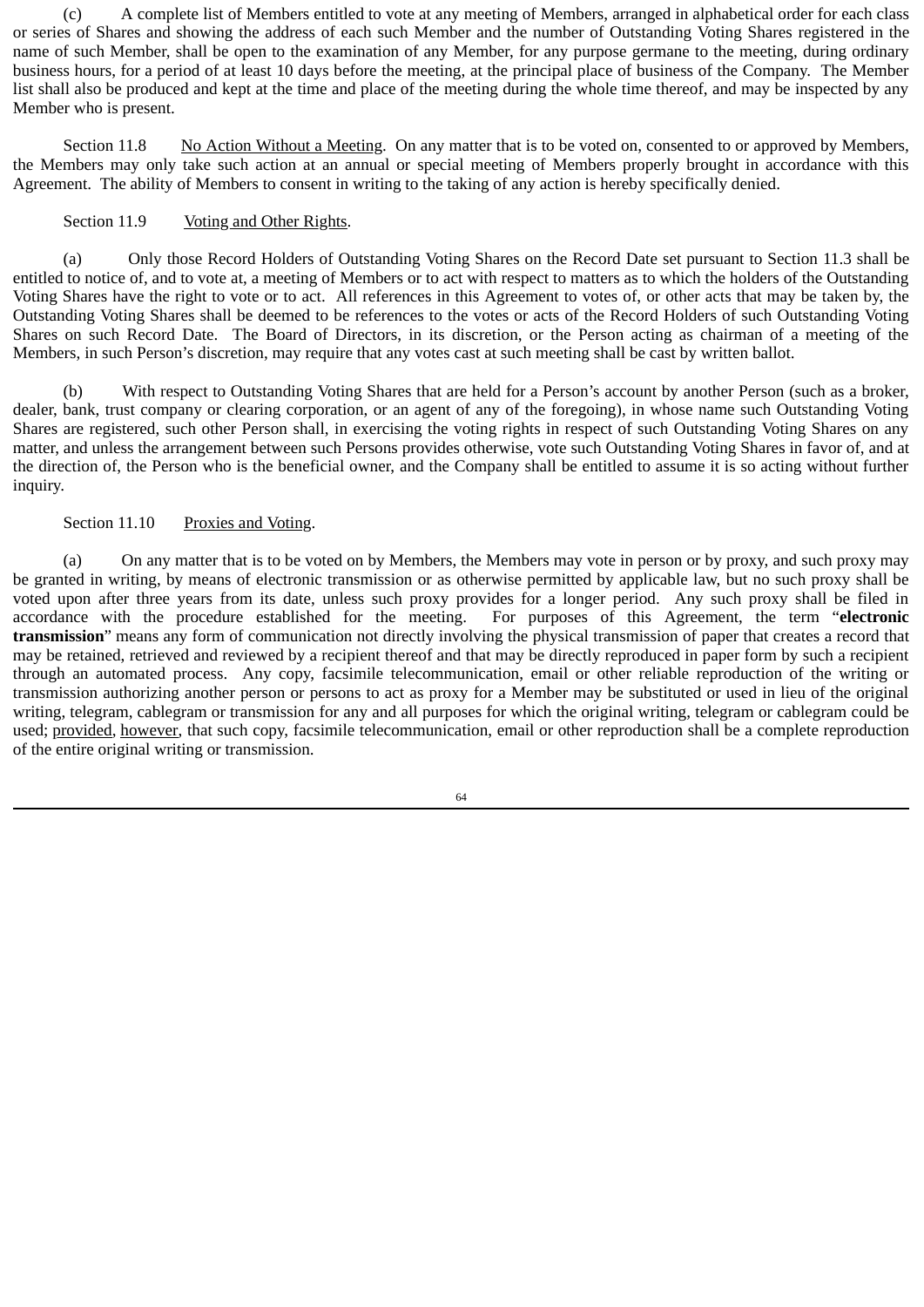(c) A complete list of Members entitled to vote at any meeting of Members, arranged in alphabetical order for each class or series of Shares and showing the address of each such Member and the number of Outstanding Voting Shares registered in the name of such Member, shall be open to the examination of any Member, for any purpose germane to the meeting, during ordinary business hours, for a period of at least 10 days before the meeting, at the principal place of business of the Company. The Member list shall also be produced and kept at the time and place of the meeting during the whole time thereof, and may be inspected by any Member who is present.

Section 11.8 No Action Without a Meeting. On any matter that is to be voted on, consented to or approved by Members, the Members may only take such action at an annual or special meeting of Members properly brought in accordance with this Agreement. The ability of Members to consent in writing to the taking of any action is hereby specifically denied.

Section 11.9 Voting and Other Rights.

(a) Only those Record Holders of Outstanding Voting Shares on the Record Date set pursuant to Section 11.3 shall be entitled to notice of, and to vote at, a meeting of Members or to act with respect to matters as to which the holders of the Outstanding Voting Shares have the right to vote or to act. All references in this Agreement to votes of, or other acts that may be taken by, the Outstanding Voting Shares shall be deemed to be references to the votes or acts of the Record Holders of such Outstanding Voting Shares on such Record Date. The Board of Directors, in its discretion, or the Person acting as chairman of a meeting of the Members, in such Person's discretion, may require that any votes cast at such meeting shall be cast by written ballot.

(b) With respect to Outstanding Voting Shares that are held for a Person's account by another Person (such as a broker, dealer, bank, trust company or clearing corporation, or an agent of any of the foregoing), in whose name such Outstanding Voting Shares are registered, such other Person shall, in exercising the voting rights in respect of such Outstanding Voting Shares on any matter, and unless the arrangement between such Persons provides otherwise, vote such Outstanding Voting Shares in favor of, and at the direction of, the Person who is the beneficial owner, and the Company shall be entitled to assume it is so acting without further inquiry.

Section 11.10 Proxies and Voting.

(a) On any matter that is to be voted on by Members, the Members may vote in person or by proxy, and such proxy may be granted in writing, by means of electronic transmission or as otherwise permitted by applicable law, but no such proxy shall be voted upon after three years from its date, unless such proxy provides for a longer period. Any such proxy shall be filed in accordance with the procedure established for the meeting. For purposes of this Agreement, the term "**electronic transmission**" means any form of communication not directly involving the physical transmission of paper that creates a record that may be retained, retrieved and reviewed by a recipient thereof and that may be directly reproduced in paper form by such a recipient through an automated process. Any copy, facsimile telecommunication, email or other reliable reproduction of the writing or transmission authorizing another person or persons to act as proxy for a Member may be substituted or used in lieu of the original writing, telegram, cablegram or transmission for any and all purposes for which the original writing, telegram or cablegram could be used; provided, however, that such copy, facsimile telecommunication, email or other reproduction shall be a complete reproduction of the entire original writing or transmission.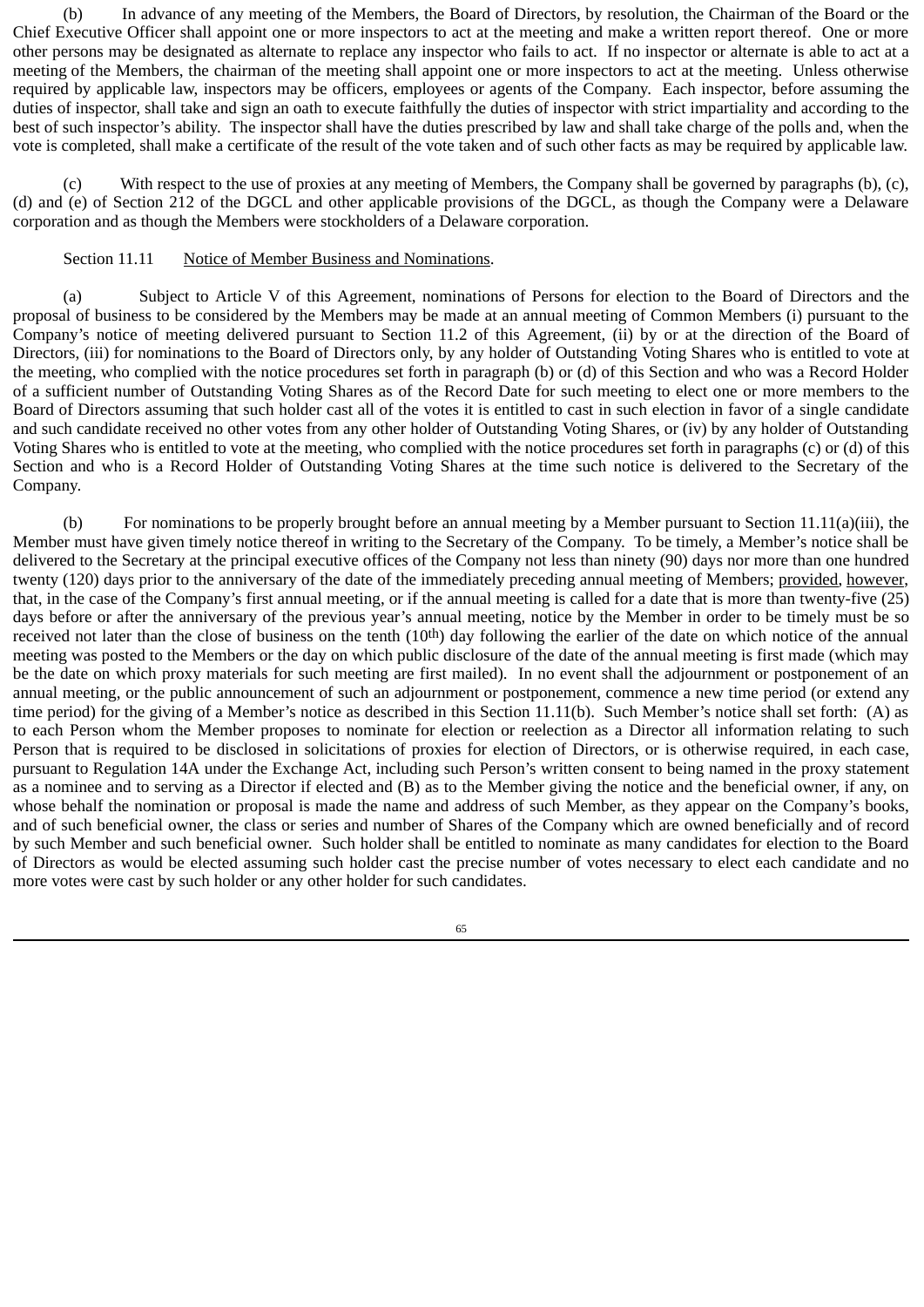(b) In advance of any meeting of the Members, the Board of Directors, by resolution, the Chairman of the Board or the Chief Executive Officer shall appoint one or more inspectors to act at the meeting and make a written report thereof. One or more other persons may be designated as alternate to replace any inspector who fails to act. If no inspector or alternate is able to act at a meeting of the Members, the chairman of the meeting shall appoint one or more inspectors to act at the meeting. Unless otherwise required by applicable law, inspectors may be officers, employees or agents of the Company. Each inspector, before assuming the duties of inspector, shall take and sign an oath to execute faithfully the duties of inspector with strict impartiality and according to the best of such inspector's ability. The inspector shall have the duties prescribed by law and shall take charge of the polls and, when the vote is completed, shall make a certificate of the result of the vote taken and of such other facts as may be required by applicable law.

(c) With respect to the use of proxies at any meeting of Members, the Company shall be governed by paragraphs (b), (c), (d) and (e) of Section 212 of the DGCL and other applicable provisions of the DGCL, as though the Company were a Delaware corporation and as though the Members were stockholders of a Delaware corporation.

Section 11.11 Notice of Member Business and Nominations.

(a) Subject to Article V of this Agreement, nominations of Persons for election to the Board of Directors and the proposal of business to be considered by the Members may be made at an annual meeting of Common Members (i) pursuant to the Company's notice of meeting delivered pursuant to Section 11.2 of this Agreement, (ii) by or at the direction of the Board of Directors, (iii) for nominations to the Board of Directors only, by any holder of Outstanding Voting Shares who is entitled to vote at the meeting, who complied with the notice procedures set forth in paragraph (b) or (d) of this Section and who was a Record Holder of a sufficient number of Outstanding Voting Shares as of the Record Date for such meeting to elect one or more members to the Board of Directors assuming that such holder cast all of the votes it is entitled to cast in such election in favor of a single candidate and such candidate received no other votes from any other holder of Outstanding Voting Shares, or (iv) by any holder of Outstanding Voting Shares who is entitled to vote at the meeting, who complied with the notice procedures set forth in paragraphs (c) or (d) of this Section and who is a Record Holder of Outstanding Voting Shares at the time such notice is delivered to the Secretary of the Company.

(b) For nominations to be properly brought before an annual meeting by a Member pursuant to Section 11.11(a)(iii), the Member must have given timely notice thereof in writing to the Secretary of the Company. To be timely, a Member's notice shall be delivered to the Secretary at the principal executive offices of the Company not less than ninety (90) days nor more than one hundred twenty (120) days prior to the anniversary of the date of the immediately preceding annual meeting of Members; provided, however, that, in the case of the Company's first annual meeting, or if the annual meeting is called for a date that is more than twenty-five (25) days before or after the anniversary of the previous year's annual meeting, notice by the Member in order to be timely must be so received not later than the close of business on the tenth (10th) day following the earlier of the date on which notice of the annual meeting was posted to the Members or the day on which public disclosure of the date of the annual meeting is first made (which may be the date on which proxy materials for such meeting are first mailed). In no event shall the adjournment or postponement of an annual meeting, or the public announcement of such an adjournment or postponement, commence a new time period (or extend any time period) for the giving of a Member's notice as described in this Section 11.11(b). Such Member's notice shall set forth: (A) as to each Person whom the Member proposes to nominate for election or reelection as a Director all information relating to such Person that is required to be disclosed in solicitations of proxies for election of Directors, or is otherwise required, in each case, pursuant to Regulation 14A under the Exchange Act, including such Person's written consent to being named in the proxy statement as a nominee and to serving as a Director if elected and (B) as to the Member giving the notice and the beneficial owner, if any, on whose behalf the nomination or proposal is made the name and address of such Member, as they appear on the Company's books, and of such beneficial owner, the class or series and number of Shares of the Company which are owned beneficially and of record by such Member and such beneficial owner. Such holder shall be entitled to nominate as many candidates for election to the Board of Directors as would be elected assuming such holder cast the precise number of votes necessary to elect each candidate and no more votes were cast by such holder or any other holder for such candidates.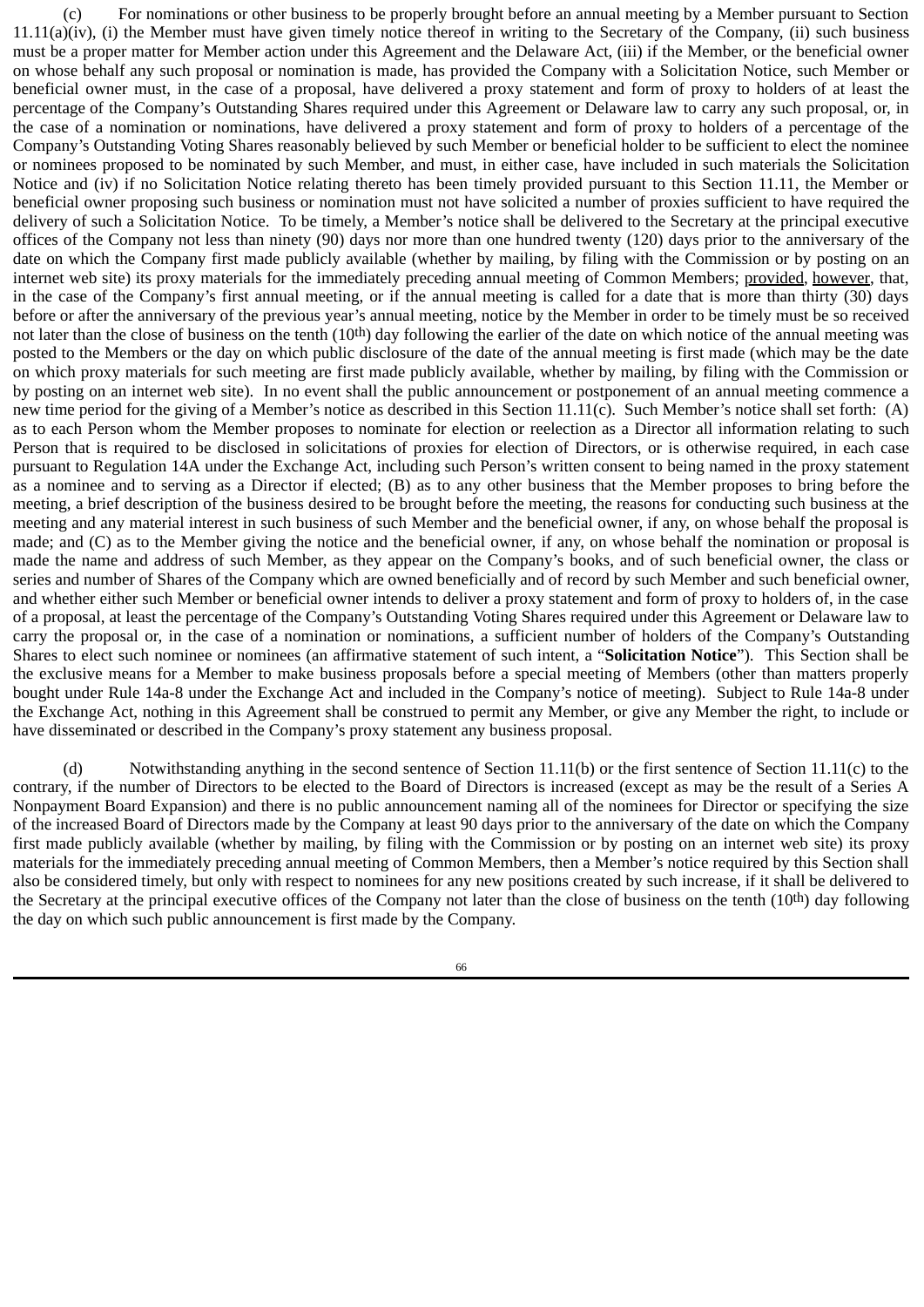(c) For nominations or other business to be properly brought before an annual meeting by a Member pursuant to Section 11.11(a)(iv), (i) the Member must have given timely notice thereof in writing to the Secretary of the Company, (ii) such business must be a proper matter for Member action under this Agreement and the Delaware Act, (iii) if the Member, or the beneficial owner on whose behalf any such proposal or nomination is made, has provided the Company with a Solicitation Notice, such Member or beneficial owner must, in the case of a proposal, have delivered a proxy statement and form of proxy to holders of at least the percentage of the Company's Outstanding Shares required under this Agreement or Delaware law to carry any such proposal, or, in the case of a nomination or nominations, have delivered a proxy statement and form of proxy to holders of a percentage of the Company's Outstanding Voting Shares reasonably believed by such Member or beneficial holder to be sufficient to elect the nominee or nominees proposed to be nominated by such Member, and must, in either case, have included in such materials the Solicitation Notice and (iv) if no Solicitation Notice relating thereto has been timely provided pursuant to this Section 11.11, the Member or beneficial owner proposing such business or nomination must not have solicited a number of proxies sufficient to have required the delivery of such a Solicitation Notice. To be timely, a Member's notice shall be delivered to the Secretary at the principal executive offices of the Company not less than ninety (90) days nor more than one hundred twenty (120) days prior to the anniversary of the date on which the Company first made publicly available (whether by mailing, by filing with the Commission or by posting on an internet web site) its proxy materials for the immediately preceding annual meeting of Common Members; <u>provided</u>, <u>however</u>, that, in the case of the Company's first annual meeting, or if the annual meeting is called for a date that is more than thirty (30) days before or after the anniversary of the previous year's annual meeting, notice by the Member in order to be timely must be so received not later than the close of business on the tenth (10th) day following the earlier of the date on which notice of the annual meeting was posted to the Members or the day on which public disclosure of the date of the annual meeting is first made (which may be the date on which proxy materials for such meeting are first made publicly available, whether by mailing, by filing with the Commission or by posting on an internet web site). In no event shall the public announcement or postponement of an annual meeting commence a new time period for the giving of a Member's notice as described in this Section 11.11(c). Such Member's notice shall set forth: (A) as to each Person whom the Member proposes to nominate for election or reelection as a Director all information relating to such Person that is required to be disclosed in solicitations of proxies for election of Directors, or is otherwise required, in each case pursuant to Regulation 14A under the Exchange Act, including such Person's written consent to being named in the proxy statement as a nominee and to serving as a Director if elected; (B) as to any other business that the Member proposes to bring before the meeting, a brief description of the business desired to be brought before the meeting, the reasons for conducting such business at the meeting and any material interest in such business of such Member and the beneficial owner, if any, on whose behalf the proposal is made; and (C) as to the Member giving the notice and the beneficial owner, if any, on whose behalf the nomination or proposal is made the name and address of such Member, as they appear on the Company's books, and of such beneficial owner, the class or series and number of Shares of the Company which are owned beneficially and of record by such Member and such beneficial owner, and whether either such Member or beneficial owner intends to deliver a proxy statement and form of proxy to holders of, in the case of a proposal, at least the percentage of the Company's Outstanding Voting Shares required under this Agreement or Delaware law to carry the proposal or, in the case of a nomination or nominations, a sufficient number of holders of the Company's Outstanding Shares to elect such nominee or nominees (an affirmative statement of such intent, a "**Solicitation Notice**"). This Section shall be the exclusive means for a Member to make business proposals before a special meeting of Members (other than matters properly bought under Rule 14a-8 under the Exchange Act and included in the Company's notice of meeting). Subject to Rule 14a-8 under the Exchange Act, nothing in this Agreement shall be construed to permit any Member, or give any Member the right, to include or have disseminated or described in the Company's proxy statement any business proposal.

(d) Notwithstanding anything in the second sentence of Section 11.11(b) or the first sentence of Section 11.11(c) to the contrary, if the number of Directors to be elected to the Board of Directors is increased (except as may be the result of a Series A Nonpayment Board Expansion) and there is no public announcement naming all of the nominees for Director or specifying the size of the increased Board of Directors made by the Company at least 90 days prior to the anniversary of the date on which the Company first made publicly available (whether by mailing, by filing with the Commission or by posting on an internet web site) its proxy materials for the immediately preceding annual meeting of Common Members, then a Member's notice required by this Section shall also be considered timely, but only with respect to nominees for any new positions created by such increase, if it shall be delivered to the Secretary at the principal executive offices of the Company not later than the close of business on the tenth (10th) day following the day on which such public announcement is first made by the Company.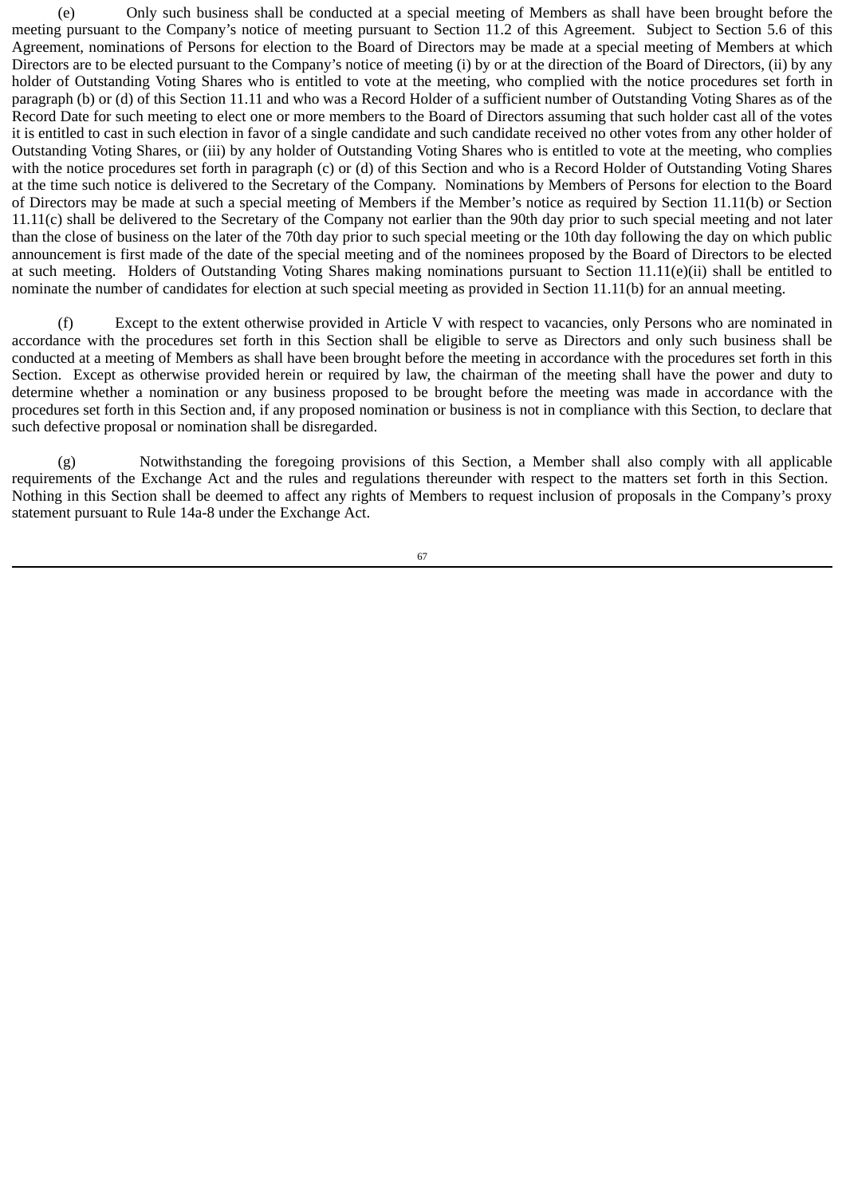(e) Only such business shall be conducted at a special meeting of Members as shall have been brought before the meeting pursuant to the Company's notice of meeting pursuant to Section 11.2 of this Agreement. Subject to Section 5.6 of this Agreement, nominations of Persons for election to the Board of Directors may be made at a special meeting of Members at which Directors are to be elected pursuant to the Company's notice of meeting (i) by or at the direction of the Board of Directors, (ii) by any holder of Outstanding Voting Shares who is entitled to vote at the meeting, who complied with the notice procedures set forth in paragraph (b) or (d) of this Section 11.11 and who was a Record Holder of a sufficient number of Outstanding Voting Shares as of the Record Date for such meeting to elect one or more members to the Board of Directors assuming that such holder cast all of the votes it is entitled to cast in such election in favor of a single candidate and such candidate received no other votes from any other holder of Outstanding Voting Shares, or (iii) by any holder of Outstanding Voting Shares who is entitled to vote at the meeting, who complies with the notice procedures set forth in paragraph (c) or (d) of this Section and who is a Record Holder of Outstanding Voting Shares at the time such notice is delivered to the Secretary of the Company. Nominations by Members of Persons for election to the Board of Directors may be made at such a special meeting of Members if the Member's notice as required by Section 11.11(b) or Section 11.11(c) shall be delivered to the Secretary of the Company not earlier than the 90th day prior to such special meeting and not later than the close of business on the later of the 70th day prior to such special meeting or the 10th day following the day on which public announcement is first made of the date of the special meeting and of the nominees proposed by the Board of Directors to be elected at such meeting. Holders of Outstanding Voting Shares making nominations pursuant to Section 11.11(e)(ii) shall be entitled to nominate the number of candidates for election at such special meeting as provided in Section 11.11(b) for an annual meeting.

(f) Except to the extent otherwise provided in Article V with respect to vacancies, only Persons who are nominated in accordance with the procedures set forth in this Section shall be eligible to serve as Directors and only such business shall be conducted at a meeting of Members as shall have been brought before the meeting in accordance with the procedures set forth in this Section. Except as otherwise provided herein or required by law, the chairman of the meeting shall have the power and duty to determine whether a nomination or any business proposed to be brought before the meeting was made in accordance with the procedures set forth in this Section and, if any proposed nomination or business is not in compliance with this Section, to declare that such defective proposal or nomination shall be disregarded.

(g) Notwithstanding the foregoing provisions of this Section, a Member shall also comply with all applicable requirements of the Exchange Act and the rules and regulations thereunder with respect to the matters set forth in this Section. Nothing in this Section shall be deemed to affect any rights of Members to request inclusion of proposals in the Company's proxy statement pursuant to Rule 14a-8 under the Exchange Act.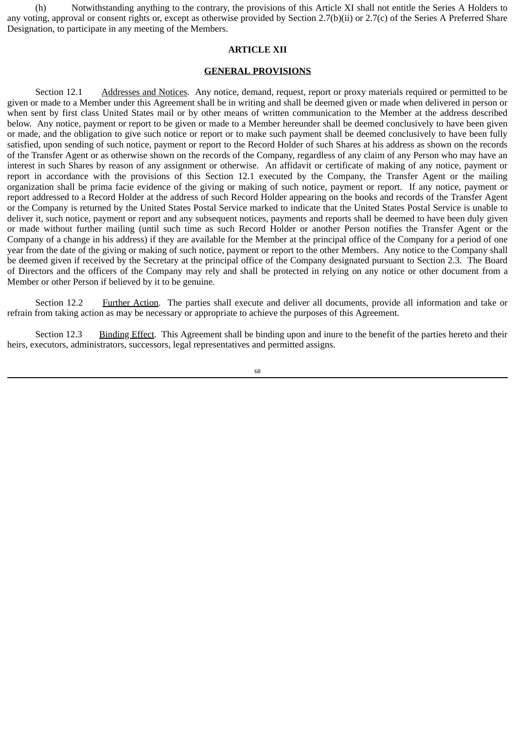(h) Notwithstanding anything to the contrary, the provisions of this Article XI shall not entitle the Series A Holders to any voting, approval or consent rights or, except as otherwise provided by Section 2.7(b)(ii) or 2.7(c) of the Series A Preferred Share Designation, to participate in any meeting of the Members.

## ARTICLE XII

## GENERAL PROVISIONS

Section 12.1 Addresses and Notices. Any notice, demand, request, report or proxy materials required or permitted to be given or made to a Member under this Agreement shall be in writing and shall be deemed given or made when delivered in person or when sent by first class United States mail or by other means of written communication to the Member at the address described below. Any notice, payment or report to be given or made to a Member hereunder shall be deemed conclusively to have been given or made, and the obligation to give such notice or report or to make such payment shall be deemed conclusively to have been fully satisfied, upon sending of such notice, payment or report to the Record Holder of such Shares at his address as shown on the records of the Transfer Agent or as otherwise shown on the records of the Company, regardless of any claim of any Person who may have an interest in such Shares by reason of any assignment or otherwise. An affidavit or certificate of making of any notice, payment or report in accordance with the provisions of this Section 12.1 executed by the Company, the Transfer Agent or the mailing organization shall be prima facie evidence of the giving or making of such notice, payment or report. If any notice, payment or report addressed to a Record Holder at the address of such Record Holder appearing on the books and records of the Transfer Agent or the Company is returned by the United States Postal Service marked to indicate that the United States Postal Service is unable to deliver it, such notice, payment or report and any subsequent notices, payments and reports shall be deemed to have been duly given or made without further mailing (until such time as such Record Holder or another Person notifies the Transfer Agent or the Company of a change in his address) if they are available for the Member at the principal office of the Company for a period of one year from the date of the giving or making of such notice, payment or report to the other Members. Any notice to the Company shall be deemed given if received by the Secretary at the principal office of the Company designated pursuant to Section 2.3. The Board of Directors and the officers of the Company may rely and shall be protected in relying on any notice or other document from a Member or other Person if believed by it to be genuine.

Section 12.2 Further Action. The parties shall execute and deliver all documents, provide all information and take or refrain from taking action as may be necessary or appropriate to achieve the purposes of this Agreement.

Section 12.3 Binding Effect. This Agreement shall be binding upon and inure to the benefit of the parties hereto and their heirs, executors, administrators, successors, legal representatives and permitted assigns.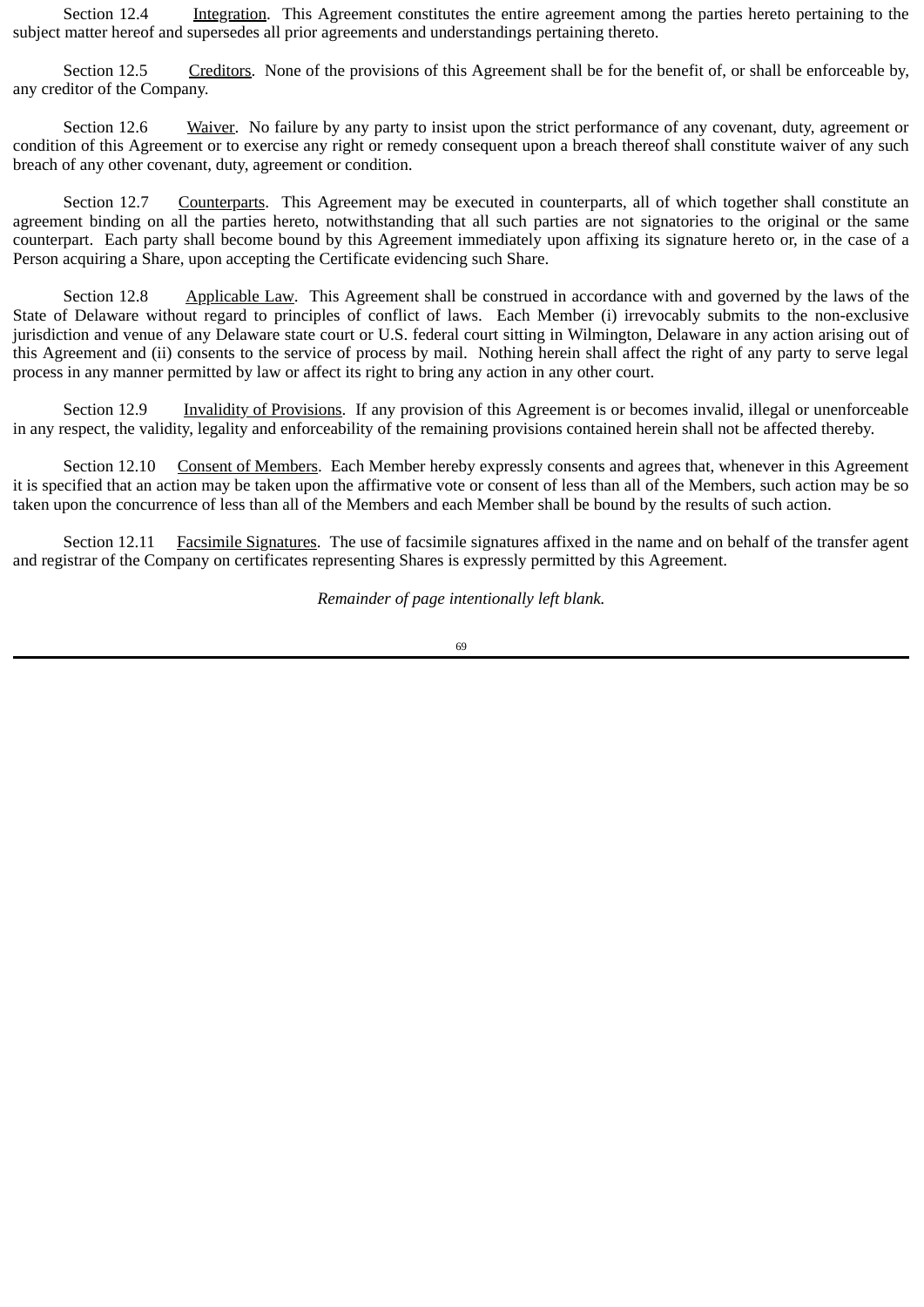Section 12.4 Integration. This Agreement constitutes the entire agreement among the parties hereto pertaining to the subject matter hereof and supersedes all prior agreements and understandings pertaining thereto.

Section 12.5 Creditors. None of the provisions of this Agreement shall be for the benefit of, or shall be enforceable by, any creditor of the Company.

Section 12.6 Waiver. No failure by any party to insist upon the strict performance of any covenant, duty, agreement or condition of this Agreement or to exercise any right or remedy consequent upon a breach thereof shall constitute waiver of any such breach of any other covenant, duty, agreement or condition.

Section 12.7 Counterparts. This Agreement may be executed in counterparts, all of which together shall constitute an agreement binding on all the parties hereto, notwithstanding that all such parties are not signatories to the original or the same counterpart. Each party shall become bound by this Agreement immediately upon affixing its signature hereto or, in the case of a Person acquiring a Share, upon accepting the Certificate evidencing such Share.

Section 12.8 Applicable Law. This Agreement shall be construed in accordance with and governed by the laws of the State of Delaware without regard to principles of conflict of laws. Each Member (i) irrevocably submits to the non-exclusive jurisdiction and venue of any Delaware state court or U.S. federal court sitting in Wilmington, Delaware in any action arising out of this Agreement and (ii) consents to the service of process by mail. Nothing herein shall affect the right of any party to serve legal process in any manner permitted by law or affect its right to bring any action in any other court.

Section 12.9 Invalidity of Provisions. If any provision of this Agreement is or becomes invalid, illegal or unenforceable in any respect, the validity, legality and enforceability of the remaining provisions contained herein shall not be affected thereby.

Section 12.10 Consent of Members. Each Member hereby expressly consents and agrees that, whenever in this Agreement it is specified that an action may be taken upon the affirmative vote or consent of less than all of the Members, such action may be so taken upon the concurrence of less than all of the Members and each Member shall be bound by the results of such action.

Section 12.11 Facsimile Signatures. The use of facsimile signatures affixed in the name and on behalf of the transfer agent and registrar of the Company on certificates representing Shares is expressly permitted by this Agreement.

*Remainder of page intentionally left blank.*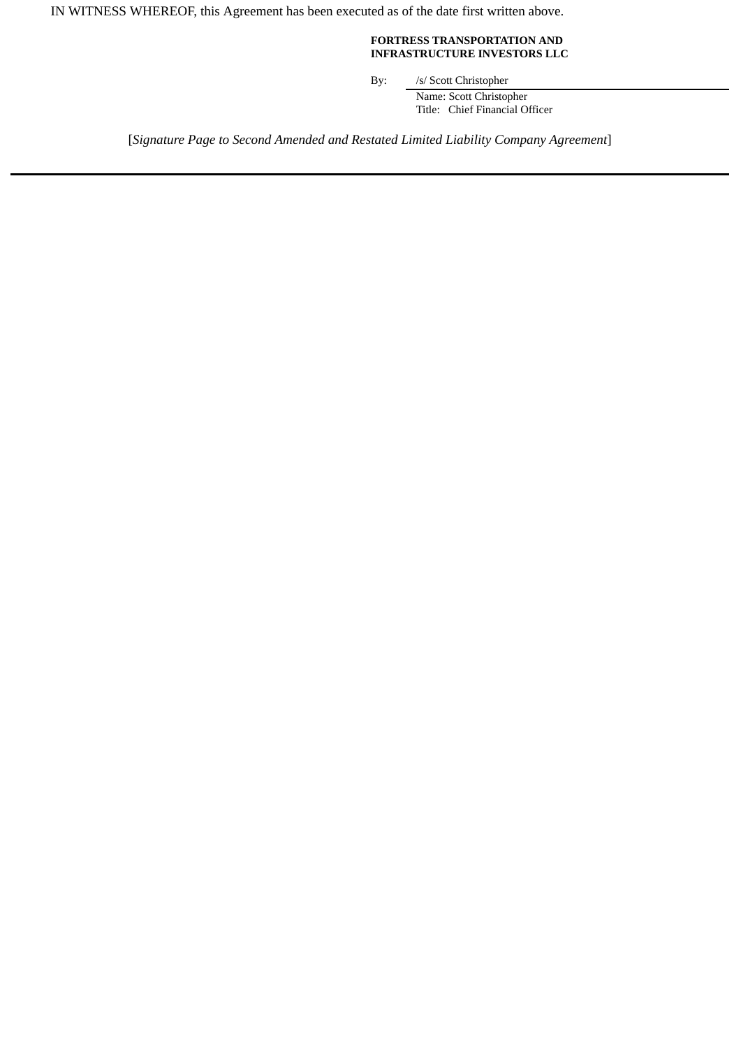IN WITNESS WHEREOF, this Agreement has been executed as of the date first written above.

**FORTRESS TRANSPORTATION AND INFRASTRUCTURE INVESTORS LLC**

By: /s/ Scott Christopher

Name: Scott Christopher

Title: Chief Financial Officer

[*Signature Page to Second Amended and Restated Limited Liability Company Agreement*]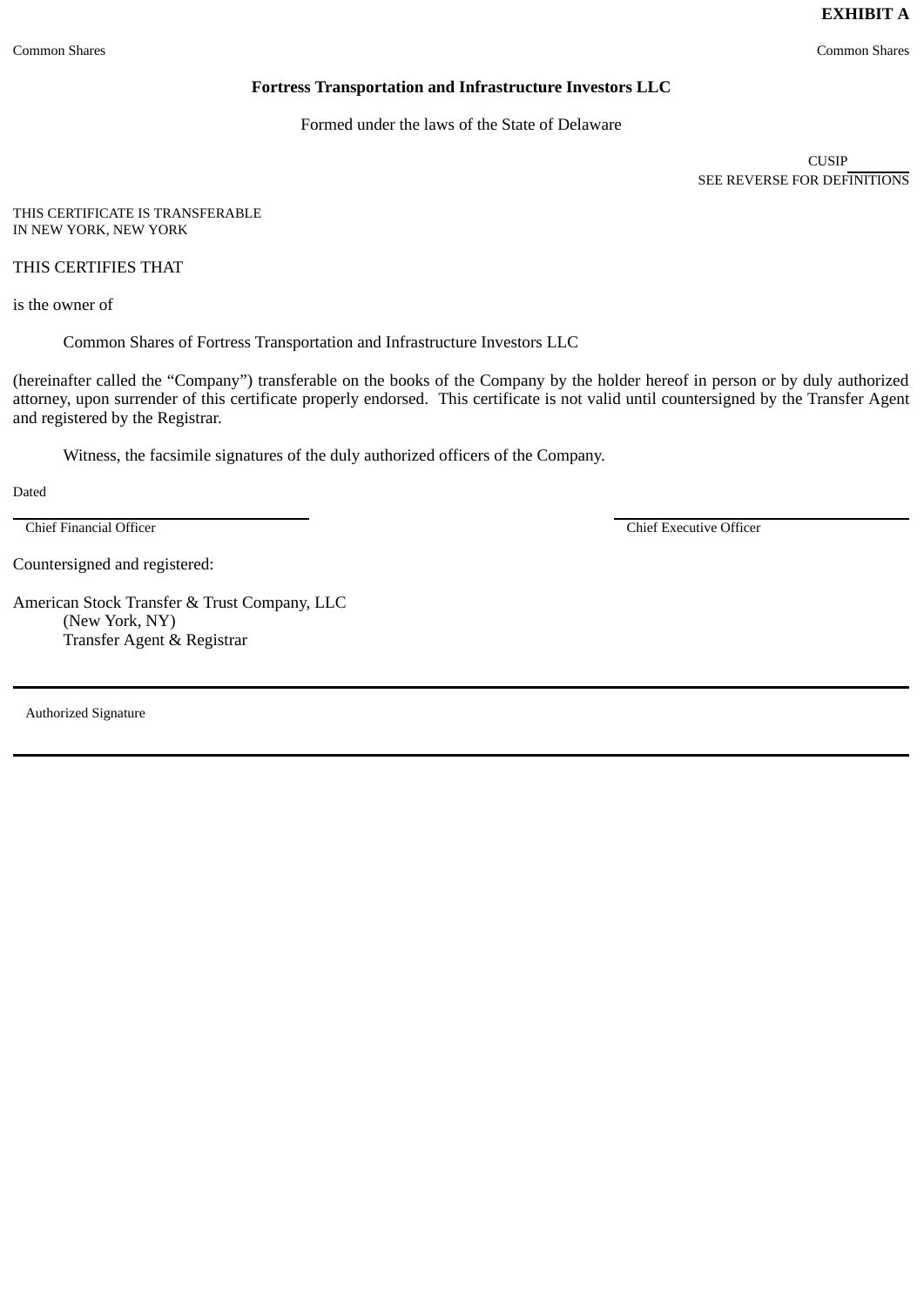**EXHIBIT A**

Common Shares | Common Shares

**Fortress Transportation and Infrastructure Investors LLC**

Formed under the laws of the State of Delaware

CUSIP ________
SEE REVERSE FOR DEFINITIONS

THIS CERTIFICATE IS TRANSFERABLE
IN NEW YORK, NEW YORK

THIS CERTIFIES THAT

is the owner of

Common Shares of Fortress Transportation and Infrastructure Investors LLC

(hereinafter called the "Company") transferable on the books of the Company by the holder hereof in person or by duly authorized attorney, upon surrender of this certificate properly endorsed. This certificate is not valid until countersigned by the Transfer Agent and registered by the Registrar.

Witness, the facsimile signatures of the duly authorized officers of the Company.

Dated

______________________________
Chief Financial Officer

______________________________
Chief Executive Officer

Countersigned and registered:

American Stock Transfer & Trust Company, LLC
(New York, NY)
Transfer Agent & Registrar

______________________________
Authorized Signature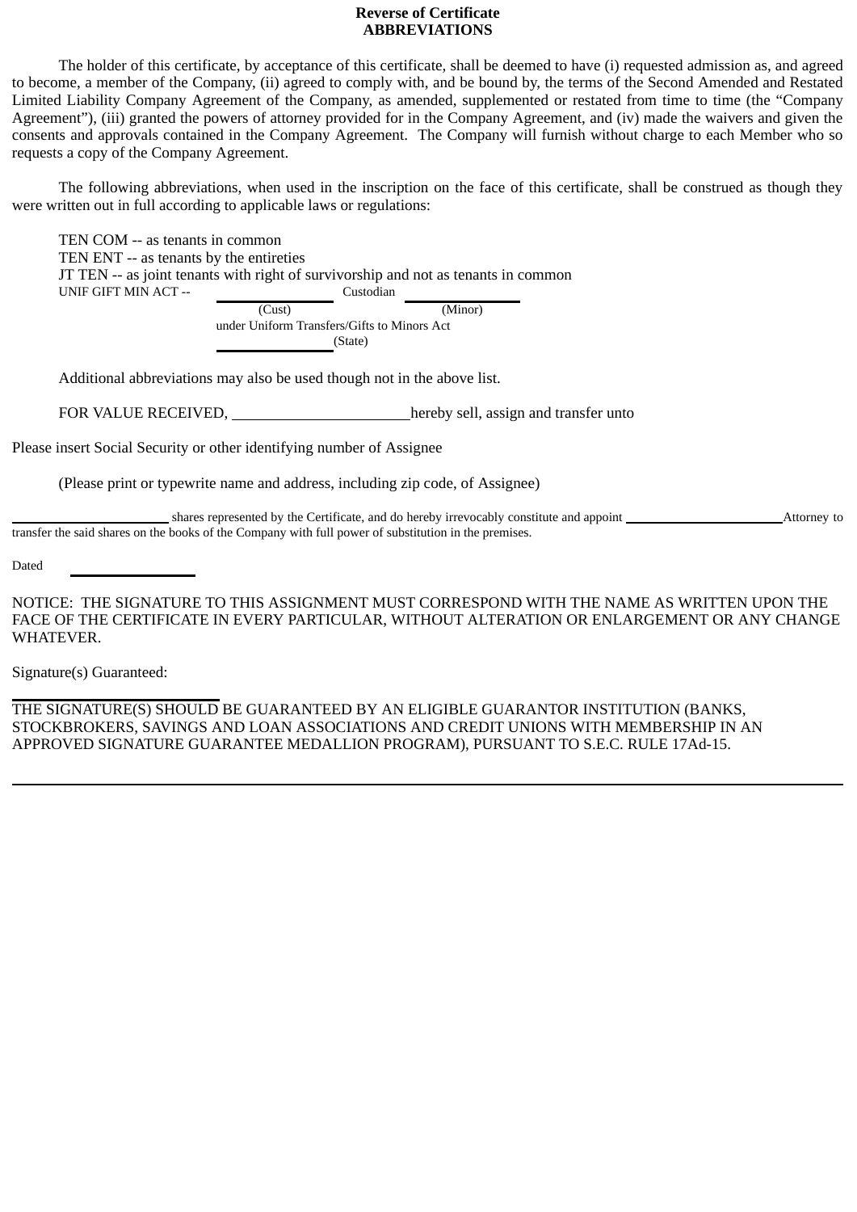**Reverse of Certificate**
**ABBREVIATIONS**

The holder of this certificate, by acceptance of this certificate, shall be deemed to have (i) requested admission as, and agreed to become, a member of the Company, (ii) agreed to comply with, and be bound by, the terms of the Second Amended and Restated Limited Liability Company Agreement of the Company, as amended, supplemented or restated from time to time (the "Company Agreement"), (iii) granted the powers of attorney provided for in the Company Agreement, and (iv) made the waivers and given the consents and approvals contained in the Company Agreement. The Company will furnish without charge to each Member who so requests a copy of the Company Agreement.

The following abbreviations, when used in the inscription on the face of this certificate, shall be construed as though they were written out in full according to applicable laws or regulations:

TEN COM -- as tenants in common
TEN ENT -- as tenants by the entireties
JT TEN -- as joint tenants with right of survivorship and not as tenants in common
UNIF GIFT MIN ACT -- ________________ Custodian ________________
(Cust) (Minor)
under Uniform Transfers/Gifts to Minors Act
________________ (State)

Additional abbreviations may also be used though not in the above list.

FOR VALUE RECEIVED, ______________________ hereby sell, assign and transfer unto

Please insert Social Security or other identifying number of Assignee

(Please print or typewrite name and address, including zip code, of Assignee)

______________________ shares represented by the Certificate, and do hereby irrevocably constitute and appoint ______________________ Attorney to transfer the said shares on the books of the Company with full power of substitution in the premises.

Dated ________________

NOTICE: THE SIGNATURE TO THIS ASSIGNMENT MUST CORRESPOND WITH THE NAME AS WRITTEN UPON THE FACE OF THE CERTIFICATE IN EVERY PARTICULAR, WITHOUT ALTERATION OR ENLARGEMENT OR ANY CHANGE WHATEVER.

Signature(s) Guaranteed:

____________________________

THE SIGNATURE(S) SHOULD BE GUARANTEED BY AN ELIGIBLE GUARANTOR INSTITUTION (BANKS, STOCKBROKERS, SAVINGS AND LOAN ASSOCIATIONS AND CREDIT UNIONS WITH MEMBERSHIP IN AN APPROVED SIGNATURE GUARANTEE MEDALLION PROGRAM), PURSUANT TO S.E.C. RULE 17Ad-15.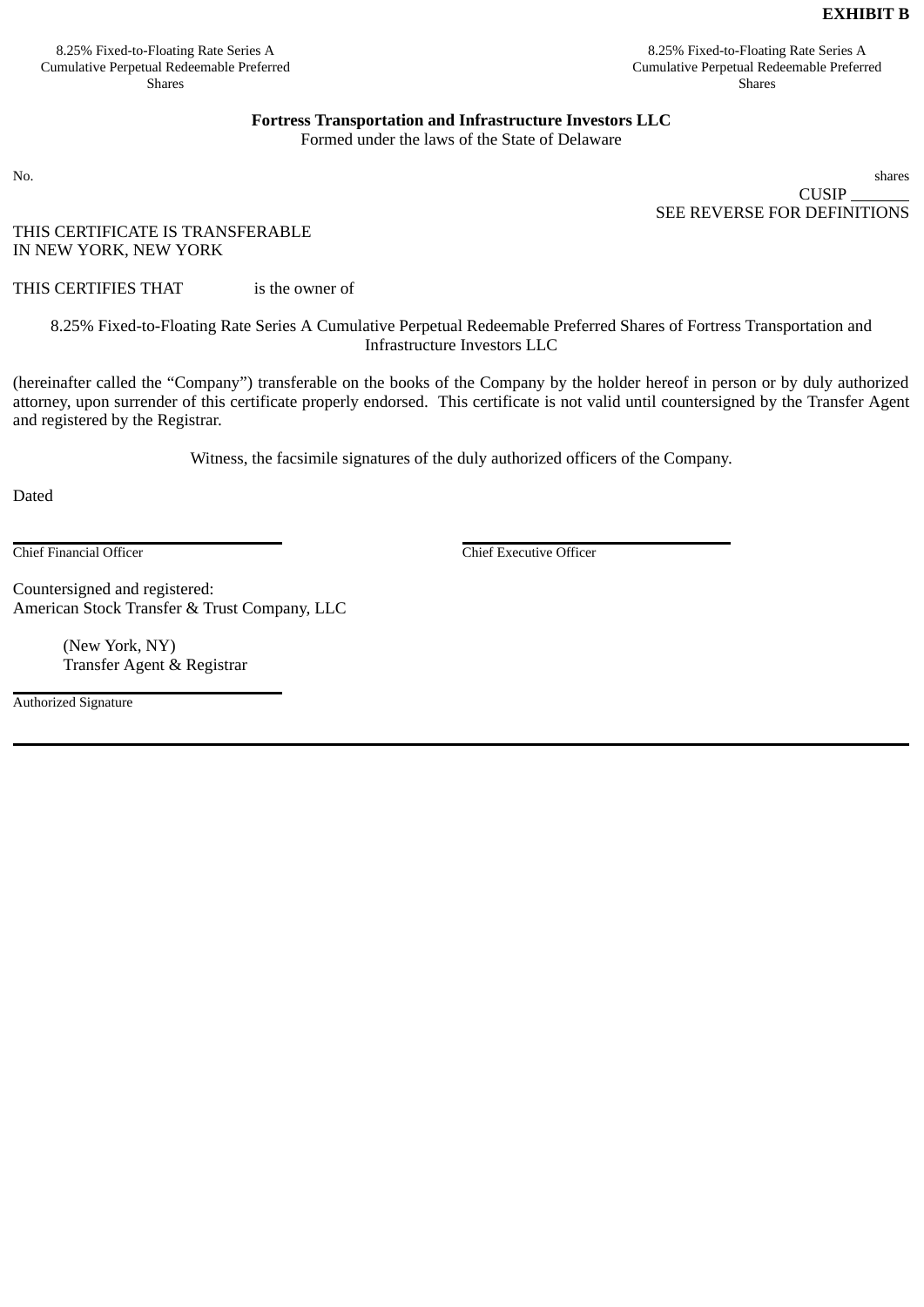**EXHIBIT B**

8.25% Fixed-to-Floating Rate Series A Cumulative Perpetual Redeemable Preferred Shares

8.25% Fixed-to-Floating Rate Series A Cumulative Perpetual Redeemable Preferred Shares

**Fortress Transportation and Infrastructure Investors LLC**

Formed under the laws of the State of Delaware

No. shares

CUSIP \_\_\_\_\_\_\_

SEE REVERSE FOR DEFINITIONS

THIS CERTIFICATE IS TRANSFERABLE
IN NEW YORK, NEW YORK

THIS CERTIFIES THAT is the owner of

8.25% Fixed-to-Floating Rate Series A Cumulative Perpetual Redeemable Preferred Shares of Fortress Transportation and Infrastructure Investors LLC

(hereinafter called the "Company") transferable on the books of the Company by the holder hereof in person or by duly authorized attorney, upon surrender of this certificate properly endorsed. This certificate is not valid until countersigned by the Transfer Agent and registered by the Registrar.

Witness, the facsimile signatures of the duly authorized officers of the Company.

Dated

\_\_\_\_\_\_\_\_\_\_\_\_\_\_\_\_\_\_\_\_\_\_\_\_\_\_\_\_\_\_
Chief Financial Officer

\_\_\_\_\_\_\_\_\_\_\_\_\_\_\_\_\_\_\_\_\_\_\_\_\_\_\_\_\_\_
Chief Executive Officer

Countersigned and registered:
American Stock Transfer & Trust Company, LLC

(New York, NY)
Transfer Agent & Registrar

\_\_\_\_\_\_\_\_\_\_\_\_\_\_\_\_\_\_\_\_\_\_\_\_\_\_\_\_\_\_
Authorized Signature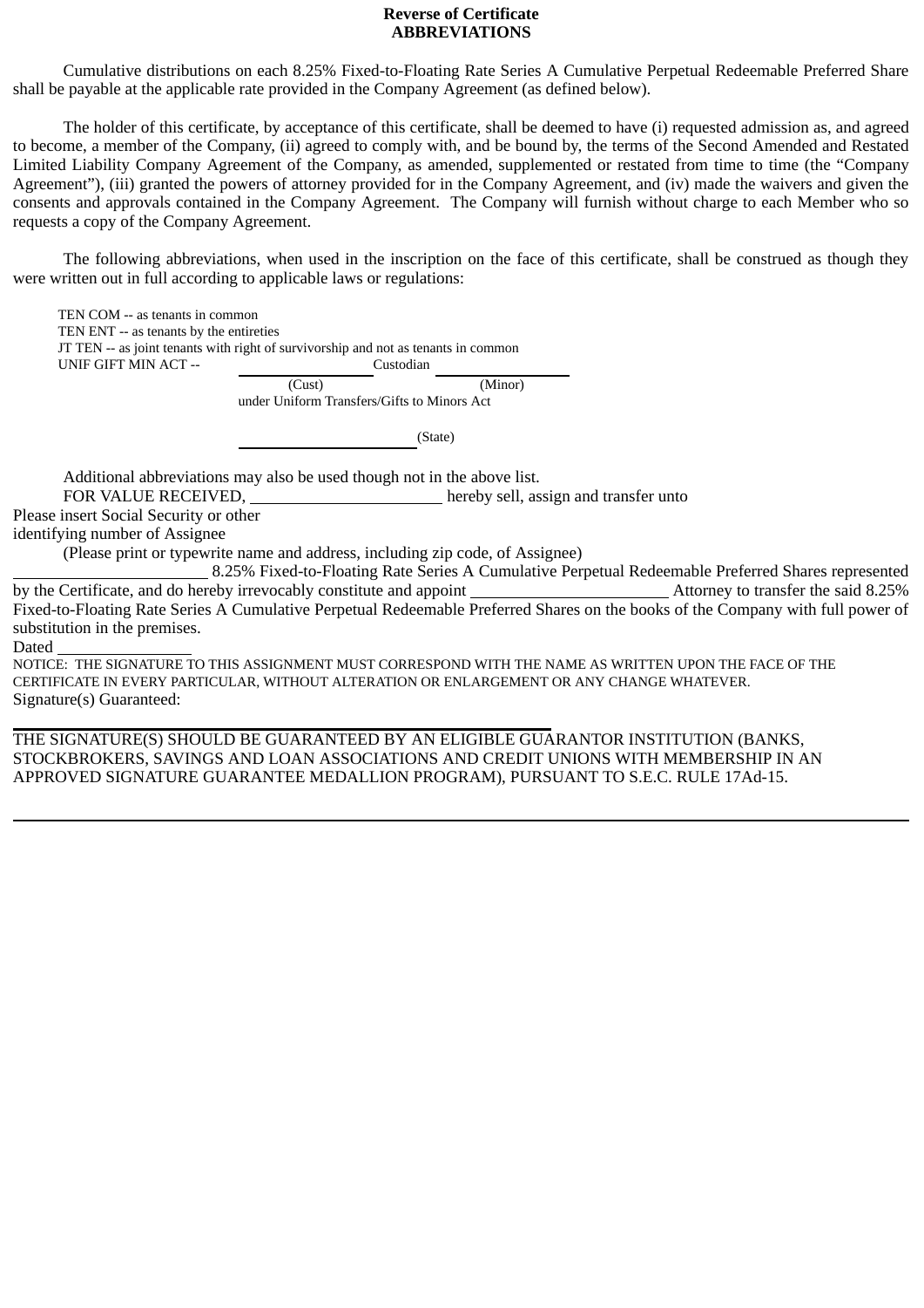**Reverse of Certificate**
**ABBREVIATIONS**

Cumulative distributions on each 8.25% Fixed-to-Floating Rate Series A Cumulative Perpetual Redeemable Preferred Share shall be payable at the applicable rate provided in the Company Agreement (as defined below).

The holder of this certificate, by acceptance of this certificate, shall be deemed to have (i) requested admission as, and agreed to become, a member of the Company, (ii) agreed to comply with, and be bound by, the terms of the Second Amended and Restated Limited Liability Company Agreement of the Company, as amended, supplemented or restated from time to time (the "Company Agreement"), (iii) granted the powers of attorney provided for in the Company Agreement, and (iv) made the waivers and given the consents and approvals contained in the Company Agreement. The Company will furnish without charge to each Member who so requests a copy of the Company Agreement.

The following abbreviations, when used in the inscription on the face of this certificate, shall be construed as though they were written out in full according to applicable laws or regulations:

TEN COM -- as tenants in common
TEN ENT -- as tenants by the entireties
JT TEN -- as joint tenants with right of survivorship and not as tenants in common
UNIF GIFT MIN ACT -- ____________ Custodian ____________
(Cust) (Minor)
under Uniform Transfers/Gifts to Minors Act

____________ (State)

Additional abbreviations may also be used though not in the above list.

FOR VALUE RECEIVED, ____________ hereby sell, assign and transfer unto

Please insert Social Security or other
identifying number of Assignee

(Please print or typewrite name and address, including zip code, of Assignee)

____________ 8.25% Fixed-to-Floating Rate Series A Cumulative Perpetual Redeemable Preferred Shares represented by the Certificate, and do hereby irrevocably constitute and appoint ____________ Attorney to transfer the said 8.25% Fixed-to-Floating Rate Series A Cumulative Perpetual Redeemable Preferred Shares on the books of the Company with full power of substitution in the premises.

Dated ____________

NOTICE: THE SIGNATURE TO THIS ASSIGNMENT MUST CORRESPOND WITH THE NAME AS WRITTEN UPON THE FACE OF THE CERTIFICATE IN EVERY PARTICULAR, WITHOUT ALTERATION OR ENLARGEMENT OR ANY CHANGE WHATEVER.

Signature(s) Guaranteed:

____________

THE SIGNATURE(S) SHOULD BE GUARANTEED BY AN ELIGIBLE GUARANTOR INSTITUTION (BANKS, STOCKBROKERS, SAVINGS AND LOAN ASSOCIATIONS AND CREDIT UNIONS WITH MEMBERSHIP IN AN APPROVED SIGNATURE GUARANTEE MEDALLION PROGRAM), PURSUANT TO S.E.C. RULE 17Ad-15.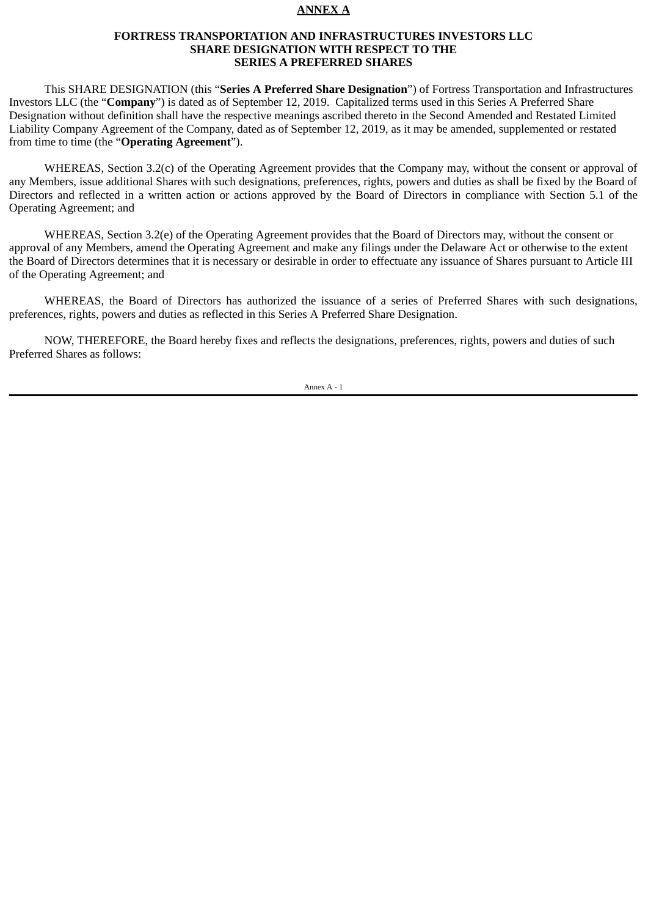**ANNEX A**

**FORTRESS TRANSPORTATION AND INFRASTRUCTURES INVESTORS LLC**
**SHARE DESIGNATION WITH RESPECT TO THE**
**SERIES A PREFERRED SHARES**

This SHARE DESIGNATION (this "**Series A Preferred Share Designation**") of Fortress Transportation and Infrastructures Investors LLC (the "**Company**") is dated as of September 12, 2019. Capitalized terms used in this Series A Preferred Share Designation without definition shall have the respective meanings ascribed thereto in the Second Amended and Restated Limited Liability Company Agreement of the Company, dated as of September 12, 2019, as it may be amended, supplemented or restated from time to time (the "**Operating Agreement**").

WHEREAS, Section 3.2(c) of the Operating Agreement provides that the Company may, without the consent or approval of any Members, issue additional Shares with such designations, preferences, rights, powers and duties as shall be fixed by the Board of Directors and reflected in a written action or actions approved by the Board of Directors in compliance with Section 5.1 of the Operating Agreement; and

WHEREAS, Section 3.2(e) of the Operating Agreement provides that the Board of Directors may, without the consent or approval of any Members, amend the Operating Agreement and make any filings under the Delaware Act or otherwise to the extent the Board of Directors determines that it is necessary or desirable in order to effectuate any issuance of Shares pursuant to Article III of the Operating Agreement; and

WHEREAS, the Board of Directors has authorized the issuance of a series of Preferred Shares with such designations, preferences, rights, powers and duties as reflected in this Series A Preferred Share Designation.

NOW, THEREFORE, the Board hereby fixes and reflects the designations, preferences, rights, powers and duties of such Preferred Shares as follows: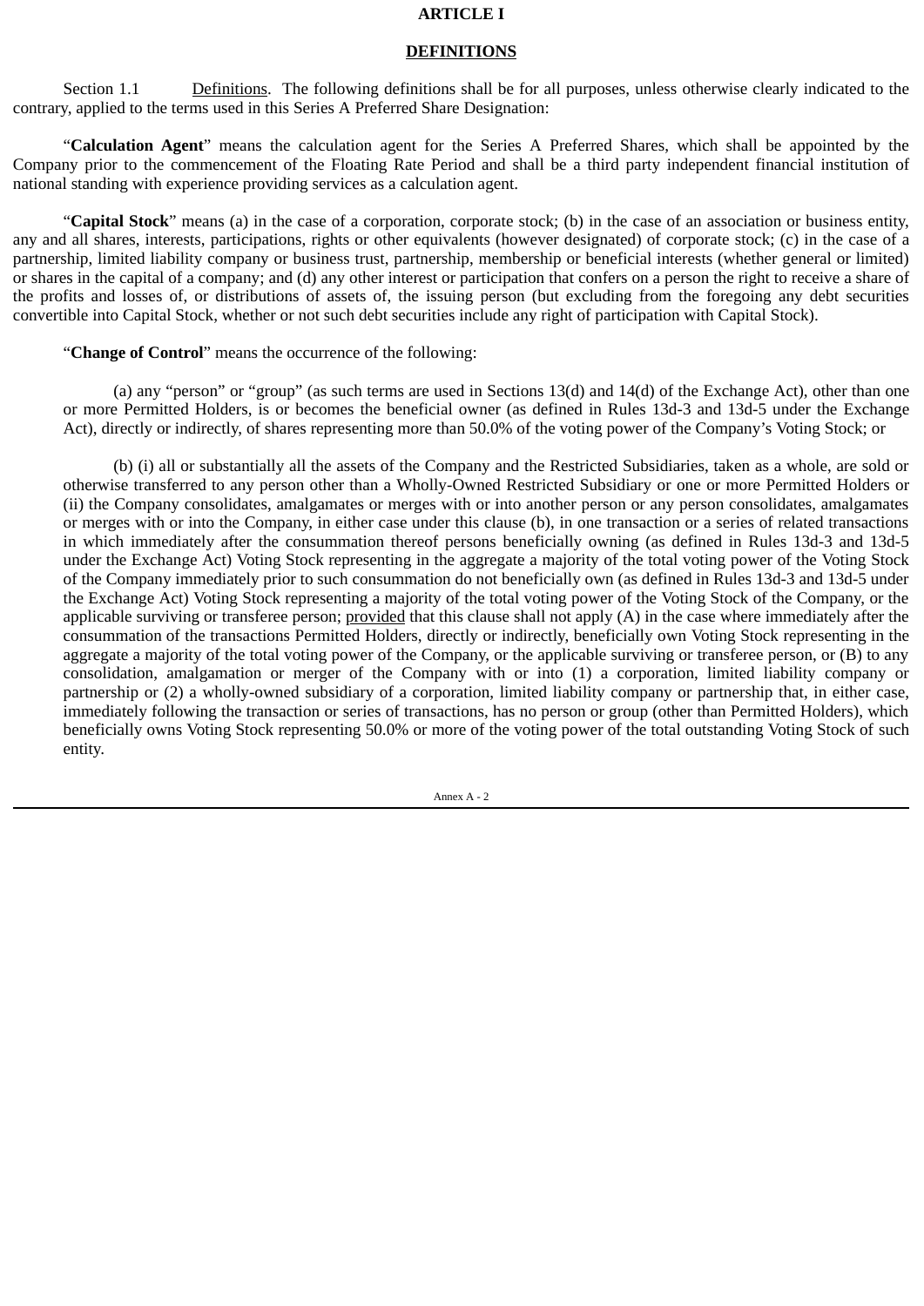# ARTICLE I

## DEFINITIONS

Section 1.1 Definitions. The following definitions shall be for all purposes, unless otherwise clearly indicated to the contrary, applied to the terms used in this Series A Preferred Share Designation:

“**Calculation Agent**” means the calculation agent for the Series A Preferred Shares, which shall be appointed by the Company prior to the commencement of the Floating Rate Period and shall be a third party independent financial institution of national standing with experience providing services as a calculation agent.

“**Capital Stock**” means (a) in the case of a corporation, corporate stock; (b) in the case of an association or business entity, any and all shares, interests, participations, rights or other equivalents (however designated) of corporate stock; (c) in the case of a partnership, limited liability company or business trust, partnership, membership or beneficial interests (whether general or limited) or shares in the capital of a company; and (d) any other interest or participation that confers on a person the right to receive a share of the profits and losses of, or distributions of assets of, the issuing person (but excluding from the foregoing any debt securities convertible into Capital Stock, whether or not such debt securities include any right of participation with Capital Stock).

“**Change of Control**” means the occurrence of the following:

(a) any “person” or “group” (as such terms are used in Sections 13(d) and 14(d) of the Exchange Act), other than one or more Permitted Holders, is or becomes the beneficial owner (as defined in Rules 13d-3 and 13d-5 under the Exchange Act), directly or indirectly, of shares representing more than 50.0% of the voting power of the Company’s Voting Stock; or

(b) (i) all or substantially all the assets of the Company and the Restricted Subsidiaries, taken as a whole, are sold or otherwise transferred to any person other than a Wholly-Owned Restricted Subsidiary or one or more Permitted Holders or (ii) the Company consolidates, amalgamates or merges with or into another person or any person consolidates, amalgamates or merges with or into the Company, in either case under this clause (b), in one transaction or a series of related transactions in which immediately after the consummation thereof persons beneficially owning (as defined in Rules 13d-3 and 13d-5 under the Exchange Act) Voting Stock representing in the aggregate a majority of the total voting power of the Voting Stock of the Company immediately prior to such consummation do not beneficially own (as defined in Rules 13d-3 and 13d-5 under the Exchange Act) Voting Stock representing a majority of the total voting power of the Voting Stock of the Company, or the applicable surviving or transferee person; provided that this clause shall not apply (A) in the case where immediately after the consummation of the transactions Permitted Holders, directly or indirectly, beneficially own Voting Stock representing in the aggregate a majority of the total voting power of the Company, or the applicable surviving or transferee person, or (B) to any consolidation, amalgamation or merger of the Company with or into (1) a corporation, limited liability company or partnership or (2) a wholly-owned subsidiary of a corporation, limited liability company or partnership that, in either case, immediately following the transaction or series of transactions, has no person or group (other than Permitted Holders), which beneficially owns Voting Stock representing 50.0% or more of the voting power of the total outstanding Voting Stock of such entity.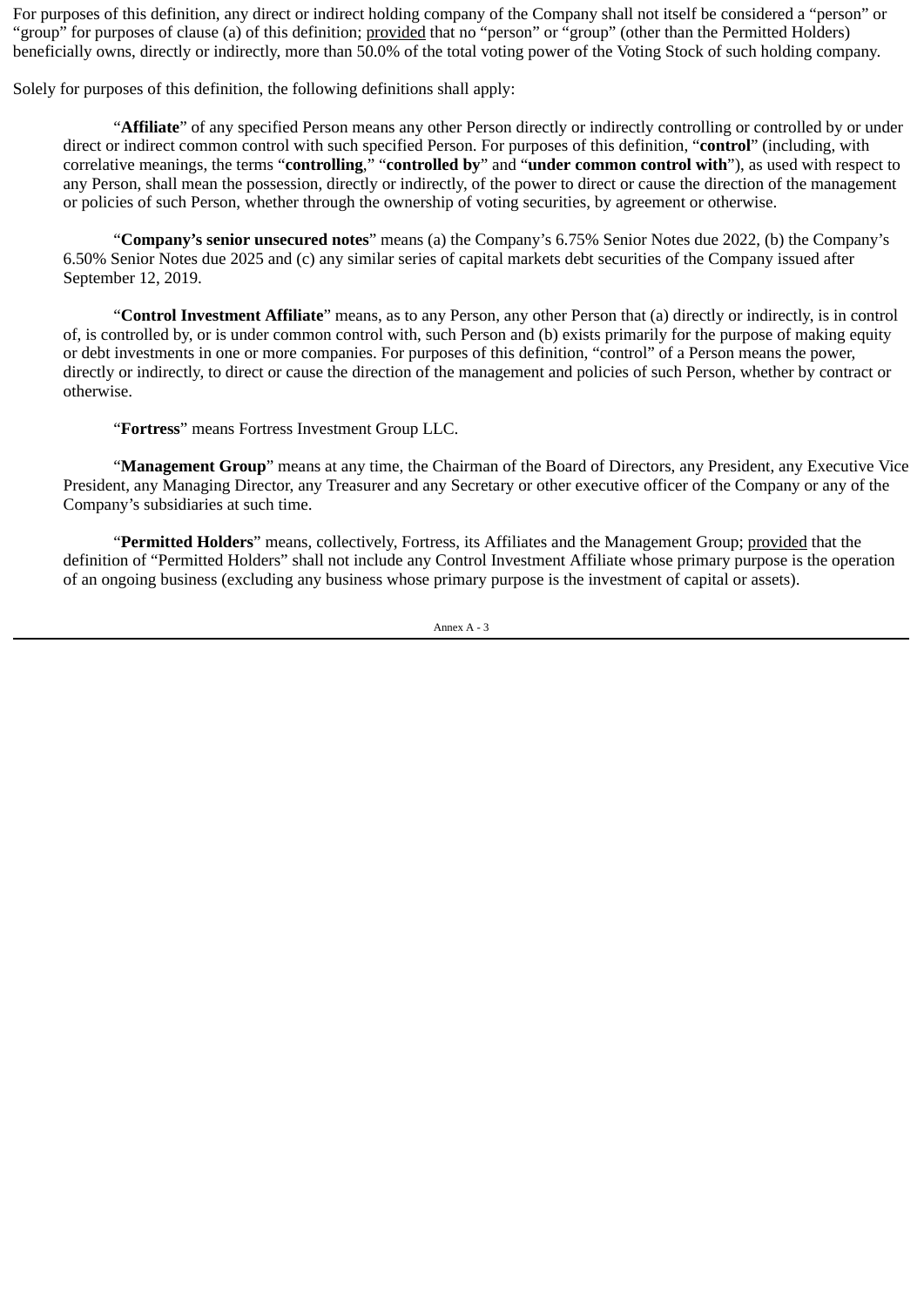For purposes of this definition, any direct or indirect holding company of the Company shall not itself be considered a "person" or "group" for purposes of clause (a) of this definition; provided that no "person" or "group" (other than the Permitted Holders) beneficially owns, directly or indirectly, more than 50.0% of the total voting power of the Voting Stock of such holding company.

Solely for purposes of this definition, the following definitions shall apply:

"**Affiliate**" of any specified Person means any other Person directly or indirectly controlling or controlled by or under direct or indirect common control with such specified Person. For purposes of this definition, "**control**" (including, with correlative meanings, the terms "**controlling**," "**controlled by**" and "**under common control with**"), as used with respect to any Person, shall mean the possession, directly or indirectly, of the power to direct or cause the direction of the management or policies of such Person, whether through the ownership of voting securities, by agreement or otherwise.

"**Company's senior unsecured notes**" means (a) the Company's 6.75% Senior Notes due 2022, (b) the Company's 6.50% Senior Notes due 2025 and (c) any similar series of capital markets debt securities of the Company issued after September 12, 2019.

"**Control Investment Affiliate**" means, as to any Person, any other Person that (a) directly or indirectly, is in control of, is controlled by, or is under common control with, such Person and (b) exists primarily for the purpose of making equity or debt investments in one or more companies. For purposes of this definition, "control" of a Person means the power, directly or indirectly, to direct or cause the direction of the management and policies of such Person, whether by contract or otherwise.

"**Fortress**" means Fortress Investment Group LLC.

"**Management Group**" means at any time, the Chairman of the Board of Directors, any President, any Executive Vice President, any Managing Director, any Treasurer and any Secretary or other executive officer of the Company or any of the Company's subsidiaries at such time.

"**Permitted Holders**" means, collectively, Fortress, its Affiliates and the Management Group; provided that the definition of "Permitted Holders" shall not include any Control Investment Affiliate whose primary purpose is the operation of an ongoing business (excluding any business whose primary purpose is the investment of capital or assets).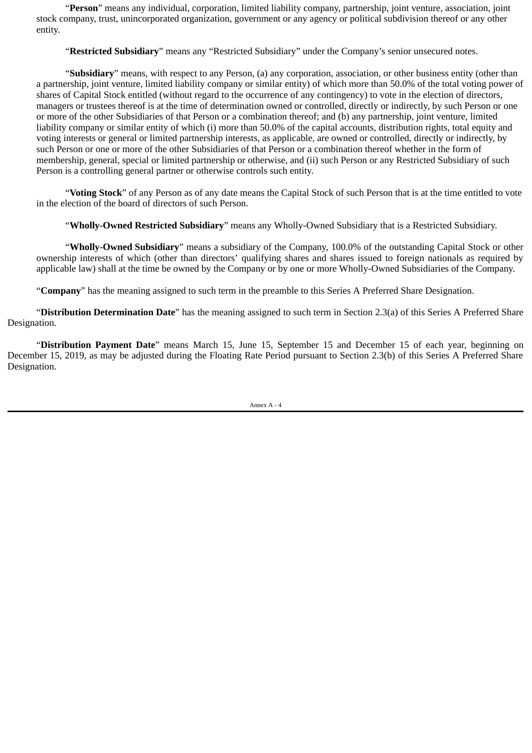"**Person**" means any individual, corporation, limited liability company, partnership, joint venture, association, joint stock company, trust, unincorporated organization, government or any agency or political subdivision thereof or any other entity.

"**Restricted Subsidiary**" means any "Restricted Subsidiary" under the Company's senior unsecured notes.

"**Subsidiary**" means, with respect to any Person, (a) any corporation, association, or other business entity (other than a partnership, joint venture, limited liability company or similar entity) of which more than 50.0% of the total voting power of shares of Capital Stock entitled (without regard to the occurrence of any contingency) to vote in the election of directors, managers or trustees thereof is at the time of determination owned or controlled, directly or indirectly, by such Person or one or more of the other Subsidiaries of that Person or a combination thereof; and (b) any partnership, joint venture, limited liability company or similar entity of which (i) more than 50.0% of the capital accounts, distribution rights, total equity and voting interests or general or limited partnership interests, as applicable, are owned or controlled, directly or indirectly, by such Person or one or more of the other Subsidiaries of that Person or a combination thereof whether in the form of membership, general, special or limited partnership or otherwise, and (ii) such Person or any Restricted Subsidiary of such Person is a controlling general partner or otherwise controls such entity.

"**Voting Stock**" of any Person as of any date means the Capital Stock of such Person that is at the time entitled to vote in the election of the board of directors of such Person.

"**Wholly-Owned Restricted Subsidiary**" means any Wholly-Owned Subsidiary that is a Restricted Subsidiary.

"**Wholly-Owned Subsidiary**" means a subsidiary of the Company, 100.0% of the outstanding Capital Stock or other ownership interests of which (other than directors' qualifying shares and shares issued to foreign nationals as required by applicable law) shall at the time be owned by the Company or by one or more Wholly-Owned Subsidiaries of the Company.

"**Company**" has the meaning assigned to such term in the preamble to this Series A Preferred Share Designation.

"**Distribution Determination Date**" has the meaning assigned to such term in Section 2.3(a) of this Series A Preferred Share Designation.

"**Distribution Payment Date**" means March 15, June 15, September 15 and December 15 of each year, beginning on December 15, 2019, as may be adjusted during the Floating Rate Period pursuant to Section 2.3(b) of this Series A Preferred Share Designation.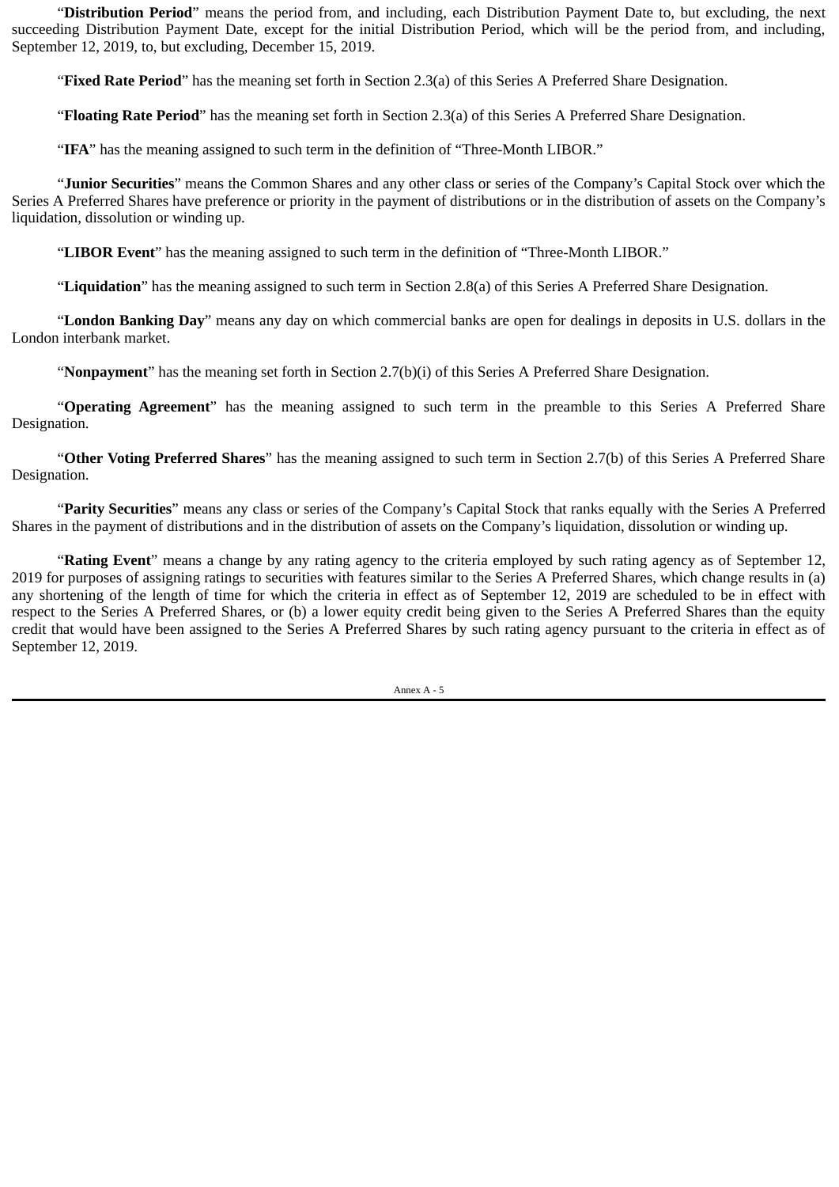"**Distribution Period**" means the period from, and including, each Distribution Payment Date to, but excluding, the next succeeding Distribution Payment Date, except for the initial Distribution Period, which will be the period from, and including, September 12, 2019, to, but excluding, December 15, 2019.

"**Fixed Rate Period**" has the meaning set forth in Section 2.3(a) of this Series A Preferred Share Designation.

"**Floating Rate Period**" has the meaning set forth in Section 2.3(a) of this Series A Preferred Share Designation.

"**IFA**" has the meaning assigned to such term in the definition of "Three-Month LIBOR."

"**Junior Securities**" means the Common Shares and any other class or series of the Company's Capital Stock over which the Series A Preferred Shares have preference or priority in the payment of distributions or in the distribution of assets on the Company's liquidation, dissolution or winding up.

"**LIBOR Event**" has the meaning assigned to such term in the definition of "Three-Month LIBOR."

"**Liquidation**" has the meaning assigned to such term in Section 2.8(a) of this Series A Preferred Share Designation.

"**London Banking Day**" means any day on which commercial banks are open for dealings in deposits in U.S. dollars in the London interbank market.

"**Nonpayment**" has the meaning set forth in Section 2.7(b)(i) of this Series A Preferred Share Designation.

"**Operating Agreement**" has the meaning assigned to such term in the preamble to this Series A Preferred Share Designation.

"**Other Voting Preferred Shares**" has the meaning assigned to such term in Section 2.7(b) of this Series A Preferred Share Designation.

"**Parity Securities**" means any class or series of the Company's Capital Stock that ranks equally with the Series A Preferred Shares in the payment of distributions and in the distribution of assets on the Company's liquidation, dissolution or winding up.

"**Rating Event**" means a change by any rating agency to the criteria employed by such rating agency as of September 12, 2019 for purposes of assigning ratings to securities with features similar to the Series A Preferred Shares, which change results in (a) any shortening of the length of time for which the criteria in effect as of September 12, 2019 are scheduled to be in effect with respect to the Series A Preferred Shares, or (b) a lower equity credit being given to the Series A Preferred Shares than the equity credit that would have been assigned to the Series A Preferred Shares by such rating agency pursuant to the criteria in effect as of September 12, 2019.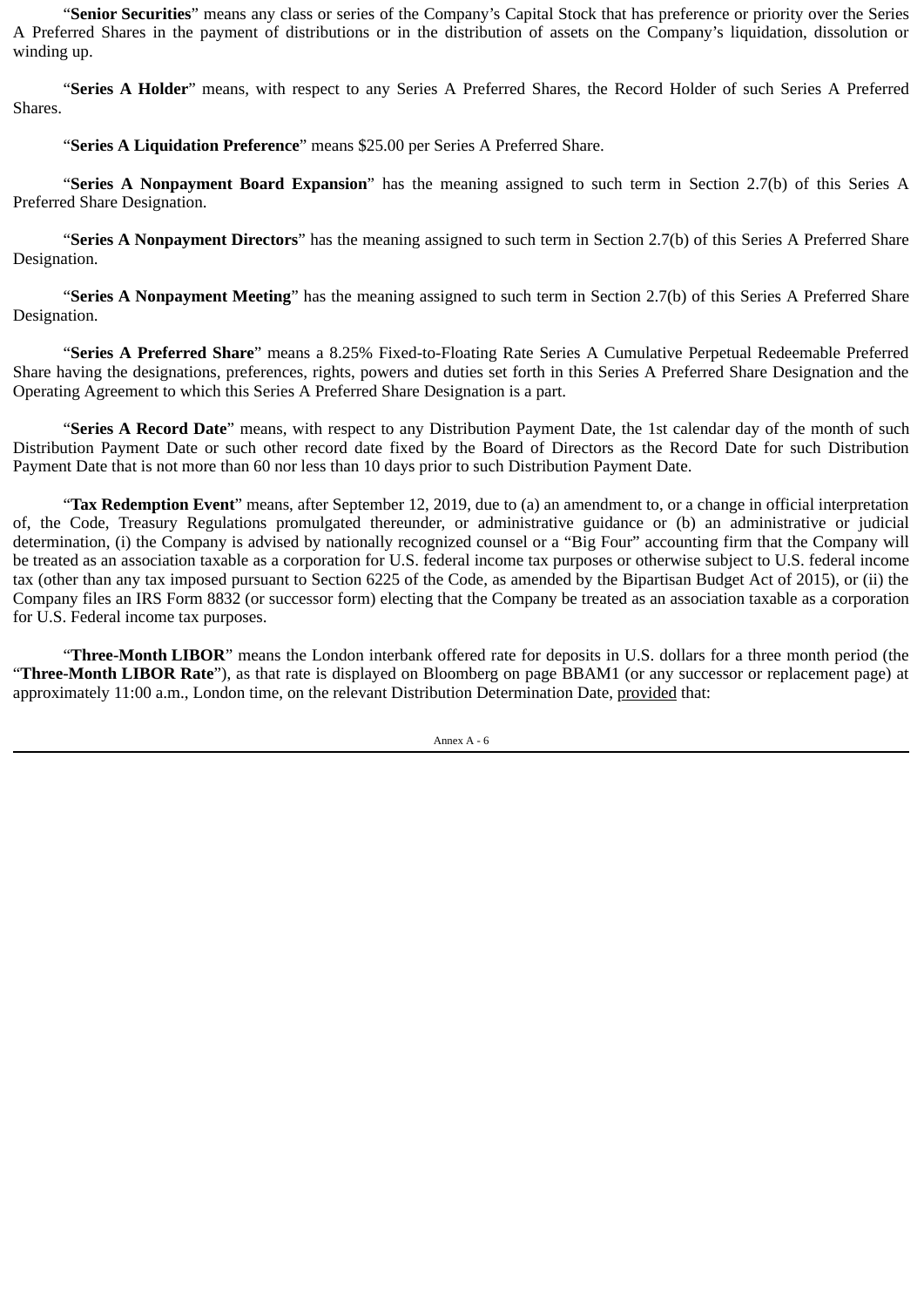"**Senior Securities**" means any class or series of the Company's Capital Stock that has preference or priority over the Series A Preferred Shares in the payment of distributions or in the distribution of assets on the Company's liquidation, dissolution or winding up.

"**Series A Holder**" means, with respect to any Series A Preferred Shares, the Record Holder of such Series A Preferred Shares.

"**Series A Liquidation Preference**" means $25.00 per Series A Preferred Share.

"**Series A Nonpayment Board Expansion**" has the meaning assigned to such term in Section 2.7(b) of this Series A Preferred Share Designation.

"**Series A Nonpayment Directors**" has the meaning assigned to such term in Section 2.7(b) of this Series A Preferred Share Designation.

"**Series A Nonpayment Meeting**" has the meaning assigned to such term in Section 2.7(b) of this Series A Preferred Share Designation.

"**Series A Preferred Share**" means a 8.25% Fixed-to-Floating Rate Series A Cumulative Perpetual Redeemable Preferred Share having the designations, preferences, rights, powers and duties set forth in this Series A Preferred Share Designation and the Operating Agreement to which this Series A Preferred Share Designation is a part.

"**Series A Record Date**" means, with respect to any Distribution Payment Date, the 1st calendar day of the month of such Distribution Payment Date or such other record date fixed by the Board of Directors as the Record Date for such Distribution Payment Date that is not more than 60 nor less than 10 days prior to such Distribution Payment Date.

"**Tax Redemption Event**" means, after September 12, 2019, due to (a) an amendment to, or a change in official interpretation of, the Code, Treasury Regulations promulgated thereunder, or administrative guidance or (b) an administrative or judicial determination, (i) the Company is advised by nationally recognized counsel or a "Big Four" accounting firm that the Company will be treated as an association taxable as a corporation for U.S. federal income tax purposes or otherwise subject to U.S. federal income tax (other than any tax imposed pursuant to Section 6225 of the Code, as amended by the Bipartisan Budget Act of 2015), or (ii) the Company files an IRS Form 8832 (or successor form) electing that the Company be treated as an association taxable as a corporation for U.S. Federal income tax purposes.

"**Three-Month LIBOR**" means the London interbank offered rate for deposits in U.S. dollars for a three month period (the "**Three-Month LIBOR Rate**"), as that rate is displayed on Bloomberg on page BBAM1 (or any successor or replacement page) at approximately 11:00 a.m., London time, on the relevant Distribution Determination Date, provided that: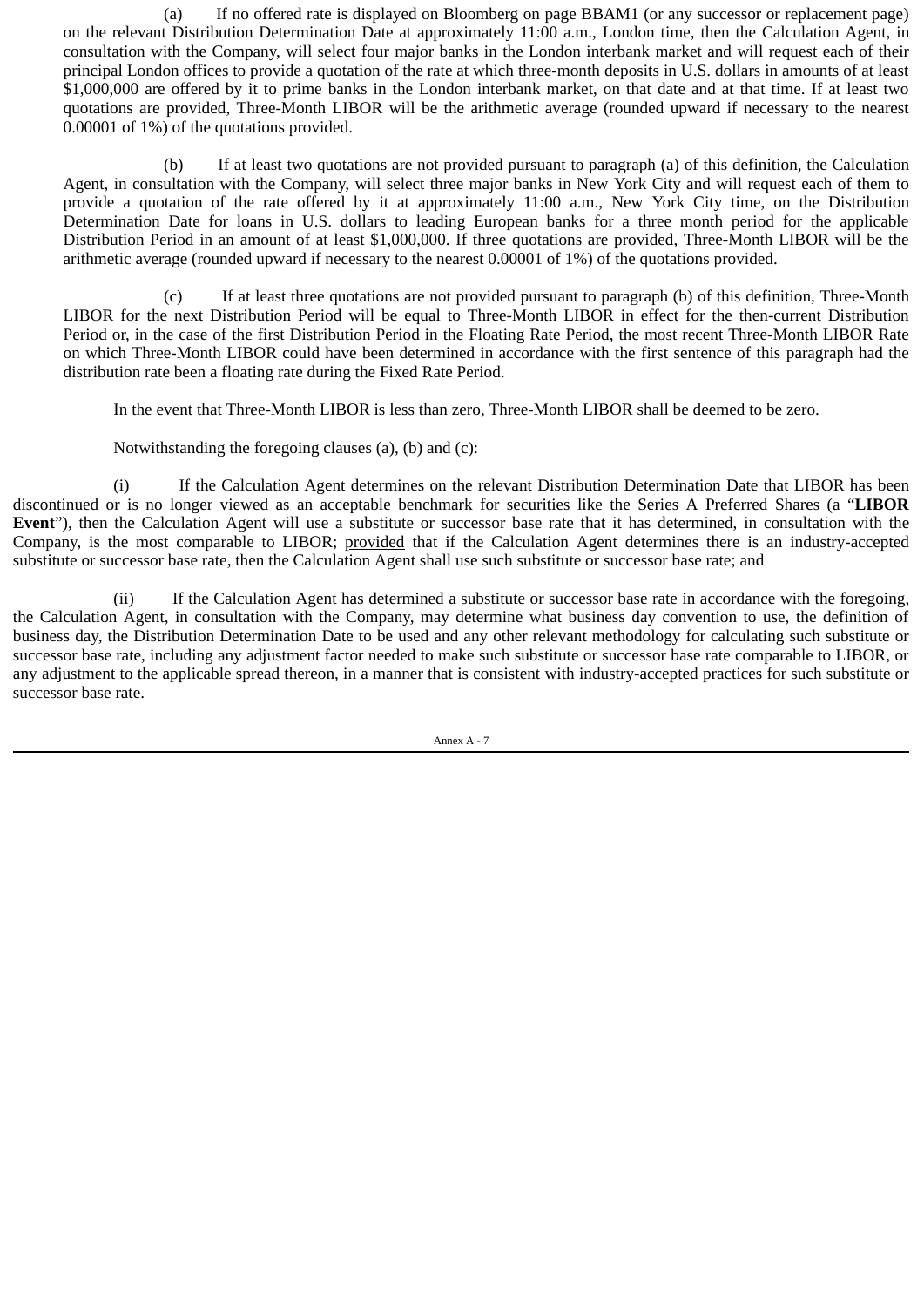(a) If no offered rate is displayed on Bloomberg on page BBAM1 (or any successor or replacement page) on the relevant Distribution Determination Date at approximately 11:00 a.m., London time, then the Calculation Agent, in consultation with the Company, will select four major banks in the London interbank market and will request each of their principal London offices to provide a quotation of the rate at which three-month deposits in U.S. dollars in amounts of at least $1,000,000 are offered by it to prime banks in the London interbank market, on that date and at that time. If at least two quotations are provided, Three-Month LIBOR will be the arithmetic average (rounded upward if necessary to the nearest 0.00001 of 1%) of the quotations provided.

(b) If at least two quotations are not provided pursuant to paragraph (a) of this definition, the Calculation Agent, in consultation with the Company, will select three major banks in New York City and will request each of them to provide a quotation of the rate offered by it at approximately 11:00 a.m., New York City time, on the Distribution Determination Date for loans in U.S. dollars to leading European banks for a three month period for the applicable Distribution Period in an amount of at least $1,000,000. If three quotations are provided, Three-Month LIBOR will be the arithmetic average (rounded upward if necessary to the nearest 0.00001 of 1%) of the quotations provided.

(c) If at least three quotations are not provided pursuant to paragraph (b) of this definition, Three-Month LIBOR for the next Distribution Period will be equal to Three-Month LIBOR in effect for the then-current Distribution Period or, in the case of the first Distribution Period in the Floating Rate Period, the most recent Three-Month LIBOR Rate on which Three-Month LIBOR could have been determined in accordance with the first sentence of this paragraph had the distribution rate been a floating rate during the Fixed Rate Period.

In the event that Three-Month LIBOR is less than zero, Three-Month LIBOR shall be deemed to be zero.

Notwithstanding the foregoing clauses (a), (b) and (c):

(i) If the Calculation Agent determines on the relevant Distribution Determination Date that LIBOR has been discontinued or is no longer viewed as an acceptable benchmark for securities like the Series A Preferred Shares (a "**LIBOR Event**"), then the Calculation Agent will use a substitute or successor base rate that it has determined, in consultation with the Company, is the most comparable to LIBOR; provided that if the Calculation Agent determines there is an industry-accepted substitute or successor base rate, then the Calculation Agent shall use such substitute or successor base rate; and

(ii) If the Calculation Agent has determined a substitute or successor base rate in accordance with the foregoing, the Calculation Agent, in consultation with the Company, may determine what business day convention to use, the definition of business day, the Distribution Determination Date to be used and any other relevant methodology for calculating such substitute or successor base rate, including any adjustment factor needed to make such substitute or successor base rate comparable to LIBOR, or any adjustment to the applicable spread thereon, in a manner that is consistent with industry-accepted practices for such substitute or successor base rate.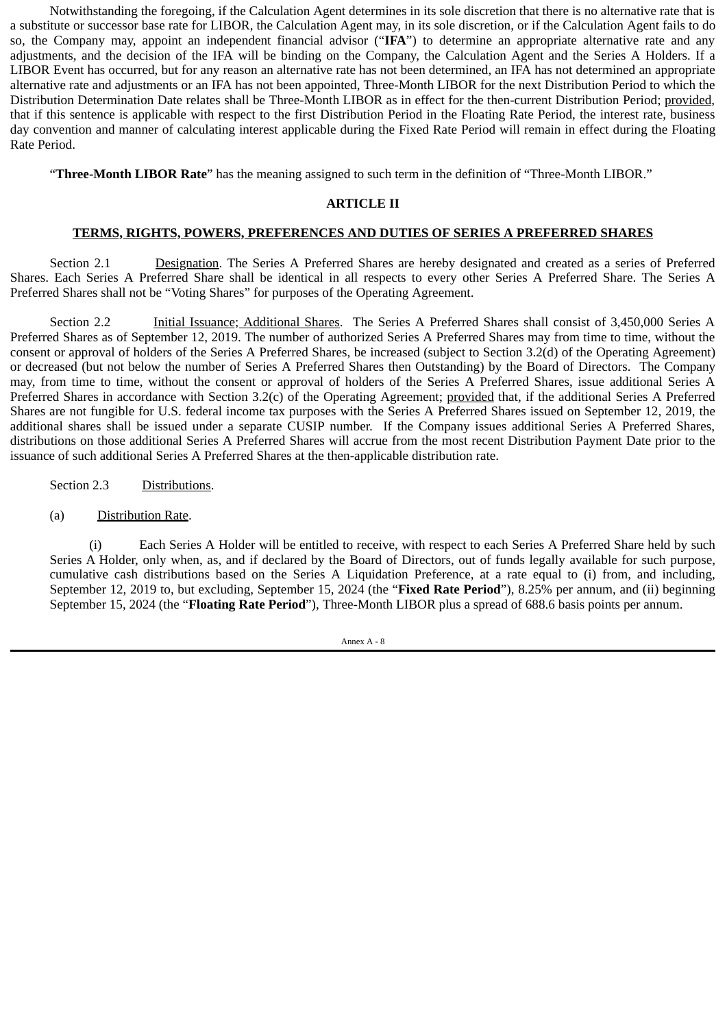Notwithstanding the foregoing, if the Calculation Agent determines in its sole discretion that there is no alternative rate that is a substitute or successor base rate for LIBOR, the Calculation Agent may, in its sole discretion, or if the Calculation Agent fails to do so, the Company may, appoint an independent financial advisor ("**IFA**") to determine an appropriate alternative rate and any adjustments, and the decision of the IFA will be binding on the Company, the Calculation Agent and the Series A Holders. If a LIBOR Event has occurred, but for any reason an alternative rate has not been determined, an IFA has not determined an appropriate alternative rate and adjustments or an IFA has not been appointed, Three-Month LIBOR for the next Distribution Period to which the Distribution Determination Date relates shall be Three-Month LIBOR as in effect for the then-current Distribution Period; provided, that if this sentence is applicable with respect to the first Distribution Period in the Floating Rate Period, the interest rate, business day convention and manner of calculating interest applicable during the Fixed Rate Period will remain in effect during the Floating Rate Period.

"**Three-Month LIBOR Rate**" has the meaning assigned to such term in the definition of "Three-Month LIBOR."

## ARTICLE II

## TERMS, RIGHTS, POWERS, PREFERENCES AND DUTIES OF SERIES A PREFERRED SHARES

Section 2.1 Designation. The Series A Preferred Shares are hereby designated and created as a series of Preferred Shares. Each Series A Preferred Share shall be identical in all respects to every other Series A Preferred Share. The Series A Preferred Shares shall not be "Voting Shares" for purposes of the Operating Agreement.

Section 2.2 Initial Issuance; Additional Shares. The Series A Preferred Shares shall consist of 3,450,000 Series A Preferred Shares as of September 12, 2019. The number of authorized Series A Preferred Shares may from time to time, without the consent or approval of holders of the Series A Preferred Shares, be increased (subject to Section 3.2(d) of the Operating Agreement) or decreased (but not below the number of Series A Preferred Shares then Outstanding) by the Board of Directors. The Company may, from time to time, without the consent or approval of holders of the Series A Preferred Shares, issue additional Series A Preferred Shares in accordance with Section 3.2(c) of the Operating Agreement; provided that, if the additional Series A Preferred Shares are not fungible for U.S. federal income tax purposes with the Series A Preferred Shares issued on September 12, 2019, the additional shares shall be issued under a separate CUSIP number. If the Company issues additional Series A Preferred Shares, distributions on those additional Series A Preferred Shares will accrue from the most recent Distribution Payment Date prior to the issuance of such additional Series A Preferred Shares at the then-applicable distribution rate.

Section 2.3 Distributions.

(a) Distribution Rate.

(i) Each Series A Holder will be entitled to receive, with respect to each Series A Preferred Share held by such Series A Holder, only when, as, and if declared by the Board of Directors, out of funds legally available for such purpose, cumulative cash distributions based on the Series A Liquidation Preference, at a rate equal to (i) from, and including, September 12, 2019 to, but excluding, September 15, 2024 (the "**Fixed Rate Period**"), 8.25% per annum, and (ii) beginning September 15, 2024 (the "**Floating Rate Period**"), Three-Month LIBOR plus a spread of 688.6 basis points per annum.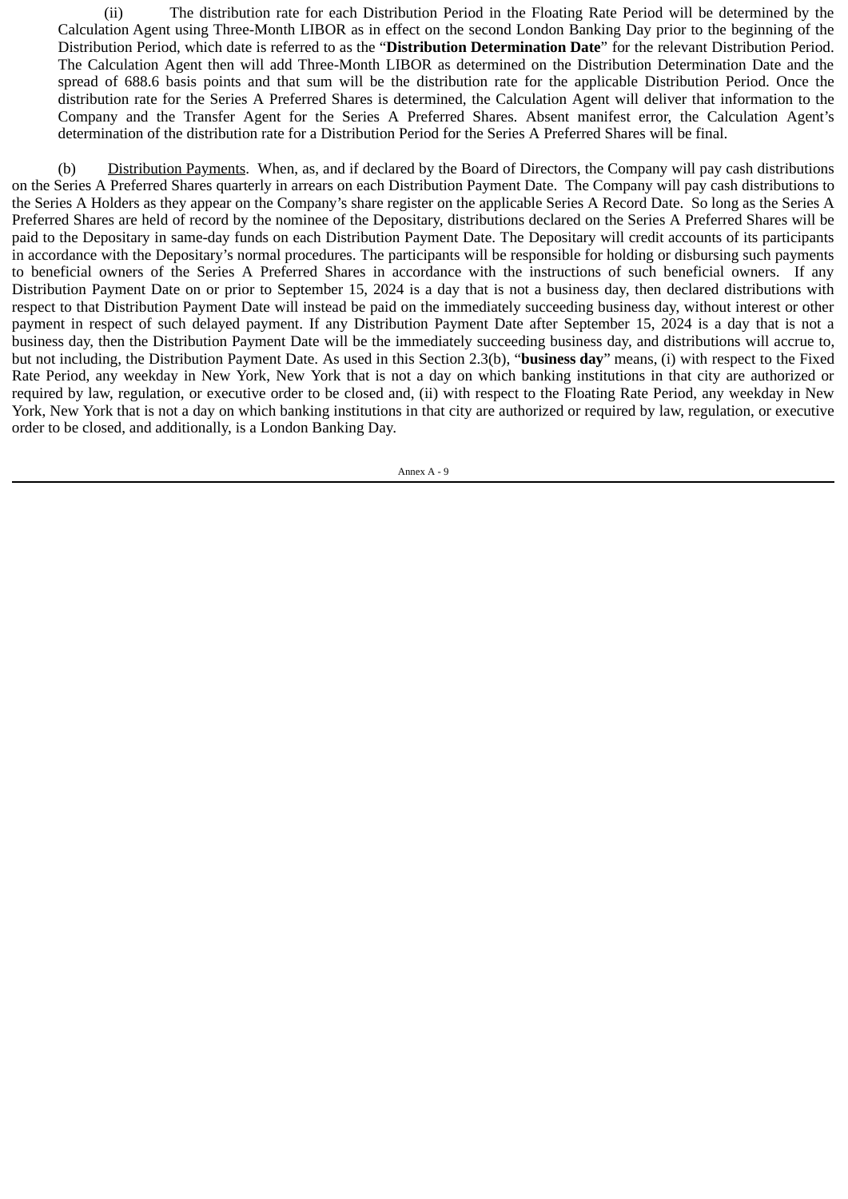(ii) The distribution rate for each Distribution Period in the Floating Rate Period will be determined by the Calculation Agent using Three-Month LIBOR as in effect on the second London Banking Day prior to the beginning of the Distribution Period, which date is referred to as the "**Distribution Determination Date**" for the relevant Distribution Period. The Calculation Agent then will add Three-Month LIBOR as determined on the Distribution Determination Date and the spread of 688.6 basis points and that sum will be the distribution rate for the applicable Distribution Period. Once the distribution rate for the Series A Preferred Shares is determined, the Calculation Agent will deliver that information to the Company and the Transfer Agent for the Series A Preferred Shares. Absent manifest error, the Calculation Agent's determination of the distribution rate for a Distribution Period for the Series A Preferred Shares will be final.

(b) Distribution Payments. When, as, and if declared by the Board of Directors, the Company will pay cash distributions on the Series A Preferred Shares quarterly in arrears on each Distribution Payment Date. The Company will pay cash distributions to the Series A Holders as they appear on the Company's share register on the applicable Series A Record Date. So long as the Series A Preferred Shares are held of record by the nominee of the Depositary, distributions declared on the Series A Preferred Shares will be paid to the Depositary in same-day funds on each Distribution Payment Date. The Depositary will credit accounts of its participants in accordance with the Depositary's normal procedures. The participants will be responsible for holding or disbursing such payments to beneficial owners of the Series A Preferred Shares in accordance with the instructions of such beneficial owners. If any Distribution Payment Date on or prior to September 15, 2024 is a day that is not a business day, then declared distributions with respect to that Distribution Payment Date will instead be paid on the immediately succeeding business day, without interest or other payment in respect of such delayed payment. If any Distribution Payment Date after September 15, 2024 is a day that is not a business day, then the Distribution Payment Date will be the immediately succeeding business day, and distributions will accrue to, but not including, the Distribution Payment Date. As used in this Section 2.3(b), "**business day**" means, (i) with respect to the Fixed Rate Period, any weekday in New York, New York that is not a day on which banking institutions in that city are authorized or required by law, regulation, or executive order to be closed and, (ii) with respect to the Floating Rate Period, any weekday in New York, New York that is not a day on which banking institutions in that city are authorized or required by law, regulation, or executive order to be closed, and additionally, is a London Banking Day.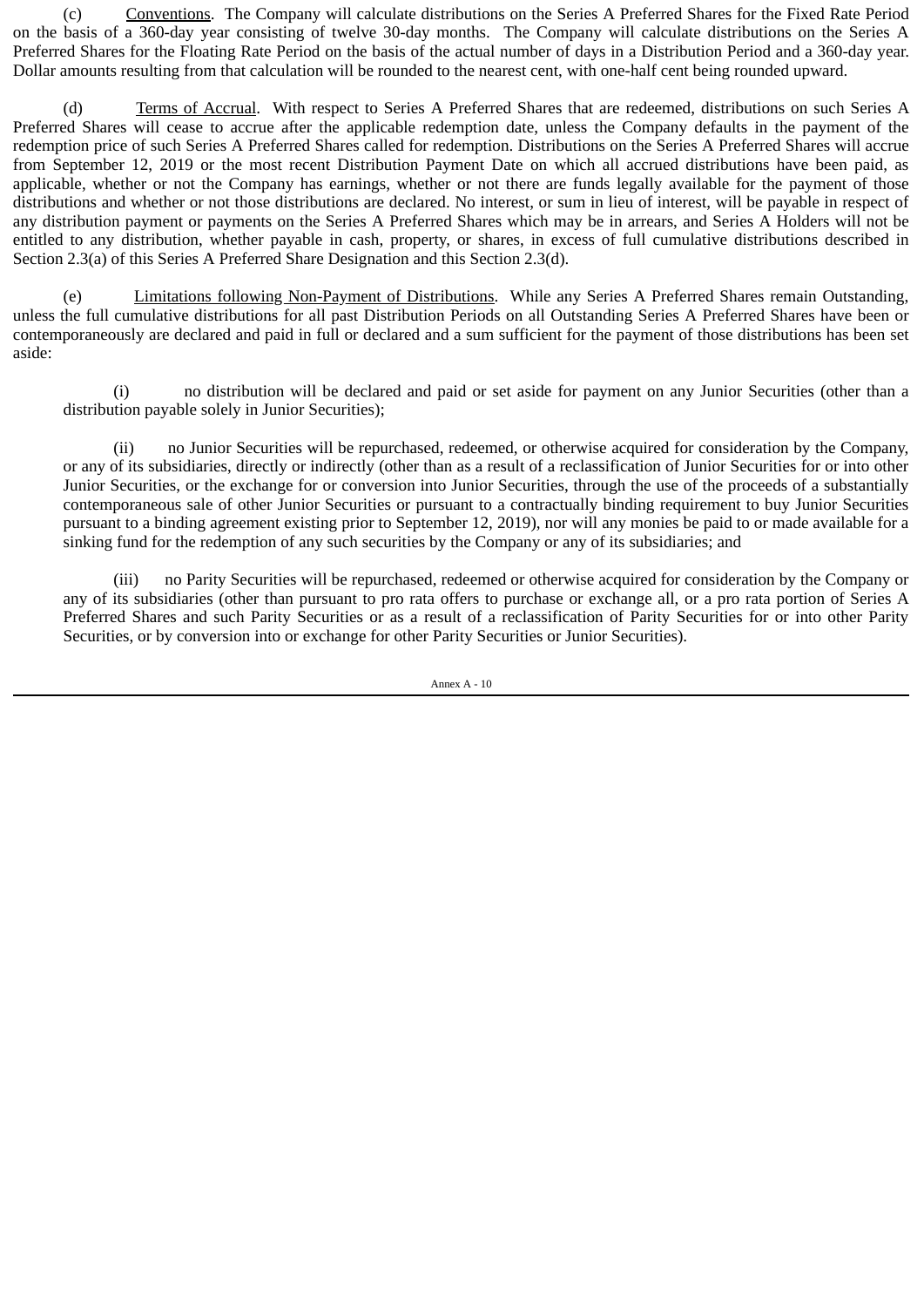(c) Conventions. The Company will calculate distributions on the Series A Preferred Shares for the Fixed Rate Period on the basis of a 360-day year consisting of twelve 30-day months. The Company will calculate distributions on the Series A Preferred Shares for the Floating Rate Period on the basis of the actual number of days in a Distribution Period and a 360-day year. Dollar amounts resulting from that calculation will be rounded to the nearest cent, with one-half cent being rounded upward.

(d) Terms of Accrual. With respect to Series A Preferred Shares that are redeemed, distributions on such Series A Preferred Shares will cease to accrue after the applicable redemption date, unless the Company defaults in the payment of the redemption price of such Series A Preferred Shares called for redemption. Distributions on the Series A Preferred Shares will accrue from September 12, 2019 or the most recent Distribution Payment Date on which all accrued distributions have been paid, as applicable, whether or not the Company has earnings, whether or not there are funds legally available for the payment of those distributions and whether or not those distributions are declared. No interest, or sum in lieu of interest, will be payable in respect of any distribution payment or payments on the Series A Preferred Shares which may be in arrears, and Series A Holders will not be entitled to any distribution, whether payable in cash, property, or shares, in excess of full cumulative distributions described in Section 2.3(a) of this Series A Preferred Share Designation and this Section 2.3(d).

(e) Limitations following Non-Payment of Distributions. While any Series A Preferred Shares remain Outstanding, unless the full cumulative distributions for all past Distribution Periods on all Outstanding Series A Preferred Shares have been or contemporaneously are declared and paid in full or declared and a sum sufficient for the payment of those distributions has been set aside:

(i) no distribution will be declared and paid or set aside for payment on any Junior Securities (other than a distribution payable solely in Junior Securities);

(ii) no Junior Securities will be repurchased, redeemed, or otherwise acquired for consideration by the Company, or any of its subsidiaries, directly or indirectly (other than as a result of a reclassification of Junior Securities for or into other Junior Securities, or the exchange for or conversion into Junior Securities, through the use of the proceeds of a substantially contemporaneous sale of other Junior Securities or pursuant to a contractually binding requirement to buy Junior Securities pursuant to a binding agreement existing prior to September 12, 2019), nor will any monies be paid to or made available for a sinking fund for the redemption of any such securities by the Company or any of its subsidiaries; and

(iii) no Parity Securities will be repurchased, redeemed or otherwise acquired for consideration by the Company or any of its subsidiaries (other than pursuant to pro rata offers to purchase or exchange all, or a pro rata portion of Series A Preferred Shares and such Parity Securities or as a result of a reclassification of Parity Securities for or into other Parity Securities, or by conversion into or exchange for other Parity Securities or Junior Securities).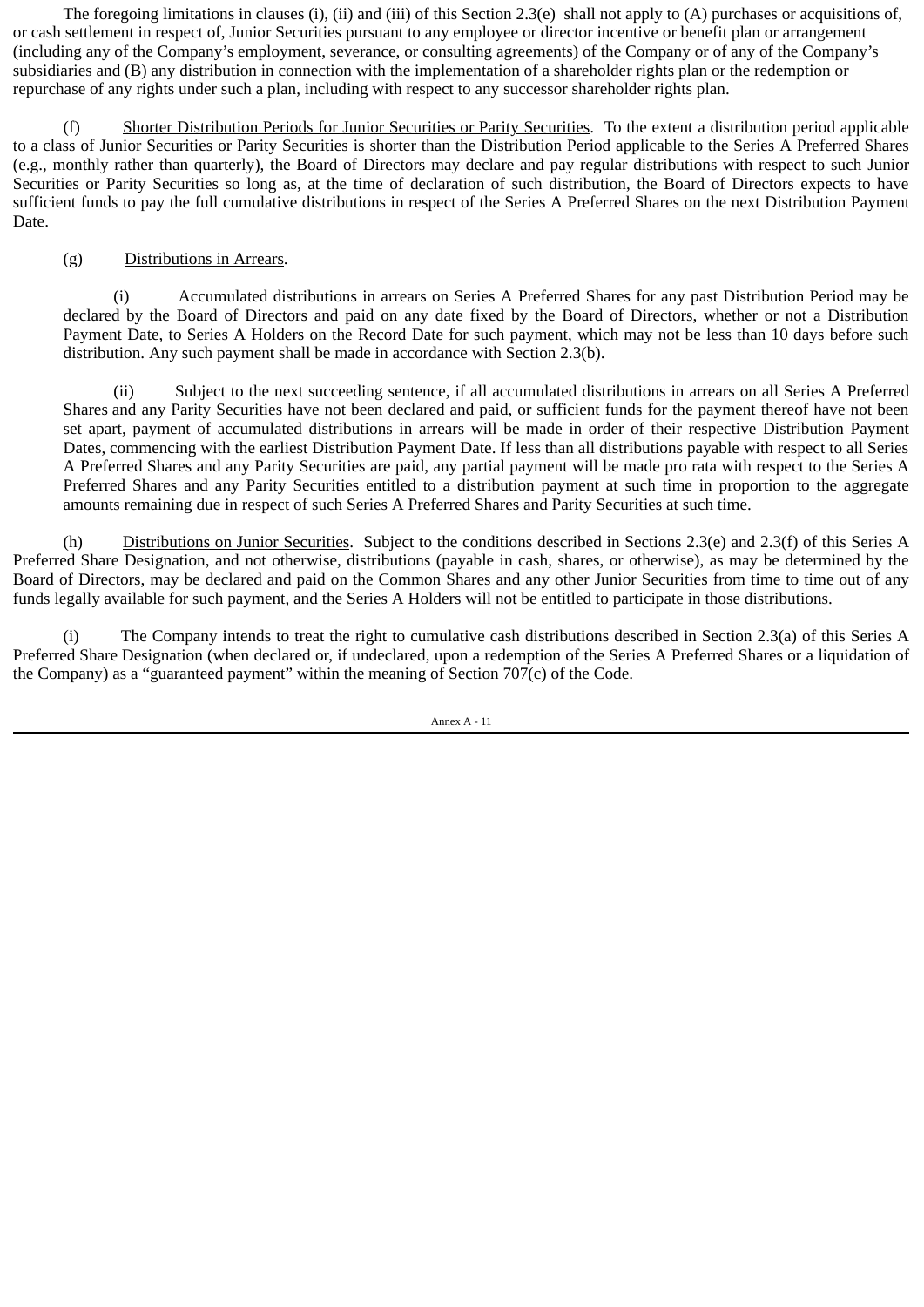The foregoing limitations in clauses (i), (ii) and (iii) of this Section 2.3(e) shall not apply to (A) purchases or acquisitions of, or cash settlement in respect of, Junior Securities pursuant to any employee or director incentive or benefit plan or arrangement (including any of the Company's employment, severance, or consulting agreements) of the Company or of any of the Company's subsidiaries and (B) any distribution in connection with the implementation of a shareholder rights plan or the redemption or repurchase of any rights under such a plan, including with respect to any successor shareholder rights plan.

(f) Shorter Distribution Periods for Junior Securities or Parity Securities. To the extent a distribution period applicable to a class of Junior Securities or Parity Securities is shorter than the Distribution Period applicable to the Series A Preferred Shares (e.g., monthly rather than quarterly), the Board of Directors may declare and pay regular distributions with respect to such Junior Securities or Parity Securities so long as, at the time of declaration of such distribution, the Board of Directors expects to have sufficient funds to pay the full cumulative distributions in respect of the Series A Preferred Shares on the next Distribution Payment Date.

(g) Distributions in Arrears.

(i) Accumulated distributions in arrears on Series A Preferred Shares for any past Distribution Period may be declared by the Board of Directors and paid on any date fixed by the Board of Directors, whether or not a Distribution Payment Date, to Series A Holders on the Record Date for such payment, which may not be less than 10 days before such distribution. Any such payment shall be made in accordance with Section 2.3(b).

(ii) Subject to the next succeeding sentence, if all accumulated distributions in arrears on all Series A Preferred Shares and any Parity Securities have not been declared and paid, or sufficient funds for the payment thereof have not been set apart, payment of accumulated distributions in arrears will be made in order of their respective Distribution Payment Dates, commencing with the earliest Distribution Payment Date. If less than all distributions payable with respect to all Series A Preferred Shares and any Parity Securities are paid, any partial payment will be made pro rata with respect to the Series A Preferred Shares and any Parity Securities entitled to a distribution payment at such time in proportion to the aggregate amounts remaining due in respect of such Series A Preferred Shares and Parity Securities at such time.

(h) Distributions on Junior Securities. Subject to the conditions described in Sections 2.3(e) and 2.3(f) of this Series A Preferred Share Designation, and not otherwise, distributions (payable in cash, shares, or otherwise), as may be determined by the Board of Directors, may be declared and paid on the Common Shares and any other Junior Securities from time to time out of any funds legally available for such payment, and the Series A Holders will not be entitled to participate in those distributions.

(i) The Company intends to treat the right to cumulative cash distributions described in Section 2.3(a) of this Series A Preferred Share Designation (when declared or, if undeclared, upon a redemption of the Series A Preferred Shares or a liquidation of the Company) as a "guaranteed payment" within the meaning of Section 707(c) of the Code.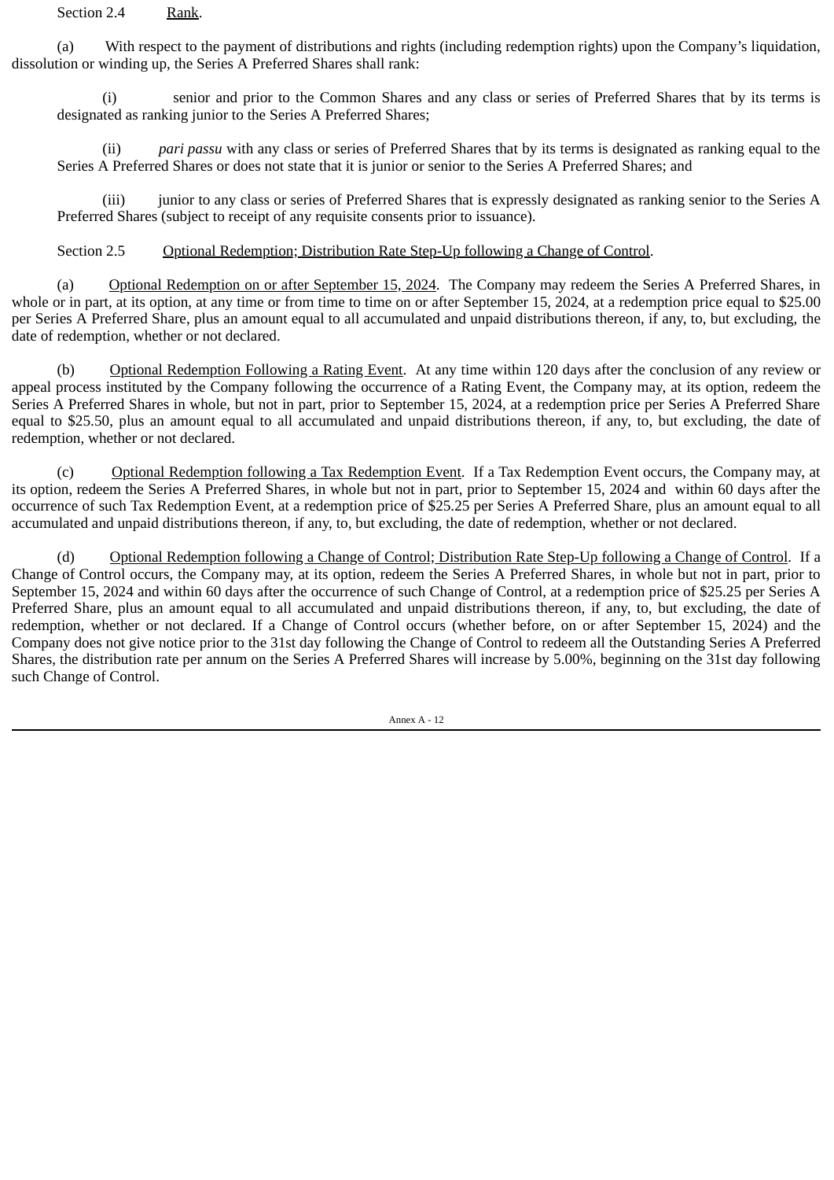Section 2.4 Rank.

(a) With respect to the payment of distributions and rights (including redemption rights) upon the Company's liquidation, dissolution or winding up, the Series A Preferred Shares shall rank:

(i) senior and prior to the Common Shares and any class or series of Preferred Shares that by its terms is designated as ranking junior to the Series A Preferred Shares;

(ii) *pari passu* with any class or series of Preferred Shares that by its terms is designated as ranking equal to the Series A Preferred Shares or does not state that it is junior or senior to the Series A Preferred Shares; and

(iii) junior to any class or series of Preferred Shares that is expressly designated as ranking senior to the Series A Preferred Shares (subject to receipt of any requisite consents prior to issuance).

Section 2.5 Optional Redemption; Distribution Rate Step-Up following a Change of Control.

(a) Optional Redemption on or after September 15, 2024. The Company may redeem the Series A Preferred Shares, in whole or in part, at its option, at any time or from time to time on or after September 15, 2024, at a redemption price equal to $25.00 per Series A Preferred Share, plus an amount equal to all accumulated and unpaid distributions thereon, if any, to, but excluding, the date of redemption, whether or not declared.

(b) Optional Redemption Following a Rating Event. At any time within 120 days after the conclusion of any review or appeal process instituted by the Company following the occurrence of a Rating Event, the Company may, at its option, redeem the Series A Preferred Shares in whole, but not in part, prior to September 15, 2024, at a redemption price per Series A Preferred Share equal to $25.50, plus an amount equal to all accumulated and unpaid distributions thereon, if any, to, but excluding, the date of redemption, whether or not declared.

(c) Optional Redemption following a Tax Redemption Event. If a Tax Redemption Event occurs, the Company may, at its option, redeem the Series A Preferred Shares, in whole but not in part, prior to September 15, 2024 and within 60 days after the occurrence of such Tax Redemption Event, at a redemption price of $25.25 per Series A Preferred Share, plus an amount equal to all accumulated and unpaid distributions thereon, if any, to, but excluding, the date of redemption, whether or not declared.

(d) Optional Redemption following a Change of Control; Distribution Rate Step-Up following a Change of Control. If a Change of Control occurs, the Company may, at its option, redeem the Series A Preferred Shares, in whole but not in part, prior to September 15, 2024 and within 60 days after the occurrence of such Change of Control, at a redemption price of $25.25 per Series A Preferred Share, plus an amount equal to all accumulated and unpaid distributions thereon, if any, to, but excluding, the date of redemption, whether or not declared. If a Change of Control occurs (whether before, on or after September 15, 2024) and the Company does not give notice prior to the 31st day following the Change of Control to redeem all the Outstanding Series A Preferred Shares, the distribution rate per annum on the Series A Preferred Shares will increase by 5.00%, beginning on the 31st day following such Change of Control.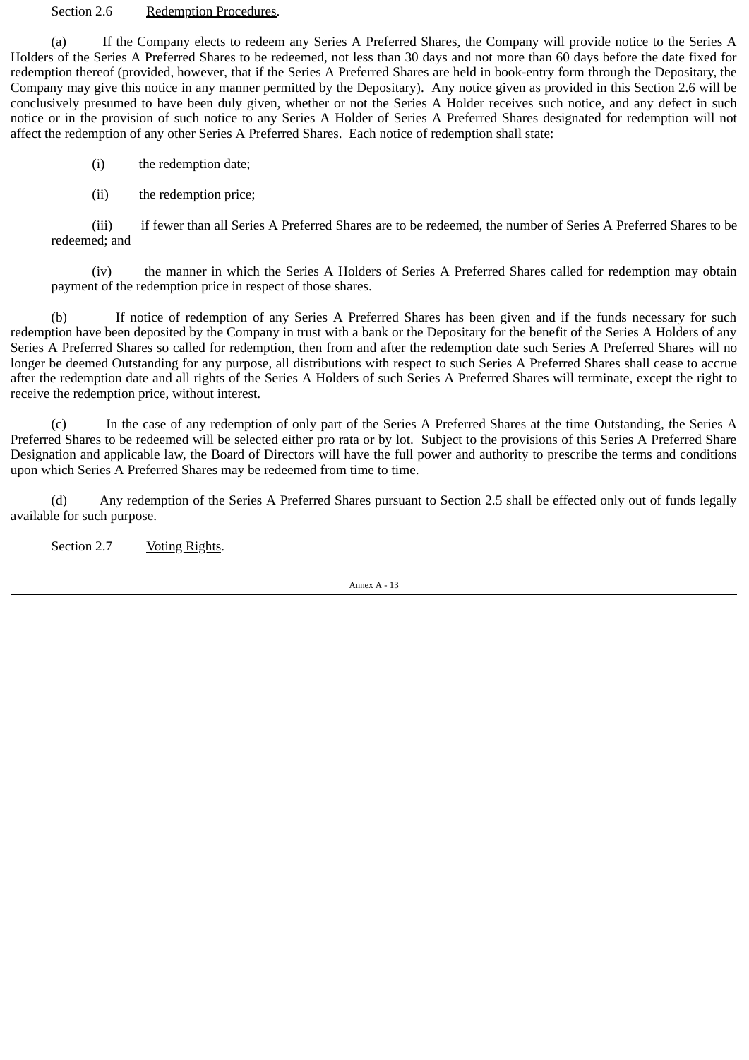Section 2.6 Redemption Procedures.

(a) If the Company elects to redeem any Series A Preferred Shares, the Company will provide notice to the Series A Holders of the Series A Preferred Shares to be redeemed, not less than 30 days and not more than 60 days before the date fixed for redemption thereof (provided, however, that if the Series A Preferred Shares are held in book-entry form through the Depositary, the Company may give this notice in any manner permitted by the Depositary). Any notice given as provided in this Section 2.6 will be conclusively presumed to have been duly given, whether or not the Series A Holder receives such notice, and any defect in such notice or in the provision of such notice to any Series A Holder of Series A Preferred Shares designated for redemption will not affect the redemption of any other Series A Preferred Shares. Each notice of redemption shall state:

(i) the redemption date;

(ii) the redemption price;

(iii) if fewer than all Series A Preferred Shares are to be redeemed, the number of Series A Preferred Shares to be redeemed; and

(iv) the manner in which the Series A Holders of Series A Preferred Shares called for redemption may obtain payment of the redemption price in respect of those shares.

(b) If notice of redemption of any Series A Preferred Shares has been given and if the funds necessary for such redemption have been deposited by the Company in trust with a bank or the Depositary for the benefit of the Series A Holders of any Series A Preferred Shares so called for redemption, then from and after the redemption date such Series A Preferred Shares will no longer be deemed Outstanding for any purpose, all distributions with respect to such Series A Preferred Shares shall cease to accrue after the redemption date and all rights of the Series A Holders of such Series A Preferred Shares will terminate, except the right to receive the redemption price, without interest.

(c) In the case of any redemption of only part of the Series A Preferred Shares at the time Outstanding, the Series A Preferred Shares to be redeemed will be selected either pro rata or by lot. Subject to the provisions of this Series A Preferred Share Designation and applicable law, the Board of Directors will have the full power and authority to prescribe the terms and conditions upon which Series A Preferred Shares may be redeemed from time to time.

(d) Any redemption of the Series A Preferred Shares pursuant to Section 2.5 shall be effected only out of funds legally available for such purpose.

Section 2.7 Voting Rights.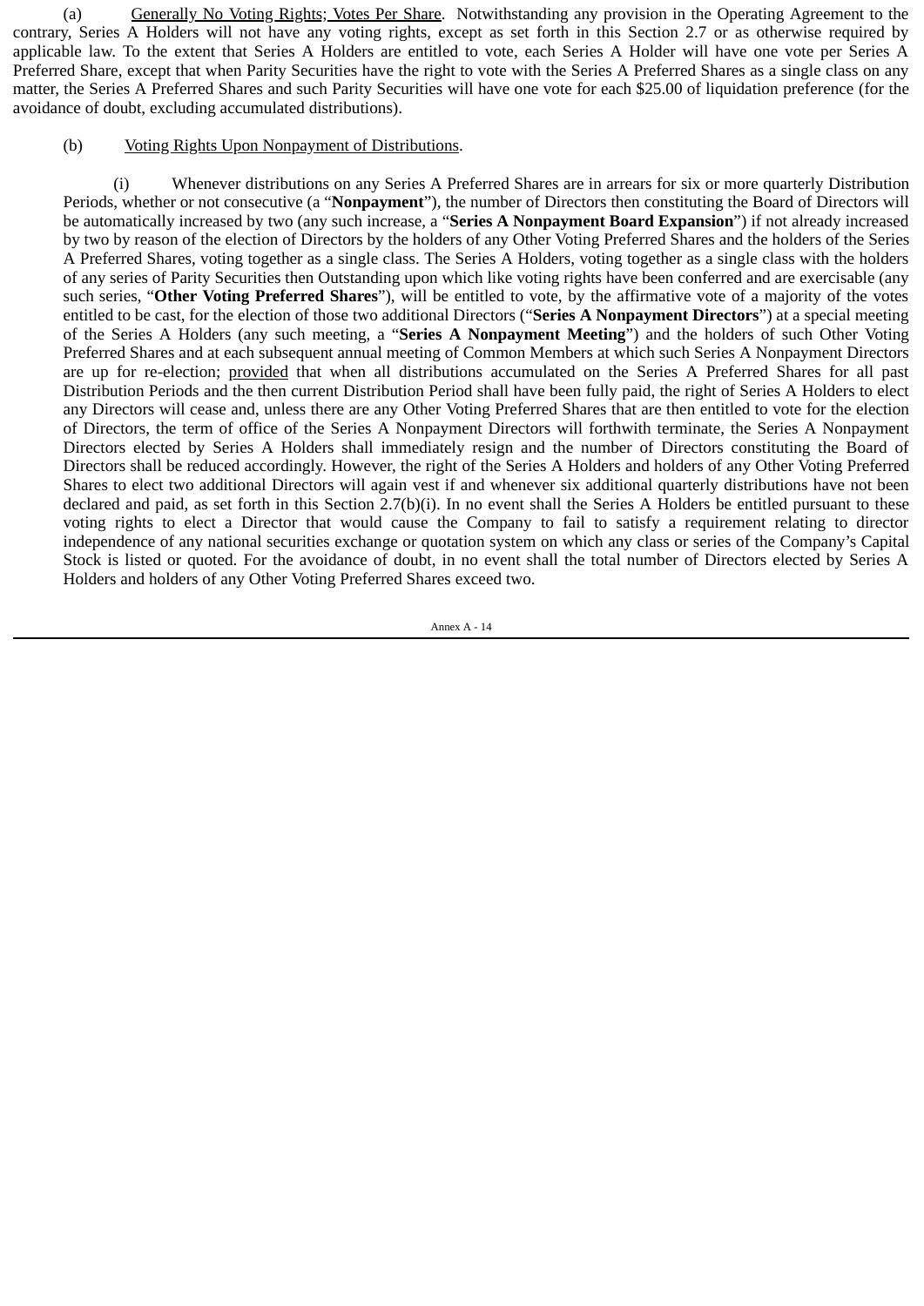(a) Generally No Voting Rights; Votes Per Share. Notwithstanding any provision in the Operating Agreement to the contrary, Series A Holders will not have any voting rights, except as set forth in this Section 2.7 or as otherwise required by applicable law. To the extent that Series A Holders are entitled to vote, each Series A Holder will have one vote per Series A Preferred Share, except that when Parity Securities have the right to vote with the Series A Preferred Shares as a single class on any matter, the Series A Preferred Shares and such Parity Securities will have one vote for each $25.00 of liquidation preference (for the avoidance of doubt, excluding accumulated distributions).

(b) Voting Rights Upon Nonpayment of Distributions.

(i) Whenever distributions on any Series A Preferred Shares are in arrears for six or more quarterly Distribution Periods, whether or not consecutive (a "**Nonpayment**"), the number of Directors then constituting the Board of Directors will be automatically increased by two (any such increase, a "**Series A Nonpayment Board Expansion**") if not already increased by two by reason of the election of Directors by the holders of any Other Voting Preferred Shares and the holders of the Series A Preferred Shares, voting together as a single class. The Series A Holders, voting together as a single class with the holders of any series of Parity Securities then Outstanding upon which like voting rights have been conferred and are exercisable (any such series, "**Other Voting Preferred Shares**"), will be entitled to vote, by the affirmative vote of a majority of the votes entitled to be cast, for the election of those two additional Directors ("**Series A Nonpayment Directors**") at a special meeting of the Series A Holders (any such meeting, a "**Series A Nonpayment Meeting**") and the holders of such Other Voting Preferred Shares and at each subsequent annual meeting of Common Members at which such Series A Nonpayment Directors are up for re-election; provided that when all distributions accumulated on the Series A Preferred Shares for all past Distribution Periods and the then current Distribution Period shall have been fully paid, the right of Series A Holders to elect any Directors will cease and, unless there are any Other Voting Preferred Shares that are then entitled to vote for the election of Directors, the term of office of the Series A Nonpayment Directors will forthwith terminate, the Series A Nonpayment Directors elected by Series A Holders shall immediately resign and the number of Directors constituting the Board of Directors shall be reduced accordingly. However, the right of the Series A Holders and holders of any Other Voting Preferred Shares to elect two additional Directors will again vest if and whenever six additional quarterly distributions have not been declared and paid, as set forth in this Section 2.7(b)(i). In no event shall the Series A Holders be entitled pursuant to these voting rights to elect a Director that would cause the Company to fail to satisfy a requirement relating to director independence of any national securities exchange or quotation system on which any class or series of the Company's Capital Stock is listed or quoted. For the avoidance of doubt, in no event shall the total number of Directors elected by Series A Holders and holders of any Other Voting Preferred Shares exceed two.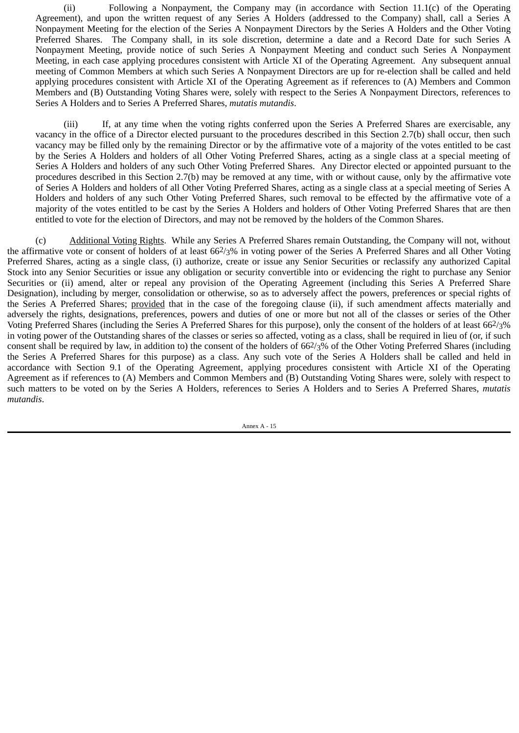(ii) Following a Nonpayment, the Company may (in accordance with Section 11.1(c) of the Operating Agreement), and upon the written request of any Series A Holders (addressed to the Company) shall, call a Series A Nonpayment Meeting for the election of the Series A Nonpayment Directors by the Series A Holders and the Other Voting Preferred Shares. The Company shall, in its sole discretion, determine a date and a Record Date for such Series A Nonpayment Meeting, provide notice of such Series A Nonpayment Meeting and conduct such Series A Nonpayment Meeting, in each case applying procedures consistent with Article XI of the Operating Agreement. Any subsequent annual meeting of Common Members at which such Series A Nonpayment Directors are up for re-election shall be called and held applying procedures consistent with Article XI of the Operating Agreement as if references to (A) Members and Common Members and (B) Outstanding Voting Shares were, solely with respect to the Series A Nonpayment Directors, references to Series A Holders and to Series A Preferred Shares, *mutatis mutandis*.

(iii) If, at any time when the voting rights conferred upon the Series A Preferred Shares are exercisable, any vacancy in the office of a Director elected pursuant to the procedures described in this Section 2.7(b) shall occur, then such vacancy may be filled only by the remaining Director or by the affirmative vote of a majority of the votes entitled to be cast by the Series A Holders and holders of all Other Voting Preferred Shares, acting as a single class at a special meeting of Series A Holders and holders of any such Other Voting Preferred Shares. Any Director elected or appointed pursuant to the procedures described in this Section 2.7(b) may be removed at any time, with or without cause, only by the affirmative vote of Series A Holders and holders of all Other Voting Preferred Shares, acting as a single class at a special meeting of Series A Holders and holders of any such Other Voting Preferred Shares, such removal to be effected by the affirmative vote of a majority of the votes entitled to be cast by the Series A Holders and holders of Other Voting Preferred Shares that are then entitled to vote for the election of Directors, and may not be removed by the holders of the Common Shares.

(c) Additional Voting Rights. While any Series A Preferred Shares remain Outstanding, the Company will not, without the affirmative vote or consent of holders of at least 66⅔% in voting power of the Series A Preferred Shares and all Other Voting Preferred Shares, acting as a single class, (i) authorize, create or issue any Senior Securities or reclassify any authorized Capital Stock into any Senior Securities or issue any obligation or security convertible into or evidencing the right to purchase any Senior Securities or (ii) amend, alter or repeal any provision of the Operating Agreement (including this Series A Preferred Share Designation), including by merger, consolidation or otherwise, so as to adversely affect the powers, preferences or special rights of the Series A Preferred Shares; provided that in the case of the foregoing clause (ii), if such amendment affects materially and adversely the rights, designations, preferences, powers and duties of one or more but not all of the classes or series of the Other Voting Preferred Shares (including the Series A Preferred Shares for this purpose), only the consent of the holders of at least 66⅔% in voting power of the Outstanding shares of the classes or series so affected, voting as a class, shall be required in lieu of (or, if such consent shall be required by law, in addition to) the consent of the holders of 66⅔% of the Other Voting Preferred Shares (including the Series A Preferred Shares for this purpose) as a class. Any such vote of the Series A Holders shall be called and held in accordance with Section 9.1 of the Operating Agreement, applying procedures consistent with Article XI of the Operating Agreement as if references to (A) Members and Common Members and (B) Outstanding Voting Shares were, solely with respect to such matters to be voted on by the Series A Holders, references to Series A Holders and to Series A Preferred Shares, *mutatis mutandis*.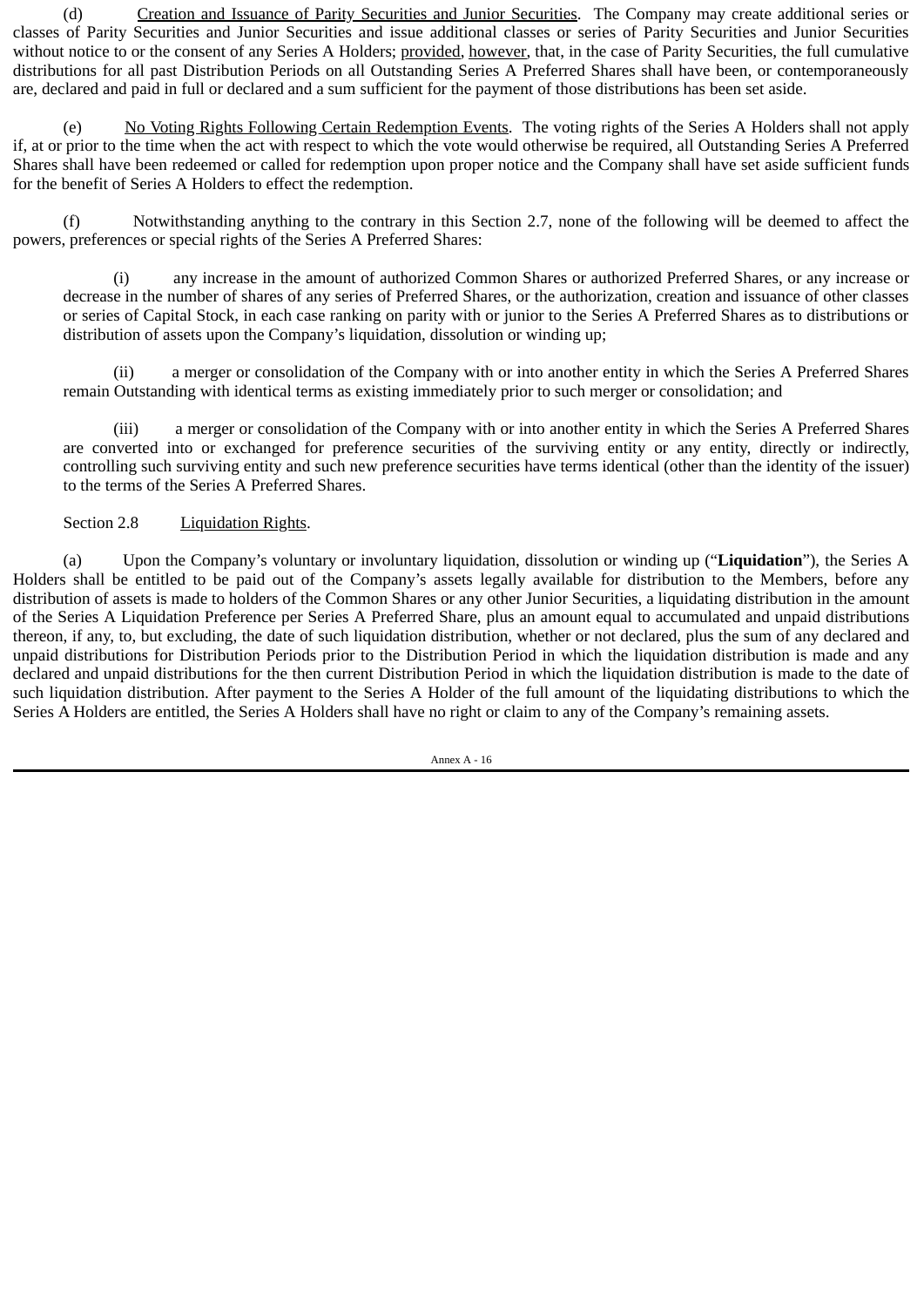(d) Creation and Issuance of Parity Securities and Junior Securities. The Company may create additional series or classes of Parity Securities and Junior Securities and issue additional classes or series of Parity Securities and Junior Securities without notice to or the consent of any Series A Holders; provided, however, that, in the case of Parity Securities, the full cumulative distributions for all past Distribution Periods on all Outstanding Series A Preferred Shares shall have been, or contemporaneously are, declared and paid in full or declared and a sum sufficient for the payment of those distributions has been set aside.

(e) No Voting Rights Following Certain Redemption Events. The voting rights of the Series A Holders shall not apply if, at or prior to the time when the act with respect to which the vote would otherwise be required, all Outstanding Series A Preferred Shares shall have been redeemed or called for redemption upon proper notice and the Company shall have set aside sufficient funds for the benefit of Series A Holders to effect the redemption.

(f) Notwithstanding anything to the contrary in this Section 2.7, none of the following will be deemed to affect the powers, preferences or special rights of the Series A Preferred Shares:

(i) any increase in the amount of authorized Common Shares or authorized Preferred Shares, or any increase or decrease in the number of shares of any series of Preferred Shares, or the authorization, creation and issuance of other classes or series of Capital Stock, in each case ranking on parity with or junior to the Series A Preferred Shares as to distributions or distribution of assets upon the Company's liquidation, dissolution or winding up;

(ii) a merger or consolidation of the Company with or into another entity in which the Series A Preferred Shares remain Outstanding with identical terms as existing immediately prior to such merger or consolidation; and

(iii) a merger or consolidation of the Company with or into another entity in which the Series A Preferred Shares are converted into or exchanged for preference securities of the surviving entity or any entity, directly or indirectly, controlling such surviving entity and such new preference securities have terms identical (other than the identity of the issuer) to the terms of the Series A Preferred Shares.

Section 2.8 Liquidation Rights.

(a) Upon the Company's voluntary or involuntary liquidation, dissolution or winding up ("**Liquidation**"), the Series A Holders shall be entitled to be paid out of the Company's assets legally available for distribution to the Members, before any distribution of assets is made to holders of the Common Shares or any other Junior Securities, a liquidating distribution in the amount of the Series A Liquidation Preference per Series A Preferred Share, plus an amount equal to accumulated and unpaid distributions thereon, if any, to, but excluding, the date of such liquidation distribution, whether or not declared, plus the sum of any declared and unpaid distributions for Distribution Periods prior to the Distribution Period in which the liquidation distribution is made and any declared and unpaid distributions for the then current Distribution Period in which the liquidation distribution is made to the date of such liquidation distribution. After payment to the Series A Holder of the full amount of the liquidating distributions to which the Series A Holders are entitled, the Series A Holders shall have no right or claim to any of the Company's remaining assets.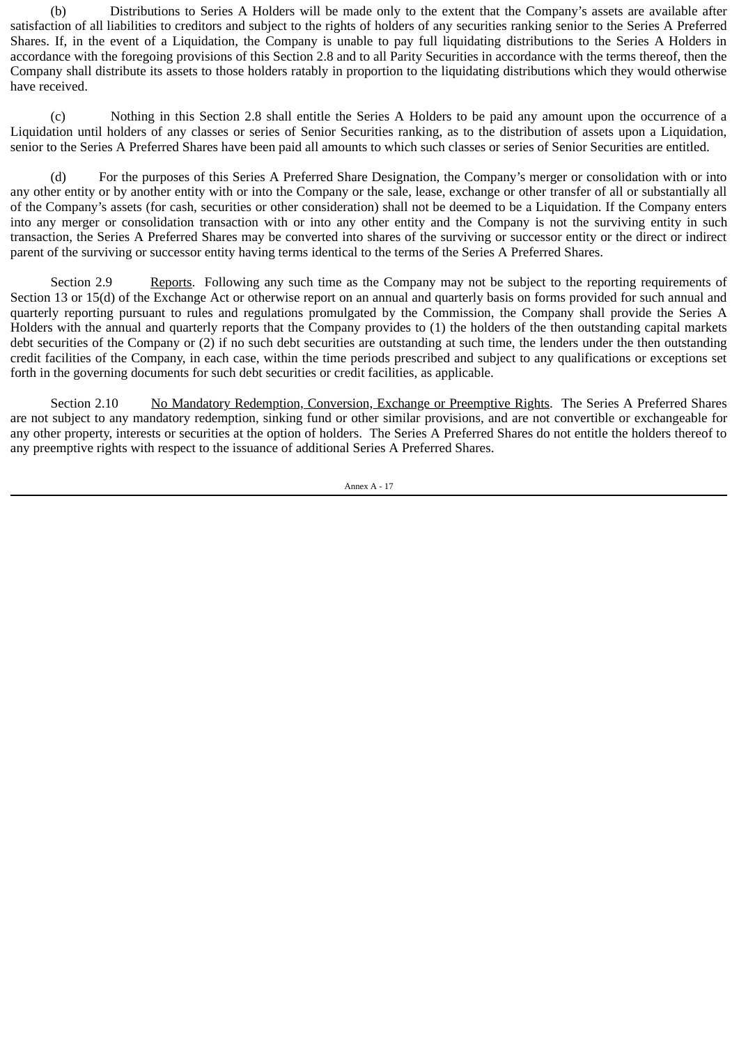(b) Distributions to Series A Holders will be made only to the extent that the Company's assets are available after satisfaction of all liabilities to creditors and subject to the rights of holders of any securities ranking senior to the Series A Preferred Shares. If, in the event of a Liquidation, the Company is unable to pay full liquidating distributions to the Series A Holders in accordance with the foregoing provisions of this Section 2.8 and to all Parity Securities in accordance with the terms thereof, then the Company shall distribute its assets to those holders ratably in proportion to the liquidating distributions which they would otherwise have received.

(c) Nothing in this Section 2.8 shall entitle the Series A Holders to be paid any amount upon the occurrence of a Liquidation until holders of any classes or series of Senior Securities ranking, as to the distribution of assets upon a Liquidation, senior to the Series A Preferred Shares have been paid all amounts to which such classes or series of Senior Securities are entitled.

(d) For the purposes of this Series A Preferred Share Designation, the Company's merger or consolidation with or into any other entity or by another entity with or into the Company or the sale, lease, exchange or other transfer of all or substantially all of the Company's assets (for cash, securities or other consideration) shall not be deemed to be a Liquidation. If the Company enters into any merger or consolidation transaction with or into any other entity and the Company is not the surviving entity in such transaction, the Series A Preferred Shares may be converted into shares of the surviving or successor entity or the direct or indirect parent of the surviving or successor entity having terms identical to the terms of the Series A Preferred Shares.

Section 2.9 Reports. Following any such time as the Company may not be subject to the reporting requirements of Section 13 or 15(d) of the Exchange Act or otherwise report on an annual and quarterly basis on forms provided for such annual and quarterly reporting pursuant to rules and regulations promulgated by the Commission, the Company shall provide the Series A Holders with the annual and quarterly reports that the Company provides to (1) the holders of the then outstanding capital markets debt securities of the Company or (2) if no such debt securities are outstanding at such time, the lenders under the then outstanding credit facilities of the Company, in each case, within the time periods prescribed and subject to any qualifications or exceptions set forth in the governing documents for such debt securities or credit facilities, as applicable.

Section 2.10 No Mandatory Redemption, Conversion, Exchange or Preemptive Rights. The Series A Preferred Shares are not subject to any mandatory redemption, sinking fund or other similar provisions, and are not convertible or exchangeable for any other property, interests or securities at the option of holders. The Series A Preferred Shares do not entitle the holders thereof to any preemptive rights with respect to the issuance of additional Series A Preferred Shares.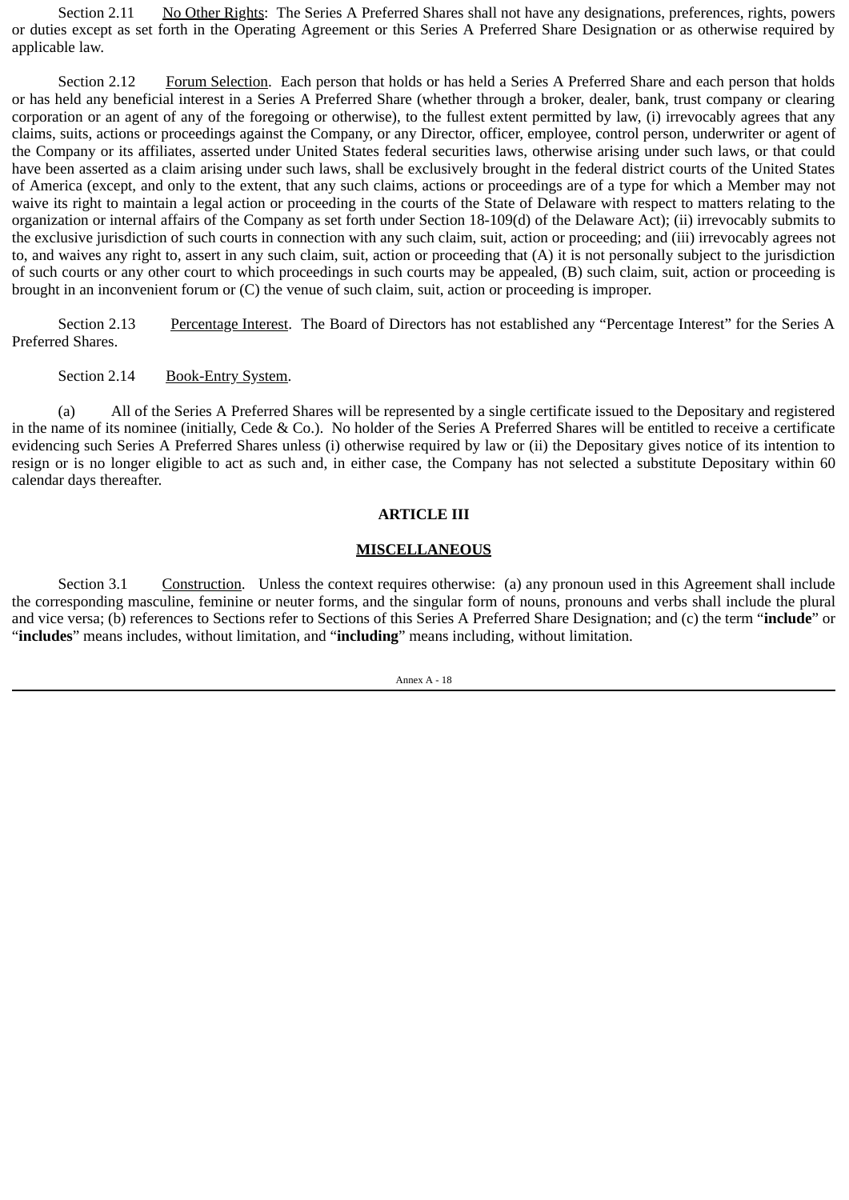Section 2.11 No Other Rights: The Series A Preferred Shares shall not have any designations, preferences, rights, powers or duties except as set forth in the Operating Agreement or this Series A Preferred Share Designation or as otherwise required by applicable law.

Section 2.12 Forum Selection. Each person that holds or has held a Series A Preferred Share and each person that holds or has held any beneficial interest in a Series A Preferred Share (whether through a broker, dealer, bank, trust company or clearing corporation or an agent of any of the foregoing or otherwise), to the fullest extent permitted by law, (i) irrevocably agrees that any claims, suits, actions or proceedings against the Company, or any Director, officer, employee, control person, underwriter or agent of the Company or its affiliates, asserted under United States federal securities laws, otherwise arising under such laws, or that could have been asserted as a claim arising under such laws, shall be exclusively brought in the federal district courts of the United States of America (except, and only to the extent, that any such claims, actions or proceedings are of a type for which a Member may not waive its right to maintain a legal action or proceeding in the courts of the State of Delaware with respect to matters relating to the organization or internal affairs of the Company as set forth under Section 18-109(d) of the Delaware Act); (ii) irrevocably submits to the exclusive jurisdiction of such courts in connection with any such claim, suit, action or proceeding; and (iii) irrevocably agrees not to, and waives any right to, assert in any such claim, suit, action or proceeding that (A) it is not personally subject to the jurisdiction of such courts or any other court to which proceedings in such courts may be appealed, (B) such claim, suit, action or proceeding is brought in an inconvenient forum or (C) the venue of such claim, suit, action or proceeding is improper.

Section 2.13 Percentage Interest. The Board of Directors has not established any "Percentage Interest" for the Series A Preferred Shares.

Section 2.14 Book-Entry System.

(a) All of the Series A Preferred Shares will be represented by a single certificate issued to the Depositary and registered in the name of its nominee (initially, Cede & Co.). No holder of the Series A Preferred Shares will be entitled to receive a certificate evidencing such Series A Preferred Shares unless (i) otherwise required by law or (ii) the Depositary gives notice of its intention to resign or is no longer eligible to act as such and, in either case, the Company has not selected a substitute Depositary within 60 calendar days thereafter.

## ARTICLE III

## MISCELLANEOUS

Section 3.1 Construction. Unless the context requires otherwise: (a) any pronoun used in this Agreement shall include the corresponding masculine, feminine or neuter forms, and the singular form of nouns, pronouns and verbs shall include the plural and vice versa; (b) references to Sections refer to Sections of this Series A Preferred Share Designation; and (c) the term "**include**" or "**includes**" means includes, without limitation, and "**including**" means including, without limitation.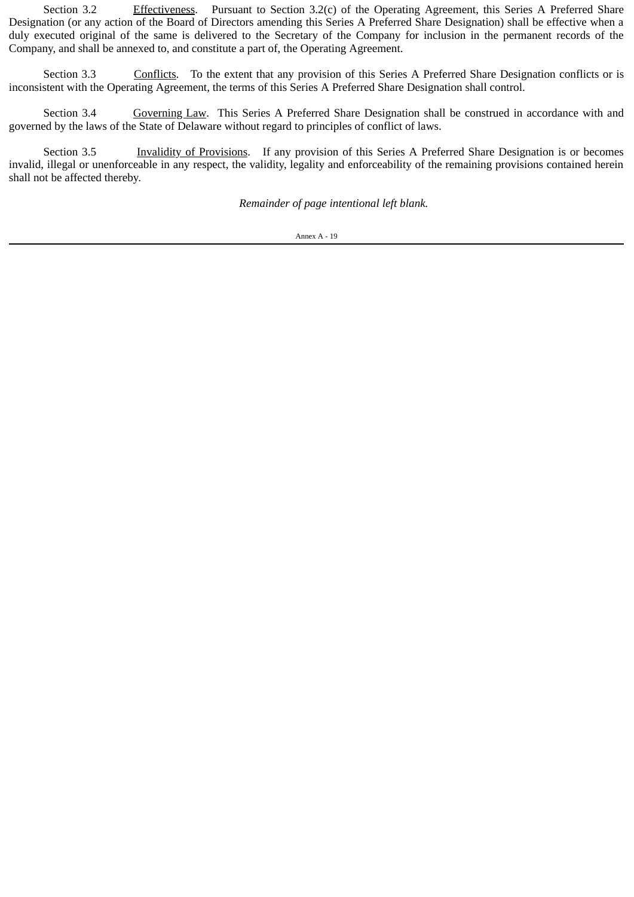Section 3.2 Effectiveness. Pursuant to Section 3.2(c) of the Operating Agreement, this Series A Preferred Share Designation (or any action of the Board of Directors amending this Series A Preferred Share Designation) shall be effective when a duly executed original of the same is delivered to the Secretary of the Company for inclusion in the permanent records of the Company, and shall be annexed to, and constitute a part of, the Operating Agreement.

Section 3.3 Conflicts. To the extent that any provision of this Series A Preferred Share Designation conflicts or is inconsistent with the Operating Agreement, the terms of this Series A Preferred Share Designation shall control.

Section 3.4 Governing Law. This Series A Preferred Share Designation shall be construed in accordance with and governed by the laws of the State of Delaware without regard to principles of conflict of laws.

Section 3.5 Invalidity of Provisions. If any provision of this Series A Preferred Share Designation is or becomes invalid, illegal or unenforceable in any respect, the validity, legality and enforceability of the remaining provisions contained herein shall not be affected thereby.

*Remainder of page intentional left blank.*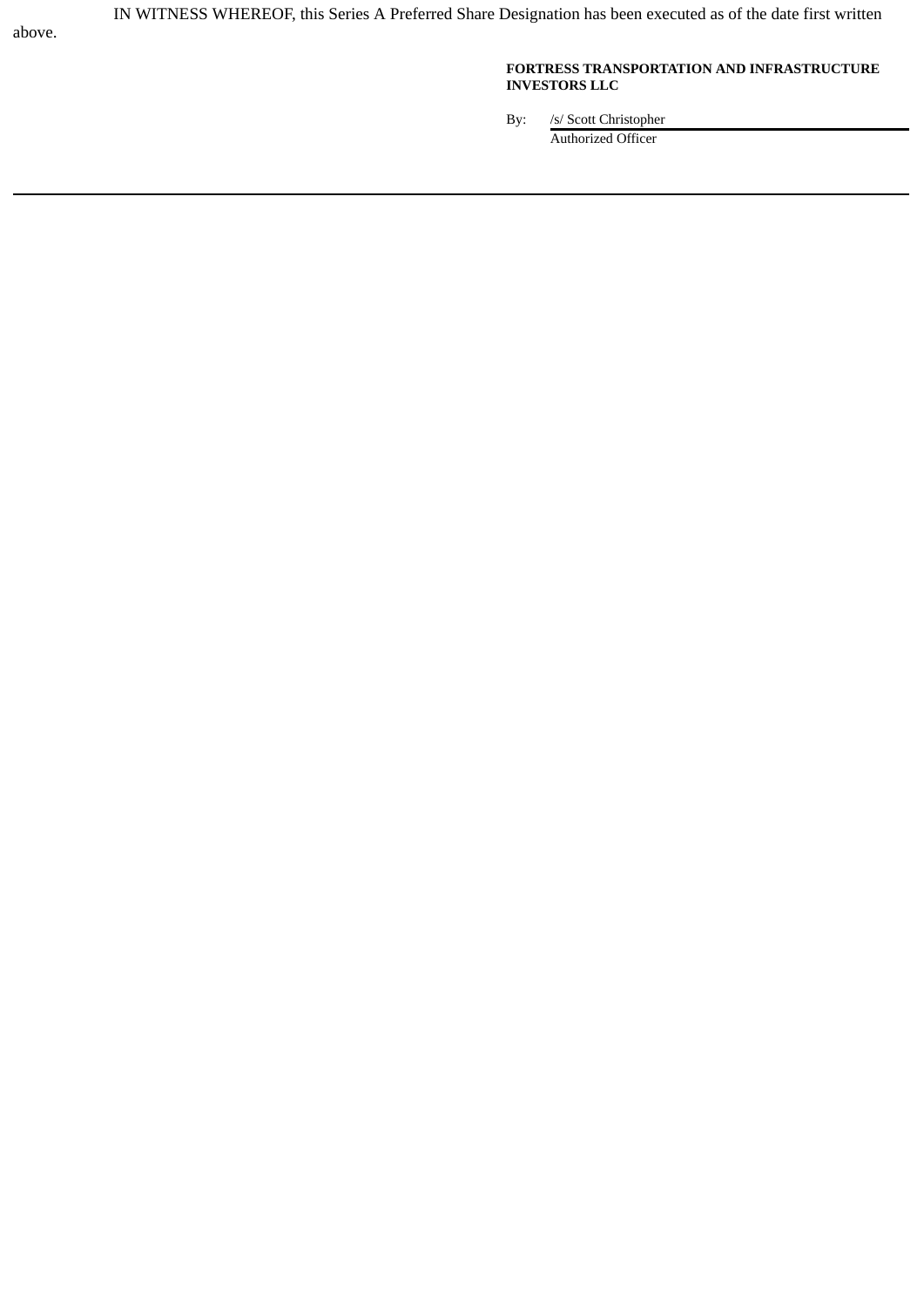IN WITNESS WHEREOF, this Series A Preferred Share Designation has been executed as of the date first written above.

**FORTRESS TRANSPORTATION AND INFRASTRUCTURE INVESTORS LLC**

By: /s/ Scott Christopher
Authorized Officer